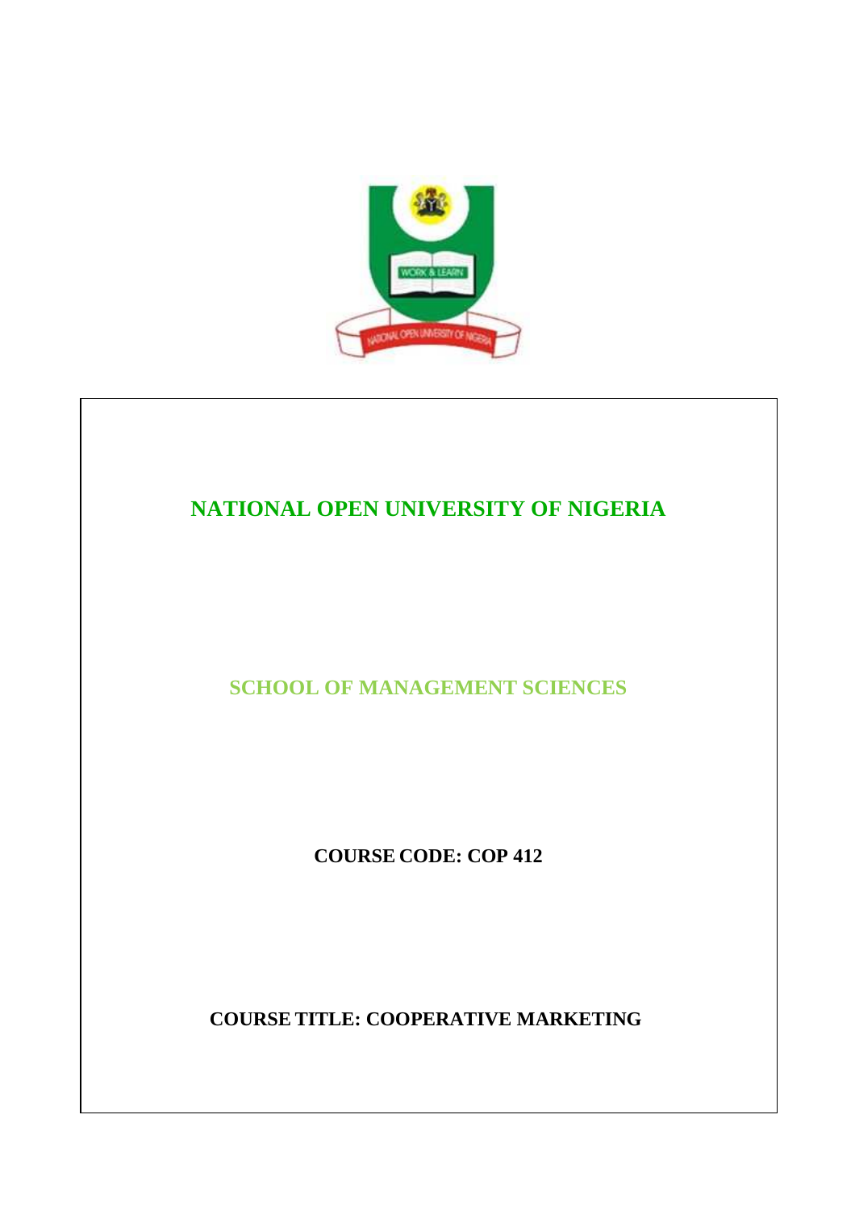# NATIONAL OPEN UNIVERSITY OF NIGERIA

## SCHOOL OF MANAGEMENT SCIENCES

**COURSE CODE: COP 412**

**COURSE TITLE: COOPERATIVE MARKETING**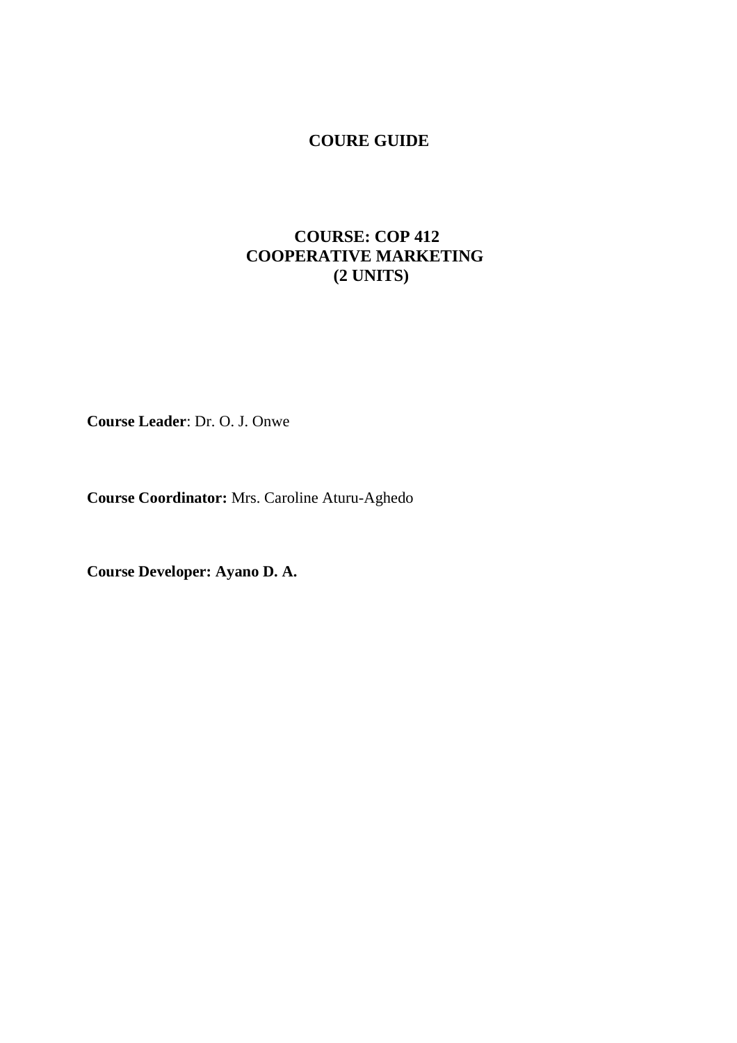# COURE GUIDE

## COURSE: COP 412
## COOPERATIVE MARKETING
## (2 UNITS)

**Course Leader**: Dr. O. J. Onwe

**Course Coordinator:** Mrs. Caroline Aturu-Aghedo

**Course Developer: Ayano D. A.**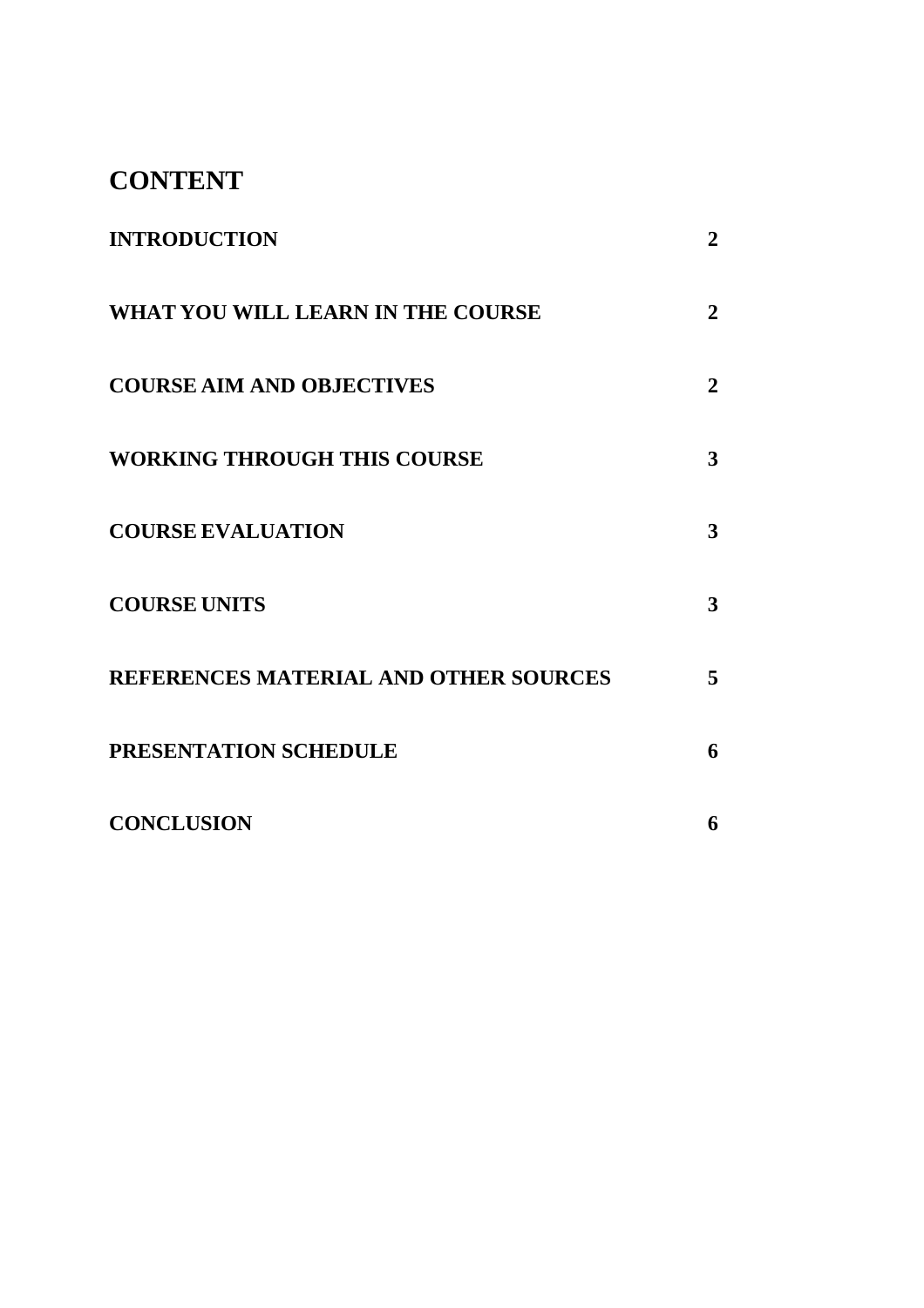# CONTENT

| | |
|---|---|
| **INTRODUCTION** | **2** |
| **WHAT YOU WILL LEARN IN THE COURSE** | **2** |
| **COURSE AIM AND OBJECTIVES** | **2** |
| **WORKING THROUGH THIS COURSE** | **3** |
| **COURSE EVALUATION** | **3** |
| **COURSE UNITS** | **3** |
| **REFERENCES MATERIAL AND OTHER SOURCES** | **5** |
| **PRESENTATION SCHEDULE** | **6** |
| **CONCLUSION** | **6** |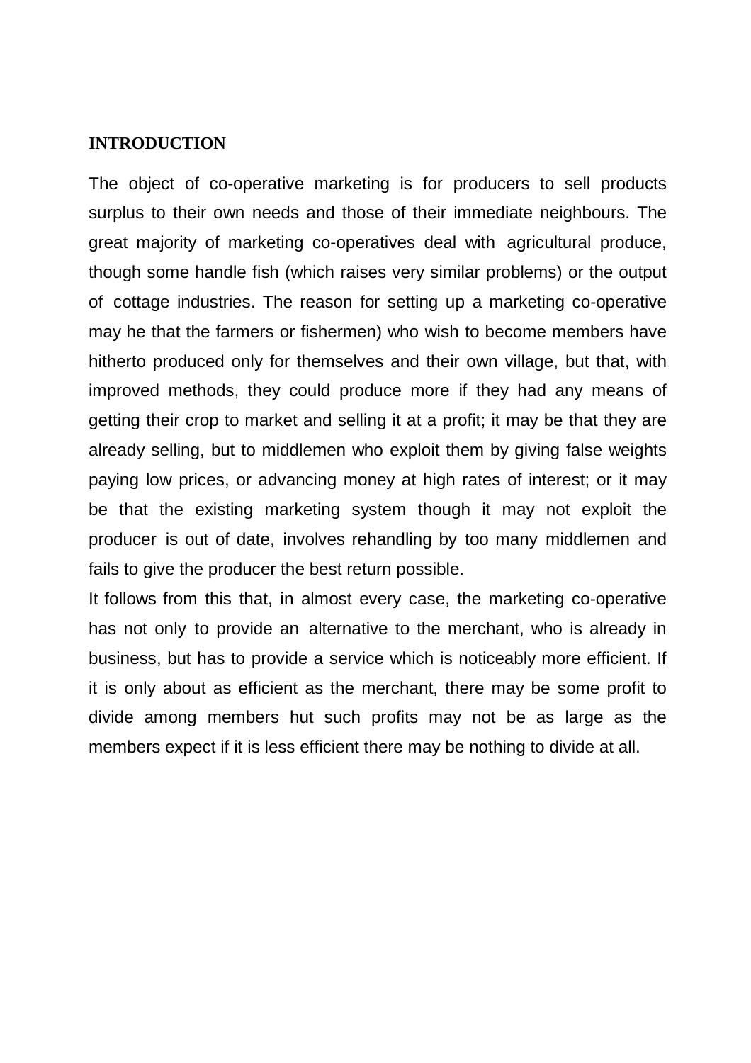**INTRODUCTION**

The object of co-operative marketing is for producers to sell products surplus to their own needs and those of their immediate neighbours. The great majority of marketing co-operatives deal with agricultural produce, though some handle fish (which raises very similar problems) or the output of cottage industries. The reason for setting up a marketing co-operative may he that the farmers or fishermen) who wish to become members have hitherto produced only for themselves and their own village, but that, with improved methods, they could produce more if they had any means of getting their crop to market and selling it at a profit; it may be that they are already selling, but to middlemen who exploit them by giving false weights paying low prices, or advancing money at high rates of interest; or it may be that the existing marketing system though it may not exploit the producer is out of date, involves rehandling by too many middlemen and fails to give the producer the best return possible.

It follows from this that, in almost every case, the marketing co-operative has not only to provide an alternative to the merchant, who is already in business, but has to provide a service which is noticeably more efficient. If it is only about as efficient as the merchant, there may be some profit to divide among members hut such profits may not be as large as the members expect if it is less efficient there may be nothing to divide at all.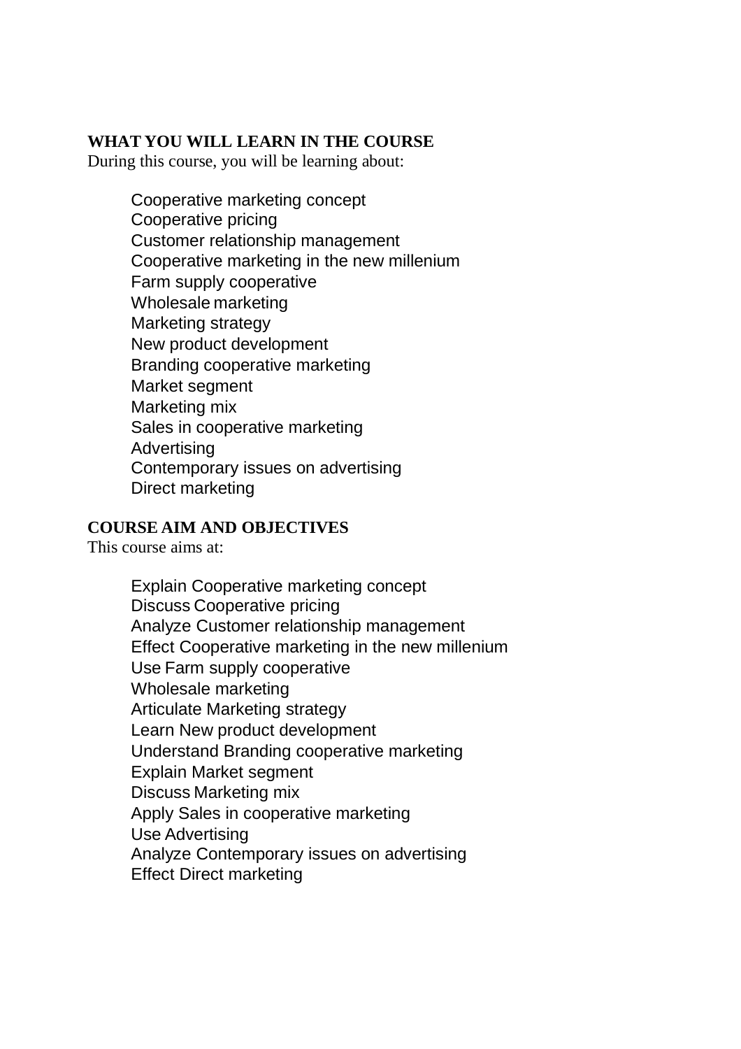**WHAT YOU WILL LEARN IN THE COURSE**

During this course, you will be learning about:

- Cooperative marketing concept
- Cooperative pricing
- Customer relationship management
- Cooperative marketing in the new millenium
- Farm supply cooperative
- Wholesale marketing
- Marketing strategy
- New product development
- Branding cooperative marketing
- Market segment
- Marketing mix
- Sales in cooperative marketing
- Advertising
- Contemporary issues on advertising
- Direct marketing

**COURSE AIM AND OBJECTIVES**

This course aims at:

- Explain Cooperative marketing concept
- Discuss Cooperative pricing
- Analyze Customer relationship management
- Effect Cooperative marketing in the new millenium
- Use Farm supply cooperative
- Wholesale marketing
- Articulate Marketing strategy
- Learn New product development
- Understand Branding cooperative marketing
- Explain Market segment
- Discuss Marketing mix
- Apply Sales in cooperative marketing
- Use Advertising
- Analyze Contemporary issues on advertising
- Effect Direct marketing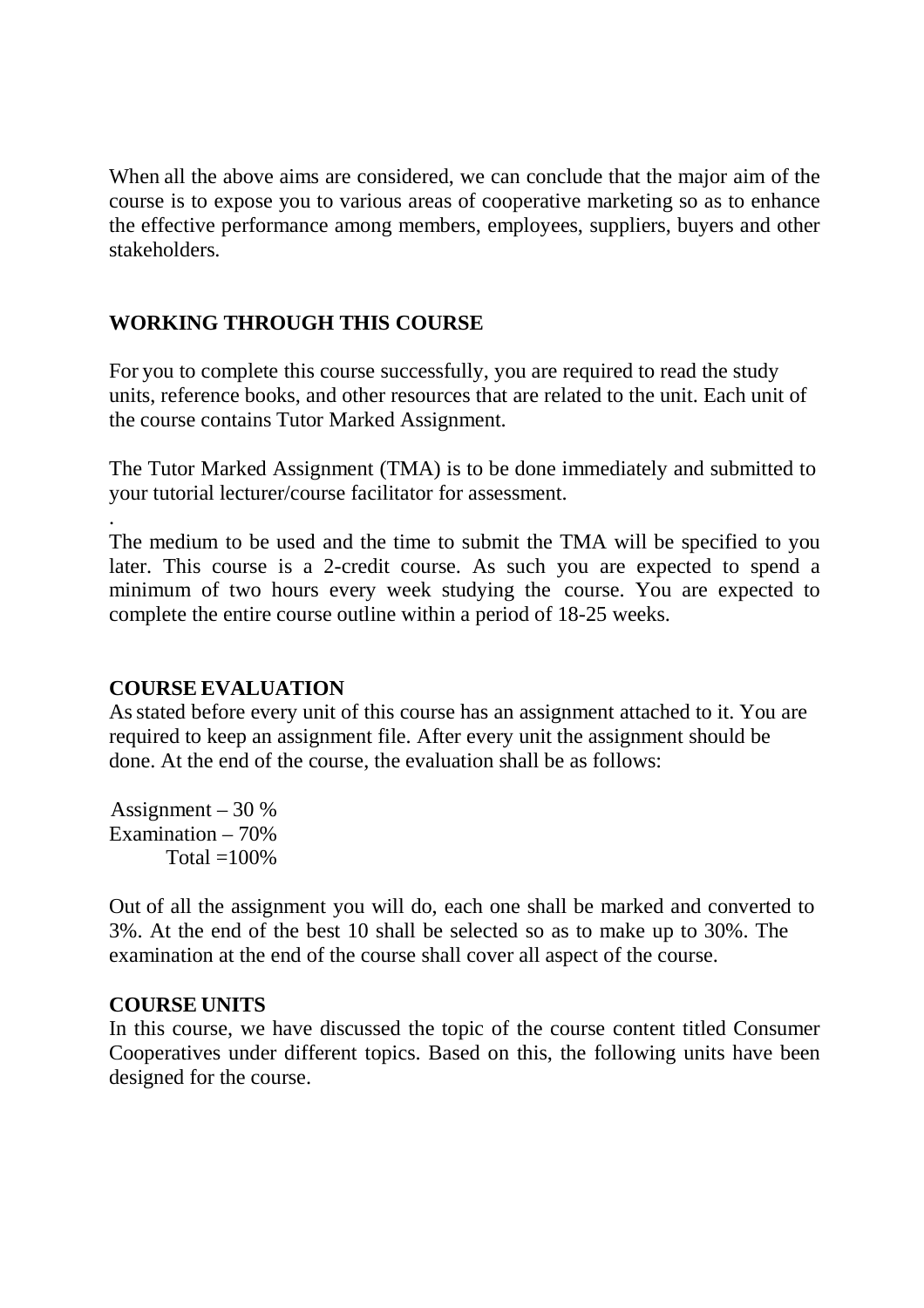When all the above aims are considered, we can conclude that the major aim of the course is to expose you to various areas of cooperative marketing so as to enhance the effective performance among members, employees, suppliers, buyers and other stakeholders.

## WORKING THROUGH THIS COURSE

For you to complete this course successfully, you are required to read the study units, reference books, and other resources that are related to the unit. Each unit of the course contains Tutor Marked Assignment.

The Tutor Marked Assignment (TMA) is to be done immediately and submitted to your tutorial lecturer/course facilitator for assessment.

.
The medium to be used and the time to submit the TMA will be specified to you later. This course is a 2-credit course. As such you are expected to spend a minimum of two hours every week studying the course. You are expected to complete the entire course outline within a period of 18-25 weeks.

## COURSE EVALUATION

As stated before every unit of this course has an assignment attached to it. You are required to keep an assignment file. After every unit the assignment should be done. At the end of the course, the evaluation shall be as follows:

Assignment – 30 %
Examination – 70%
Total =100%

Out of all the assignment you will do, each one shall be marked and converted to 3%. At the end of the best 10 shall be selected so as to make up to 30%. The examination at the end of the course shall cover all aspect of the course.

## COURSE UNITS

In this course, we have discussed the topic of the course content titled Consumer Cooperatives under different topics. Based on this, the following units have been designed for the course.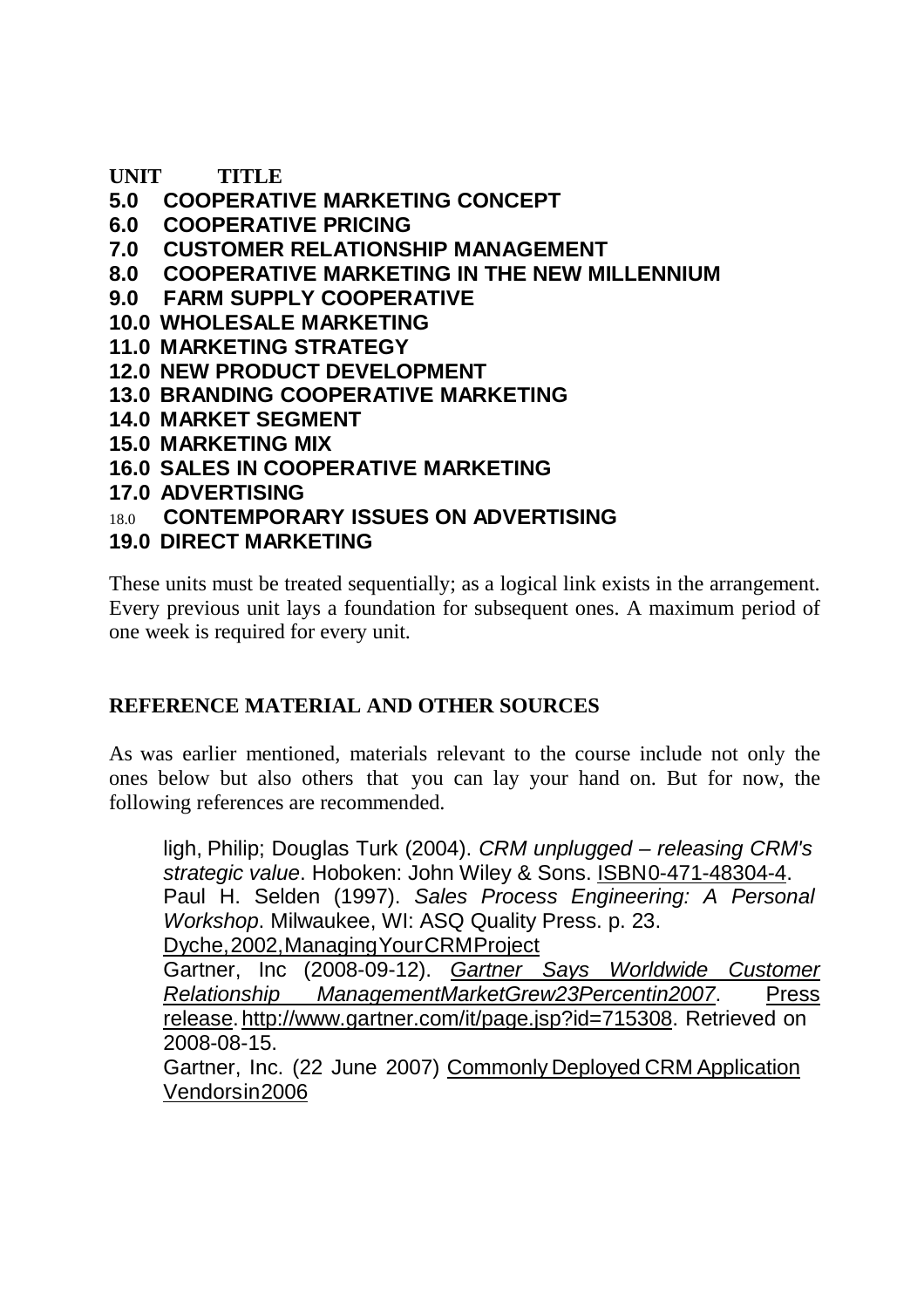**UNIT TITLE**

**5.0 COOPERATIVE MARKETING CONCEPT**
**6.0 COOPERATIVE PRICING**
**7.0 CUSTOMER RELATIONSHIP MANAGEMENT**
**8.0 COOPERATIVE MARKETING IN THE NEW MILLENNIUM**
**9.0 FARM SUPPLY COOPERATIVE**
**10.0 WHOLESALE MARKETING**
**11.0 MARKETING STRATEGY**
**12.0 NEW PRODUCT DEVELOPMENT**
**13.0 BRANDING COOPERATIVE MARKETING**
**14.0 MARKET SEGMENT**
**15.0 MARKETING MIX**
**16.0 SALES IN COOPERATIVE MARKETING**
**17.0 ADVERTISING**
18.0 **CONTEMPORARY ISSUES ON ADVERTISING**
**19.0 DIRECT MARKETING**

These units must be treated sequentially; as a logical link exists in the arrangement. Every previous unit lays a foundation for subsequent ones. A maximum period of one week is required for every unit.

## REFERENCE MATERIAL AND OTHER SOURCES

As was earlier mentioned, materials relevant to the course include not only the ones below but also others that you can lay your hand on. But for now, the following references are recommended.

ligh, Philip; Douglas Turk (2004). *CRM unplugged – releasing CRM's strategic value*. Hoboken: John Wiley & Sons. ISBN0-471-48304-4.
Paul H. Selden (1997). *Sales Process Engineering: A Personal Workshop*. Milwaukee, WI: ASQ Quality Press. p. 23.
Dyche,2002,ManagingYourCRMProject
Gartner, Inc (2008-09-12). *Gartner Says Worldwide Customer Relationship ManagementMarketGrew23Percentin2007*. Press release. http://www.gartner.com/it/page.jsp?id=715308. Retrieved on 2008-08-15.
Gartner, Inc. (22 June 2007) Commonly Deployed CRM Application Vendorsin2006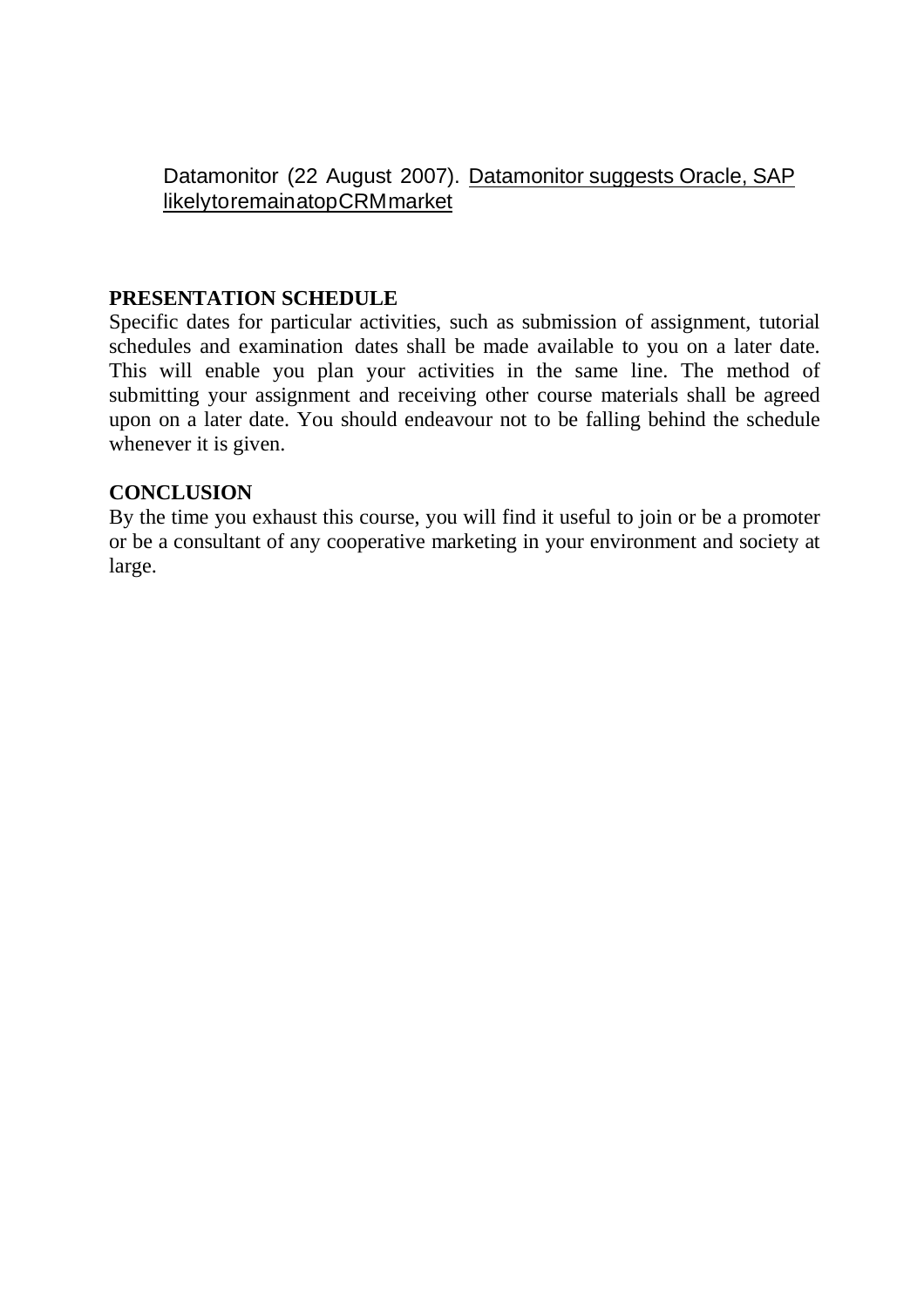Datamonitor (22 August 2007). Datamonitor suggests Oracle, SAP likelytoremainatopCRMmarket

**PRESENTATION SCHEDULE**

Specific dates for particular activities, such as submission of assignment, tutorial schedules and examination dates shall be made available to you on a later date. This will enable you plan your activities in the same line. The method of submitting your assignment and receiving other course materials shall be agreed upon on a later date. You should endeavour not to be falling behind the schedule whenever it is given.

**CONCLUSION**

By the time you exhaust this course, you will find it useful to join or be a promoter or be a consultant of any cooperative marketing in your environment and society at large.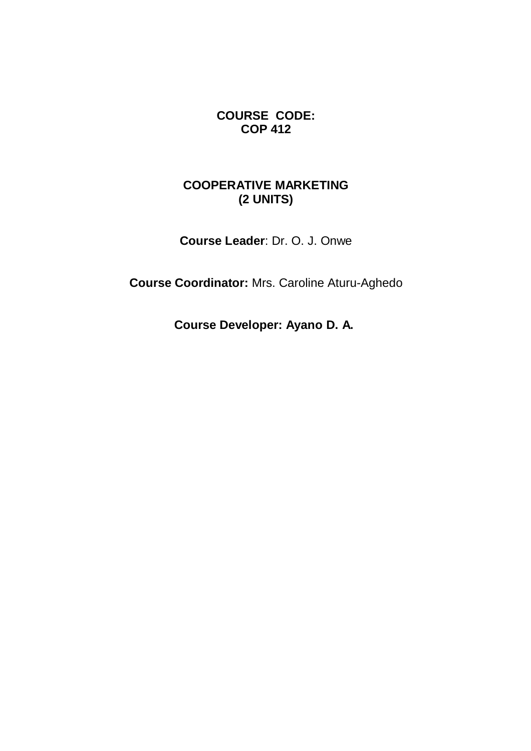**COURSE CODE:**
**COP 412**

**COOPERATIVE MARKETING**
**(2 UNITS)**

**Course Leader**: Dr. O. J. Onwe

**Course Coordinator:** Mrs. Caroline Aturu-Aghedo

**Course Developer: Ayano D. A.**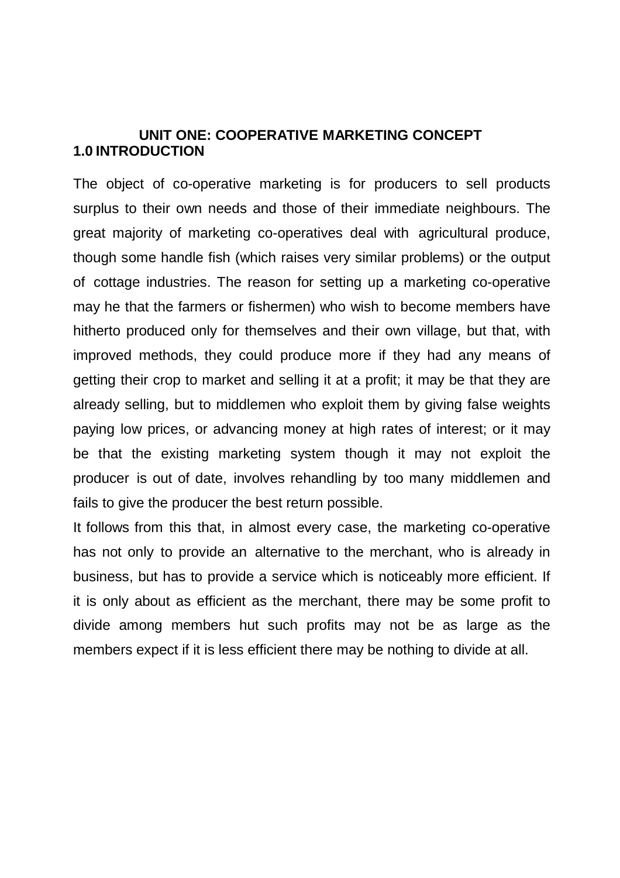## UNIT ONE: COOPERATIVE MARKETING CONCEPT

### 1.0 INTRODUCTION

The object of co-operative marketing is for producers to sell products surplus to their own needs and those of their immediate neighbours. The great majority of marketing co-operatives deal with agricultural produce, though some handle fish (which raises very similar problems) or the output of cottage industries. The reason for setting up a marketing co-operative may he that the farmers or fishermen) who wish to become members have hitherto produced only for themselves and their own village, but that, with improved methods, they could produce more if they had any means of getting their crop to market and selling it at a profit; it may be that they are already selling, but to middlemen who exploit them by giving false weights paying low prices, or advancing money at high rates of interest; or it may be that the existing marketing system though it may not exploit the producer is out of date, involves rehandling by too many middlemen and fails to give the producer the best return possible.

It follows from this that, in almost every case, the marketing co-operative has not only to provide an alternative to the merchant, who is already in business, but has to provide a service which is noticeably more efficient. If it is only about as efficient as the merchant, there may be some profit to divide among members hut such profits may not be as large as the members expect if it is less efficient there may be nothing to divide at all.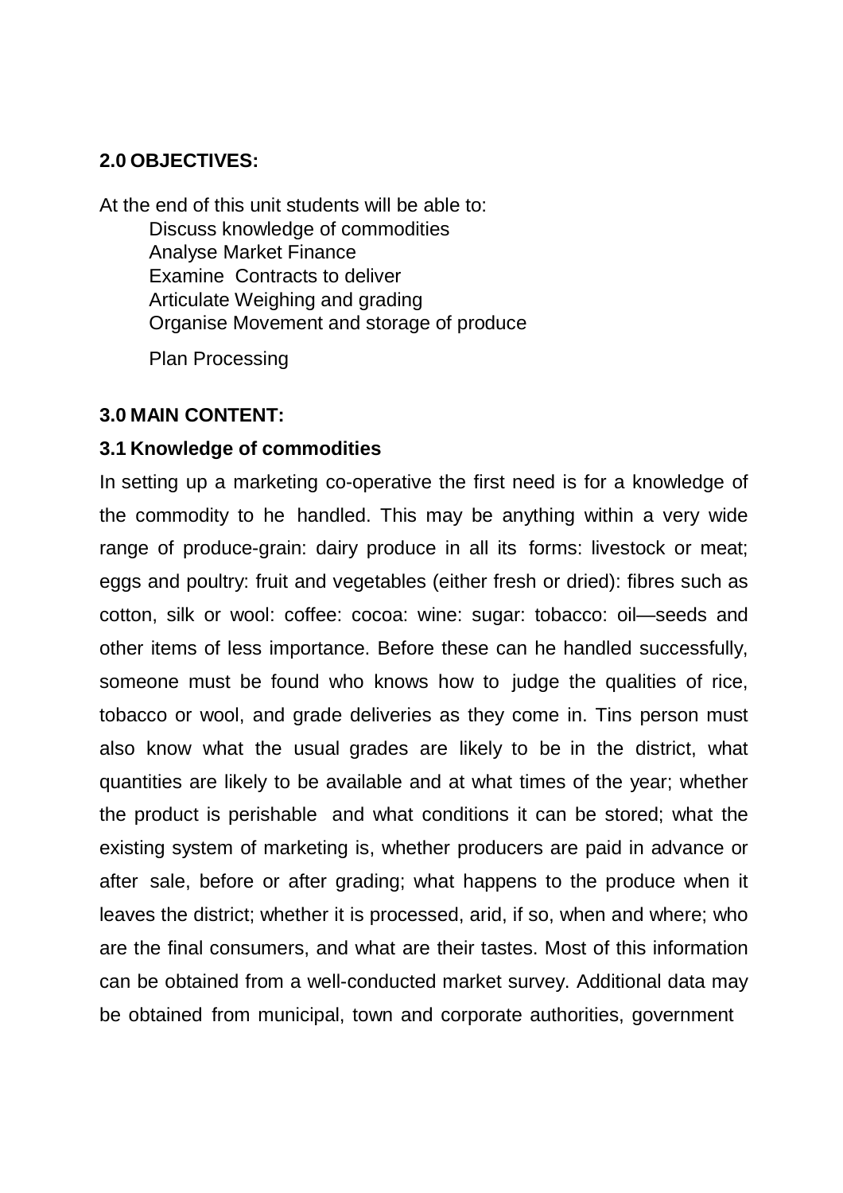## 2.0 OBJECTIVES:

At the end of this unit students will be able to:

- Discuss knowledge of commodities
- Analyse Market Finance
- Examine Contracts to deliver
- Articulate Weighing and grading
- Organise Movement and storage of produce
- Plan Processing

## 3.0 MAIN CONTENT:

### 3.1 Knowledge of commodities

In setting up a marketing co-operative the first need is for a knowledge of the commodity to he handled. This may be anything within a very wide range of produce-grain: dairy produce in all its forms: livestock or meat; eggs and poultry: fruit and vegetables (either fresh or dried): fibres such as cotton, silk or wool: coffee: cocoa: wine: sugar: tobacco: oil—seeds and other items of less importance. Before these can he handled successfully, someone must be found who knows how to judge the qualities of rice, tobacco or wool, and grade deliveries as they come in. Tins person must also know what the usual grades are likely to be in the district, what quantities are likely to be available and at what times of the year; whether the product is perishable and what conditions it can be stored; what the existing system of marketing is, whether producers are paid in advance or after sale, before or after grading; what happens to the produce when it leaves the district; whether it is processed, arid, if so, when and where; who are the final consumers, and what are their tastes. Most of this information can be obtained from a well-conducted market survey. Additional data may be obtained from municipal, town and corporate authorities, government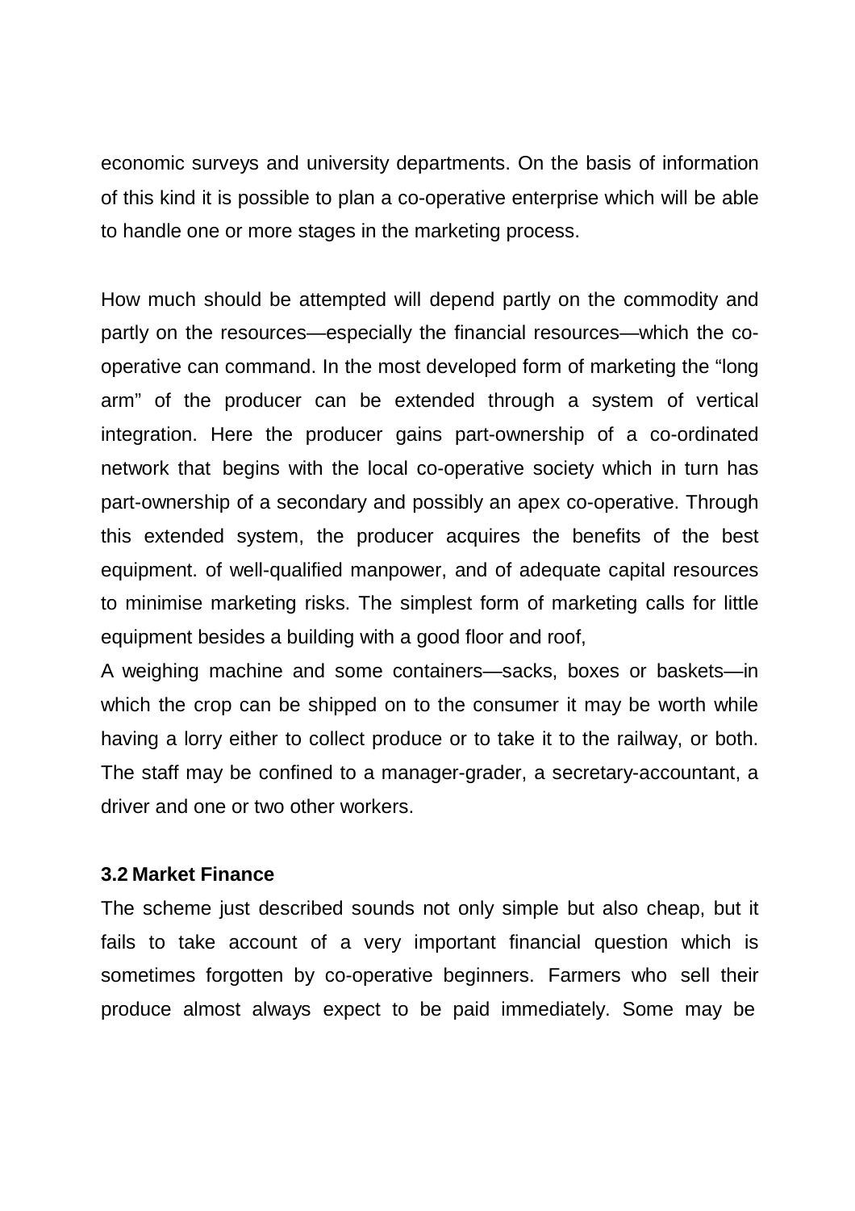economic surveys and university departments. On the basis of information of this kind it is possible to plan a co-operative enterprise which will be able to handle one or more stages in the marketing process.

How much should be attempted will depend partly on the commodity and partly on the resources—especially the financial resources—which the co-operative can command. In the most developed form of marketing the "long arm" of the producer can be extended through a system of vertical integration. Here the producer gains part-ownership of a co-ordinated network that begins with the local co-operative society which in turn has part-ownership of a secondary and possibly an apex co-operative. Through this extended system, the producer acquires the benefits of the best equipment. of well-qualified manpower, and of adequate capital resources to minimise marketing risks. The simplest form of marketing calls for little equipment besides a building with a good floor and roof,

A weighing machine and some containers—sacks, boxes or baskets—in which the crop can be shipped on to the consumer it may be worth while having a lorry either to collect produce or to take it to the railway, or both. The staff may be confined to a manager-grader, a secretary-accountant, a driver and one or two other workers.

### 3.2 Market Finance

The scheme just described sounds not only simple but also cheap, but it fails to take account of a very important financial question which is sometimes forgotten by co-operative beginners. Farmers who sell their produce almost always expect to be paid immediately. Some may be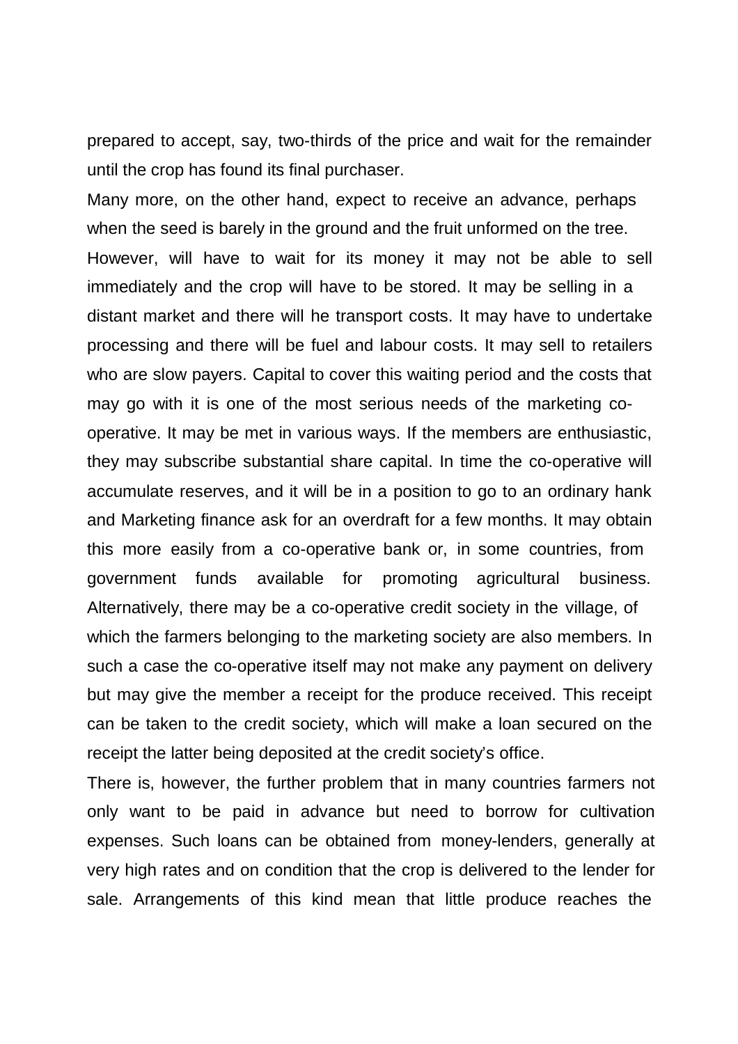prepared to accept, say, two-thirds of the price and wait for the remainder until the crop has found its final purchaser.

Many more, on the other hand, expect to receive an advance, perhaps when the seed is barely in the ground and the fruit unformed on the tree. However, will have to wait for its money it may not be able to sell immediately and the crop will have to be stored. It may be selling in a distant market and there will he transport costs. It may have to undertake processing and there will be fuel and labour costs. It may sell to retailers who are slow payers. Capital to cover this waiting period and the costs that may go with it is one of the most serious needs of the marketing co-operative. It may be met in various ways. If the members are enthusiastic, they may subscribe substantial share capital. In time the co-operative will accumulate reserves, and it will be in a position to go to an ordinary hank and Marketing finance ask for an overdraft for a few months. It may obtain this more easily from a co-operative bank or, in some countries, from government funds available for promoting agricultural business. Alternatively, there may be a co-operative credit society in the village, of which the farmers belonging to the marketing society are also members. In such a case the co-operative itself may not make any payment on delivery but may give the member a receipt for the produce received. This receipt can be taken to the credit society, which will make a loan secured on the receipt the latter being deposited at the credit society's office.

There is, however, the further problem that in many countries farmers not only want to be paid in advance but need to borrow for cultivation expenses. Such loans can be obtained from money-lenders, generally at very high rates and on condition that the crop is delivered to the lender for sale. Arrangements of this kind mean that little produce reaches the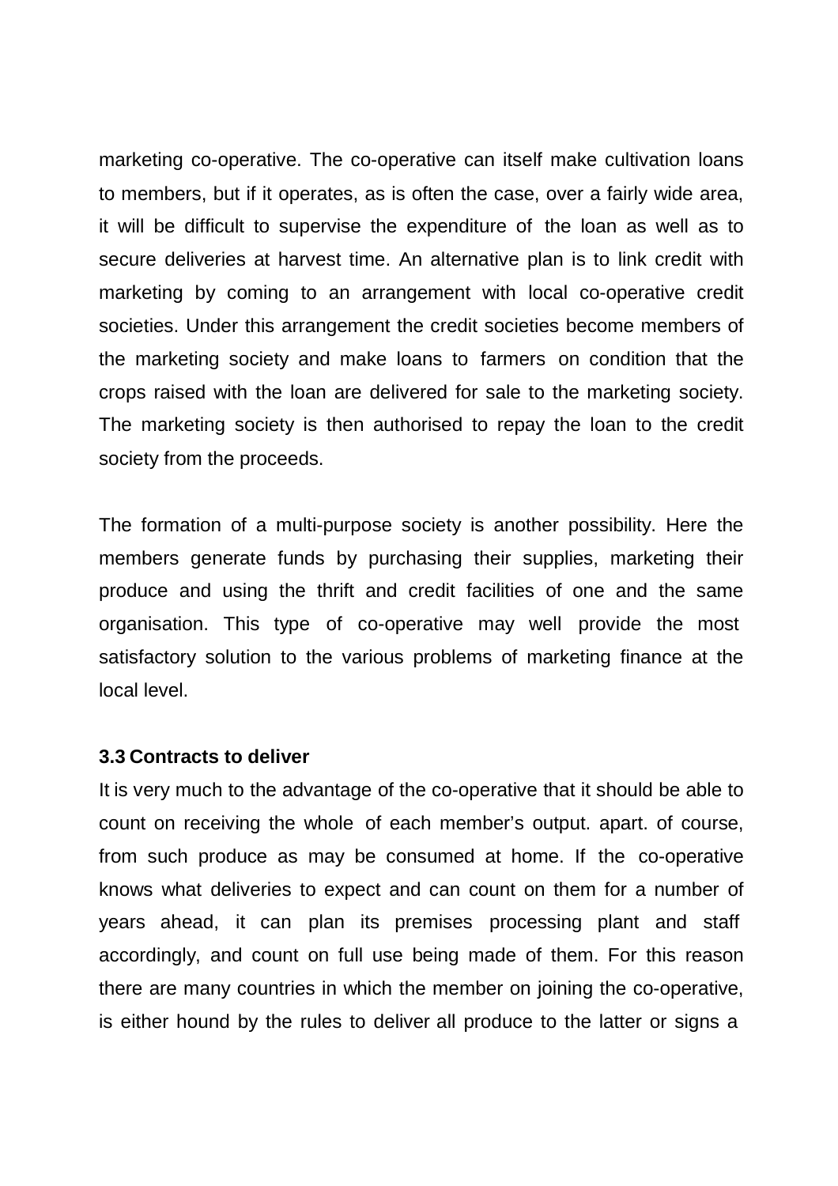marketing co-operative. The co-operative can itself make cultivation loans to members, but if it operates, as is often the case, over a fairly wide area, it will be difficult to supervise the expenditure of the loan as well as to secure deliveries at harvest time. An alternative plan is to link credit with marketing by coming to an arrangement with local co-operative credit societies. Under this arrangement the credit societies become members of the marketing society and make loans to farmers on condition that the crops raised with the loan are delivered for sale to the marketing society. The marketing society is then authorised to repay the loan to the credit society from the proceeds.

The formation of a multi-purpose society is another possibility. Here the members generate funds by purchasing their supplies, marketing their produce and using the thrift and credit facilities of one and the same organisation. This type of co-operative may well provide the most satisfactory solution to the various problems of marketing finance at the local level.

### 3.3 Contracts to deliver

It is very much to the advantage of the co-operative that it should be able to count on receiving the whole of each member's output. apart. of course, from such produce as may be consumed at home. If the co-operative knows what deliveries to expect and can count on them for a number of years ahead, it can plan its premises processing plant and staff accordingly, and count on full use being made of them. For this reason there are many countries in which the member on joining the co-operative, is either hound by the rules to deliver all produce to the latter or signs a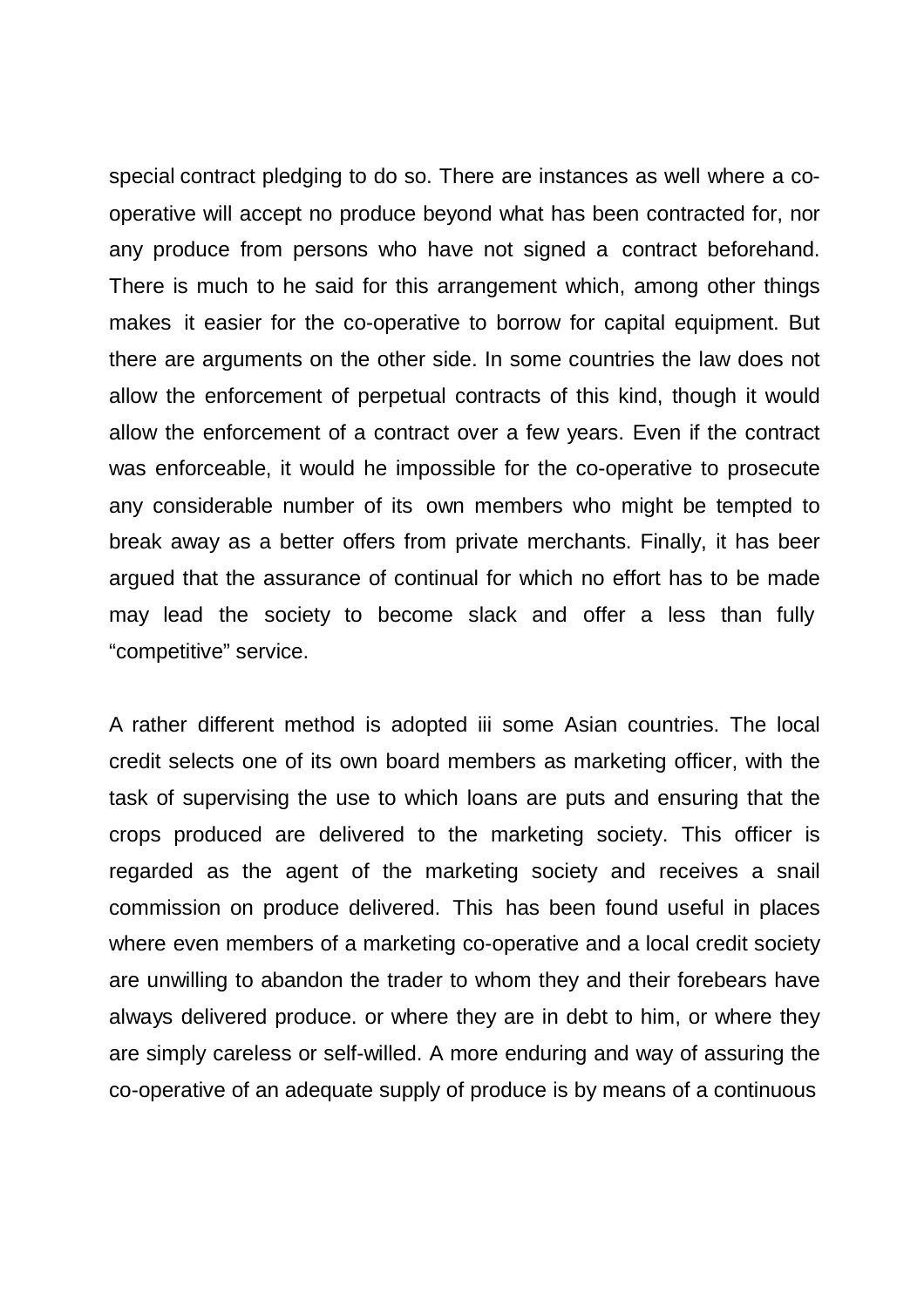special contract pledging to do so. There are instances as well where a co-operative will accept no produce beyond what has been contracted for, nor any produce from persons who have not signed a contract beforehand. There is much to he said for this arrangement which, among other things makes it easier for the co-operative to borrow for capital equipment. But there are arguments on the other side. In some countries the law does not allow the enforcement of perpetual contracts of this kind, though it would allow the enforcement of a contract over a few years. Even if the contract was enforceable, it would he impossible for the co-operative to prosecute any considerable number of its own members who might be tempted to break away as a better offers from private merchants. Finally, it has beer argued that the assurance of continual for which no effort has to be made may lead the society to become slack and offer a less than fully "competitive" service.

A rather different method is adopted iii some Asian countries. The local credit selects one of its own board members as marketing officer, with the task of supervising the use to which loans are puts and ensuring that the crops produced are delivered to the marketing society. This officer is regarded as the agent of the marketing society and receives a snail commission on produce delivered. This has been found useful in places where even members of a marketing co-operative and a local credit society are unwilling to abandon the trader to whom they and their forebears have always delivered produce. or where they are in debt to him, or where they are simply careless or self-willed. A more enduring and way of assuring the co-operative of an adequate supply of produce is by means of a continuous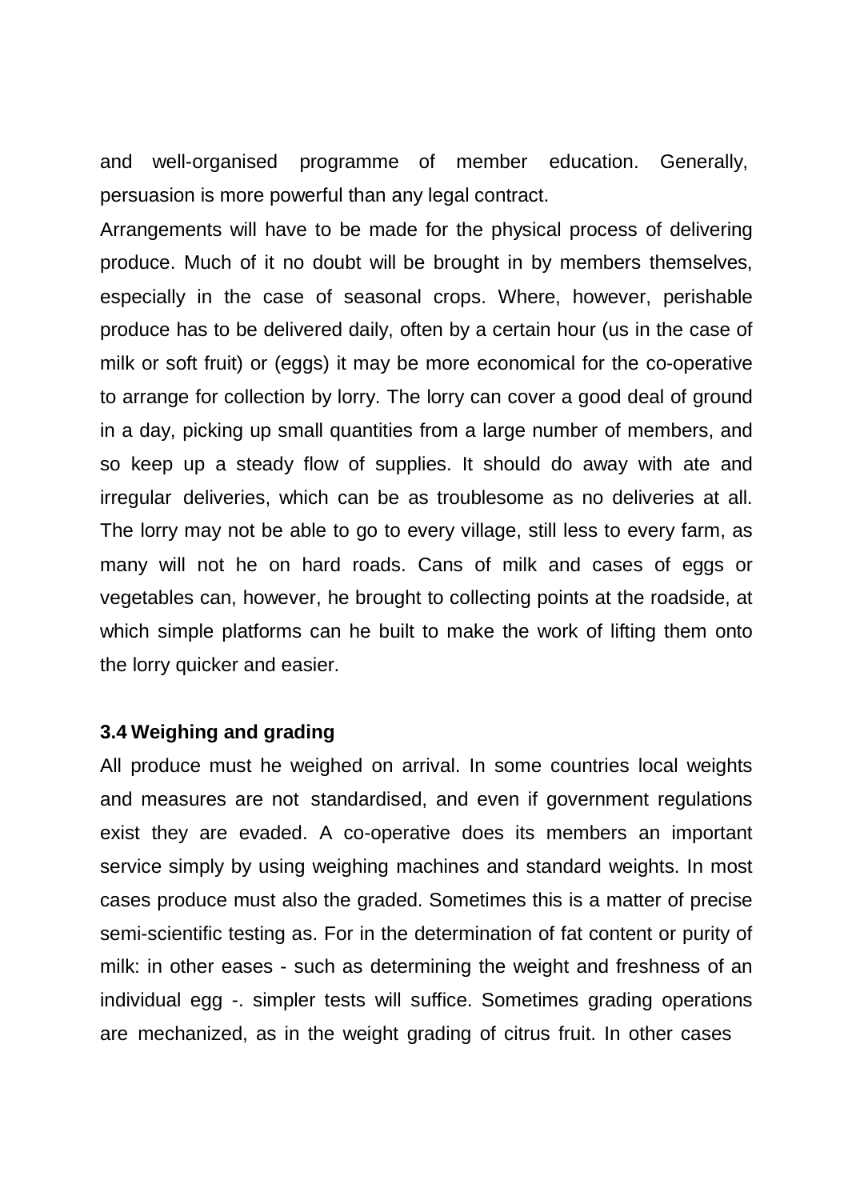and well-organised programme of member education. Generally, persuasion is more powerful than any legal contract.

Arrangements will have to be made for the physical process of delivering produce. Much of it no doubt will be brought in by members themselves, especially in the case of seasonal crops. Where, however, perishable produce has to be delivered daily, often by a certain hour (us in the case of milk or soft fruit) or (eggs) it may be more economical for the co-operative to arrange for collection by lorry. The lorry can cover a good deal of ground in a day, picking up small quantities from a large number of members, and so keep up a steady flow of supplies. It should do away with ate and irregular deliveries, which can be as troublesome as no deliveries at all. The lorry may not be able to go to every village, still less to every farm, as many will not he on hard roads. Cans of milk and cases of eggs or vegetables can, however, he brought to collecting points at the roadside, at which simple platforms can he built to make the work of lifting them onto the lorry quicker and easier.

### 3.4 Weighing and grading

All produce must he weighed on arrival. In some countries local weights and measures are not standardised, and even if government regulations exist they are evaded. A co-operative does its members an important service simply by using weighing machines and standard weights. In most cases produce must also the graded. Sometimes this is a matter of precise semi-scientific testing as. For in the determination of fat content or purity of milk: in other eases - such as determining the weight and freshness of an individual egg -. simpler tests will suffice. Sometimes grading operations are mechanized, as in the weight grading of citrus fruit. In other cases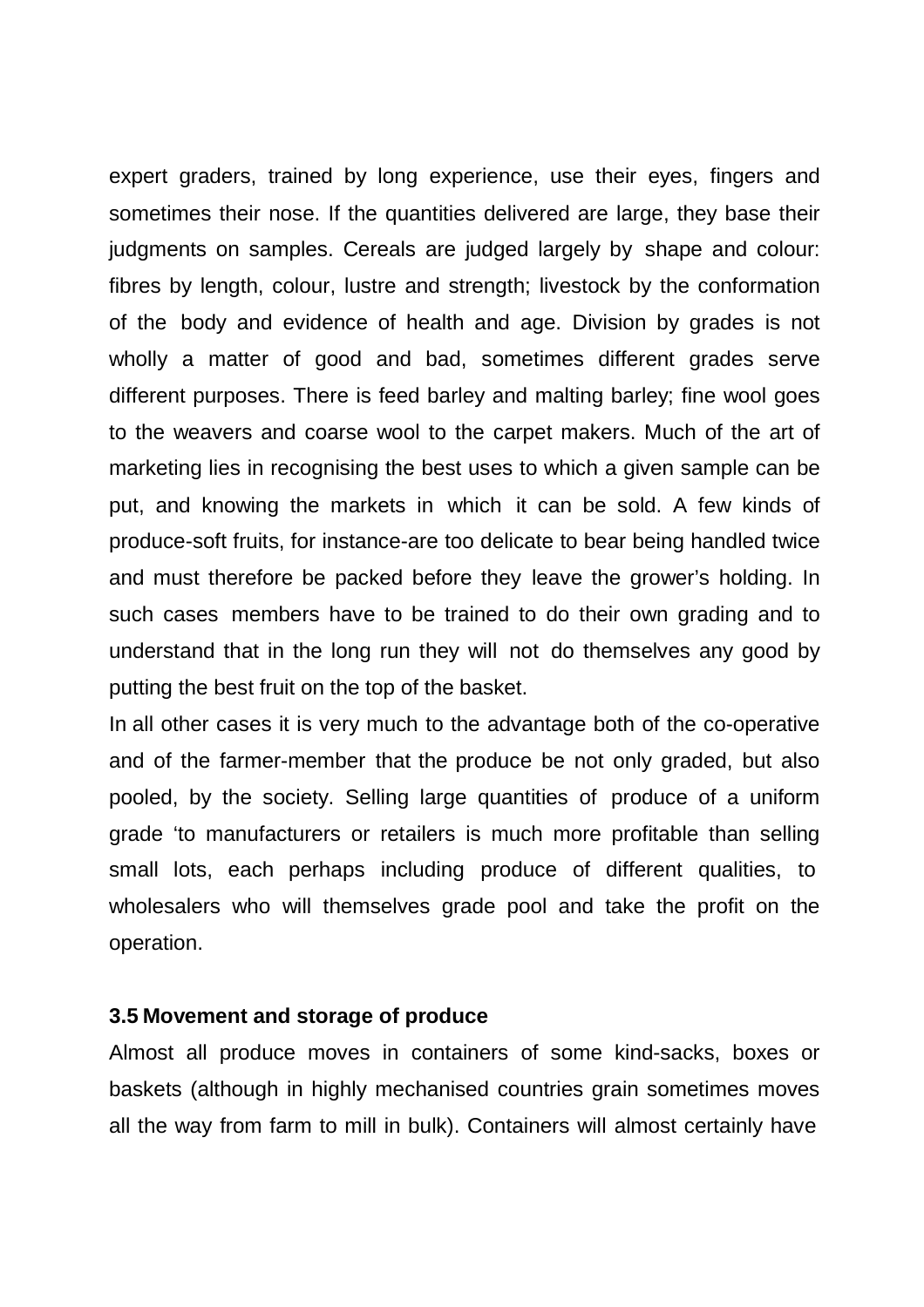expert graders, trained by long experience, use their eyes, fingers and sometimes their nose. If the quantities delivered are large, they base their judgments on samples. Cereals are judged largely by shape and colour: fibres by length, colour, lustre and strength; livestock by the conformation of the body and evidence of health and age. Division by grades is not wholly a matter of good and bad, sometimes different grades serve different purposes. There is feed barley and malting barley; fine wool goes to the weavers and coarse wool to the carpet makers. Much of the art of marketing lies in recognising the best uses to which a given sample can be put, and knowing the markets in which it can be sold. A few kinds of produce-soft fruits, for instance-are too delicate to bear being handled twice and must therefore be packed before they leave the grower's holding. In such cases members have to be trained to do their own grading and to understand that in the long run they will not do themselves any good by putting the best fruit on the top of the basket.

In all other cases it is very much to the advantage both of the co-operative and of the farmer-member that the produce be not only graded, but also pooled, by the society. Selling large quantities of produce of a uniform grade 'to manufacturers or retailers is much more profitable than selling small lots, each perhaps including produce of different qualities, to wholesalers who will themselves grade pool and take the profit on the operation.

### 3.5 Movement and storage of produce

Almost all produce moves in containers of some kind-sacks, boxes or baskets (although in highly mechanised countries grain sometimes moves all the way from farm to mill in bulk). Containers will almost certainly have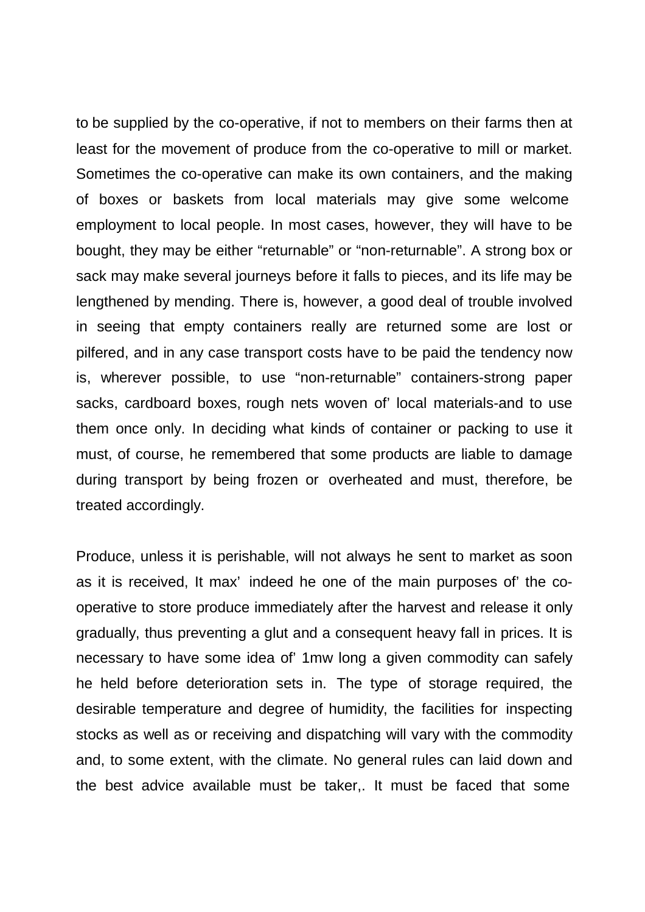to be supplied by the co-operative, if not to members on their farms then at least for the movement of produce from the co-operative to mill or market. Sometimes the co-operative can make its own containers, and the making of boxes or baskets from local materials may give some welcome employment to local people. In most cases, however, they will have to be bought, they may be either "returnable" or "non-returnable". A strong box or sack may make several journeys before it falls to pieces, and its life may be lengthened by mending. There is, however, a good deal of trouble involved in seeing that empty containers really are returned some are lost or pilfered, and in any case transport costs have to be paid the tendency now is, wherever possible, to use "non-returnable" containers-strong paper sacks, cardboard boxes, rough nets woven of' local materials-and to use them once only. In deciding what kinds of container or packing to use it must, of course, he remembered that some products are liable to damage during transport by being frozen or overheated and must, therefore, be treated accordingly.

Produce, unless it is perishable, will not always he sent to market as soon as it is received, It max' indeed he one of the main purposes of' the co-operative to store produce immediately after the harvest and release it only gradually, thus preventing a glut and a consequent heavy fall in prices. It is necessary to have some idea of' 1mw long a given commodity can safely he held before deterioration sets in. The type of storage required, the desirable temperature and degree of humidity, the facilities for inspecting stocks as well as or receiving and dispatching will vary with the commodity and, to some extent, with the climate. No general rules can laid down and the best advice available must be taker,. It must be faced that some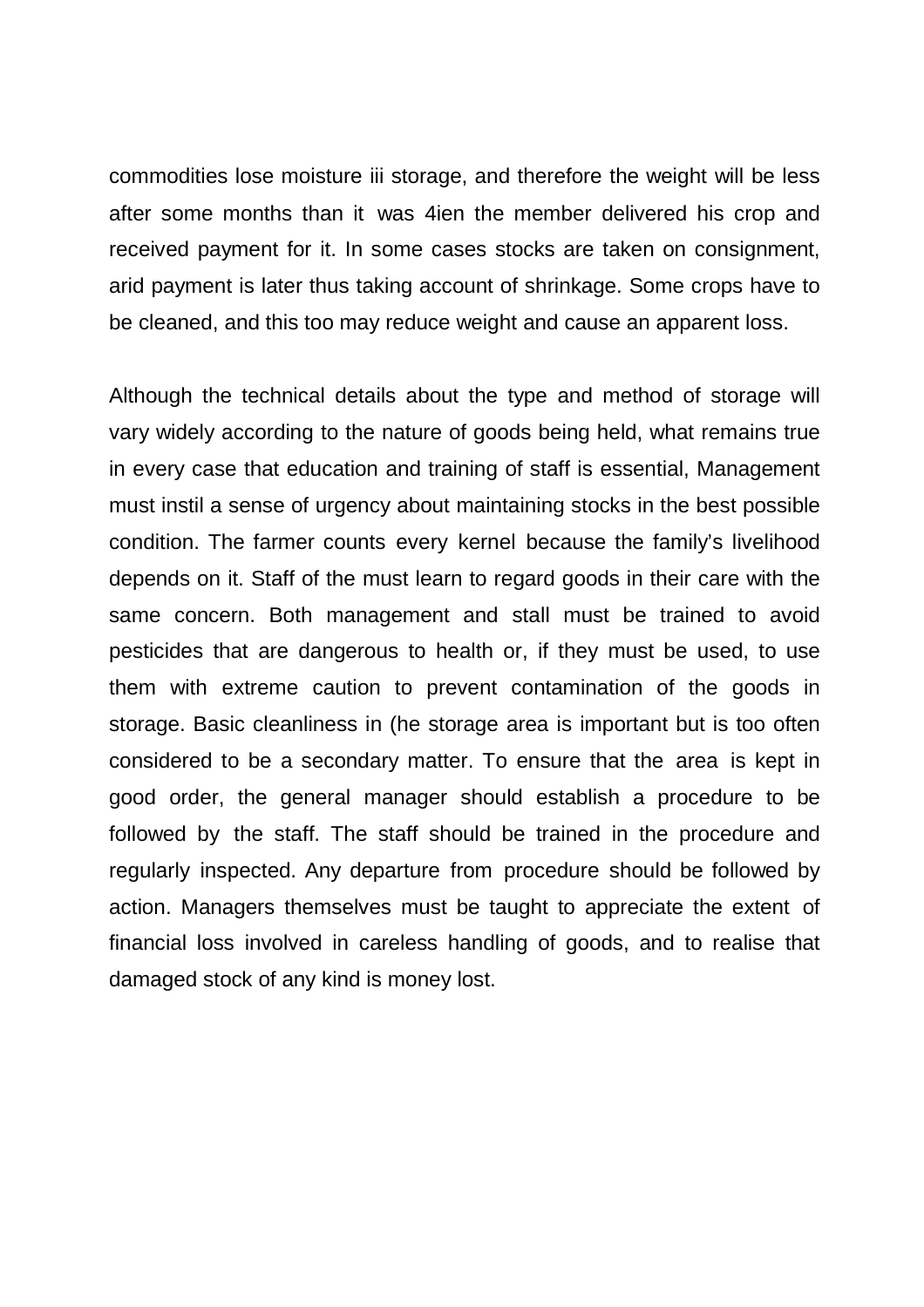commodities lose moisture iii storage, and therefore the weight will be less after some months than it was 4ien the member delivered his crop and received payment for it. In some cases stocks are taken on consignment, arid payment is later thus taking account of shrinkage. Some crops have to be cleaned, and this too may reduce weight and cause an apparent loss.

Although the technical details about the type and method of storage will vary widely according to the nature of goods being held, what remains true in every case that education and training of staff is essential, Management must instil a sense of urgency about maintaining stocks in the best possible condition. The farmer counts every kernel because the family's livelihood depends on it. Staff of the must learn to regard goods in their care with the same concern. Both management and stall must be trained to avoid pesticides that are dangerous to health or, if they must be used, to use them with extreme caution to prevent contamination of the goods in storage. Basic cleanliness in (he storage area is important but is too often considered to be a secondary matter. To ensure that the area is kept in good order, the general manager should establish a procedure to be followed by the staff. The staff should be trained in the procedure and regularly inspected. Any departure from procedure should be followed by action. Managers themselves must be taught to appreciate the extent of financial loss involved in careless handling of goods, and to realise that damaged stock of any kind is money lost.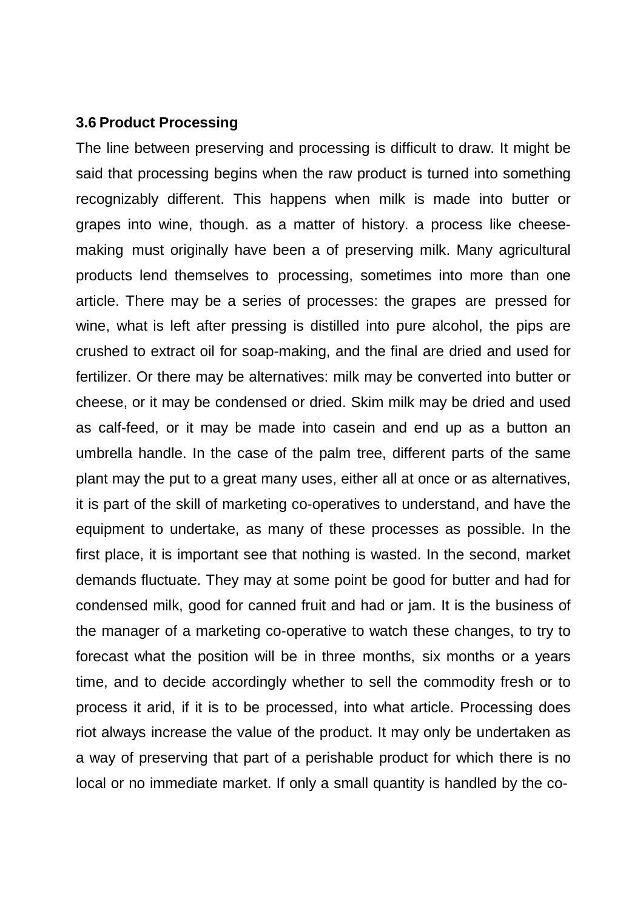### 3.6 Product Processing

The line between preserving and processing is difficult to draw. It might be said that processing begins when the raw product is turned into something recognizably different. This happens when milk is made into butter or grapes into wine, though. as a matter of history. a process like cheese-making must originally have been a of preserving milk. Many agricultural products lend themselves to processing, sometimes into more than one article. There may be a series of processes: the grapes are pressed for wine, what is left after pressing is distilled into pure alcohol, the pips are crushed to extract oil for soap-making, and the final are dried and used for fertilizer. Or there may be alternatives: milk may be converted into butter or cheese, or it may be condensed or dried. Skim milk may be dried and used as calf-feed, or it may be made into casein and end up as a button an umbrella handle. In the case of the palm tree, different parts of the same plant may the put to a great many uses, either all at once or as alternatives, it is part of the skill of marketing co-operatives to understand, and have the equipment to undertake, as many of these processes as possible. In the first place, it is important see that nothing is wasted. In the second, market demands fluctuate. They may at some point be good for butter and had for condensed milk, good for canned fruit and had or jam. It is the business of the manager of a marketing co-operative to watch these changes, to try to forecast what the position will be in three months, six months or a years time, and to decide accordingly whether to sell the commodity fresh or to process it arid, if it is to be processed, into what article. Processing does riot always increase the value of the product. It may only be undertaken as a way of preserving that part of a perishable product for which there is no local or no immediate market. If only a small quantity is handled by the co-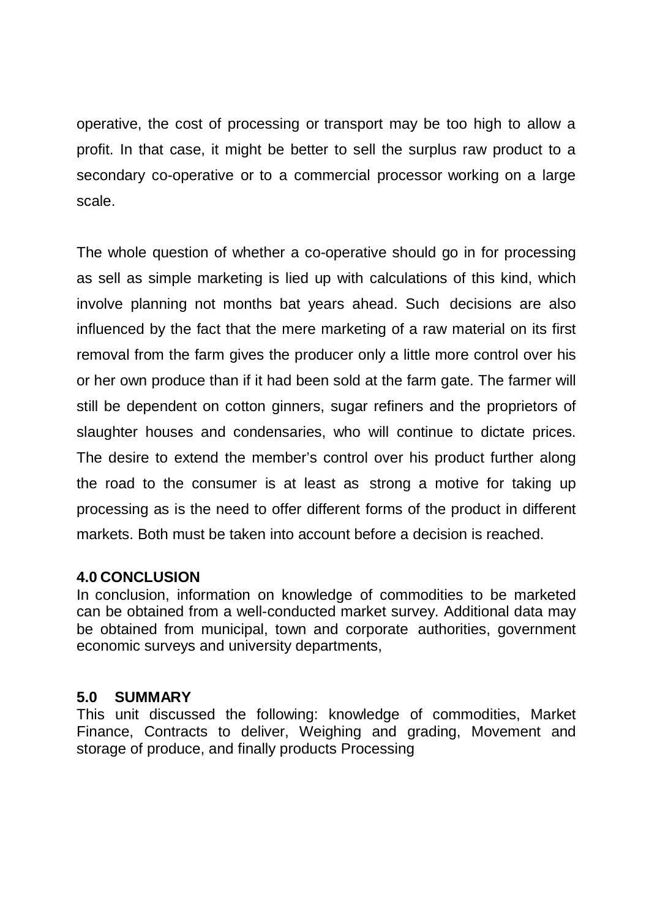operative, the cost of processing or transport may be too high to allow a profit. In that case, it might be better to sell the surplus raw product to a secondary co-operative or to a commercial processor working on a large scale.

The whole question of whether a co-operative should go in for processing as sell as simple marketing is lied up with calculations of this kind, which involve planning not months bat years ahead. Such decisions are also influenced by the fact that the mere marketing of a raw material on its first removal from the farm gives the producer only a little more control over his or her own produce than if it had been sold at the farm gate. The farmer will still be dependent on cotton ginners, sugar refiners and the proprietors of slaughter houses and condensaries, who will continue to dictate prices. The desire to extend the member's control over his product further along the road to the consumer is at least as strong a motive for taking up processing as is the need to offer different forms of the product in different markets. Both must be taken into account before a decision is reached.

## 4.0 CONCLUSION

In conclusion, information on knowledge of commodities to be marketed can be obtained from a well-conducted market survey. Additional data may be obtained from municipal, town and corporate authorities, government economic surveys and university departments,

## 5.0 SUMMARY

This unit discussed the following: knowledge of commodities, Market Finance, Contracts to deliver, Weighing and grading, Movement and storage of produce, and finally products Processing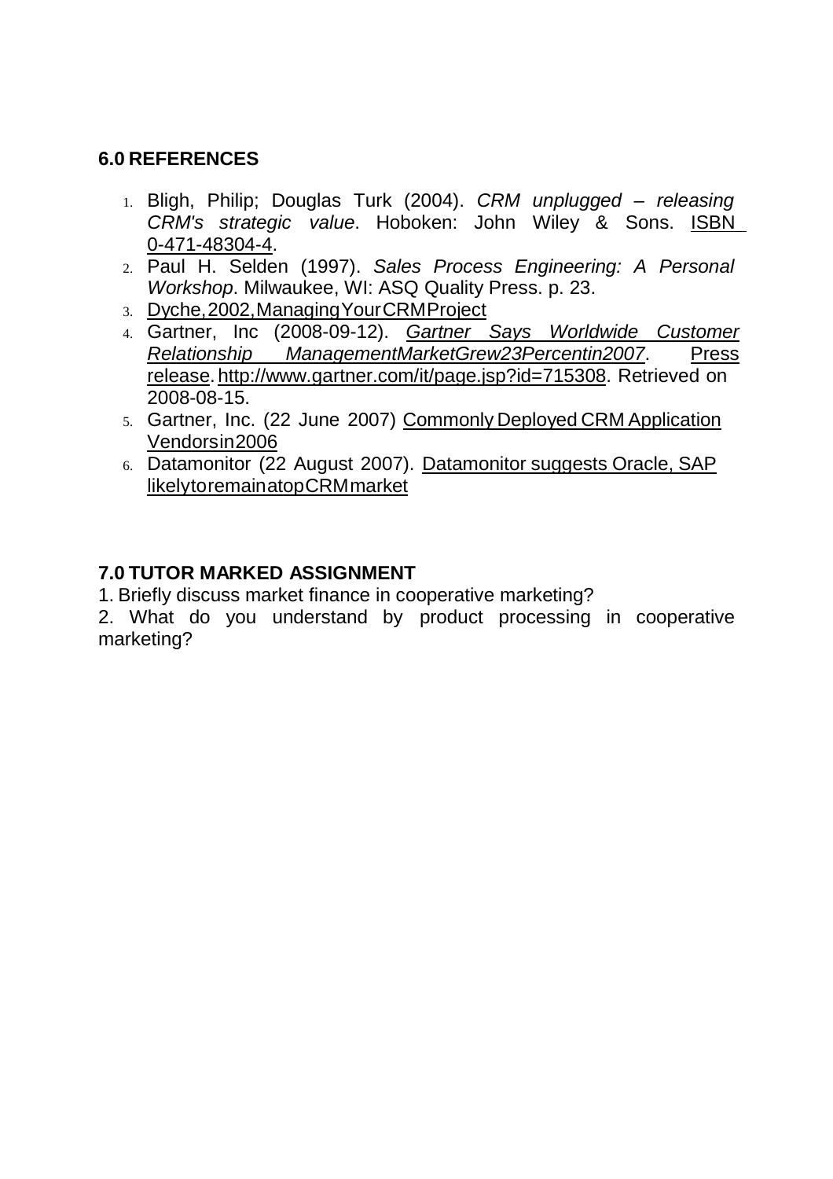## 6.0 REFERENCES

1. Bligh, Philip; Douglas Turk (2004). *CRM unplugged – releasing CRM's strategic value*. Hoboken: John Wiley & Sons. ISBN 0-471-48304-4.
2. Paul H. Selden (1997). *Sales Process Engineering: A Personal Workshop*. Milwaukee, WI: ASQ Quality Press. p. 23.
3. Dyche,2002,ManagingYourCRMProject
4. Gartner, Inc (2008-09-12). *Gartner Says Worldwide Customer Relationship ManagementMarketGrew23Percentin2007*. Press release. http://www.gartner.com/it/page.jsp?id=715308. Retrieved on 2008-08-15.
5. Gartner, Inc. (22 June 2007) Commonly Deployed CRM Application Vendorsin2006
6. Datamonitor (22 August 2007). Datamonitor suggests Oracle, SAP likelytoremainatopCRMmarket

## 7.0 TUTOR MARKED ASSIGNMENT

1. Briefly discuss market finance in cooperative marketing?
2. What do you understand by product processing in cooperative marketing?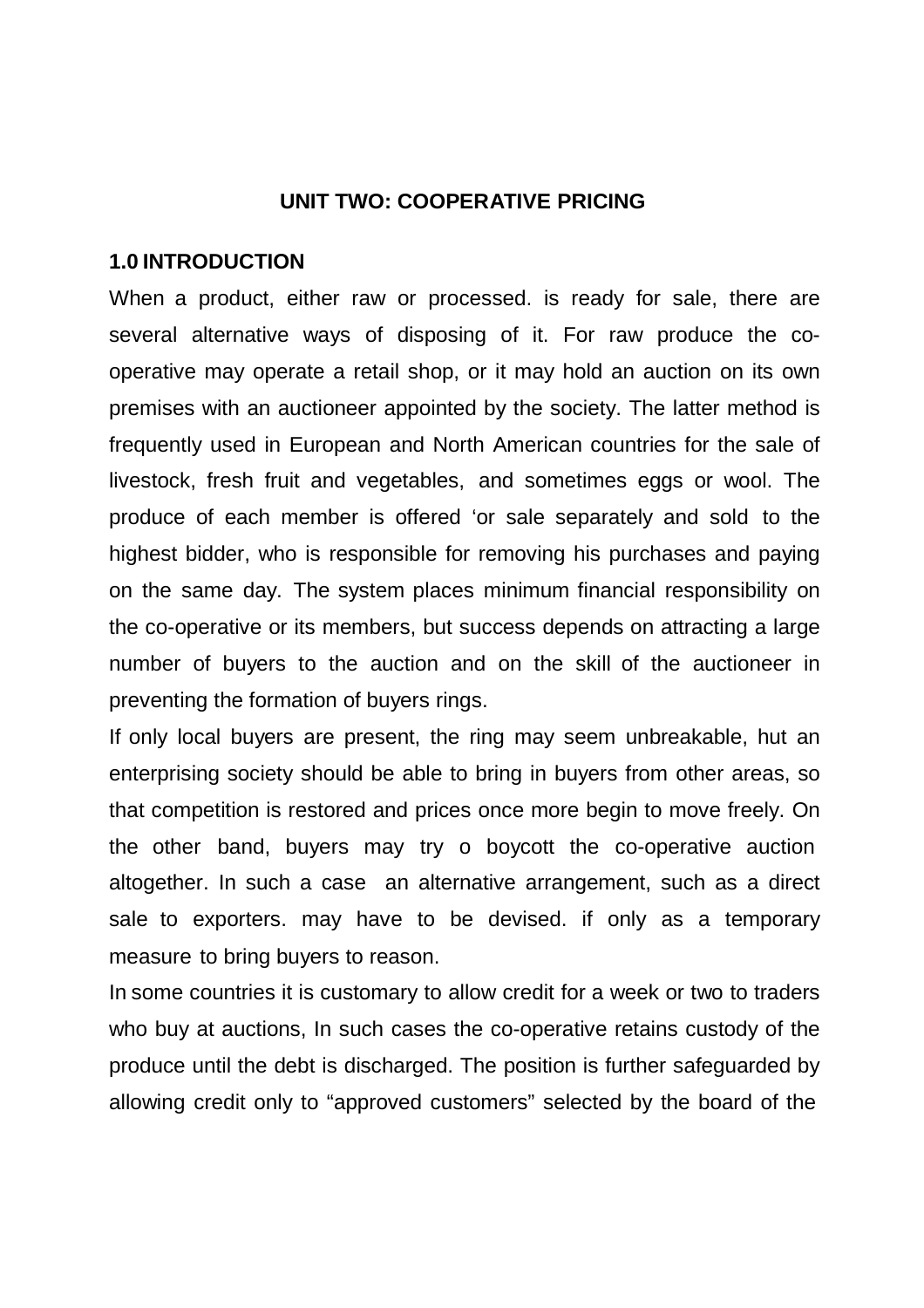**UNIT TWO: COOPERATIVE PRICING**

**1.0 INTRODUCTION**

When a product, either raw or processed. is ready for sale, there are several alternative ways of disposing of it. For raw produce the co-operative may operate a retail shop, or it may hold an auction on its own premises with an auctioneer appointed by the society. The latter method is frequently used in European and North American countries for the sale of livestock, fresh fruit and vegetables, and sometimes eggs or wool. The produce of each member is offered 'or sale separately and sold to the highest bidder, who is responsible for removing his purchases and paying on the same day. The system places minimum financial responsibility on the co-operative or its members, but success depends on attracting a large number of buyers to the auction and on the skill of the auctioneer in preventing the formation of buyers rings.

If only local buyers are present, the ring may seem unbreakable, hut an enterprising society should be able to bring in buyers from other areas, so that competition is restored and prices once more begin to move freely. On the other band, buyers may try o boycott the co-operative auction altogether. In such a case an alternative arrangement, such as a direct sale to exporters. may have to be devised. if only as a temporary measure to bring buyers to reason.

In some countries it is customary to allow credit for a week or two to traders who buy at auctions, In such cases the co-operative retains custody of the produce until the debt is discharged. The position is further safeguarded by allowing credit only to "approved customers" selected by the board of the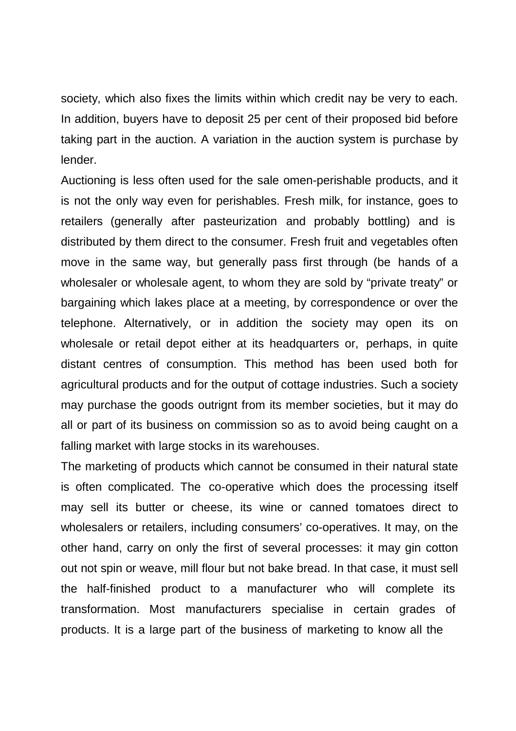society, which also fixes the limits within which credit nay be very to each. In addition, buyers have to deposit 25 per cent of their proposed bid before taking part in the auction. A variation in the auction system is purchase by lender.

Auctioning is less often used for the sale omen-perishable products, and it is not the only way even for perishables. Fresh milk, for instance, goes to retailers (generally after pasteurization and probably bottling) and is distributed by them direct to the consumer. Fresh fruit and vegetables often move in the same way, but generally pass first through (be hands of a wholesaler or wholesale agent, to whom they are sold by "private treaty" or bargaining which lakes place at a meeting, by correspondence or over the telephone. Alternatively, or in addition the society may open its on wholesale or retail depot either at its headquarters or, perhaps, in quite distant centres of consumption. This method has been used both for agricultural products and for the output of cottage industries. Such a society may purchase the goods outrignt from its member societies, but it may do all or part of its business on commission so as to avoid being caught on a falling market with large stocks in its warehouses.

The marketing of products which cannot be consumed in their natural state is often complicated. The co-operative which does the processing itself may sell its butter or cheese, its wine or canned tomatoes direct to wholesalers or retailers, including consumers' co-operatives. It may, on the other hand, carry on only the first of several processes: it may gin cotton out not spin or weave, mill flour but not bake bread. In that case, it must sell the half-finished product to a manufacturer who will complete its transformation. Most manufacturers specialise in certain grades of products. It is a large part of the business of marketing to know all the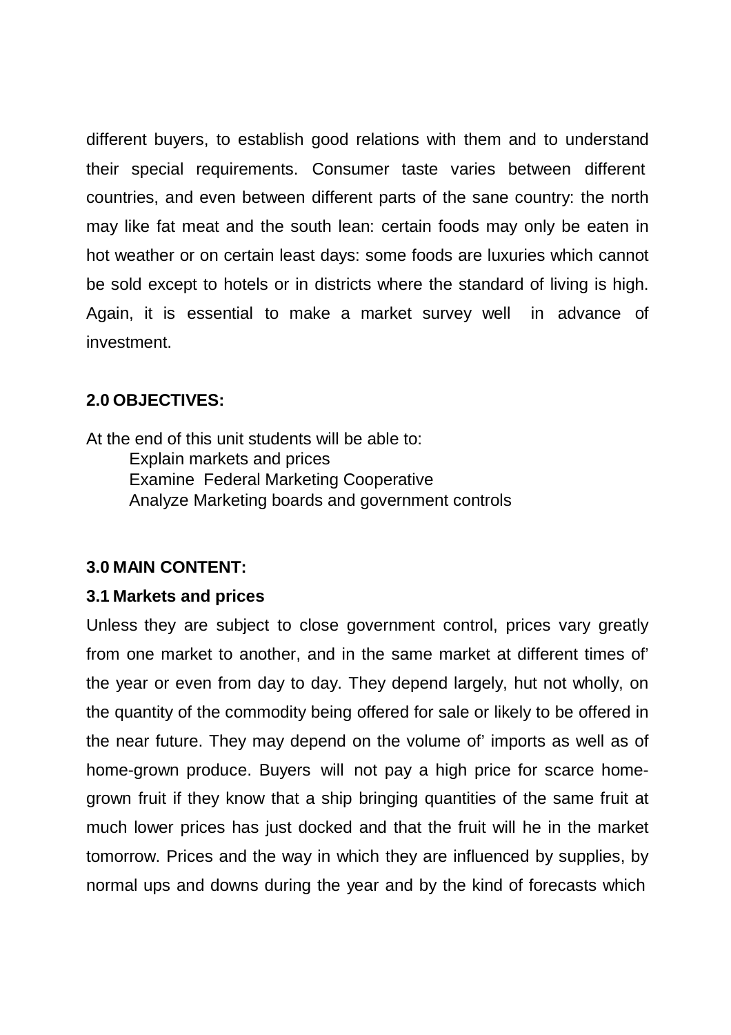different buyers, to establish good relations with them and to understand their special requirements. Consumer taste varies between different countries, and even between different parts of the sane country: the north may like fat meat and the south lean: certain foods may only be eaten in hot weather or on certain least days: some foods are luxuries which cannot be sold except to hotels or in districts where the standard of living is high. Again, it is essential to make a market survey well in advance of investment.

## 2.0 OBJECTIVES:

At the end of this unit students will be able to:

- Explain markets and prices
- Examine Federal Marketing Cooperative
- Analyze Marketing boards and government controls

## 3.0 MAIN CONTENT:

### 3.1 Markets and prices

Unless they are subject to close government control, prices vary greatly from one market to another, and in the same market at different times of' the year or even from day to day. They depend largely, hut not wholly, on the quantity of the commodity being offered for sale or likely to be offered in the near future. They may depend on the volume of' imports as well as of home-grown produce. Buyers will not pay a high price for scarce home-grown fruit if they know that a ship bringing quantities of the same fruit at much lower prices has just docked and that the fruit will he in the market tomorrow. Prices and the way in which they are influenced by supplies, by normal ups and downs during the year and by the kind of forecasts which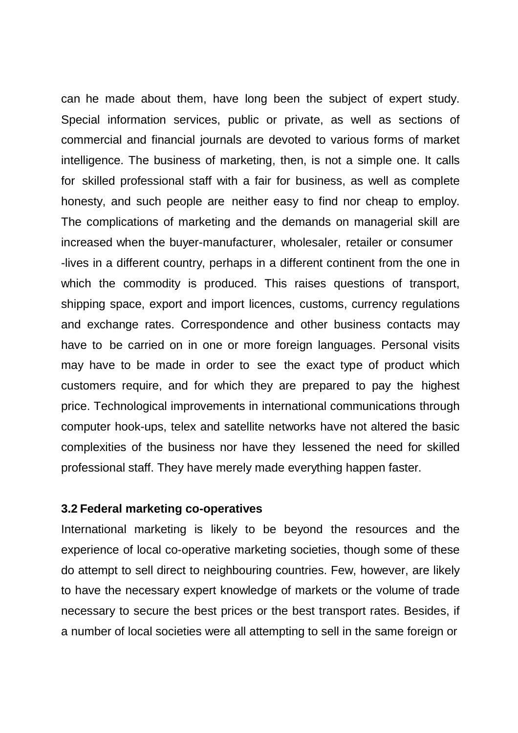can he made about them, have long been the subject of expert study. Special information services, public or private, as well as sections of commercial and financial journals are devoted to various forms of market intelligence. The business of marketing, then, is not a simple one. It calls for skilled professional staff with a fair for business, as well as complete honesty, and such people are neither easy to find nor cheap to employ. The complications of marketing and the demands on managerial skill are increased when the buyer-manufacturer, wholesaler, retailer or consumer -lives in a different country, perhaps in a different continent from the one in which the commodity is produced. This raises questions of transport, shipping space, export and import licences, customs, currency regulations and exchange rates. Correspondence and other business contacts may have to be carried on in one or more foreign languages. Personal visits may have to be made in order to see the exact type of product which customers require, and for which they are prepared to pay the highest price. Technological improvements in international communications through computer hook-ups, telex and satellite networks have not altered the basic complexities of the business nor have they lessened the need for skilled professional staff. They have merely made everything happen faster.

### 3.2 Federal marketing co-operatives

International marketing is likely to be beyond the resources and the experience of local co-operative marketing societies, though some of these do attempt to sell direct to neighbouring countries. Few, however, are likely to have the necessary expert knowledge of markets or the volume of trade necessary to secure the best prices or the best transport rates. Besides, if a number of local societies were all attempting to sell in the same foreign or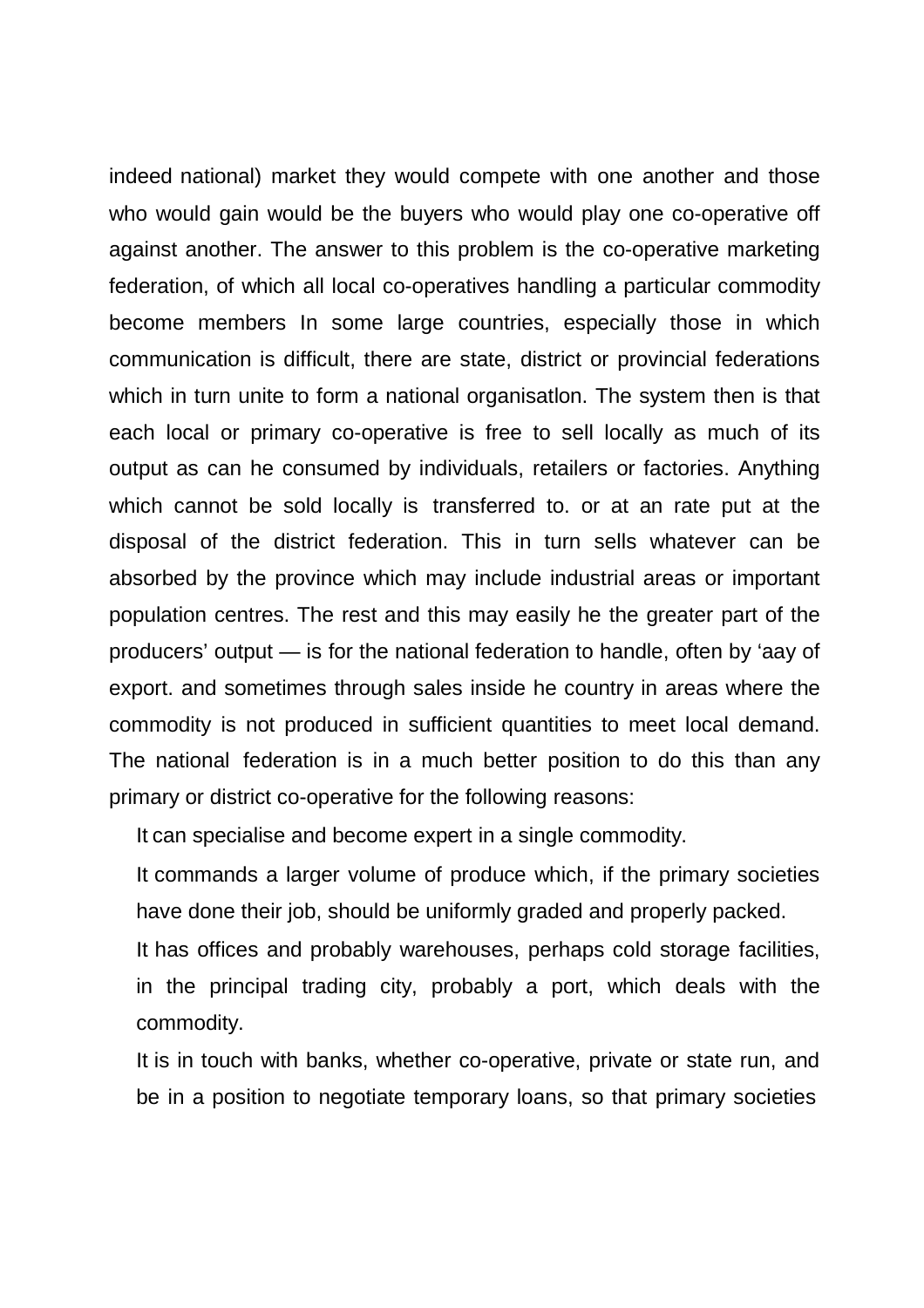indeed national) market they would compete with one another and those who would gain would be the buyers who would play one co-operative off against another. The answer to this problem is the co-operative marketing federation, of which all local co-operatives handling a particular commodity become members In some large countries, especially those in which communication is difficult, there are state, district or provincial federations which in turn unite to form a national organisatlon. The system then is that each local or primary co-operative is free to sell locally as much of its output as can he consumed by individuals, retailers or factories. Anything which cannot be sold locally is transferred to. or at an rate put at the disposal of the district federation. This in turn sells whatever can be absorbed by the province which may include industrial areas or important population centres. The rest and this may easily he the greater part of the producers' output — is for the national federation to handle, often by 'aay of export. and sometimes through sales inside he country in areas where the commodity is not produced in sufficient quantities to meet local demand. The national federation is in a much better position to do this than any primary or district co-operative for the following reasons:

It can specialise and become expert in a single commodity.

It commands a larger volume of produce which, if the primary societies have done their job, should be uniformly graded and properly packed.

It has offices and probably warehouses, perhaps cold storage facilities, in the principal trading city, probably a port, which deals with the commodity.

It is in touch with banks, whether co-operative, private or state run, and be in a position to negotiate temporary loans, so that primary societies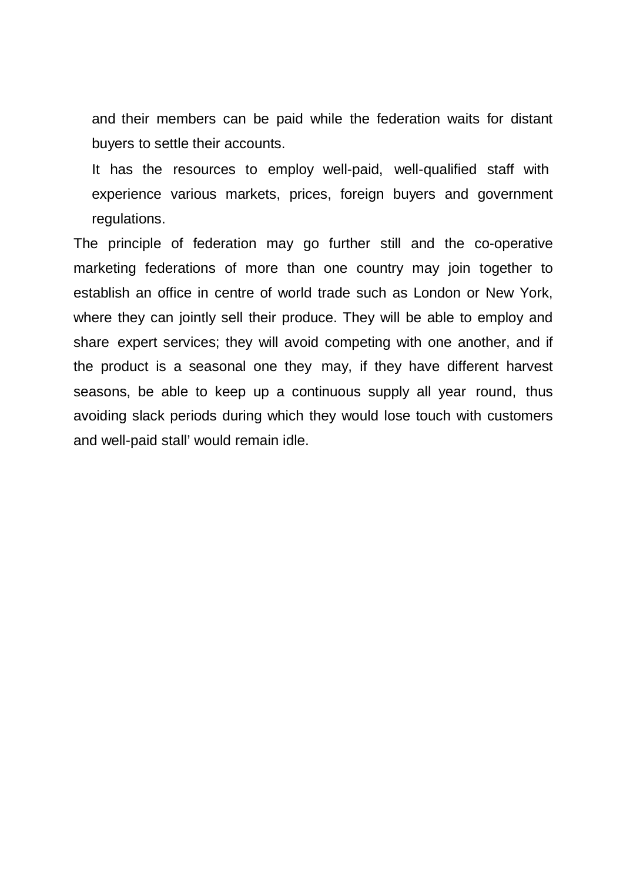and their members can be paid while the federation waits for distant buyers to settle their accounts.

It has the resources to employ well-paid, well-qualified staff with experience various markets, prices, foreign buyers and government regulations.

The principle of federation may go further still and the co-operative marketing federations of more than one country may join together to establish an office in centre of world trade such as London or New York, where they can jointly sell their produce. They will be able to employ and share expert services; they will avoid competing with one another, and if the product is a seasonal one they may, if they have different harvest seasons, be able to keep up a continuous supply all year round, thus avoiding slack periods during which they would lose touch with customers and well-paid stall' would remain idle.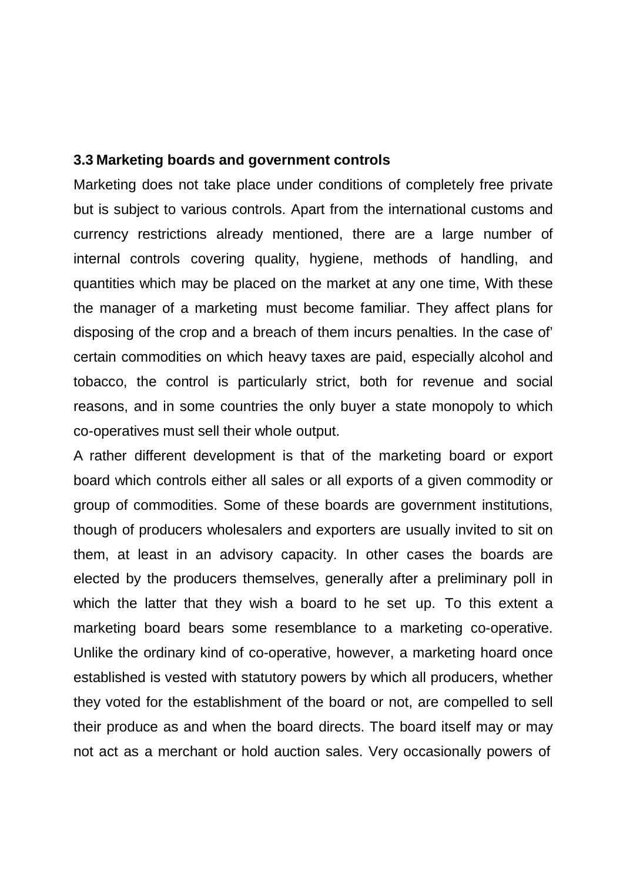### 3.3 Marketing boards and government controls

Marketing does not take place under conditions of completely free private but is subject to various controls. Apart from the international customs and currency restrictions already mentioned, there are a large number of internal controls covering quality, hygiene, methods of handling, and quantities which may be placed on the market at any one time, With these the manager of a marketing must become familiar. They affect plans for disposing of the crop and a breach of them incurs penalties. In the case of' certain commodities on which heavy taxes are paid, especially alcohol and tobacco, the control is particularly strict, both for revenue and social reasons, and in some countries the only buyer a state monopoly to which co-operatives must sell their whole output.

A rather different development is that of the marketing board or export board which controls either all sales or all exports of a given commodity or group of commodities. Some of these boards are government institutions, though of producers wholesalers and exporters are usually invited to sit on them, at least in an advisory capacity. In other cases the boards are elected by the producers themselves, generally after a preliminary poll in which the latter that they wish a board to he set up. To this extent a marketing board bears some resemblance to a marketing co-operative. Unlike the ordinary kind of co-operative, however, a marketing hoard once established is vested with statutory powers by which all producers, whether they voted for the establishment of the board or not, are compelled to sell their produce as and when the board directs. The board itself may or may not act as a merchant or hold auction sales. Very occasionally powers of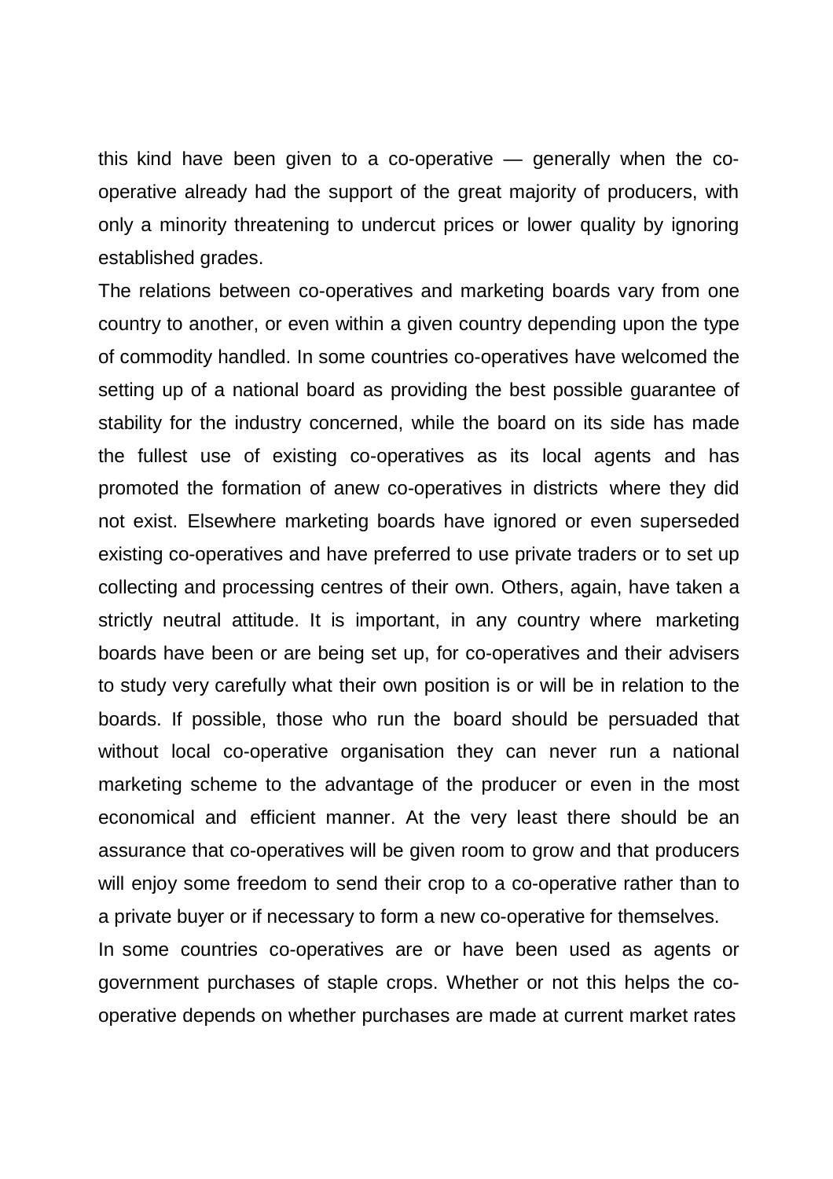this kind have been given to a co-operative — generally when the co-operative already had the support of the great majority of producers, with only a minority threatening to undercut prices or lower quality by ignoring established grades.

The relations between co-operatives and marketing boards vary from one country to another, or even within a given country depending upon the type of commodity handled. In some countries co-operatives have welcomed the setting up of a national board as providing the best possible guarantee of stability for the industry concerned, while the board on its side has made the fullest use of existing co-operatives as its local agents and has promoted the formation of anew co-operatives in districts where they did not exist. Elsewhere marketing boards have ignored or even superseded existing co-operatives and have preferred to use private traders or to set up collecting and processing centres of their own. Others, again, have taken a strictly neutral attitude. It is important, in any country where marketing boards have been or are being set up, for co-operatives and their advisers to study very carefully what their own position is or will be in relation to the boards. If possible, those who run the board should be persuaded that without local co-operative organisation they can never run a national marketing scheme to the advantage of the producer or even in the most economical and efficient manner. At the very least there should be an assurance that co-operatives will be given room to grow and that producers will enjoy some freedom to send their crop to a co-operative rather than to a private buyer or if necessary to form a new co-operative for themselves.

In some countries co-operatives are or have been used as agents or government purchases of staple crops. Whether or not this helps the co-operative depends on whether purchases are made at current market rates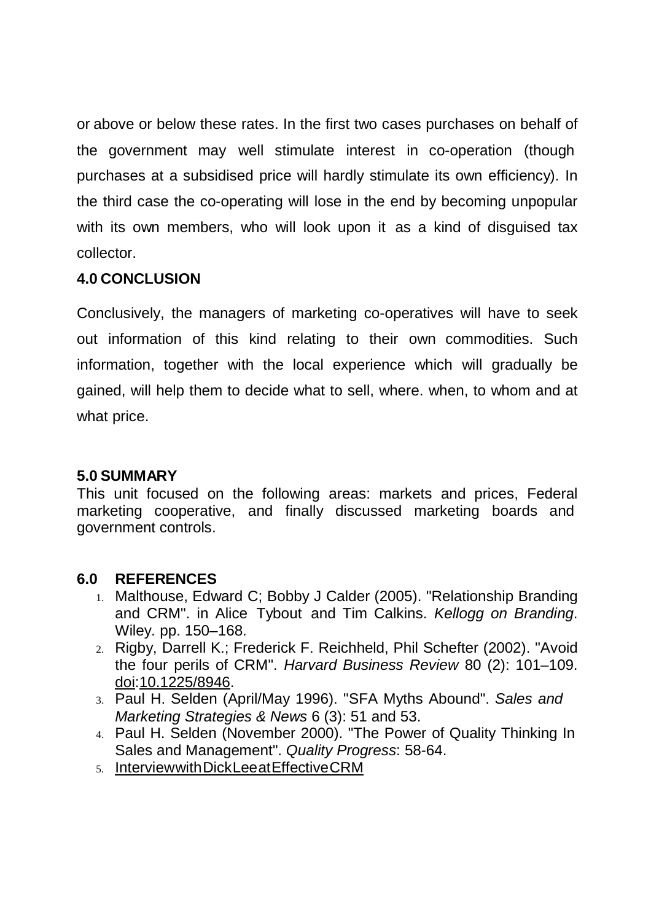or above or below these rates. In the first two cases purchases on behalf of the government may well stimulate interest in co-operation (though purchases at a subsidised price will hardly stimulate its own efficiency). In the third case the co-operating will lose in the end by becoming unpopular with its own members, who will look upon it as a kind of disguised tax collector.

## 4.0 CONCLUSION

Conclusively, the managers of marketing co-operatives will have to seek out information of this kind relating to their own commodities. Such information, together with the local experience which will gradually be gained, will help them to decide what to sell, where. when, to whom and at what price.

## 5.0 SUMMARY

This unit focused on the following areas: markets and prices, Federal marketing cooperative, and finally discussed marketing boards and government controls.

## 6.0 REFERENCES

1. Malthouse, Edward C; Bobby J Calder (2005). "Relationship Branding and CRM". in Alice Tybout and Tim Calkins. *Kellogg on Branding*. Wiley. pp. 150–168.
2. Rigby, Darrell K.; Frederick F. Reichheld, Phil Schefter (2002). "Avoid the four perils of CRM". *Harvard Business Review* 80 (2): 101–109. doi:10.1225/8946.
3. Paul H. Selden (April/May 1996). "SFA Myths Abound". *Sales and Marketing Strategies & News* 6 (3): 51 and 53.
4. Paul H. Selden (November 2000). "The Power of Quality Thinking In Sales and Management". *Quality Progress*: 58-64.
5. InterviewwithDickLeeatEffectiveCRM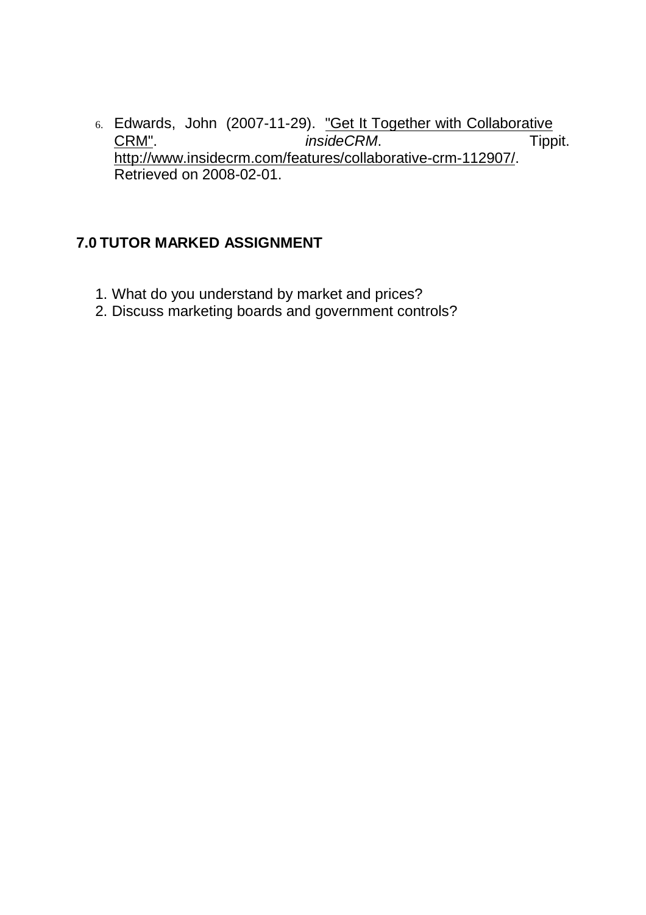6. Edwards, John (2007-11-29). "Get It Together with Collaborative CRM". *insideCRM*. Tippit. http://www.insidecrm.com/features/collaborative-crm-112907/. Retrieved on 2008-02-01.

## 7.0 TUTOR MARKED ASSIGNMENT

1. What do you understand by market and prices?
2. Discuss marketing boards and government controls?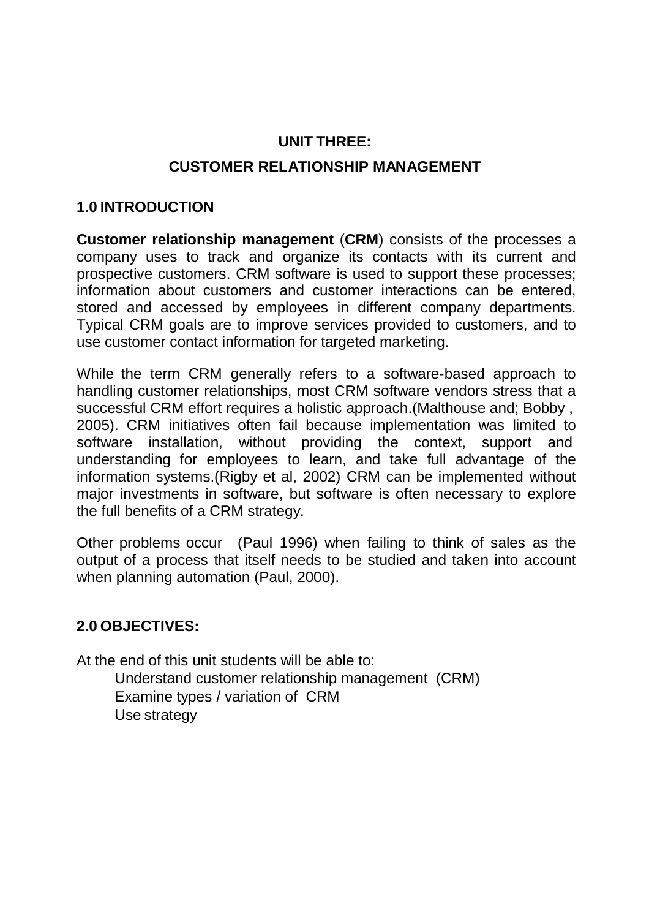# UNIT THREE:

# CUSTOMER RELATIONSHIP MANAGEMENT

## 1.0 INTRODUCTION

**Customer relationship management** (**CRM**) consists of the processes a company uses to track and organize its contacts with its current and prospective customers. CRM software is used to support these processes; information about customers and customer interactions can be entered, stored and accessed by employees in different company departments. Typical CRM goals are to improve services provided to customers, and to use customer contact information for targeted marketing.

While the term CRM generally refers to a software-based approach to handling customer relationships, most CRM software vendors stress that a successful CRM effort requires a holistic approach.(Malthouse and; Bobby , 2005). CRM initiatives often fail because implementation was limited to software installation, without providing the context, support and understanding for employees to learn, and take full advantage of the information systems.(Rigby et al, 2002) CRM can be implemented without major investments in software, but software is often necessary to explore the full benefits of a CRM strategy.

Other problems occur (Paul 1996) when failing to think of sales as the output of a process that itself needs to be studied and taken into account when planning automation (Paul, 2000).

## 2.0 OBJECTIVES:

At the end of this unit students will be able to:

- Understand customer relationship management (CRM)
- Examine types / variation of CRM
- Use strategy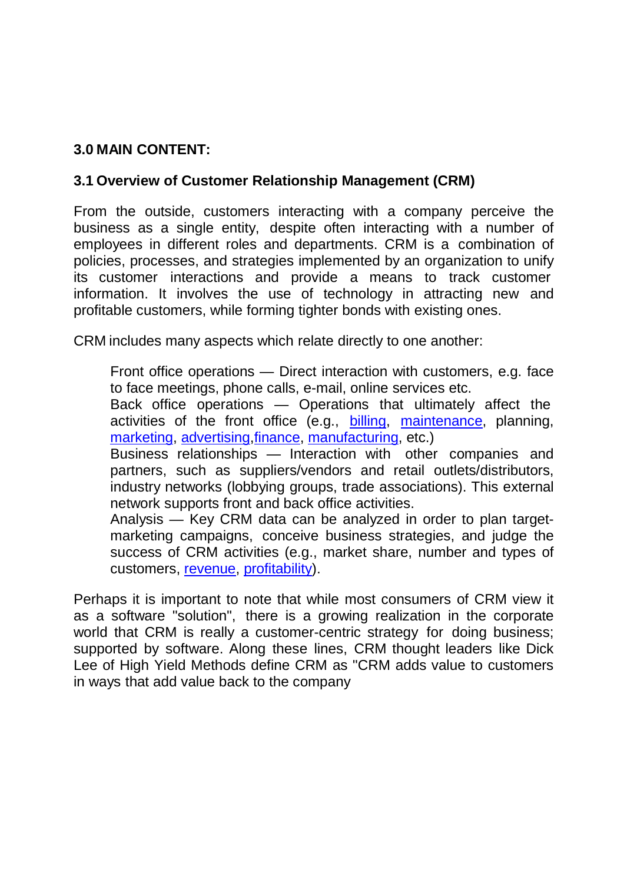## 3.0 MAIN CONTENT:

### 3.1 Overview of Customer Relationship Management (CRM)

From the outside, customers interacting with a company perceive the business as a single entity, despite often interacting with a number of employees in different roles and departments. CRM is a combination of policies, processes, and strategies implemented by an organization to unify its customer interactions and provide a means to track customer information. It involves the use of technology in attracting new and profitable customers, while forming tighter bonds with existing ones.

CRM includes many aspects which relate directly to one another:

Front office operations — Direct interaction with customers, e.g. face to face meetings, phone calls, e-mail, online services etc.
Back office operations — Operations that ultimately affect the activities of the front office (e.g., billing, maintenance, planning, marketing, advertising, finance, manufacturing, etc.)
Business relationships — Interaction with other companies and partners, such as suppliers/vendors and retail outlets/distributors, industry networks (lobbying groups, trade associations). This external network supports front and back office activities.
Analysis — Key CRM data can be analyzed in order to plan target-marketing campaigns, conceive business strategies, and judge the success of CRM activities (e.g., market share, number and types of customers, revenue, profitability).

Perhaps it is important to note that while most consumers of CRM view it as a software "solution", there is a growing realization in the corporate world that CRM is really a customer-centric strategy for doing business; supported by software. Along these lines, CRM thought leaders like Dick Lee of High Yield Methods define CRM as "CRM adds value to customers in ways that add value back to the company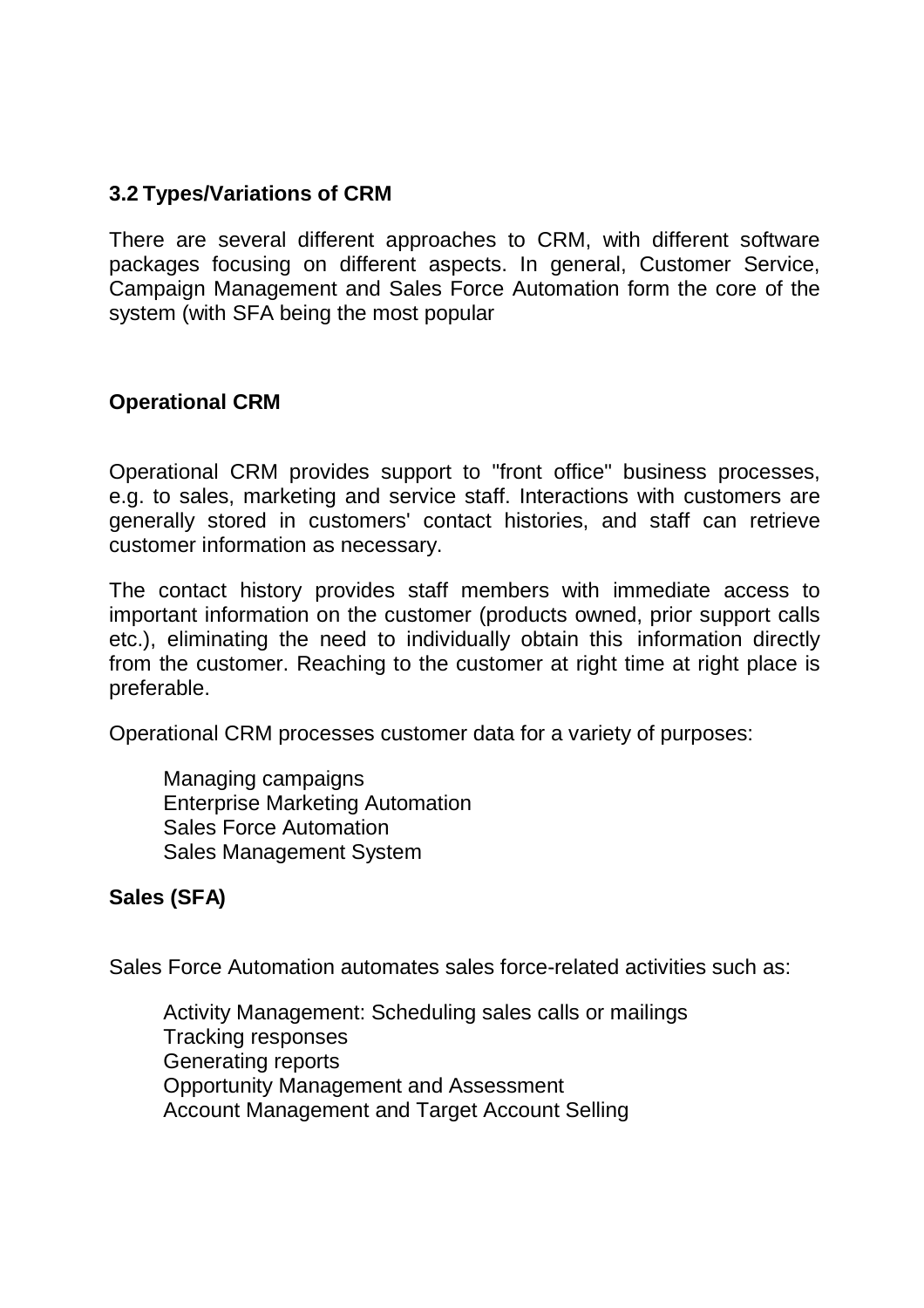## 3.2 Types/Variations of CRM

There are several different approaches to CRM, with different software packages focusing on different aspects. In general, Customer Service, Campaign Management and Sales Force Automation form the core of the system (with SFA being the most popular

### Operational CRM

Operational CRM provides support to "front office" business processes, e.g. to sales, marketing and service staff. Interactions with customers are generally stored in customers' contact histories, and staff can retrieve customer information as necessary.

The contact history provides staff members with immediate access to important information on the customer (products owned, prior support calls etc.), eliminating the need to individually obtain this information directly from the customer. Reaching to the customer at right time at right place is preferable.

Operational CRM processes customer data for a variety of purposes:

- Managing campaigns
- Enterprise Marketing Automation
- Sales Force Automation
- Sales Management System

### Sales (SFA)

Sales Force Automation automates sales force-related activities such as:

- Activity Management: Scheduling sales calls or mailings
- Tracking responses
- Generating reports
- Opportunity Management and Assessment
- Account Management and Target Account Selling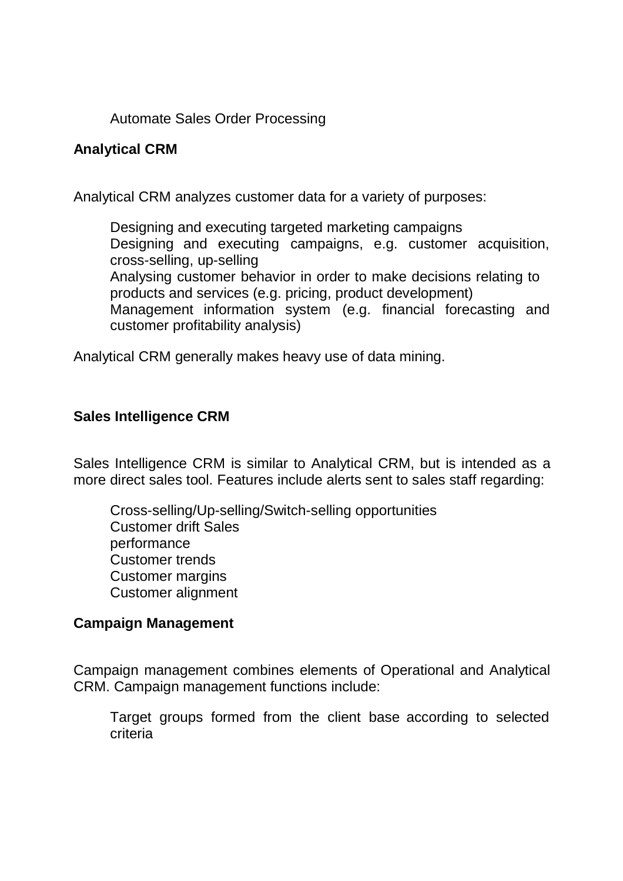Automate Sales Order Processing

**Analytical CRM**

Analytical CRM analyzes customer data for a variety of purposes:

- Designing and executing targeted marketing campaigns
- Designing and executing campaigns, e.g. customer acquisition, cross-selling, up-selling
- Analysing customer behavior in order to make decisions relating to products and services (e.g. pricing, product development)
- Management information system (e.g. financial forecasting and customer profitability analysis)

Analytical CRM generally makes heavy use of data mining.

**Sales Intelligence CRM**

Sales Intelligence CRM is similar to Analytical CRM, but is intended as a more direct sales tool. Features include alerts sent to sales staff regarding:

- Cross-selling/Up-selling/Switch-selling opportunities
- Customer drift Sales performance
- Customer trends
- Customer margins
- Customer alignment

**Campaign Management**

Campaign management combines elements of Operational and Analytical CRM. Campaign management functions include:

- Target groups formed from the client base according to selected criteria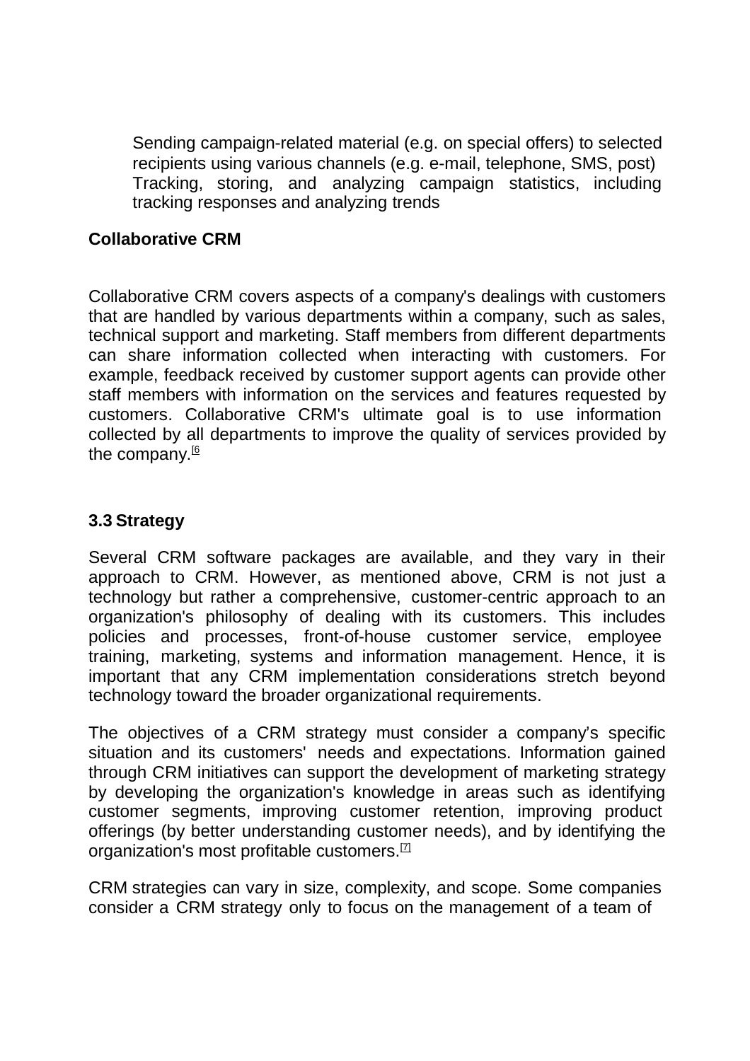Sending campaign-related material (e.g. on special offers) to selected recipients using various channels (e.g. e-mail, telephone, SMS, post)
Tracking, storing, and analyzing campaign statistics, including tracking responses and analyzing trends

**Collaborative CRM**

Collaborative CRM covers aspects of a company's dealings with customers that are handled by various departments within a company, such as sales, technical support and marketing. Staff members from different departments can share information collected when interacting with customers. For example, feedback received by customer support agents can provide other staff members with information on the services and features requested by customers. Collaborative CRM's ultimate goal is to use information collected by all departments to improve the quality of services provided by the company.[6]

### 3.3 Strategy

Several CRM software packages are available, and they vary in their approach to CRM. However, as mentioned above, CRM is not just a technology but rather a comprehensive, customer-centric approach to an organization's philosophy of dealing with its customers. This includes policies and processes, front-of-house customer service, employee training, marketing, systems and information management. Hence, it is important that any CRM implementation considerations stretch beyond technology toward the broader organizational requirements.

The objectives of a CRM strategy must consider a company's specific situation and its customers' needs and expectations. Information gained through CRM initiatives can support the development of marketing strategy by developing the organization's knowledge in areas such as identifying customer segments, improving customer retention, improving product offerings (by better understanding customer needs), and by identifying the organization's most profitable customers.[7]

CRM strategies can vary in size, complexity, and scope. Some companies consider a CRM strategy only to focus on the management of a team of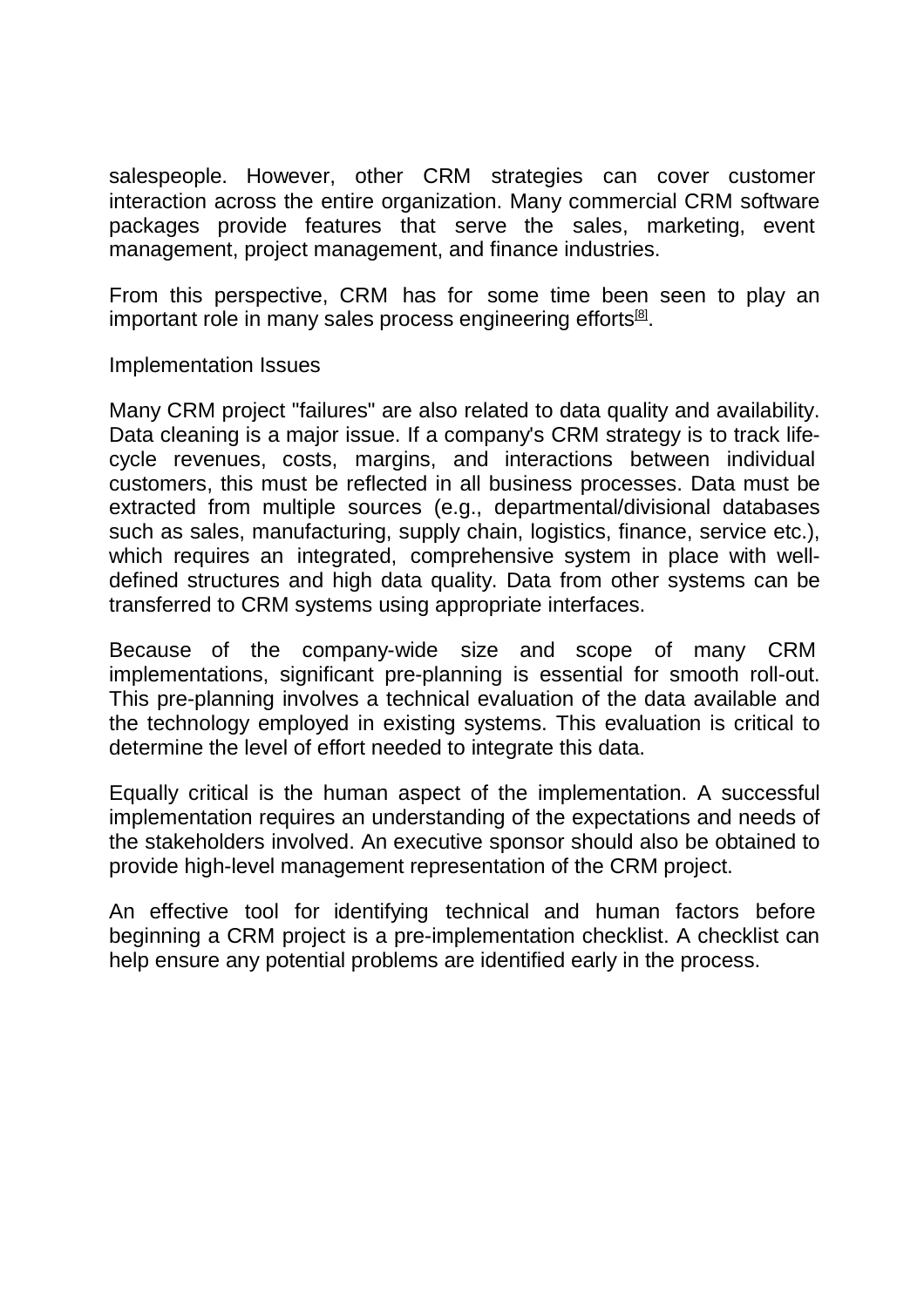salespeople. However, other CRM strategies can cover customer interaction across the entire organization. Many commercial CRM software packages provide features that serve the sales, marketing, event management, project management, and finance industries.

From this perspective, CRM has for some time been seen to play an important role in many sales process engineering efforts[8].

## Implementation Issues

Many CRM project "failures" are also related to data quality and availability. Data cleaning is a major issue. If a company's CRM strategy is to track life-cycle revenues, costs, margins, and interactions between individual customers, this must be reflected in all business processes. Data must be extracted from multiple sources (e.g., departmental/divisional databases such as sales, manufacturing, supply chain, logistics, finance, service etc.), which requires an integrated, comprehensive system in place with well-defined structures and high data quality. Data from other systems can be transferred to CRM systems using appropriate interfaces.

Because of the company-wide size and scope of many CRM implementations, significant pre-planning is essential for smooth roll-out. This pre-planning involves a technical evaluation of the data available and the technology employed in existing systems. This evaluation is critical to determine the level of effort needed to integrate this data.

Equally critical is the human aspect of the implementation. A successful implementation requires an understanding of the expectations and needs of the stakeholders involved. An executive sponsor should also be obtained to provide high-level management representation of the CRM project.

An effective tool for identifying technical and human factors before beginning a CRM project is a pre-implementation checklist. A checklist can help ensure any potential problems are identified early in the process.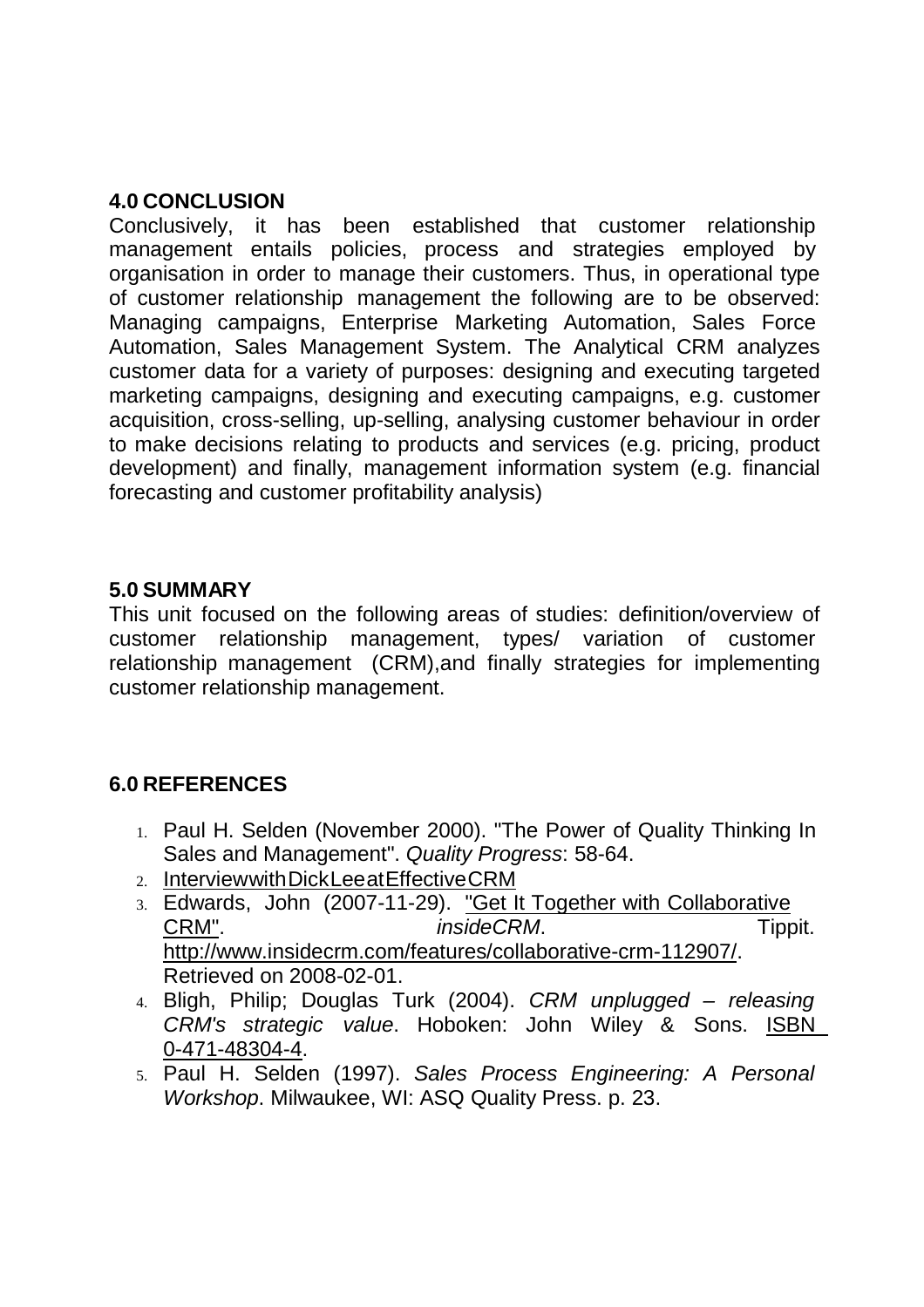## 4.0 CONCLUSION

Conclusively, it has been established that customer relationship management entails policies, process and strategies employed by organisation in order to manage their customers. Thus, in operational type of customer relationship management the following are to be observed: Managing campaigns, Enterprise Marketing Automation, Sales Force Automation, Sales Management System. The Analytical CRM analyzes customer data for a variety of purposes: designing and executing targeted marketing campaigns, designing and executing campaigns, e.g. customer acquisition, cross-selling, up-selling, analysing customer behaviour in order to make decisions relating to products and services (e.g. pricing, product development) and finally, management information system (e.g. financial forecasting and customer profitability analysis)

## 5.0 SUMMARY

This unit focused on the following areas of studies: definition/overview of customer relationship management, types/ variation of customer relationship management (CRM),and finally strategies for implementing customer relationship management.

## 6.0 REFERENCES

1. Paul H. Selden (November 2000). "The Power of Quality Thinking In Sales and Management". *Quality Progress*: 58-64.
2. InterviewwithDickLeeatEffectiveCRM
3. Edwards, John (2007-11-29). "Get It Together with Collaborative CRM". *insideCRM*. Tippit. http://www.insidecrm.com/features/collaborative-crm-112907/. Retrieved on 2008-02-01.
4. Bligh, Philip; Douglas Turk (2004). *CRM unplugged – releasing CRM's strategic value*. Hoboken: John Wiley & Sons. ISBN 0-471-48304-4.
5. Paul H. Selden (1997). *Sales Process Engineering: A Personal Workshop*. Milwaukee, WI: ASQ Quality Press. p. 23.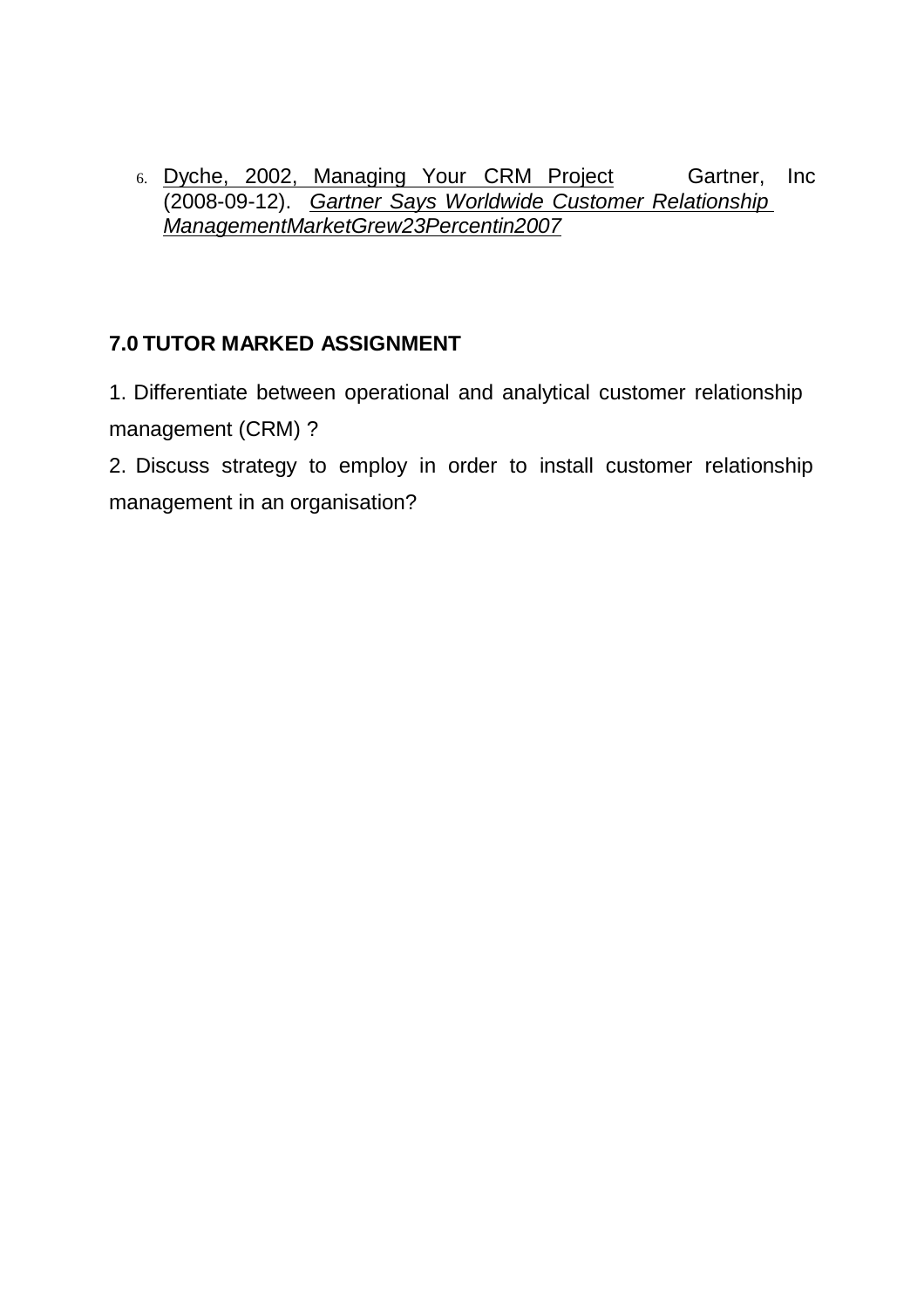6. Dyche, 2002, Managing Your CRM Project Gartner, Inc (2008-09-12). *Gartner Says Worldwide Customer Relationship ManagementMarketGrew23Percentin2007*

## 7.0 TUTOR MARKED ASSIGNMENT

1. Differentiate between operational and analytical customer relationship management (CRM) ?

2. Discuss strategy to employ in order to install customer relationship management in an organisation?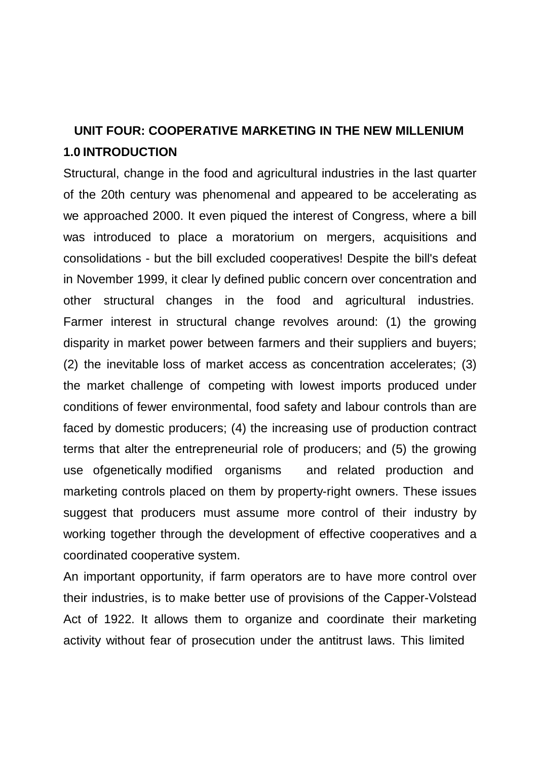## UNIT FOUR: COOPERATIVE MARKETING IN THE NEW MILLENIUM

### 1.0 INTRODUCTION

Structural, change in the food and agricultural industries in the last quarter of the 20th century was phenomenal and appeared to be accelerating as we approached 2000. It even piqued the interest of Congress, where a bill was introduced to place a moratorium on mergers, acquisitions and consolidations - but the bill excluded cooperatives! Despite the bill's defeat in November 1999, it clear ly defined public concern over concentration and other structural changes in the food and agricultural industries. Farmer interest in structural change revolves around: (1) the growing disparity in market power between farmers and their suppliers and buyers; (2) the inevitable loss of market access as concentration accelerates; (3) the market challenge of competing with lowest imports produced under conditions of fewer environmental, food safety and labour controls than are faced by domestic producers; (4) the increasing use of production contract terms that alter the entrepreneurial role of producers; and (5) the growing use ofgenetically modified organisms and related production and marketing controls placed on them by property-right owners. These issues suggest that producers must assume more control of their industry by working together through the development of effective cooperatives and a coordinated cooperative system.

An important opportunity, if farm operators are to have more control over their industries, is to make better use of provisions of the Capper-Volstead Act of 1922. It allows them to organize and coordinate their marketing activity without fear of prosecution under the antitrust laws. This limited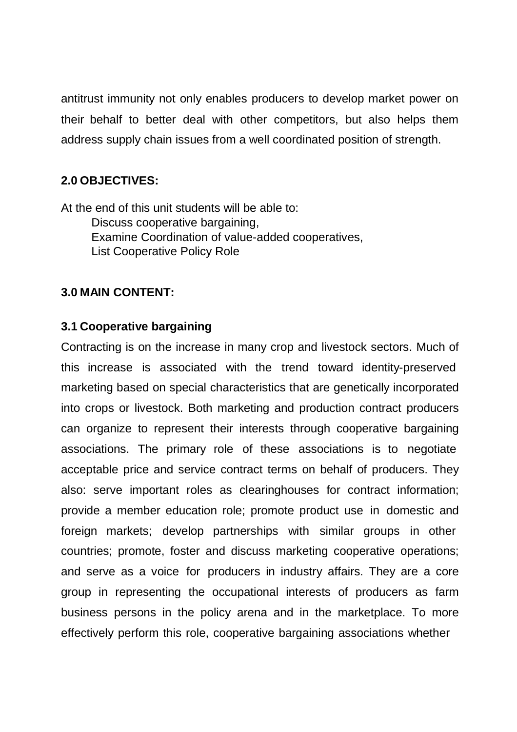antitrust immunity not only enables producers to develop market power on their behalf to better deal with other competitors, but also helps them address supply chain issues from a well coordinated position of strength.

## 2.0 OBJECTIVES:

At the end of this unit students will be able to:

- Discuss cooperative bargaining,
- Examine Coordination of value-added cooperatives,
- List Cooperative Policy Role

## 3.0 MAIN CONTENT:

### 3.1 Cooperative bargaining

Contracting is on the increase in many crop and livestock sectors. Much of this increase is associated with the trend toward identity-preserved marketing based on special characteristics that are genetically incorporated into crops or livestock. Both marketing and production contract producers can organize to represent their interests through cooperative bargaining associations. The primary role of these associations is to negotiate acceptable price and service contract terms on behalf of producers. They also: serve important roles as clearinghouses for contract information; provide a member education role; promote product use in domestic and foreign markets; develop partnerships with similar groups in other countries; promote, foster and discuss marketing cooperative operations; and serve as a voice for producers in industry affairs. They are a core group in representing the occupational interests of producers as farm business persons in the policy arena and in the marketplace. To more effectively perform this role, cooperative bargaining associations whether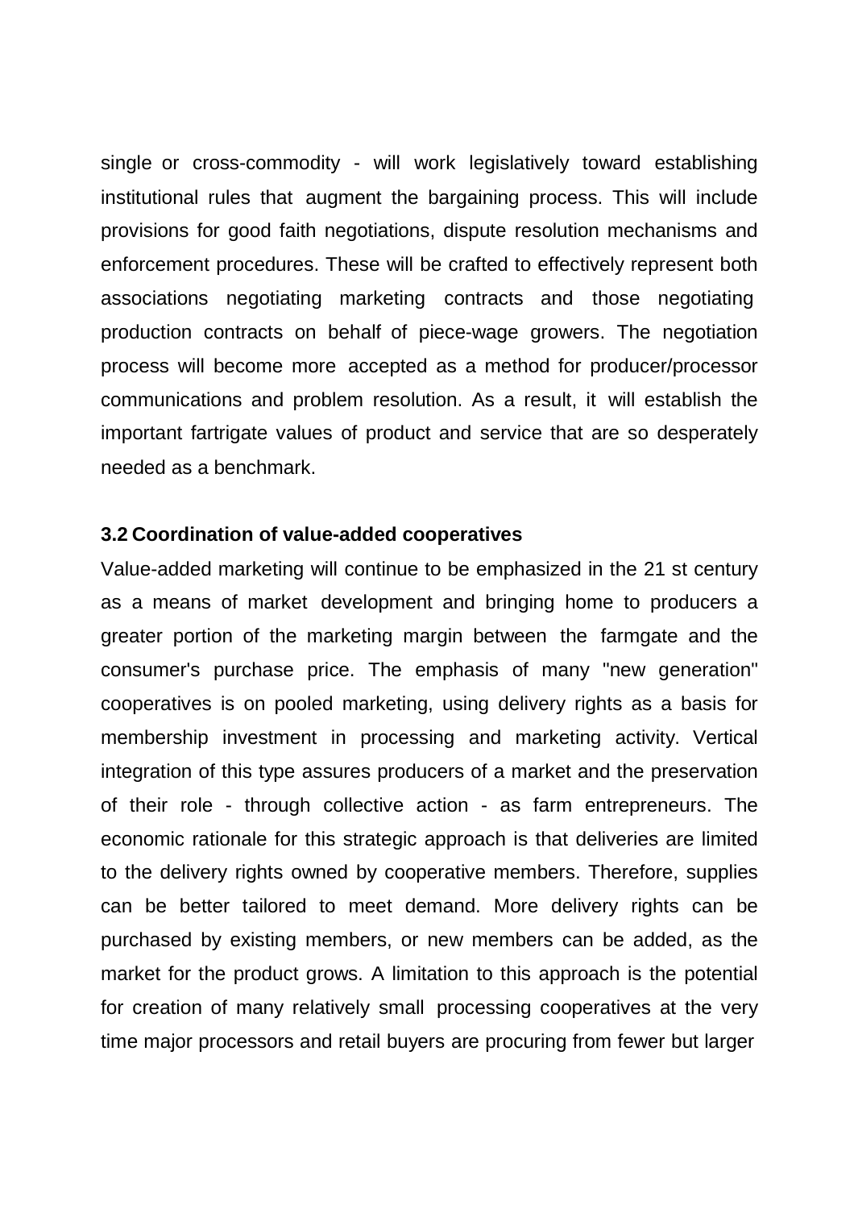single or cross-commodity - will work legislatively toward establishing institutional rules that augment the bargaining process. This will include provisions for good faith negotiations, dispute resolution mechanisms and enforcement procedures. These will be crafted to effectively represent both associations negotiating marketing contracts and those negotiating production contracts on behalf of piece-wage growers. The negotiation process will become more accepted as a method for producer/processor communications and problem resolution. As a result, it will establish the important fartrigate values of product and service that are so desperately needed as a benchmark.

### 3.2 Coordination of value-added cooperatives

Value-added marketing will continue to be emphasized in the 21 st century as a means of market development and bringing home to producers a greater portion of the marketing margin between the farmgate and the consumer's purchase price. The emphasis of many "new generation" cooperatives is on pooled marketing, using delivery rights as a basis for membership investment in processing and marketing activity. Vertical integration of this type assures producers of a market and the preservation of their role - through collective action - as farm entrepreneurs. The economic rationale for this strategic approach is that deliveries are limited to the delivery rights owned by cooperative members. Therefore, supplies can be better tailored to meet demand. More delivery rights can be purchased by existing members, or new members can be added, as the market for the product grows. A limitation to this approach is the potential for creation of many relatively small processing cooperatives at the very time major processors and retail buyers are procuring from fewer but larger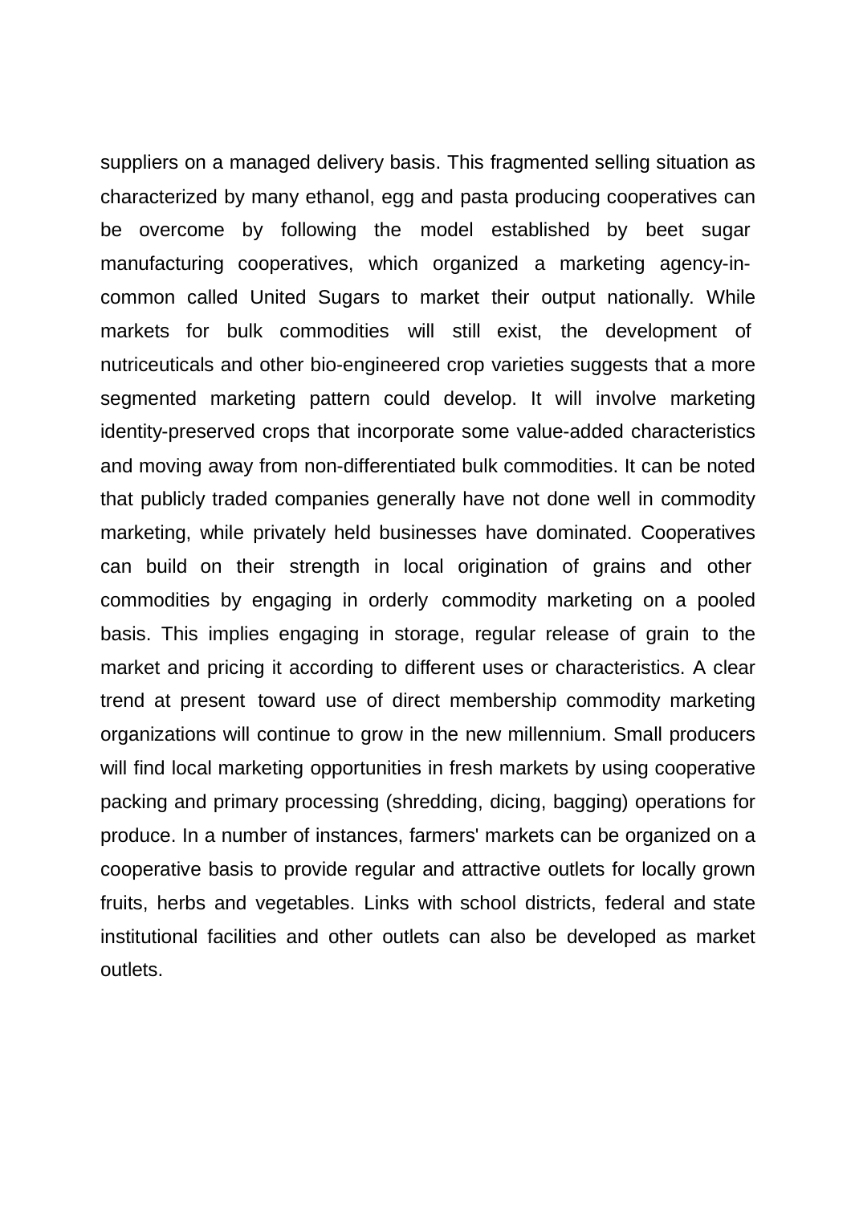suppliers on a managed delivery basis. This fragmented selling situation as characterized by many ethanol, egg and pasta producing cooperatives can be overcome by following the model established by beet sugar manufacturing cooperatives, which organized a marketing agency-in-common called United Sugars to market their output nationally. While markets for bulk commodities will still exist, the development of nutriceuticals and other bio-engineered crop varieties suggests that a more segmented marketing pattern could develop. It will involve marketing identity-preserved crops that incorporate some value-added characteristics and moving away from non-differentiated bulk commodities. It can be noted that publicly traded companies generally have not done well in commodity marketing, while privately held businesses have dominated. Cooperatives can build on their strength in local origination of grains and other commodities by engaging in orderly commodity marketing on a pooled basis. This implies engaging in storage, regular release of grain to the market and pricing it according to different uses or characteristics. A clear trend at present toward use of direct membership commodity marketing organizations will continue to grow in the new millennium. Small producers will find local marketing opportunities in fresh markets by using cooperative packing and primary processing (shredding, dicing, bagging) operations for produce. In a number of instances, farmers' markets can be organized on a cooperative basis to provide regular and attractive outlets for locally grown fruits, herbs and vegetables. Links with school districts, federal and state institutional facilities and other outlets can also be developed as market outlets.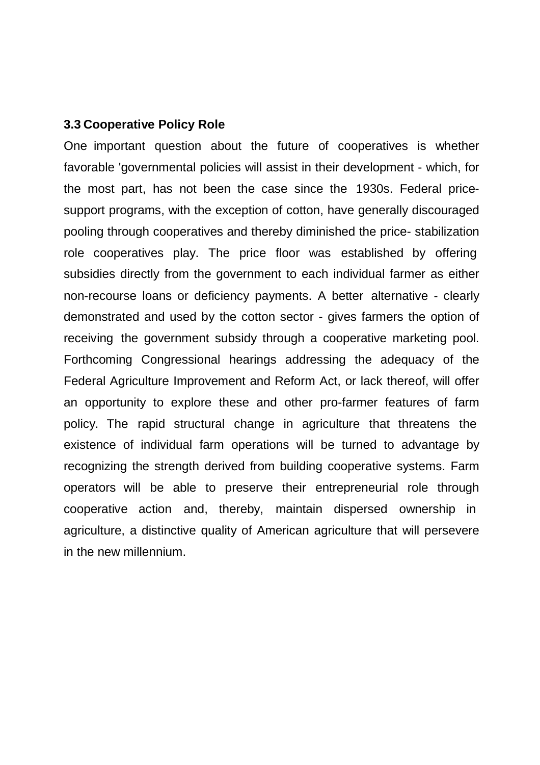### 3.3 Cooperative Policy Role

One important question about the future of cooperatives is whether favorable 'governmental policies will assist in their development - which, for the most part, has not been the case since the 1930s. Federal price-support programs, with the exception of cotton, have generally discouraged pooling through cooperatives and thereby diminished the price- stabilization role cooperatives play. The price floor was established by offering subsidies directly from the government to each individual farmer as either non-recourse loans or deficiency payments. A better alternative - clearly demonstrated and used by the cotton sector - gives farmers the option of receiving the government subsidy through a cooperative marketing pool. Forthcoming Congressional hearings addressing the adequacy of the Federal Agriculture Improvement and Reform Act, or lack thereof, will offer an opportunity to explore these and other pro-farmer features of farm policy. The rapid structural change in agriculture that threatens the existence of individual farm operations will be turned to advantage by recognizing the strength derived from building cooperative systems. Farm operators will be able to preserve their entrepreneurial role through cooperative action and, thereby, maintain dispersed ownership in agriculture, a distinctive quality of American agriculture that will persevere in the new millennium.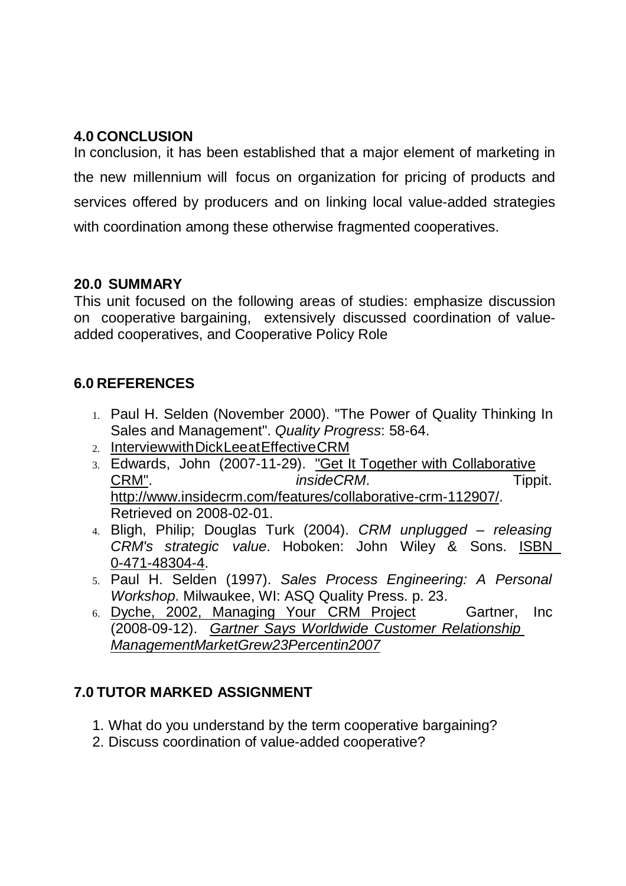## 4.0 CONCLUSION

In conclusion, it has been established that a major element of marketing in the new millennium will focus on organization for pricing of products and services offered by producers and on linking local value-added strategies with coordination among these otherwise fragmented cooperatives.

## 20.0 SUMMARY

This unit focused on the following areas of studies: emphasize discussion on cooperative bargaining, extensively discussed coordination of value-added cooperatives, and Cooperative Policy Role

## 6.0 REFERENCES

1. Paul H. Selden (November 2000). "The Power of Quality Thinking In Sales and Management". *Quality Progress*: 58-64.
2. InterviewwithDickLeeatEffectiveCRM
3. Edwards, John (2007-11-29). "Get It Together with Collaborative CRM". *insideCRM*. Tippit. http://www.insidecrm.com/features/collaborative-crm-112907/. Retrieved on 2008-02-01.
4. Bligh, Philip; Douglas Turk (2004). *CRM unplugged – releasing CRM's strategic value*. Hoboken: John Wiley & Sons. ISBN 0-471-48304-4.
5. Paul H. Selden (1997). *Sales Process Engineering: A Personal Workshop*. Milwaukee, WI: ASQ Quality Press. p. 23.
6. Dyche, 2002, Managing Your CRM Project Gartner, Inc (2008-09-12). *Gartner Says Worldwide Customer Relationship ManagementMarketGrew23Percentin2007*

## 7.0 TUTOR MARKED ASSIGNMENT

1. What do you understand by the term cooperative bargaining?
2. Discuss coordination of value-added cooperative?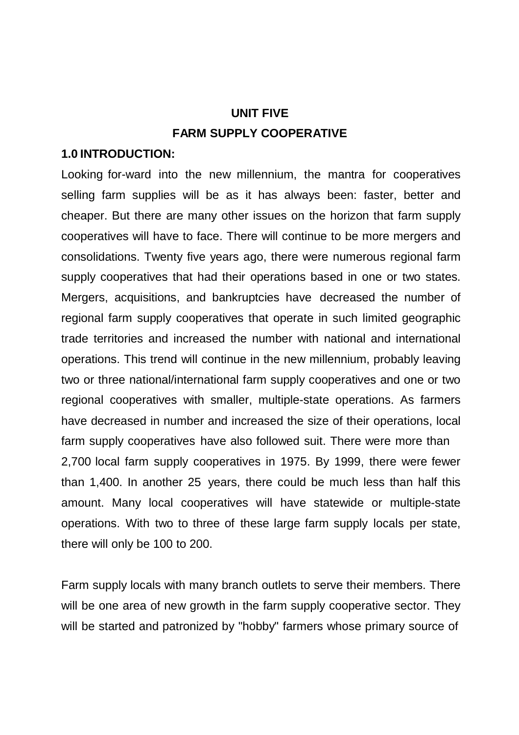# UNIT FIVE

# FARM SUPPLY COOPERATIVE

## 1.0 INTRODUCTION:

Looking for-ward into the new millennium, the mantra for cooperatives selling farm supplies will be as it has always been: faster, better and cheaper. But there are many other issues on the horizon that farm supply cooperatives will have to face. There will continue to be more mergers and consolidations. Twenty five years ago, there were numerous regional farm supply cooperatives that had their operations based in one or two states. Mergers, acquisitions, and bankruptcies have decreased the number of regional farm supply cooperatives that operate in such limited geographic trade territories and increased the number with national and international operations. This trend will continue in the new millennium, probably leaving two or three national/international farm supply cooperatives and one or two regional cooperatives with smaller, multiple-state operations. As farmers have decreased in number and increased the size of their operations, local farm supply cooperatives have also followed suit. There were more than 2,700 local farm supply cooperatives in 1975. By 1999, there were fewer than 1,400. In another 25 years, there could be much less than half this amount. Many local cooperatives will have statewide or multiple-state operations. With two to three of these large farm supply locals per state, there will only be 100 to 200.

Farm supply locals with many branch outlets to serve their members. There will be one area of new growth in the farm supply cooperative sector. They will be started and patronized by "hobby" farmers whose primary source of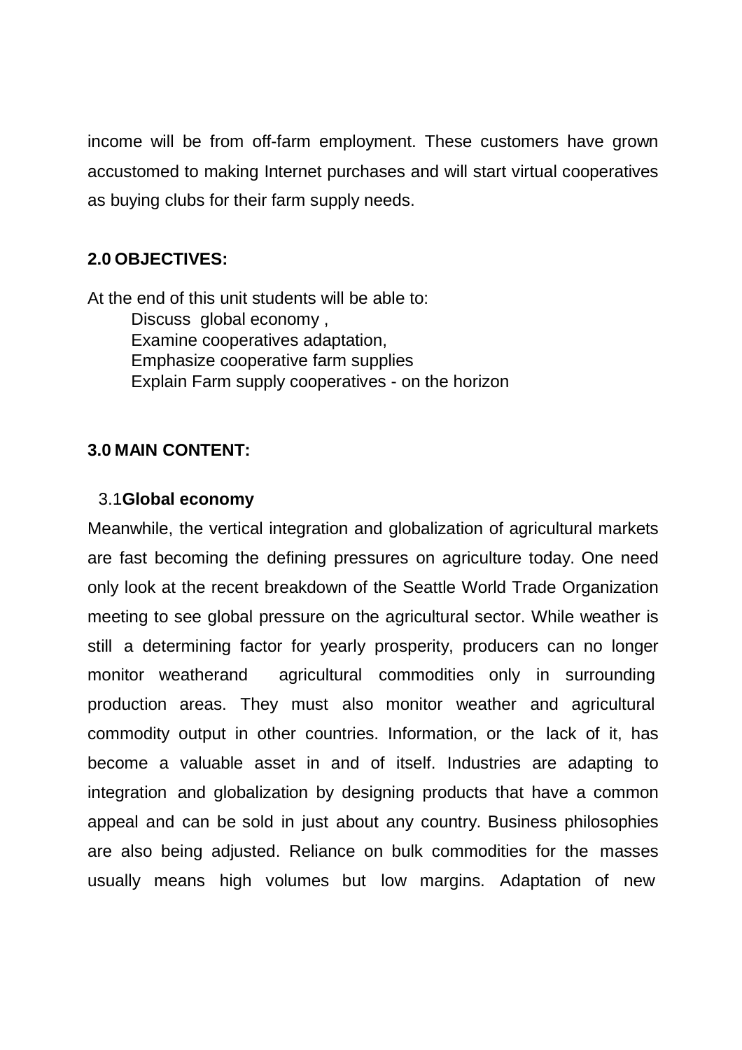income will be from off-farm employment. These customers have grown accustomed to making Internet purchases and will start virtual cooperatives as buying clubs for their farm supply needs.

## 2.0 OBJECTIVES:

At the end of this unit students will be able to:

- Discuss global economy ,
- Examine cooperatives adaptation,
- Emphasize cooperative farm supplies
- Explain Farm supply cooperatives - on the horizon

## 3.0 MAIN CONTENT:

### 3.1 Global economy

Meanwhile, the vertical integration and globalization of agricultural markets are fast becoming the defining pressures on agriculture today. One need only look at the recent breakdown of the Seattle World Trade Organization meeting to see global pressure on the agricultural sector. While weather is still a determining factor for yearly prosperity, producers can no longer monitor weatherand agricultural commodities only in surrounding production areas. They must also monitor weather and agricultural commodity output in other countries. Information, or the lack of it, has become a valuable asset in and of itself. Industries are adapting to integration and globalization by designing products that have a common appeal and can be sold in just about any country. Business philosophies are also being adjusted. Reliance on bulk commodities for the masses usually means high volumes but low margins. Adaptation of new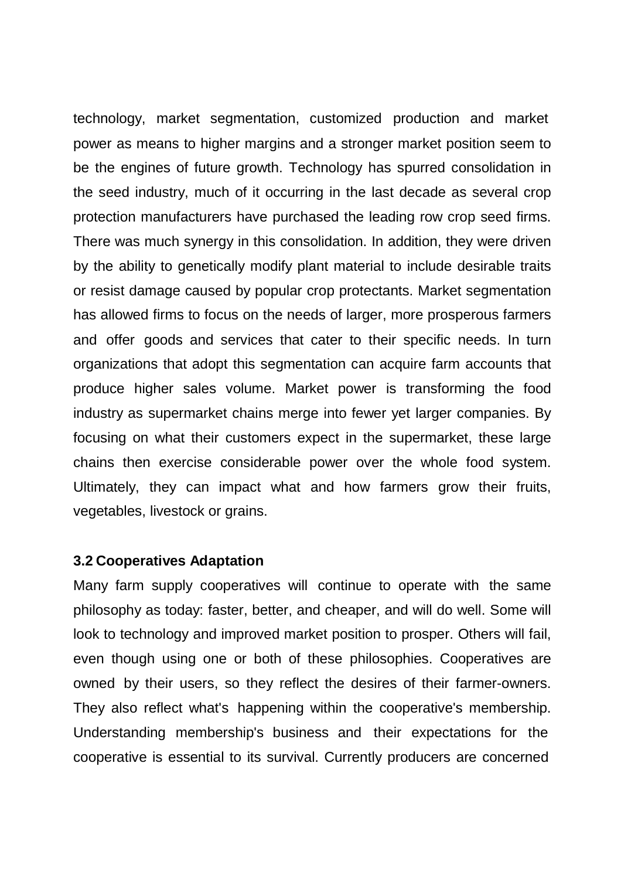technology, market segmentation, customized production and market power as means to higher margins and a stronger market position seem to be the engines of future growth. Technology has spurred consolidation in the seed industry, much of it occurring in the last decade as several crop protection manufacturers have purchased the leading row crop seed firms. There was much synergy in this consolidation. In addition, they were driven by the ability to genetically modify plant material to include desirable traits or resist damage caused by popular crop protectants. Market segmentation has allowed firms to focus on the needs of larger, more prosperous farmers and offer goods and services that cater to their specific needs. In turn organizations that adopt this segmentation can acquire farm accounts that produce higher sales volume. Market power is transforming the food industry as supermarket chains merge into fewer yet larger companies. By focusing on what their customers expect in the supermarket, these large chains then exercise considerable power over the whole food system. Ultimately, they can impact what and how farmers grow their fruits, vegetables, livestock or grains.

### 3.2 Cooperatives Adaptation

Many farm supply cooperatives will continue to operate with the same philosophy as today: faster, better, and cheaper, and will do well. Some will look to technology and improved market position to prosper. Others will fail, even though using one or both of these philosophies. Cooperatives are owned by their users, so they reflect the desires of their farmer-owners. They also reflect what's happening within the cooperative's membership. Understanding membership's business and their expectations for the cooperative is essential to its survival. Currently producers are concerned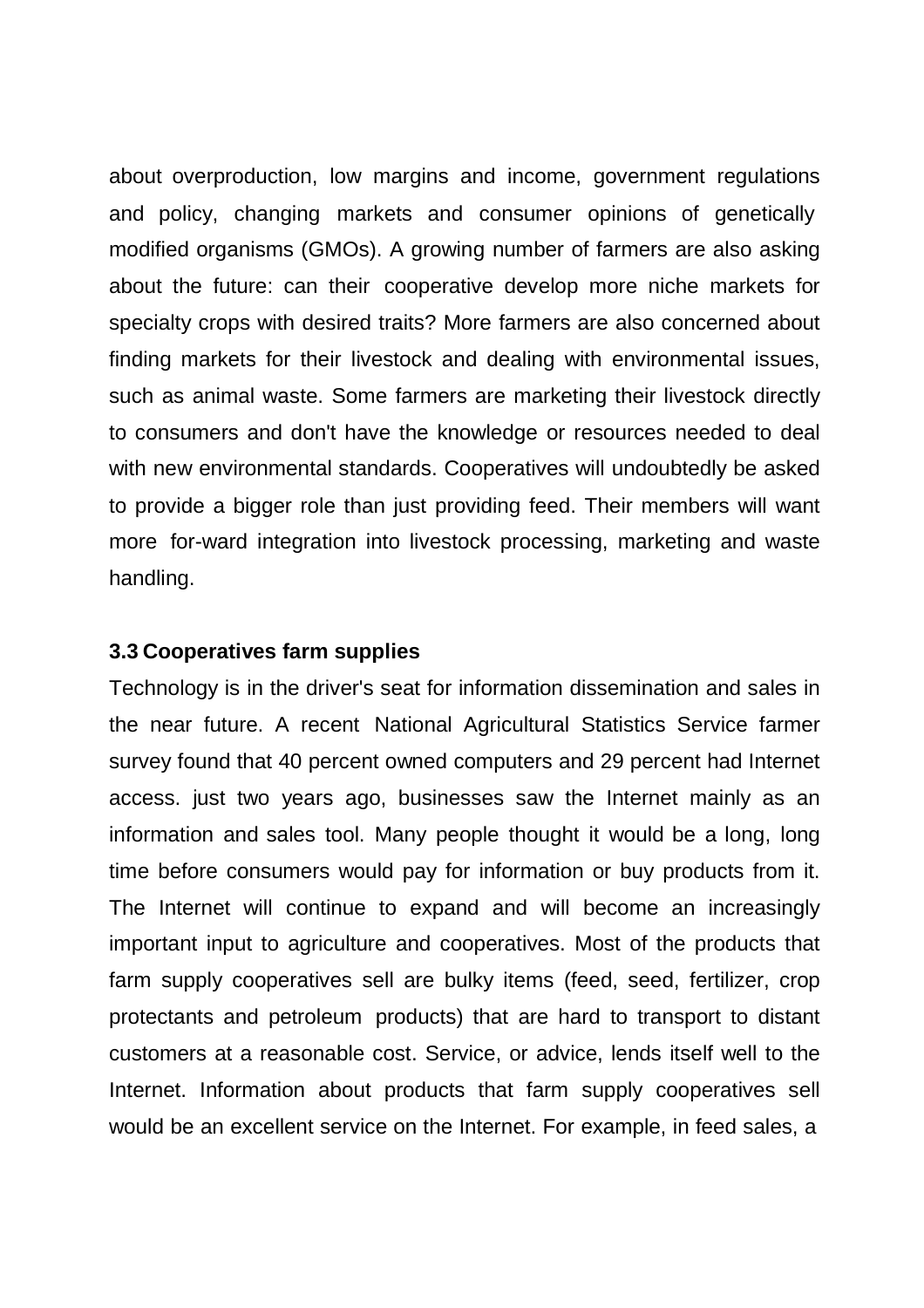about overproduction, low margins and income, government regulations and policy, changing markets and consumer opinions of genetically modified organisms (GMOs). A growing number of farmers are also asking about the future: can their cooperative develop more niche markets for specialty crops with desired traits? More farmers are also concerned about finding markets for their livestock and dealing with environmental issues, such as animal waste. Some farmers are marketing their livestock directly to consumers and don't have the knowledge or resources needed to deal with new environmental standards. Cooperatives will undoubtedly be asked to provide a bigger role than just providing feed. Their members will want more for-ward integration into livestock processing, marketing and waste handling.

### 3.3 Cooperatives farm supplies

Technology is in the driver's seat for information dissemination and sales in the near future. A recent National Agricultural Statistics Service farmer survey found that 40 percent owned computers and 29 percent had Internet access. just two years ago, businesses saw the Internet mainly as an information and sales tool. Many people thought it would be a long, long time before consumers would pay for information or buy products from it. The Internet will continue to expand and will become an increasingly important input to agriculture and cooperatives. Most of the products that farm supply cooperatives sell are bulky items (feed, seed, fertilizer, crop protectants and petroleum products) that are hard to transport to distant customers at a reasonable cost. Service, or advice, lends itself well to the Internet. Information about products that farm supply cooperatives sell would be an excellent service on the Internet. For example, in feed sales, a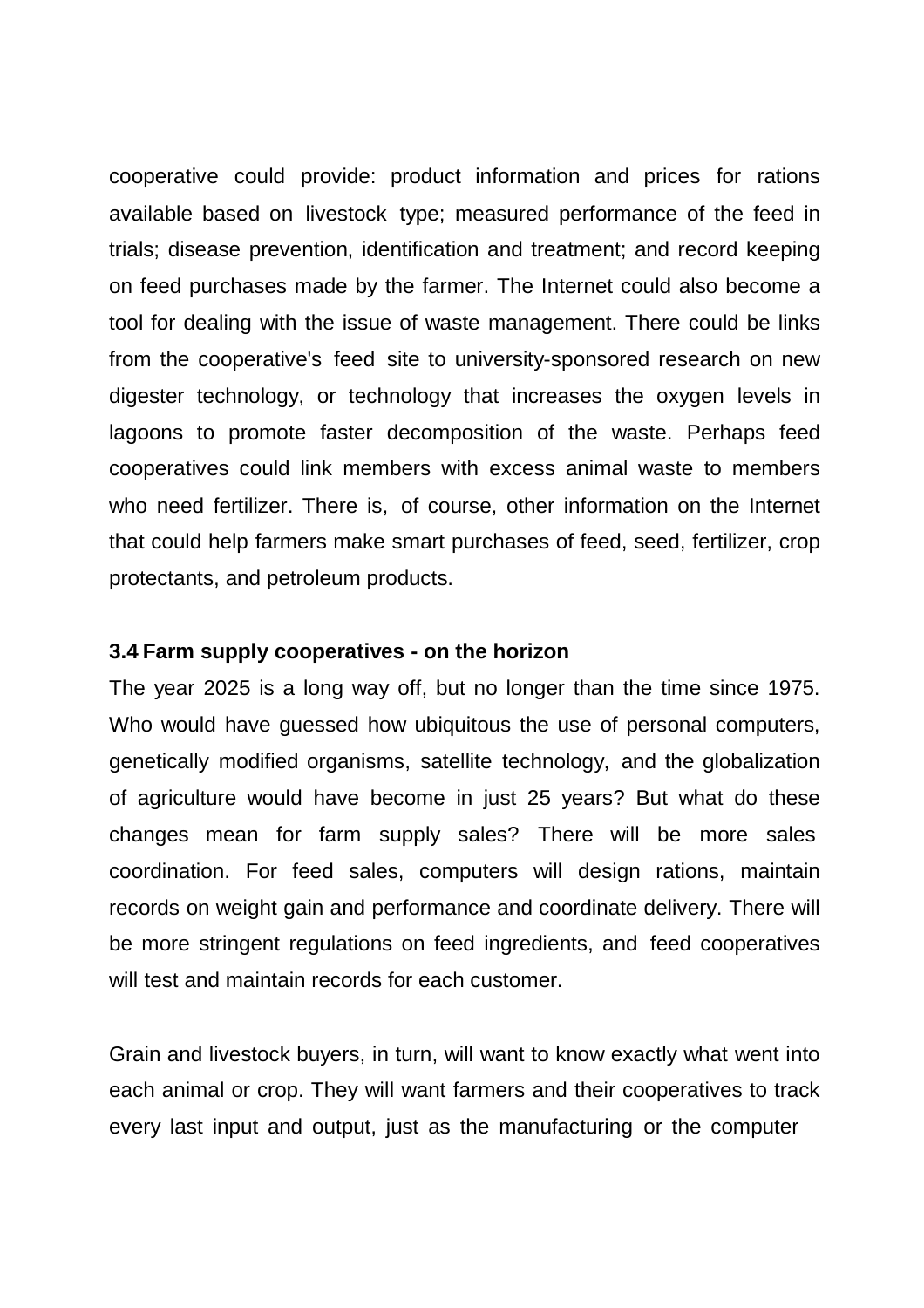cooperative could provide: product information and prices for rations available based on livestock type; measured performance of the feed in trials; disease prevention, identification and treatment; and record keeping on feed purchases made by the farmer. The Internet could also become a tool for dealing with the issue of waste management. There could be links from the cooperative's feed site to university-sponsored research on new digester technology, or technology that increases the oxygen levels in lagoons to promote faster decomposition of the waste. Perhaps feed cooperatives could link members with excess animal waste to members who need fertilizer. There is, of course, other information on the Internet that could help farmers make smart purchases of feed, seed, fertilizer, crop protectants, and petroleum products.

### 3.4 Farm supply cooperatives - on the horizon

The year 2025 is a long way off, but no longer than the time since 1975. Who would have guessed how ubiquitous the use of personal computers, genetically modified organisms, satellite technology, and the globalization of agriculture would have become in just 25 years? But what do these changes mean for farm supply sales? There will be more sales coordination. For feed sales, computers will design rations, maintain records on weight gain and performance and coordinate delivery. There will be more stringent regulations on feed ingredients, and feed cooperatives will test and maintain records for each customer.

Grain and livestock buyers, in turn, will want to know exactly what went into each animal or crop. They will want farmers and their cooperatives to track every last input and output, just as the manufacturing or the computer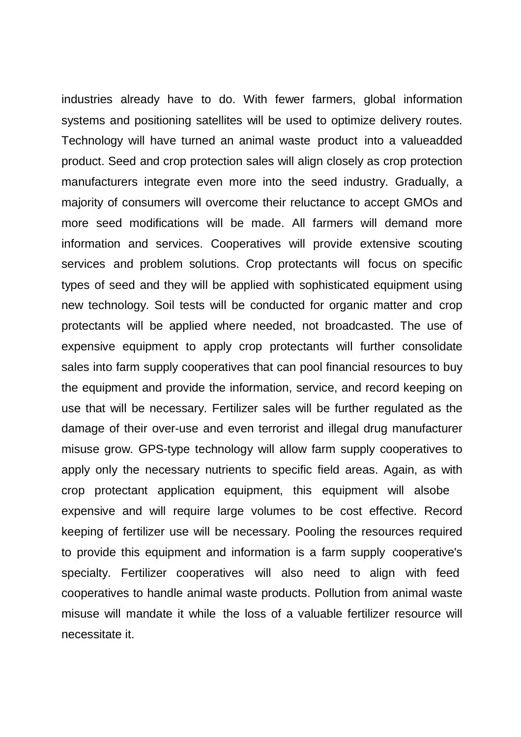industries already have to do. With fewer farmers, global information systems and positioning satellites will be used to optimize delivery routes. Technology will have turned an animal waste product into a valueadded product. Seed and crop protection sales will align closely as crop protection manufacturers integrate even more into the seed industry. Gradually, a majority of consumers will overcome their reluctance to accept GMOs and more seed modifications will be made. All farmers will demand more information and services. Cooperatives will provide extensive scouting services and problem solutions. Crop protectants will focus on specific types of seed and they will be applied with sophisticated equipment using new technology. Soil tests will be conducted for organic matter and crop protectants will be applied where needed, not broadcasted. The use of expensive equipment to apply crop protectants will further consolidate sales into farm supply cooperatives that can pool financial resources to buy the equipment and provide the information, service, and record keeping on use that will be necessary. Fertilizer sales will be further regulated as the damage of their over-use and even terrorist and illegal drug manufacturer misuse grow. GPS-type technology will allow farm supply cooperatives to apply only the necessary nutrients to specific field areas. Again, as with crop protectant application equipment, this equipment will alsobe expensive and will require large volumes to be cost effective. Record keeping of fertilizer use will be necessary. Pooling the resources required to provide this equipment and information is a farm supply cooperative's specialty. Fertilizer cooperatives will also need to align with feed cooperatives to handle animal waste products. Pollution from animal waste misuse will mandate it while the loss of a valuable fertilizer resource will necessitate it.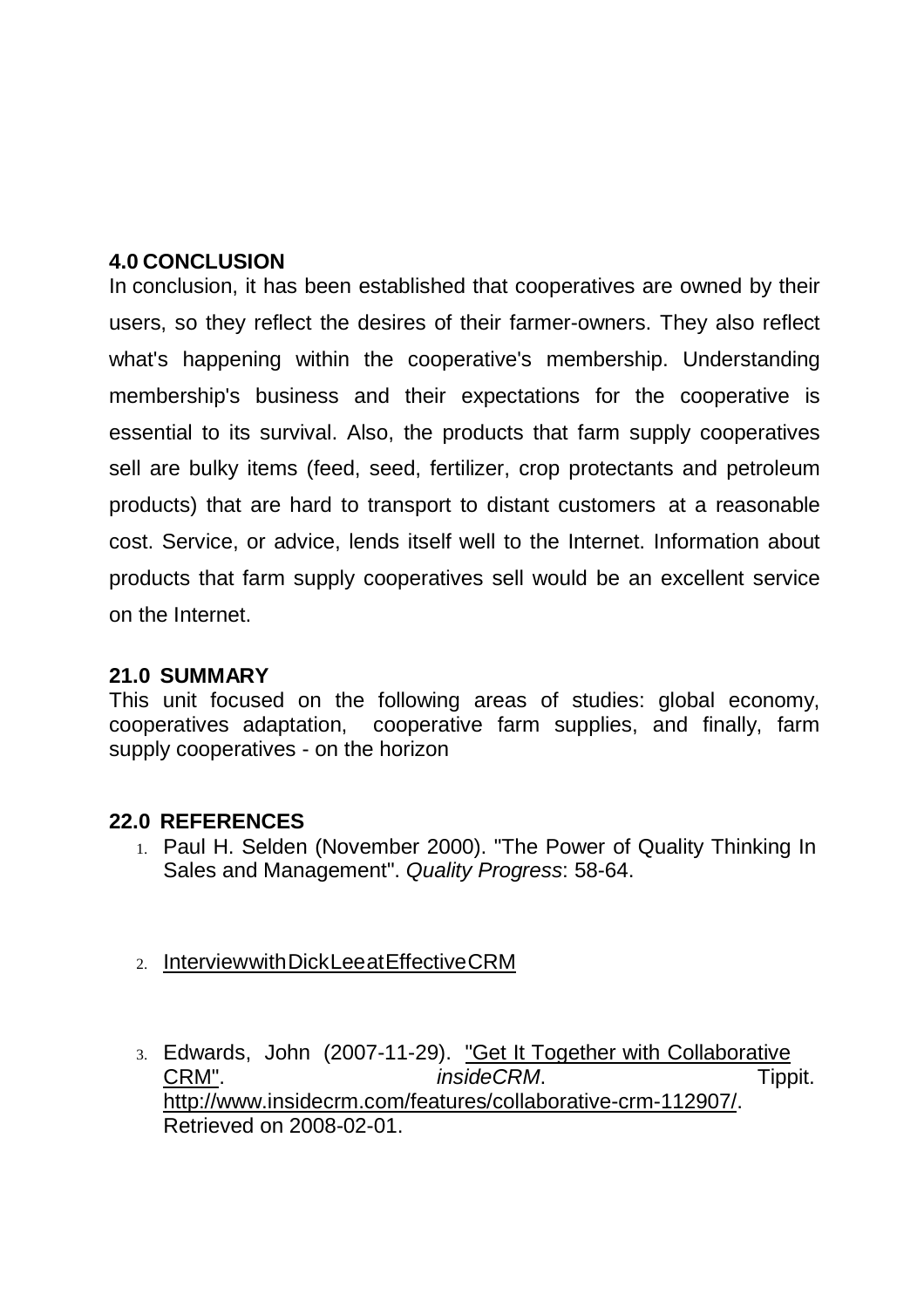## 4.0 CONCLUSION

In conclusion, it has been established that cooperatives are owned by their users, so they reflect the desires of their farmer-owners. They also reflect what's happening within the cooperative's membership. Understanding membership's business and their expectations for the cooperative is essential to its survival. Also, the products that farm supply cooperatives sell are bulky items (feed, seed, fertilizer, crop protectants and petroleum products) that are hard to transport to distant customers at a reasonable cost. Service, or advice, lends itself well to the Internet. Information about products that farm supply cooperatives sell would be an excellent service on the Internet.

## 21.0 SUMMARY

This unit focused on the following areas of studies: global economy, cooperatives adaptation, cooperative farm supplies, and finally, farm supply cooperatives - on the horizon

## 22.0 REFERENCES

1. Paul H. Selden (November 2000). "The Power of Quality Thinking In Sales and Management". *Quality Progress*: 58-64.

2. InterviewwithDickLeeatEffectiveCRM

3. Edwards, John (2007-11-29). "Get It Together with Collaborative CRM". *insideCRM*. Tippit. http://www.insidecrm.com/features/collaborative-crm-112907/. Retrieved on 2008-02-01.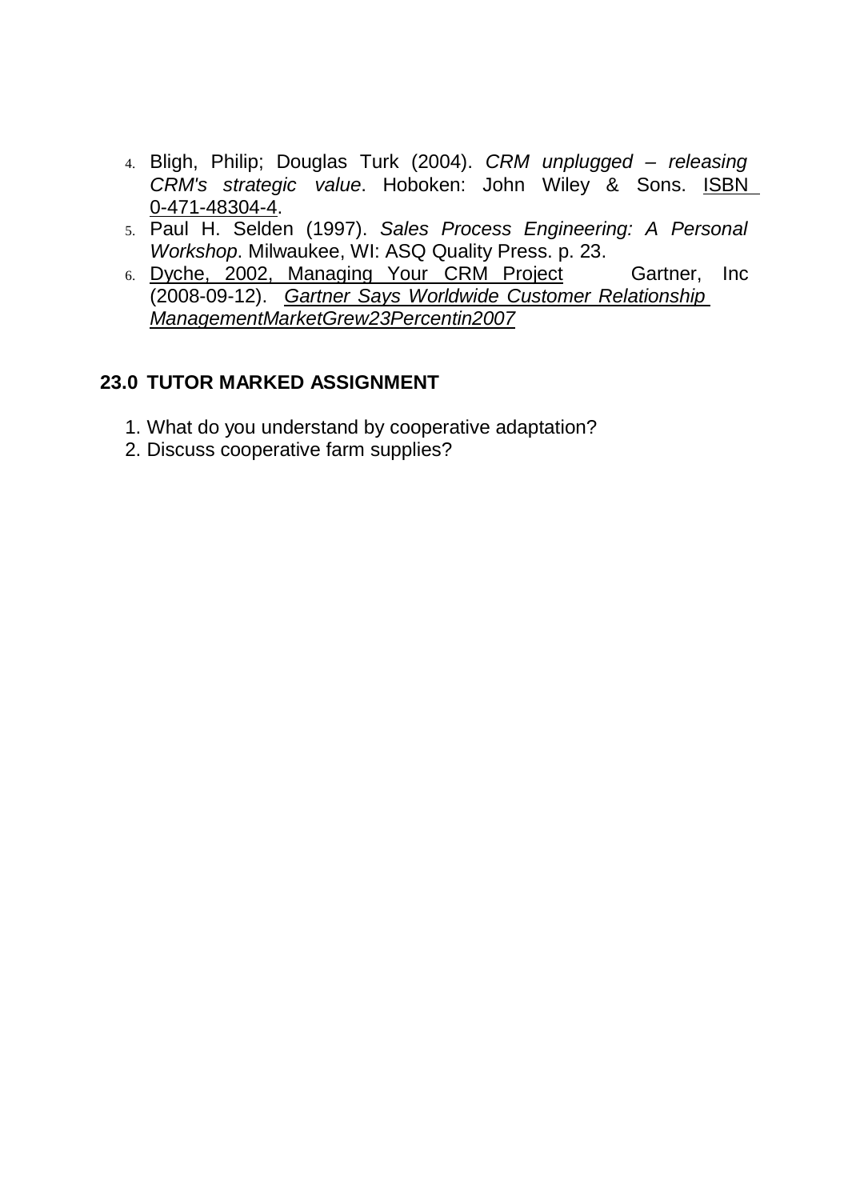4. Bligh, Philip; Douglas Turk (2004). *CRM unplugged – releasing CRM's strategic value*. Hoboken: John Wiley & Sons. ISBN 0-471-48304-4.
5. Paul H. Selden (1997). *Sales Process Engineering: A Personal Workshop*. Milwaukee, WI: ASQ Quality Press. p. 23.
6. Dyche, 2002, Managing Your CRM Project Gartner, Inc (2008-09-12). *Gartner Says Worldwide Customer Relationship ManagementMarketGrew23Percentin2007*

## 23.0 TUTOR MARKED ASSIGNMENT

1. What do you understand by cooperative adaptation?
2. Discuss cooperative farm supplies?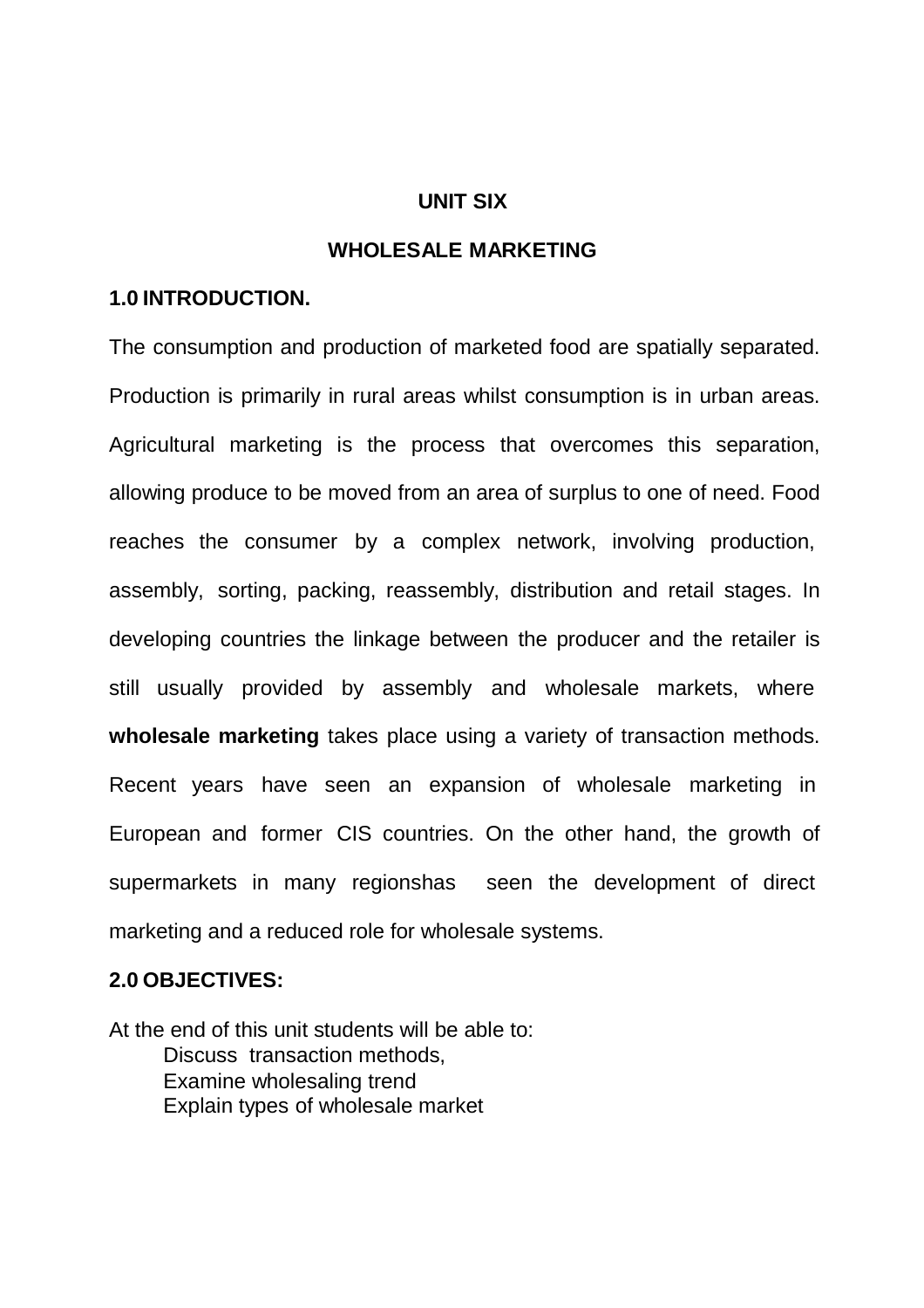# UNIT SIX

# WHOLESALE MARKETING

## 1.0 INTRODUCTION.

The consumption and production of marketed food are spatially separated. Production is primarily in rural areas whilst consumption is in urban areas. Agricultural marketing is the process that overcomes this separation, allowing produce to be moved from an area of surplus to one of need. Food reaches the consumer by a complex network, involving production, assembly, sorting, packing, reassembly, distribution and retail stages. In developing countries the linkage between the producer and the retailer is still usually provided by assembly and wholesale markets, where **wholesale marketing** takes place using a variety of transaction methods. Recent years have seen an expansion of wholesale marketing in European and former CIS countries. On the other hand, the growth of supermarkets in many regionshas seen the development of direct marketing and a reduced role for wholesale systems.

## 2.0 OBJECTIVES:

At the end of this unit students will be able to:

- Discuss transaction methods,
- Examine wholesaling trend
- Explain types of wholesale market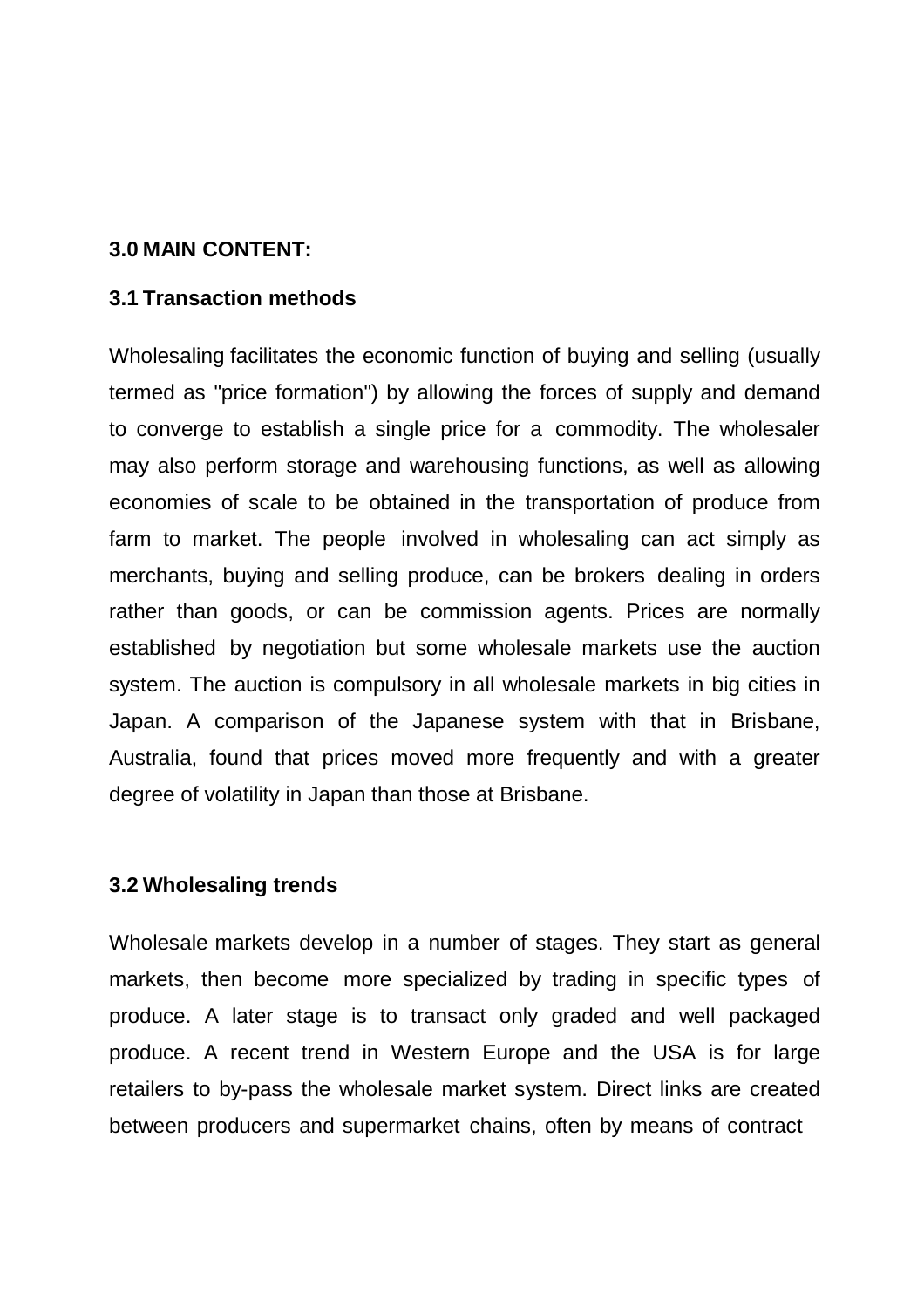## 3.0 MAIN CONTENT:

### 3.1 Transaction methods

Wholesaling facilitates the economic function of buying and selling (usually termed as "price formation") by allowing the forces of supply and demand to converge to establish a single price for a commodity. The wholesaler may also perform storage and warehousing functions, as well as allowing economies of scale to be obtained in the transportation of produce from farm to market. The people involved in wholesaling can act simply as merchants, buying and selling produce, can be brokers dealing in orders rather than goods, or can be commission agents. Prices are normally established by negotiation but some wholesale markets use the auction system. The auction is compulsory in all wholesale markets in big cities in Japan. A comparison of the Japanese system with that in Brisbane, Australia, found that prices moved more frequently and with a greater degree of volatility in Japan than those at Brisbane.

### 3.2 Wholesaling trends

Wholesale markets develop in a number of stages. They start as general markets, then become more specialized by trading in specific types of produce. A later stage is to transact only graded and well packaged produce. A recent trend in Western Europe and the USA is for large retailers to by-pass the wholesale market system. Direct links are created between producers and supermarket chains, often by means of contract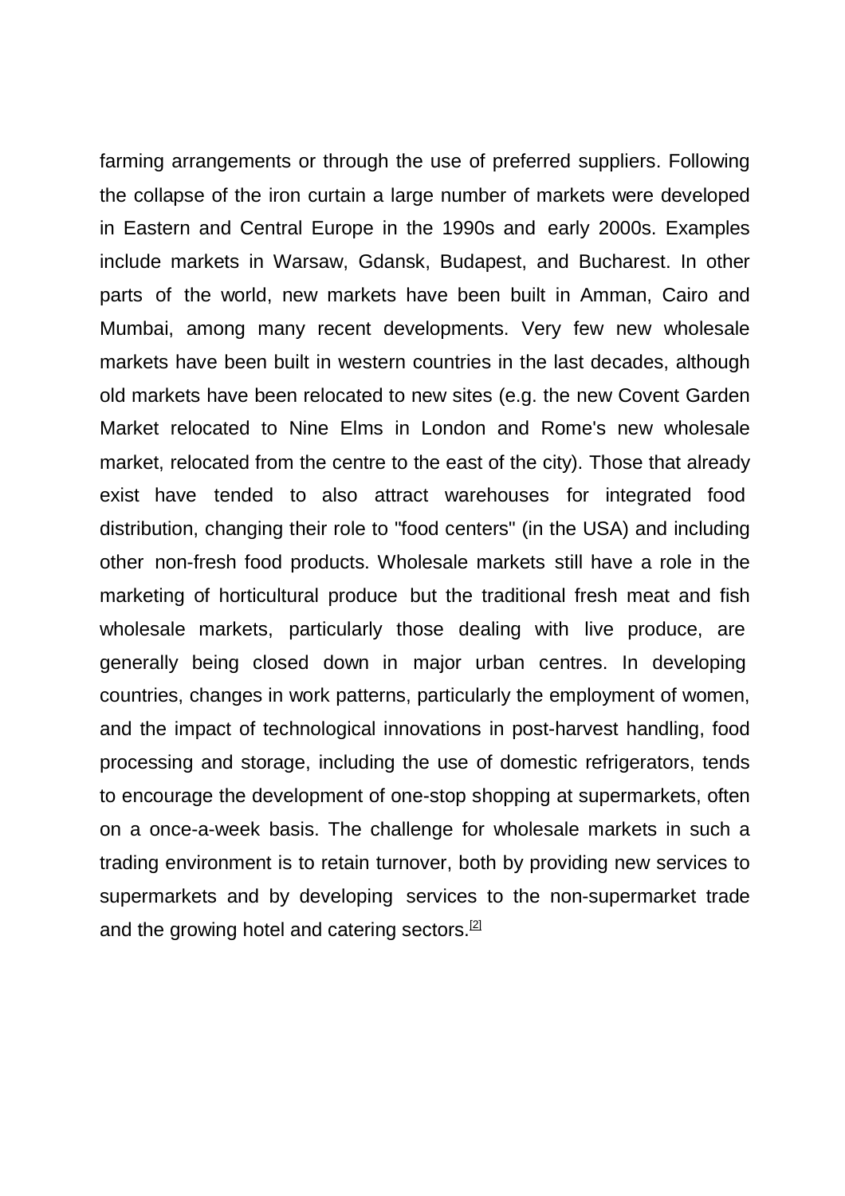farming arrangements or through the use of preferred suppliers. Following the collapse of the iron curtain a large number of markets were developed in Eastern and Central Europe in the 1990s and early 2000s. Examples include markets in Warsaw, Gdansk, Budapest, and Bucharest. In other parts of the world, new markets have been built in Amman, Cairo and Mumbai, among many recent developments. Very few new wholesale markets have been built in western countries in the last decades, although old markets have been relocated to new sites (e.g. the new Covent Garden Market relocated to Nine Elms in London and Rome's new wholesale market, relocated from the centre to the east of the city). Those that already exist have tended to also attract warehouses for integrated food distribution, changing their role to "food centers" (in the USA) and including other non-fresh food products. Wholesale markets still have a role in the marketing of horticultural produce but the traditional fresh meat and fish wholesale markets, particularly those dealing with live produce, are generally being closed down in major urban centres. In developing countries, changes in work patterns, particularly the employment of women, and the impact of technological innovations in post-harvest handling, food processing and storage, including the use of domestic refrigerators, tends to encourage the development of one-stop shopping at supermarkets, often on a once-a-week basis. The challenge for wholesale markets in such a trading environment is to retain turnover, both by providing new services to supermarkets and by developing services to the non-supermarket trade and the growing hotel and catering sectors.[2]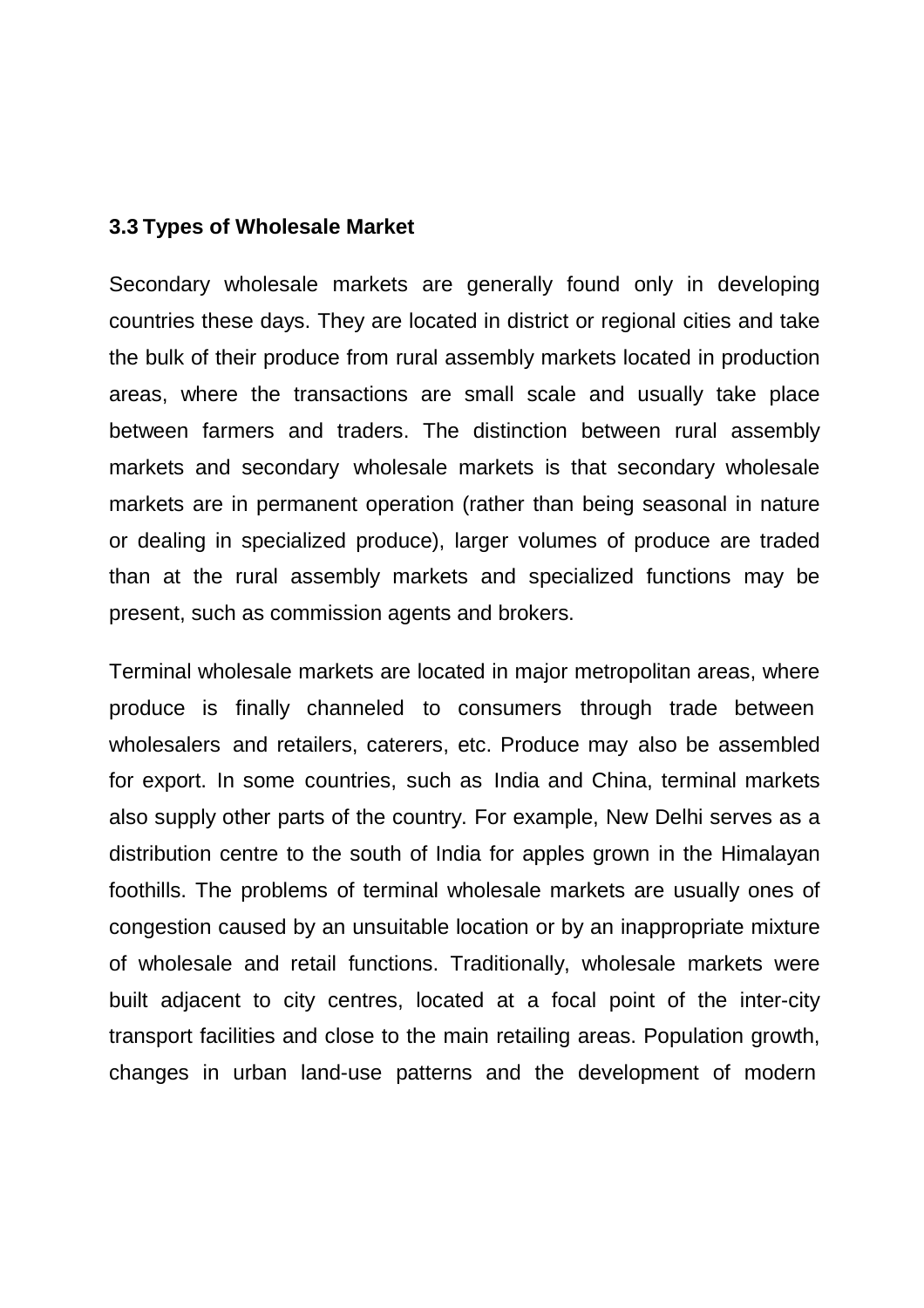### 3.3 Types of Wholesale Market

Secondary wholesale markets are generally found only in developing countries these days. They are located in district or regional cities and take the bulk of their produce from rural assembly markets located in production areas, where the transactions are small scale and usually take place between farmers and traders. The distinction between rural assembly markets and secondary wholesale markets is that secondary wholesale markets are in permanent operation (rather than being seasonal in nature or dealing in specialized produce), larger volumes of produce are traded than at the rural assembly markets and specialized functions may be present, such as commission agents and brokers.

Terminal wholesale markets are located in major metropolitan areas, where produce is finally channeled to consumers through trade between wholesalers and retailers, caterers, etc. Produce may also be assembled for export. In some countries, such as India and China, terminal markets also supply other parts of the country. For example, New Delhi serves as a distribution centre to the south of India for apples grown in the Himalayan foothills. The problems of terminal wholesale markets are usually ones of congestion caused by an unsuitable location or by an inappropriate mixture of wholesale and retail functions. Traditionally, wholesale markets were built adjacent to city centres, located at a focal point of the inter-city transport facilities and close to the main retailing areas. Population growth, changes in urban land-use patterns and the development of modern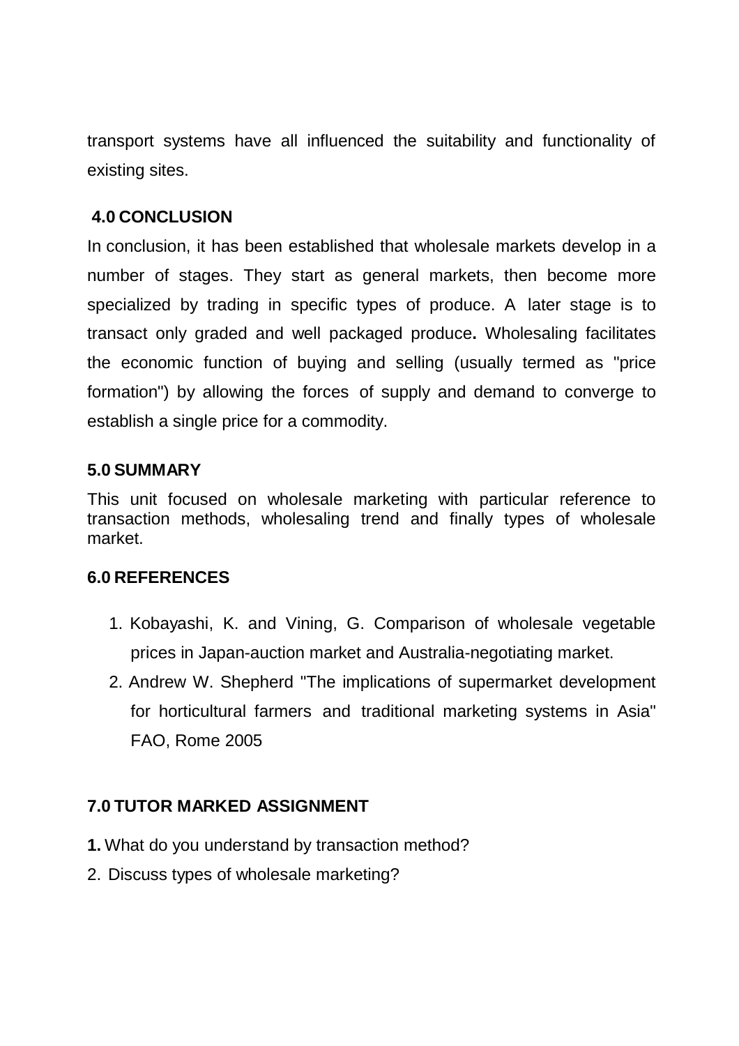transport systems have all influenced the suitability and functionality of existing sites.

## 4.0 CONCLUSION

In conclusion, it has been established that wholesale markets develop in a number of stages. They start as general markets, then become more specialized by trading in specific types of produce. A later stage is to transact only graded and well packaged produce**.** Wholesaling facilitates the economic function of buying and selling (usually termed as "price formation") by allowing the forces of supply and demand to converge to establish a single price for a commodity.

## 5.0 SUMMARY

This unit focused on wholesale marketing with particular reference to transaction methods, wholesaling trend and finally types of wholesale market.

## 6.0 REFERENCES

1. Kobayashi, K. and Vining, G. Comparison of wholesale vegetable prices in Japan-auction market and Australia-negotiating market.
2. Andrew W. Shepherd "The implications of supermarket development for horticultural farmers and traditional marketing systems in Asia" FAO, Rome 2005

## 7.0 TUTOR MARKED ASSIGNMENT

**1.** What do you understand by transaction method?

2. Discuss types of wholesale marketing?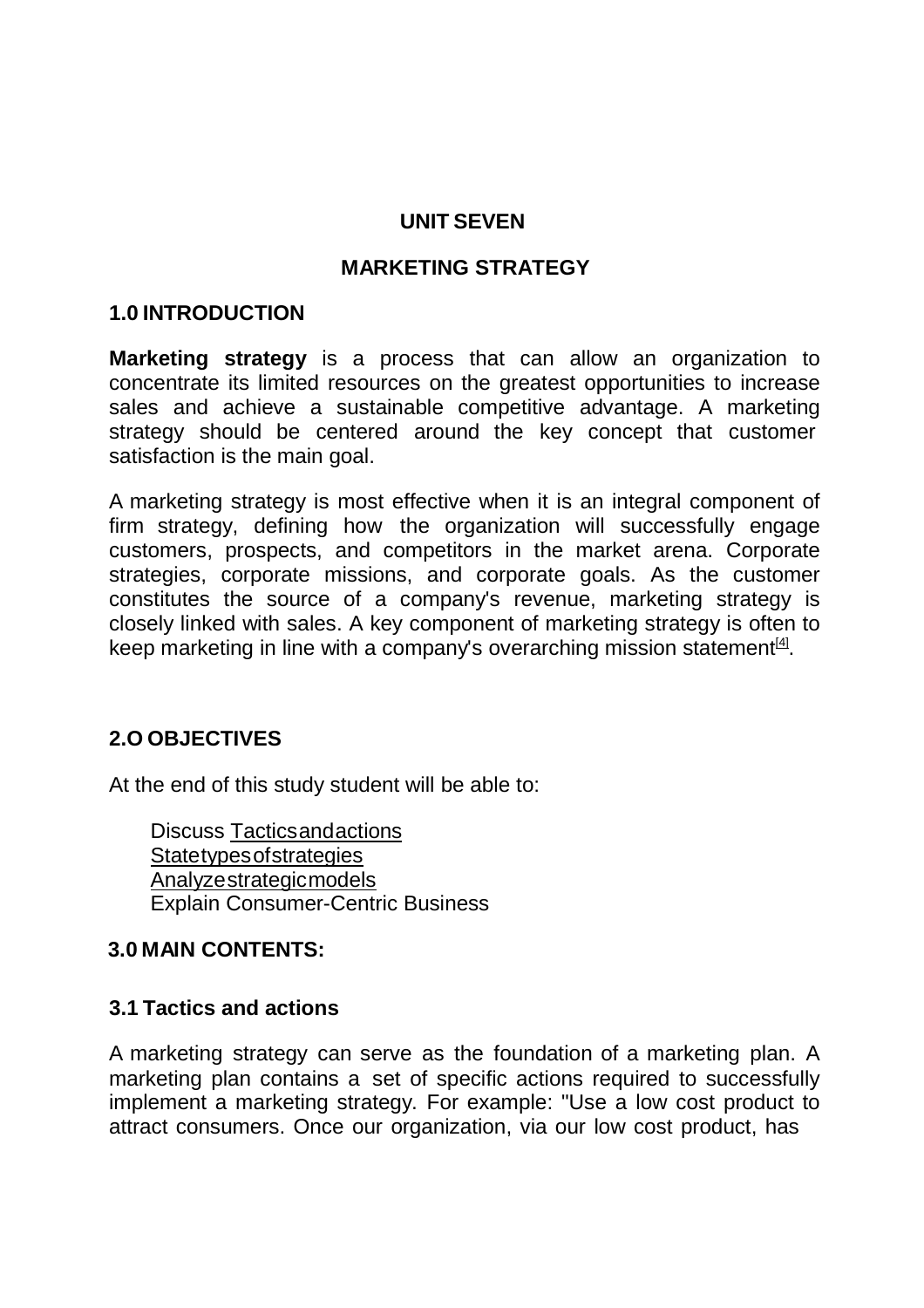## UNIT SEVEN

## MARKETING STRATEGY

### 1.0 INTRODUCTION

**Marketing strategy** is a process that can allow an organization to concentrate its limited resources on the greatest opportunities to increase sales and achieve a sustainable competitive advantage. A marketing strategy should be centered around the key concept that customer satisfaction is the main goal.

A marketing strategy is most effective when it is an integral component of firm strategy, defining how the organization will successfully engage customers, prospects, and competitors in the market arena. Corporate strategies, corporate missions, and corporate goals. As the customer constitutes the source of a company's revenue, marketing strategy is closely linked with sales. A key component of marketing strategy is often to keep marketing in line with a company's overarching mission statement[4].

### 2.O OBJECTIVES

At the end of this study student will be able to:

- Discuss Tactics and actions
- State types of strategies
- Analyze strategic models
- Explain Consumer-Centric Business

### 3.0 MAIN CONTENTS:

### 3.1 Tactics and actions

A marketing strategy can serve as the foundation of a marketing plan. A marketing plan contains a set of specific actions required to successfully implement a marketing strategy. For example: "Use a low cost product to attract consumers. Once our organization, via our low cost product, has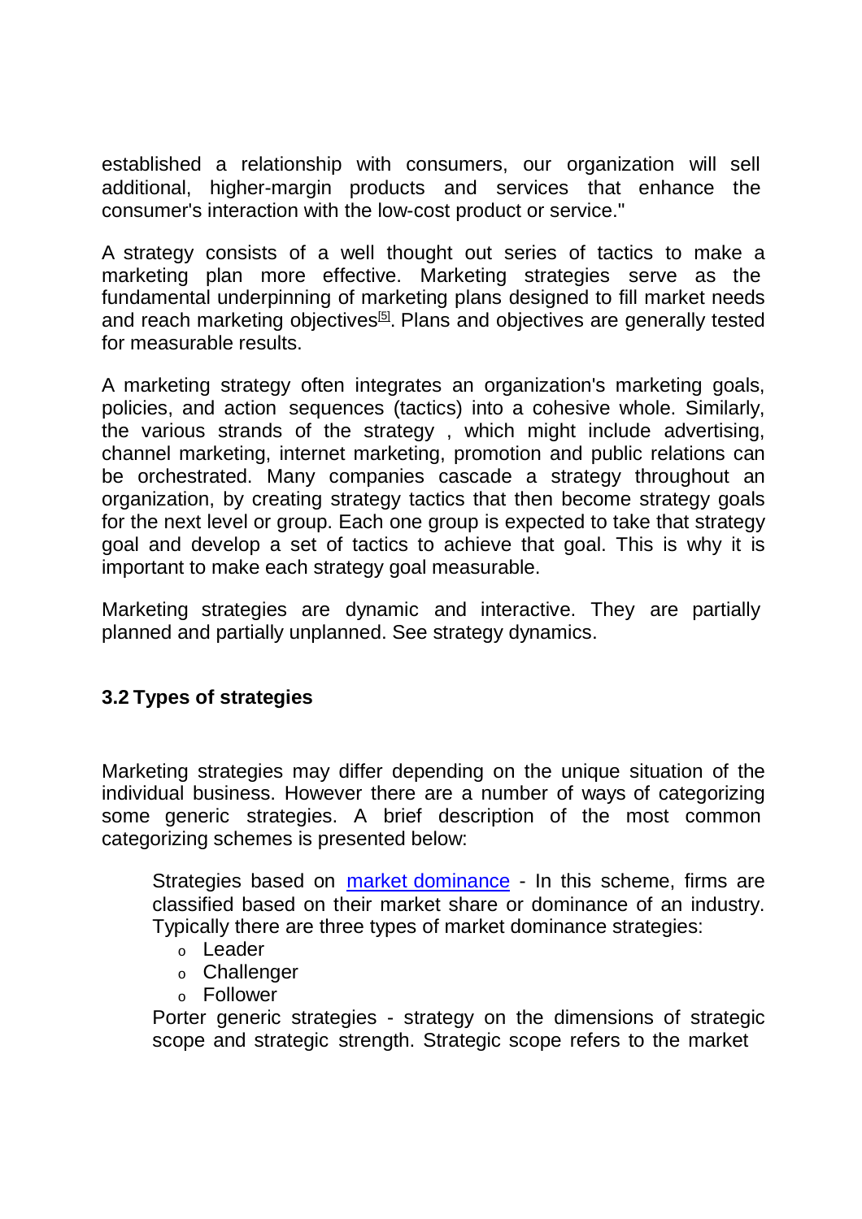established a relationship with consumers, our organization will sell additional, higher-margin products and services that enhance the consumer's interaction with the low-cost product or service."

A strategy consists of a well thought out series of tactics to make a marketing plan more effective. Marketing strategies serve as the fundamental underpinning of marketing plans designed to fill market needs and reach marketing objectives[5]. Plans and objectives are generally tested for measurable results.

A marketing strategy often integrates an organization's marketing goals, policies, and action sequences (tactics) into a cohesive whole. Similarly, the various strands of the strategy , which might include advertising, channel marketing, internet marketing, promotion and public relations can be orchestrated. Many companies cascade a strategy throughout an organization, by creating strategy tactics that then become strategy goals for the next level or group. Each one group is expected to take that strategy goal and develop a set of tactics to achieve that goal. This is why it is important to make each strategy goal measurable.

Marketing strategies are dynamic and interactive. They are partially planned and partially unplanned. See strategy dynamics.

### 3.2 Types of strategies

Marketing strategies may differ depending on the unique situation of the individual business. However there are a number of ways of categorizing some generic strategies. A brief description of the most common categorizing schemes is presented below:

Strategies based on market dominance - In this scheme, firms are classified based on their market share or dominance of an industry. Typically there are three types of market dominance strategies:

- Leader
- Challenger
- Follower

Porter generic strategies - strategy on the dimensions of strategic scope and strategic strength. Strategic scope refers to the market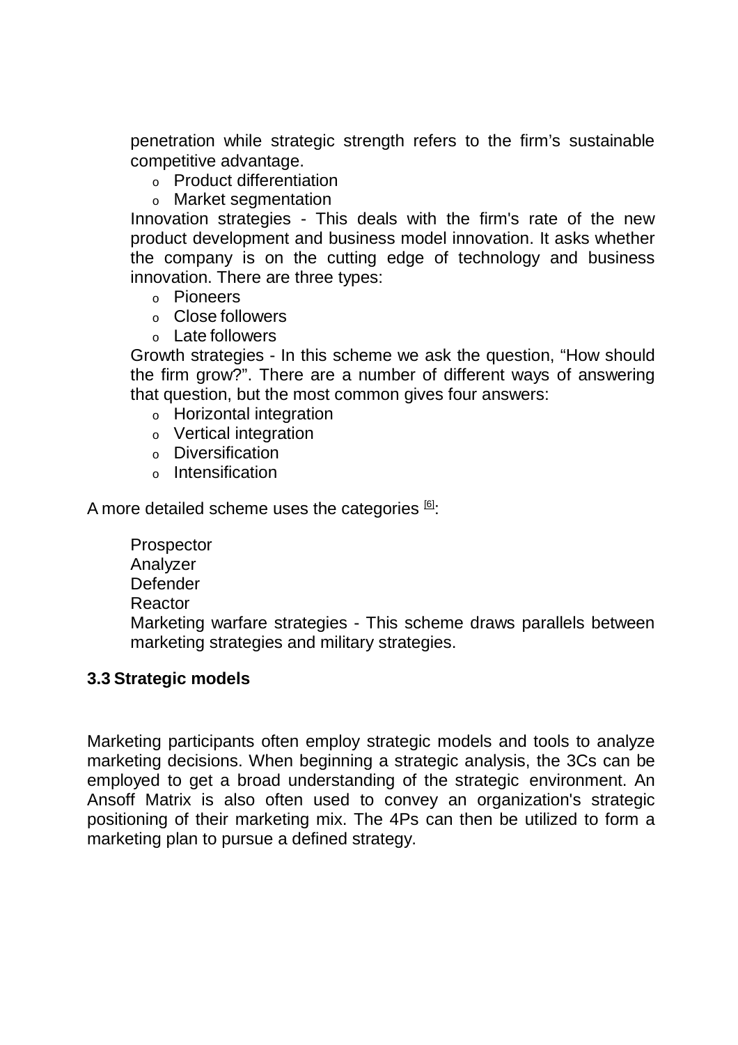penetration while strategic strength refers to the firm's sustainable competitive advantage.

- Product differentiation
- Market segmentation

Innovation strategies - This deals with the firm's rate of the new product development and business model innovation. It asks whether the company is on the cutting edge of technology and business innovation. There are three types:

- Pioneers
- Close followers
- Late followers

Growth strategies - In this scheme we ask the question, "How should the firm grow?". There are a number of different ways of answering that question, but the most common gives four answers:

- Horizontal integration
- Vertical integration
- Diversification
- Intensification

A more detailed scheme uses the categories [6]:

Prospector
Analyzer
Defender
Reactor
Marketing warfare strategies - This scheme draws parallels between marketing strategies and military strategies.

### 3.3 Strategic models

Marketing participants often employ strategic models and tools to analyze marketing decisions. When beginning a strategic analysis, the 3Cs can be employed to get a broad understanding of the strategic environment. An Ansoff Matrix is also often used to convey an organization's strategic positioning of their marketing mix. The 4Ps can then be utilized to form a marketing plan to pursue a defined strategy.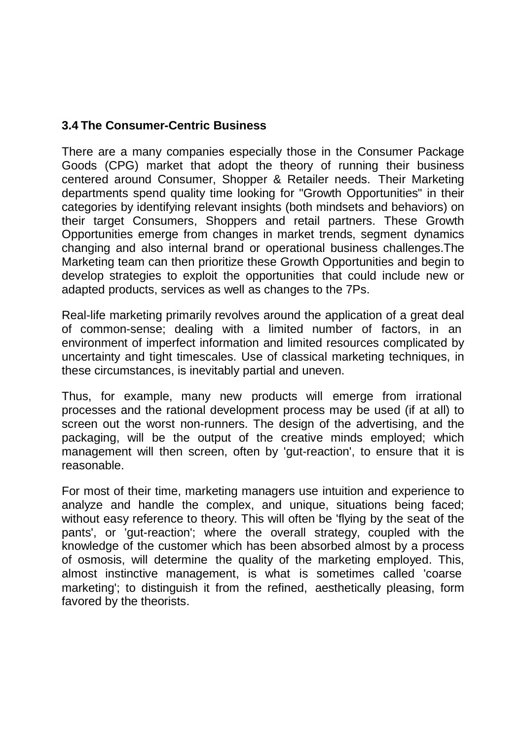### 3.4 The Consumer-Centric Business

There are a many companies especially those in the Consumer Package Goods (CPG) market that adopt the theory of running their business centered around Consumer, Shopper & Retailer needs. Their Marketing departments spend quality time looking for "Growth Opportunities" in their categories by identifying relevant insights (both mindsets and behaviors) on their target Consumers, Shoppers and retail partners. These Growth Opportunities emerge from changes in market trends, segment dynamics changing and also internal brand or operational business challenges.The Marketing team can then prioritize these Growth Opportunities and begin to develop strategies to exploit the opportunities that could include new or adapted products, services as well as changes to the 7Ps.

Real-life marketing primarily revolves around the application of a great deal of common-sense; dealing with a limited number of factors, in an environment of imperfect information and limited resources complicated by uncertainty and tight timescales. Use of classical marketing techniques, in these circumstances, is inevitably partial and uneven.

Thus, for example, many new products will emerge from irrational processes and the rational development process may be used (if at all) to screen out the worst non-runners. The design of the advertising, and the packaging, will be the output of the creative minds employed; which management will then screen, often by 'gut-reaction', to ensure that it is reasonable.

For most of their time, marketing managers use intuition and experience to analyze and handle the complex, and unique, situations being faced; without easy reference to theory. This will often be 'flying by the seat of the pants', or 'gut-reaction'; where the overall strategy, coupled with the knowledge of the customer which has been absorbed almost by a process of osmosis, will determine the quality of the marketing employed. This, almost instinctive management, is what is sometimes called 'coarse marketing'; to distinguish it from the refined, aesthetically pleasing, form favored by the theorists.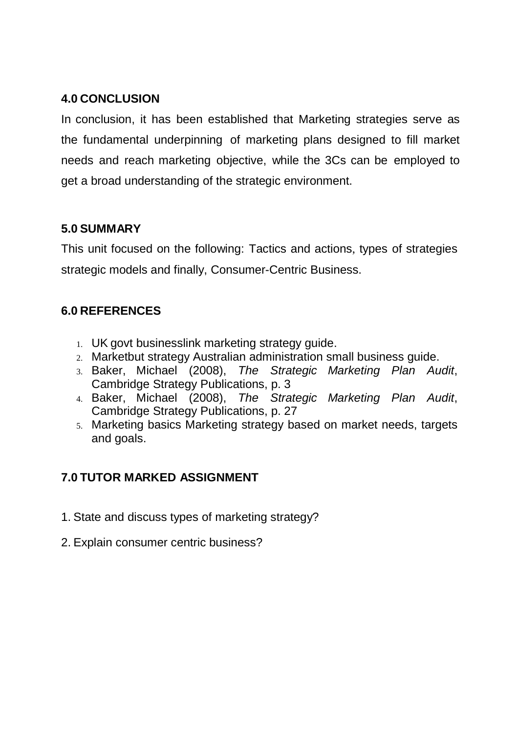## 4.0 CONCLUSION

In conclusion, it has been established that Marketing strategies serve as the fundamental underpinning of marketing plans designed to fill market needs and reach marketing objective, while the 3Cs can be employed to get a broad understanding of the strategic environment.

## 5.0 SUMMARY

This unit focused on the following: Tactics and actions, types of strategies strategic models and finally, Consumer-Centric Business.

## 6.0 REFERENCES

1. UK govt businesslink marketing strategy guide.
2. Marketbut strategy Australian administration small business guide.
3. Baker, Michael (2008), *The Strategic Marketing Plan Audit*, Cambridge Strategy Publications, p. 3
4. Baker, Michael (2008), *The Strategic Marketing Plan Audit*, Cambridge Strategy Publications, p. 27
5. Marketing basics Marketing strategy based on market needs, targets and goals.

## 7.0 TUTOR MARKED ASSIGNMENT

1. State and discuss types of marketing strategy?
2. Explain consumer centric business?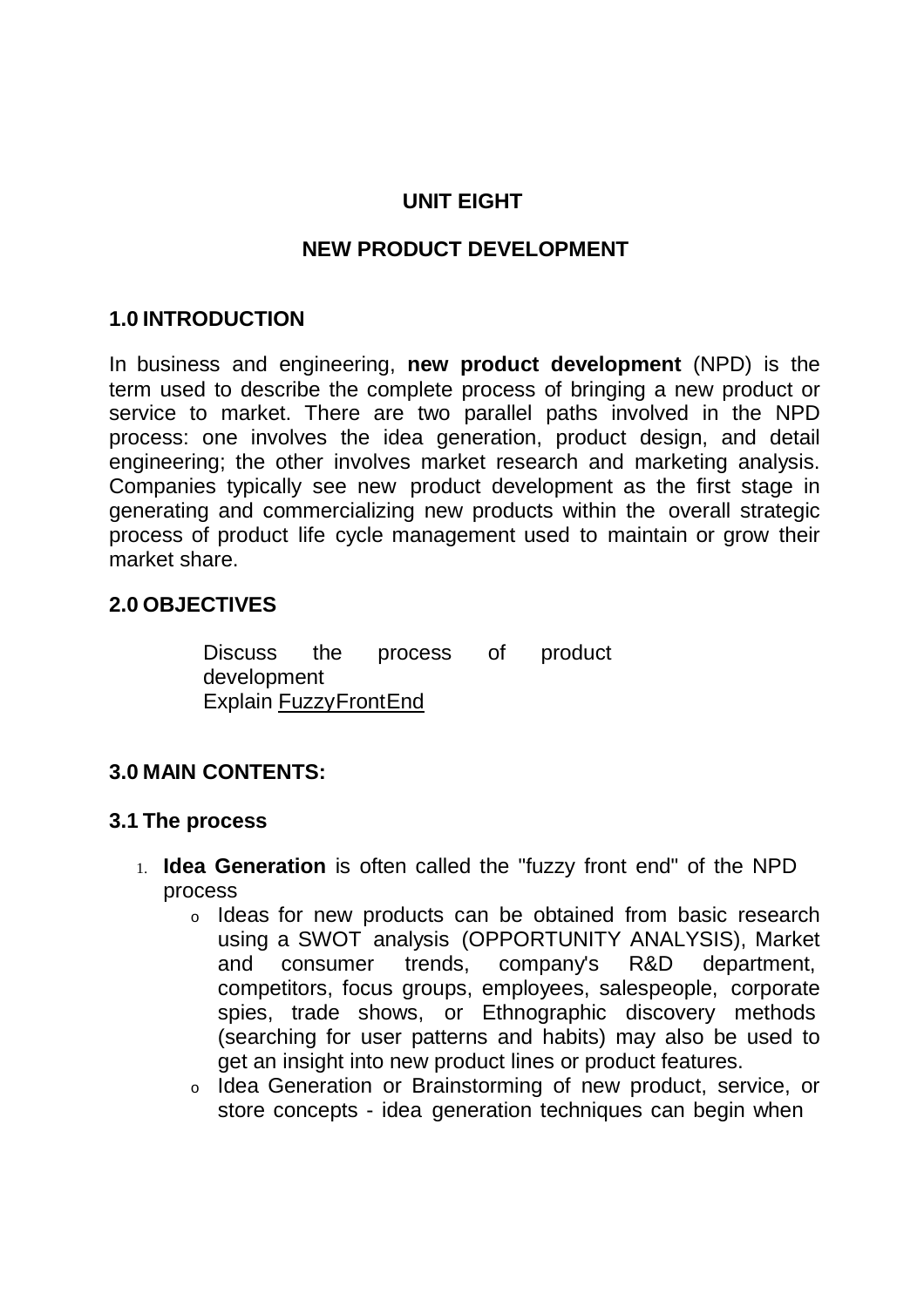# UNIT EIGHT

# NEW PRODUCT DEVELOPMENT

## 1.0 INTRODUCTION

In business and engineering, **new product development** (NPD) is the term used to describe the complete process of bringing a new product or service to market. There are two parallel paths involved in the NPD process: one involves the idea generation, product design, and detail engineering; the other involves market research and marketing analysis. Companies typically see new product development as the first stage in generating and commercializing new products within the overall strategic process of product life cycle management used to maintain or grow their market share.

## 2.0 OBJECTIVES

Discuss the process of product development
Explain FuzzyFrontEnd

## 3.0 MAIN CONTENTS:

### 3.1 The process

1. **Idea Generation** is often called the "fuzzy front end" of the NPD process
   - Ideas for new products can be obtained from basic research using a SWOT analysis (OPPORTUNITY ANALYSIS), Market and consumer trends, company's R&D department, competitors, focus groups, employees, salespeople, corporate spies, trade shows, or Ethnographic discovery methods (searching for user patterns and habits) may also be used to get an insight into new product lines or product features.
   - Idea Generation or Brainstorming of new product, service, or store concepts - idea generation techniques can begin when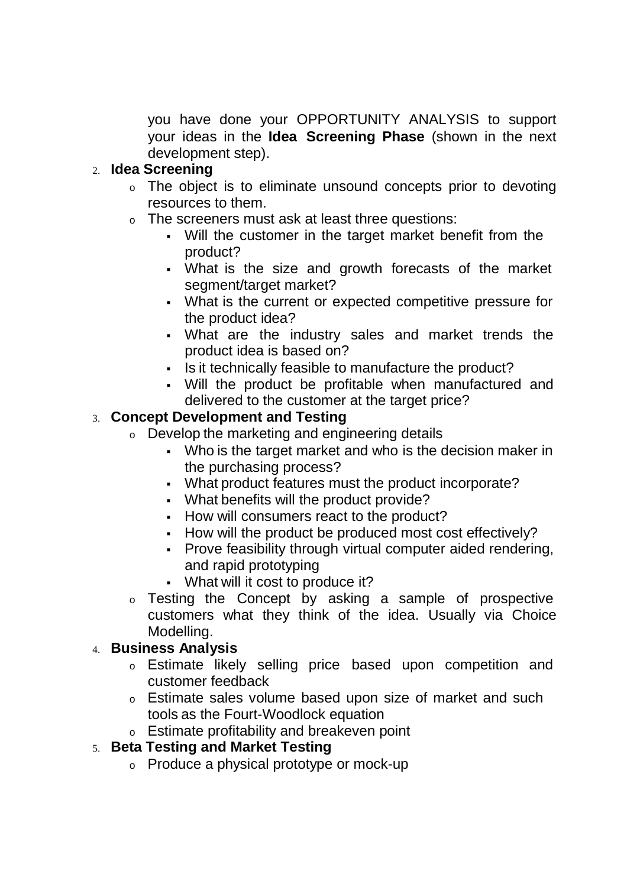you have done your OPPORTUNITY ANALYSIS to support your ideas in the **Idea Screening Phase** (shown in the next development step).

2. **Idea Screening**
   - The object is to eliminate unsound concepts prior to devoting resources to them.
   - The screeners must ask at least three questions:
     - Will the customer in the target market benefit from the product?
     - What is the size and growth forecasts of the market segment/target market?
     - What is the current or expected competitive pressure for the product idea?
     - What are the industry sales and market trends the product idea is based on?
     - Is it technically feasible to manufacture the product?
     - Will the product be profitable when manufactured and delivered to the customer at the target price?
3. **Concept Development and Testing**
   - Develop the marketing and engineering details
     - Who is the target market and who is the decision maker in the purchasing process?
     - What product features must the product incorporate?
     - What benefits will the product provide?
     - How will consumers react to the product?
     - How will the product be produced most cost effectively?
     - Prove feasibility through virtual computer aided rendering, and rapid prototyping
     - What will it cost to produce it?
   - Testing the Concept by asking a sample of prospective customers what they think of the idea. Usually via Choice Modelling.
4. **Business Analysis**
   - Estimate likely selling price based upon competition and customer feedback
   - Estimate sales volume based upon size of market and such tools as the Fourt-Woodlock equation
   - Estimate profitability and breakeven point
5. **Beta Testing and Market Testing**
   - Produce a physical prototype or mock-up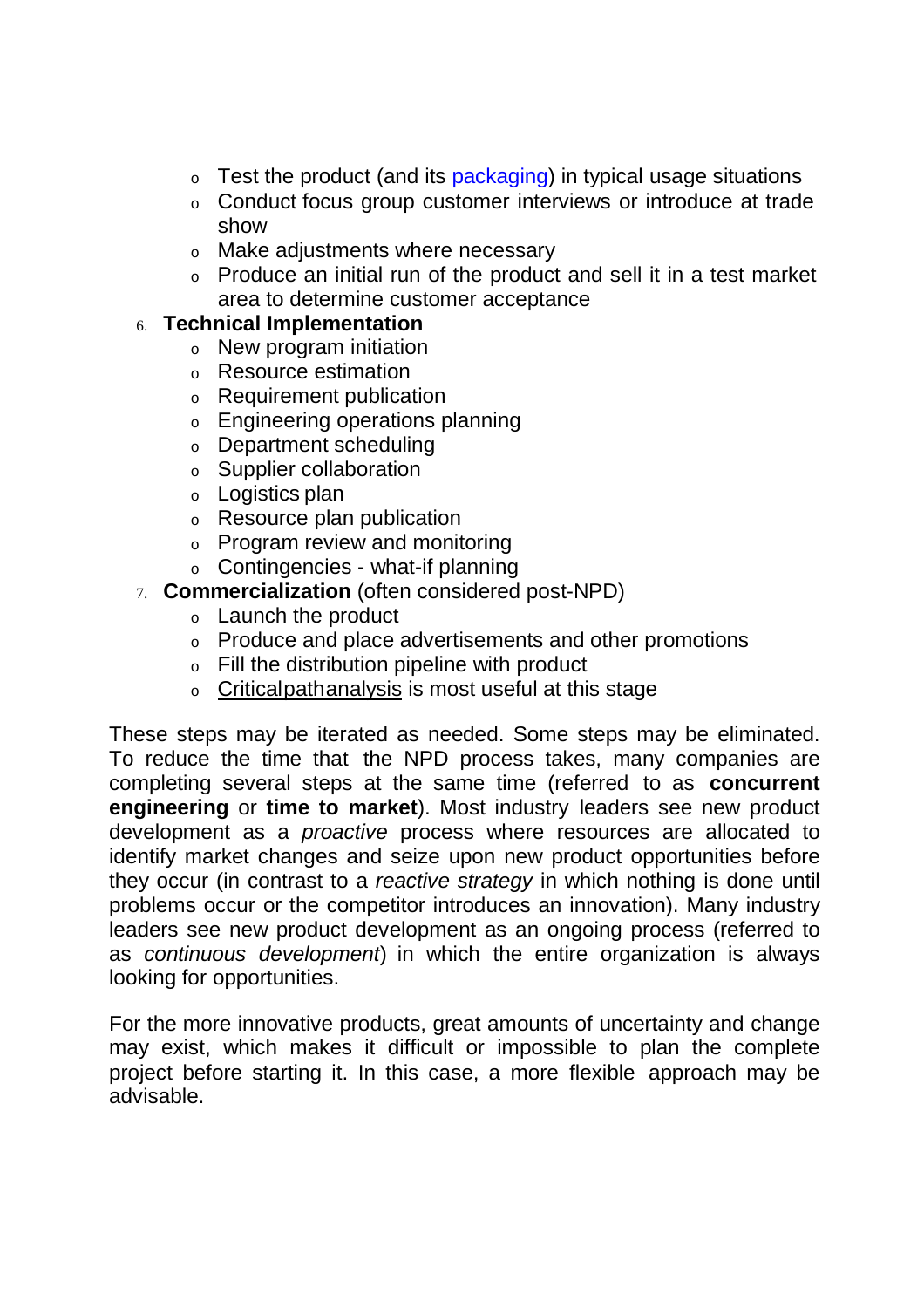- Test the product (and its packaging) in typical usage situations
   - Conduct focus group customer interviews or introduce at trade show
   - Make adjustments where necessary
   - Produce an initial run of the product and sell it in a test market area to determine customer acceptance

6. **Technical Implementation**
   - New program initiation
   - Resource estimation
   - Requirement publication
   - Engineering operations planning
   - Department scheduling
   - Supplier collaboration
   - Logistics plan
   - Resource plan publication
   - Program review and monitoring
   - Contingencies - what-if planning

7. **Commercialization** (often considered post-NPD)
   - Launch the product
   - Produce and place advertisements and other promotions
   - Fill the distribution pipeline with product
   - Criticalpathanalysis is most useful at this stage

These steps may be iterated as needed. Some steps may be eliminated. To reduce the time that the NPD process takes, many companies are completing several steps at the same time (referred to as **concurrent engineering** or **time to market**). Most industry leaders see new product development as a *proactive* process where resources are allocated to identify market changes and seize upon new product opportunities before they occur (in contrast to a *reactive strategy* in which nothing is done until problems occur or the competitor introduces an innovation). Many industry leaders see new product development as an ongoing process (referred to as *continuous development*) in which the entire organization is always looking for opportunities.

For the more innovative products, great amounts of uncertainty and change may exist, which makes it difficult or impossible to plan the complete project before starting it. In this case, a more flexible approach may be advisable.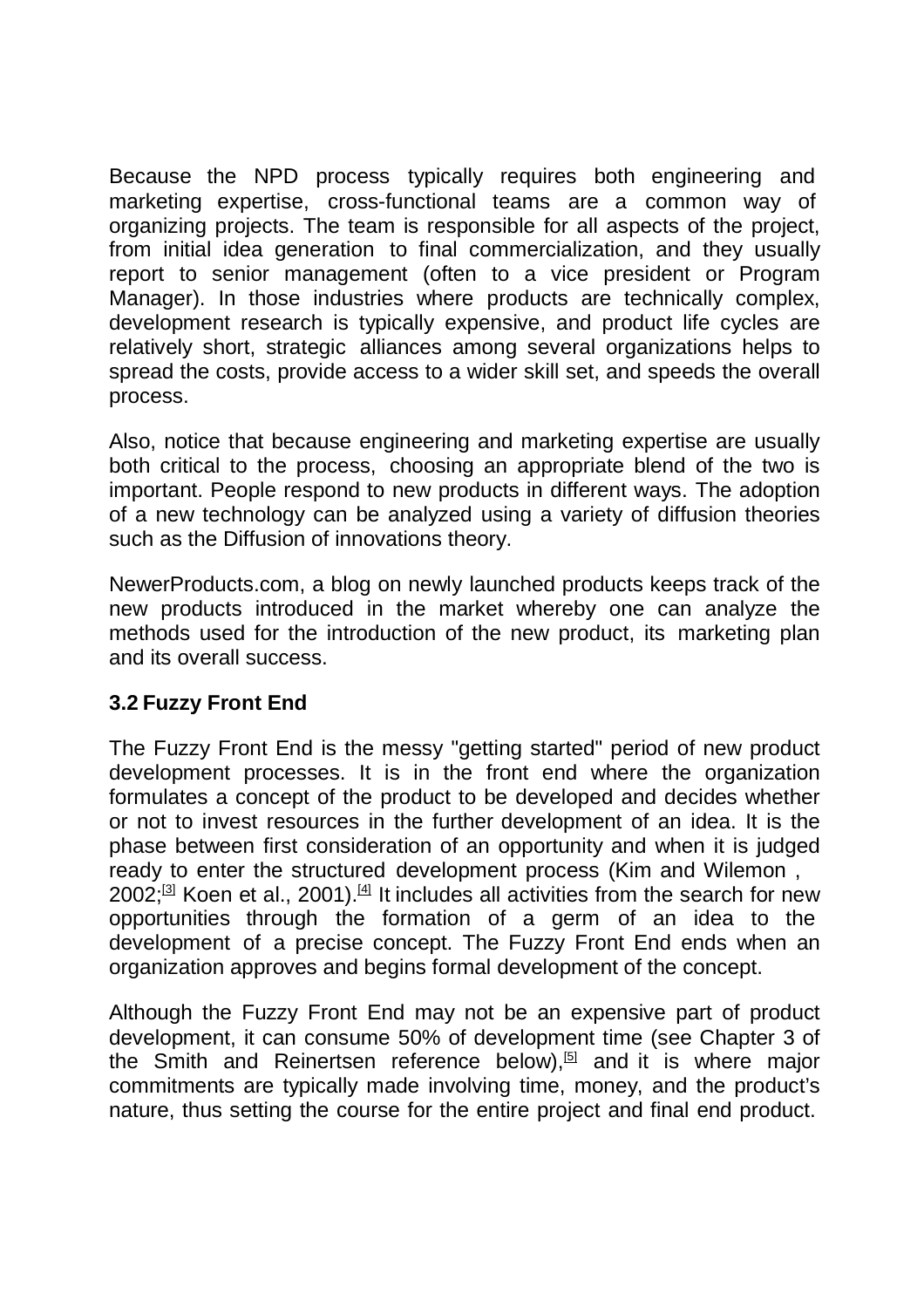Because the NPD process typically requires both engineering and marketing expertise, cross-functional teams are a common way of organizing projects. The team is responsible for all aspects of the project, from initial idea generation to final commercialization, and they usually report to senior management (often to a vice president or Program Manager). In those industries where products are technically complex, development research is typically expensive, and product life cycles are relatively short, strategic alliances among several organizations helps to spread the costs, provide access to a wider skill set, and speeds the overall process.

Also, notice that because engineering and marketing expertise are usually both critical to the process, choosing an appropriate blend of the two is important. People respond to new products in different ways. The adoption of a new technology can be analyzed using a variety of diffusion theories such as the Diffusion of innovations theory.

NewerProducts.com, a blog on newly launched products keeps track of the new products introduced in the market whereby one can analyze the methods used for the introduction of the new product, its marketing plan and its overall success.

### 3.2 Fuzzy Front End

The Fuzzy Front End is the messy "getting started" period of new product development processes. It is in the front end where the organization formulates a concept of the product to be developed and decides whether or not to invest resources in the further development of an idea. It is the phase between first consideration of an opportunity and when it is judged ready to enter the structured development process (Kim and Wilemon , 2002;[3] Koen et al., 2001).[4] It includes all activities from the search for new opportunities through the formation of a germ of an idea to the development of a precise concept. The Fuzzy Front End ends when an organization approves and begins formal development of the concept.

Although the Fuzzy Front End may not be an expensive part of product development, it can consume 50% of development time (see Chapter 3 of the Smith and Reinertsen reference below),[5] and it is where major commitments are typically made involving time, money, and the product's nature, thus setting the course for the entire project and final end product.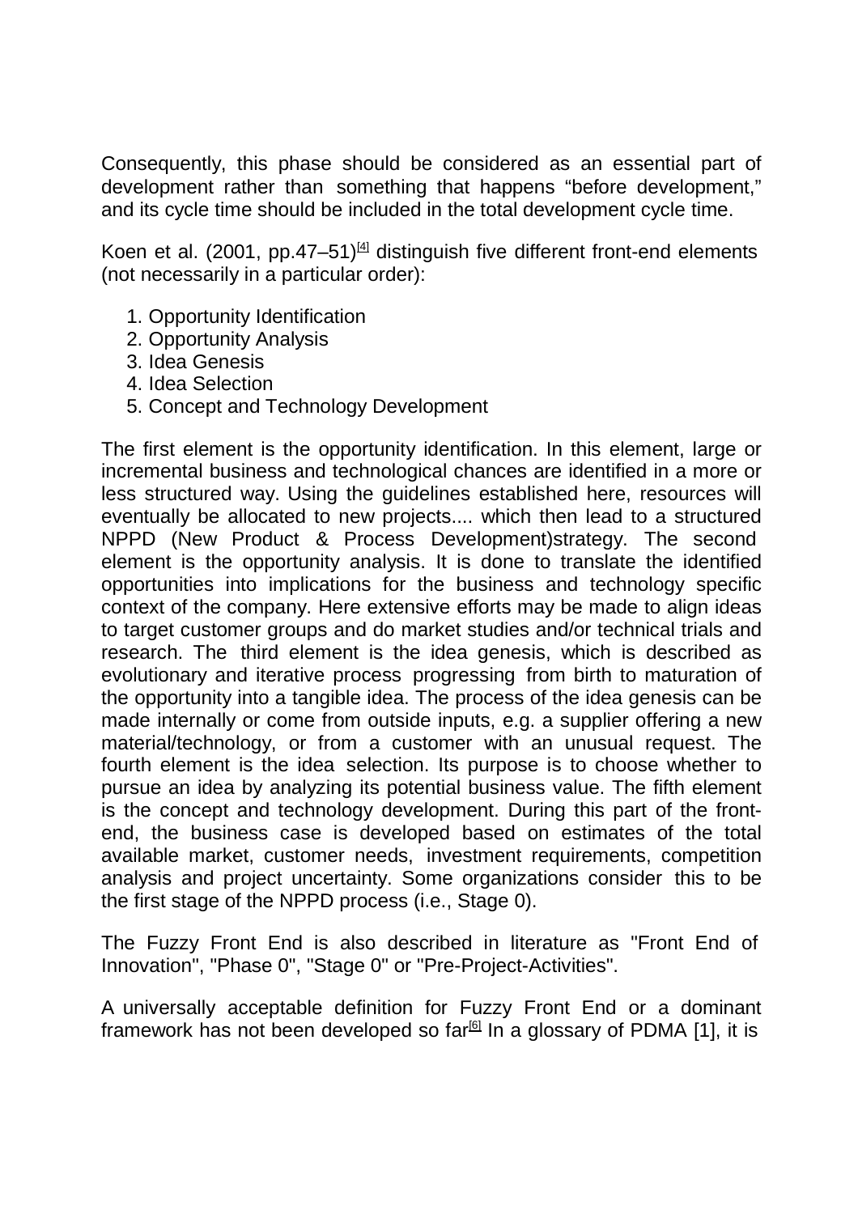Consequently, this phase should be considered as an essential part of development rather than something that happens "before development," and its cycle time should be included in the total development cycle time.

Koen et al. (2001, pp.47–51)[4] distinguish five different front-end elements (not necessarily in a particular order):

1. Opportunity Identification
2. Opportunity Analysis
3. Idea Genesis
4. Idea Selection
5. Concept and Technology Development

The first element is the opportunity identification. In this element, large or incremental business and technological chances are identified in a more or less structured way. Using the guidelines established here, resources will eventually be allocated to new projects.... which then lead to a structured NPPD (New Product & Process Development)strategy. The second element is the opportunity analysis. It is done to translate the identified opportunities into implications for the business and technology specific context of the company. Here extensive efforts may be made to align ideas to target customer groups and do market studies and/or technical trials and research. The third element is the idea genesis, which is described as evolutionary and iterative process progressing from birth to maturation of the opportunity into a tangible idea. The process of the idea genesis can be made internally or come from outside inputs, e.g. a supplier offering a new material/technology, or from a customer with an unusual request. The fourth element is the idea selection. Its purpose is to choose whether to pursue an idea by analyzing its potential business value. The fifth element is the concept and technology development. During this part of the front-end, the business case is developed based on estimates of the total available market, customer needs, investment requirements, competition analysis and project uncertainty. Some organizations consider this to be the first stage of the NPPD process (i.e., Stage 0).

The Fuzzy Front End is also described in literature as "Front End of Innovation", "Phase 0", "Stage 0" or "Pre-Project-Activities".

A universally acceptable definition for Fuzzy Front End or a dominant framework has not been developed so far[6] In a glossary of PDMA [1], it is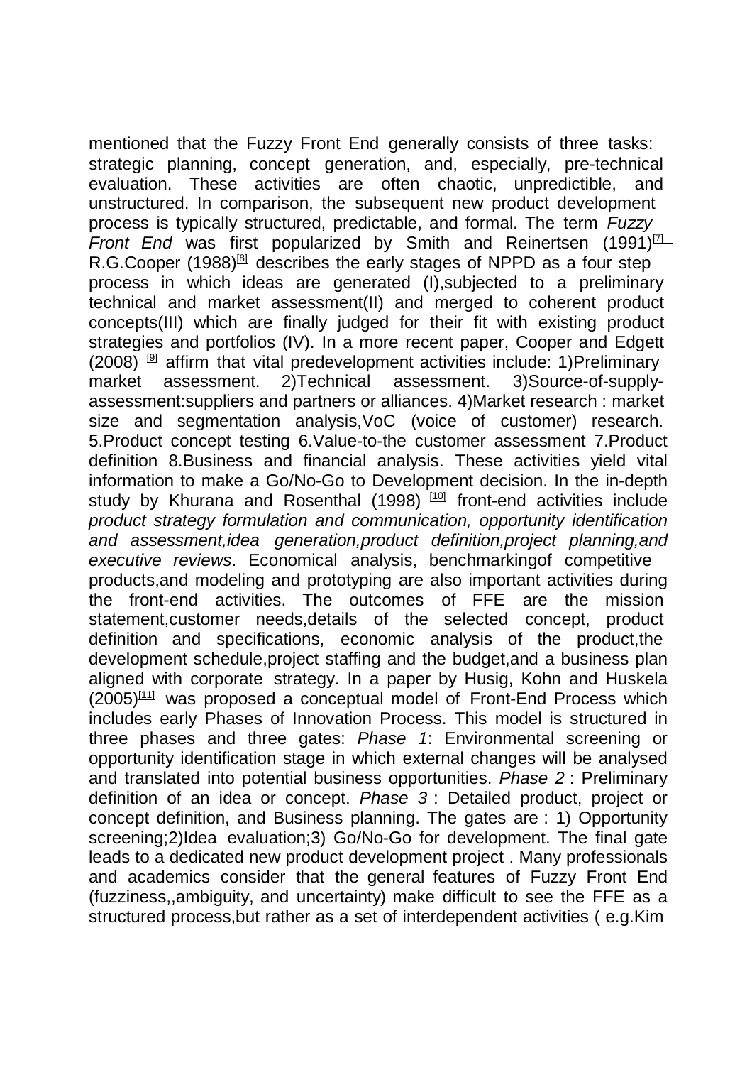mentioned that the Fuzzy Front End generally consists of three tasks: strategic planning, concept generation, and, especially, pre-technical evaluation. These activities are often chaotic, unpredictible, and unstructured. In comparison, the subsequent new product development process is typically structured, predictable, and formal. The term *Fuzzy Front End* was first popularized by Smith and Reinertsen (1991)[7] R.G.Cooper (1988)[8] describes the early stages of NPPD as a four step process in which ideas are generated (I),subjected to a preliminary technical and market assessment(II) and merged to coherent product concepts(III) which are finally judged for their fit with existing product strategies and portfolios (IV). In a more recent paper, Cooper and Edgett (2008) [9] affirm that vital predevelopment activities include: 1)Preliminary market assessment. 2)Technical assessment. 3)Source-of-supply-assessment:suppliers and partners or alliances. 4)Market research : market size and segmentation analysis,VoC (voice of customer) research. 5.Product concept testing 6.Value-to-the customer assessment 7.Product definition 8.Business and financial analysis. These activities yield vital information to make a Go/No-Go to Development decision. In the in-depth study by Khurana and Rosenthal (1998) [10] front-end activities include *product strategy formulation and communication, opportunity identification and assessment,idea generation,product definition,project planning,and executive reviews*. Economical analysis, benchmarkingof competitive products,and modeling and prototyping are also important activities during the front-end activities. The outcomes of FFE are the mission statement,customer needs,details of the selected concept, product definition and specifications, economic analysis of the product,the development schedule,project staffing and the budget,and a business plan aligned with corporate strategy. In a paper by Husig, Kohn and Huskela (2005)[11] was proposed a conceptual model of Front-End Process which includes early Phases of Innovation Process. This model is structured in three phases and three gates: *Phase 1*: Environmental screening or opportunity identification stage in which external changes will be analysed and translated into potential business opportunities. *Phase 2* : Preliminary definition of an idea or concept. *Phase 3* : Detailed product, project or concept definition, and Business planning. The gates are : 1) Opportunity screening;2)Idea evaluation;3) Go/No-Go for development. The final gate leads to a dedicated new product development project . Many professionals and academics consider that the general features of Fuzzy Front End (fuzziness,,ambiguity, and uncertainty) make difficult to see the FFE as a structured process,but rather as a set of interdependent activities ( e.g.Kim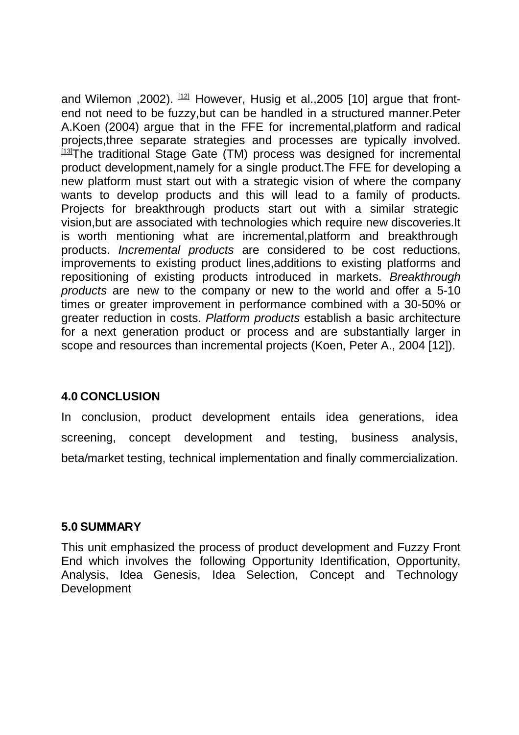and Wilemon ,2002). [12] However, Husig et al.,2005 [10] argue that front-end not need to be fuzzy,but can be handled in a structured manner.Peter A.Koen (2004) argue that in the FFE for incremental,platform and radical projects,three separate strategies and processes are typically involved. [13]The traditional Stage Gate (TM) process was designed for incremental product development,namely for a single product.The FFE for developing a new platform must start out with a strategic vision of where the company wants to develop products and this will lead to a family of products. Projects for breakthrough products start out with a similar strategic vision,but are associated with technologies which require new discoveries.It is worth mentioning what are incremental,platform and breakthrough products. *Incremental products* are considered to be cost reductions, improvements to existing product lines,additions to existing platforms and repositioning of existing products introduced in markets. *Breakthrough products* are new to the company or new to the world and offer a 5-10 times or greater improvement in performance combined with a 30-50% or greater reduction in costs. *Platform products* establish a basic architecture for a next generation product or process and are substantially larger in scope and resources than incremental projects (Koen, Peter A., 2004 [12]).

## 4.0 CONCLUSION

In conclusion, product development entails idea generations, idea screening, concept development and testing, business analysis, beta/market testing, technical implementation and finally commercialization.

## 5.0 SUMMARY

This unit emphasized the process of product development and Fuzzy Front End which involves the following Opportunity Identification, Opportunity, Analysis, Idea Genesis, Idea Selection, Concept and Technology Development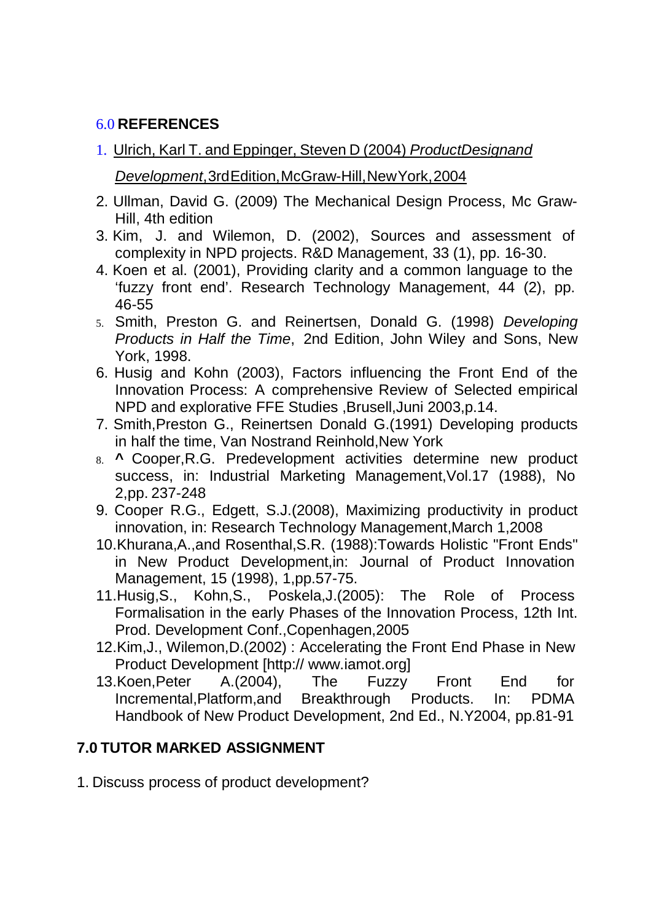## 6.0 REFERENCES

1. Ulrich, Karl T. and Eppinger, Steven D (2004) *ProductDesignand Development*,3rdEdition,McGraw-Hill,NewYork,2004
2. Ullman, David G. (2009) The Mechanical Design Process, Mc Graw-Hill, 4th edition
3. Kim, J. and Wilemon, D. (2002), Sources and assessment of complexity in NPD projects. R&D Management, 33 (1), pp. 16-30.
4. Koen et al. (2001), Providing clarity and a common language to the 'fuzzy front end'. Research Technology Management, 44 (2), pp. 46-55
5. Smith, Preston G. and Reinertsen, Donald G. (1998) *Developing Products in Half the Time*, 2nd Edition, John Wiley and Sons, New York, 1998.
6. Husig and Kohn (2003), Factors influencing the Front End of the Innovation Process: A comprehensive Review of Selected empirical NPD and explorative FFE Studies ,Brusell,Juni 2003,p.14.
7. Smith,Preston G., Reinertsen Donald G.(1991) Developing products in half the time, Van Nostrand Reinhold,New York
8. **^** Cooper,R.G. Predevelopment activities determine new product success, in: Industrial Marketing Management,Vol.17 (1988), No 2,pp. 237-248
9. Cooper R.G., Edgett, S.J.(2008), Maximizing productivity in product innovation, in: Research Technology Management,March 1,2008
10. Khurana,A.,and Rosenthal,S.R. (1988):Towards Holistic "Front Ends" in New Product Development,in: Journal of Product Innovation Management, 15 (1998), 1,pp.57-75.
11. Husig,S., Kohn,S., Poskela,J.(2005): The Role of Process Formalisation in the early Phases of the Innovation Process, 12th Int. Prod. Development Conf.,Copenhagen,2005
12. Kim,J., Wilemon,D.(2002) : Accelerating the Front End Phase in New Product Development [http:// www.iamot.org]
13. Koen,Peter A.(2004), The Fuzzy Front End for Incremental,Platform,and Breakthrough Products. In: PDMA Handbook of New Product Development, 2nd Ed., N.Y2004, pp.81-91

## 7.0 TUTOR MARKED ASSIGNMENT

1. Discuss process of product development?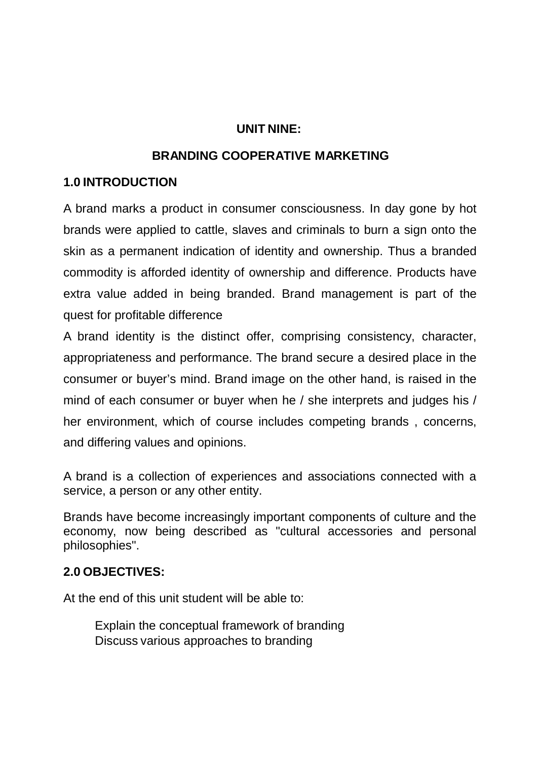## UNIT NINE:

## BRANDING COOPERATIVE MARKETING

### 1.0 INTRODUCTION

A brand marks a product in consumer consciousness. In day gone by hot brands were applied to cattle, slaves and criminals to burn a sign onto the skin as a permanent indication of identity and ownership. Thus a branded commodity is afforded identity of ownership and difference. Products have extra value added in being branded. Brand management is part of the quest for profitable difference

A brand identity is the distinct offer, comprising consistency, character, appropriateness and performance. The brand secure a desired place in the consumer or buyer's mind. Brand image on the other hand, is raised in the mind of each consumer or buyer when he / she interprets and judges his / her environment, which of course includes competing brands , concerns, and differing values and opinions.

A brand is a collection of experiences and associations connected with a service, a person or any other entity.

Brands have become increasingly important components of culture and the economy, now being described as "cultural accessories and personal philosophies".

### 2.0 OBJECTIVES:

At the end of this unit student will be able to:

- Explain the conceptual framework of branding
- Discuss various approaches to branding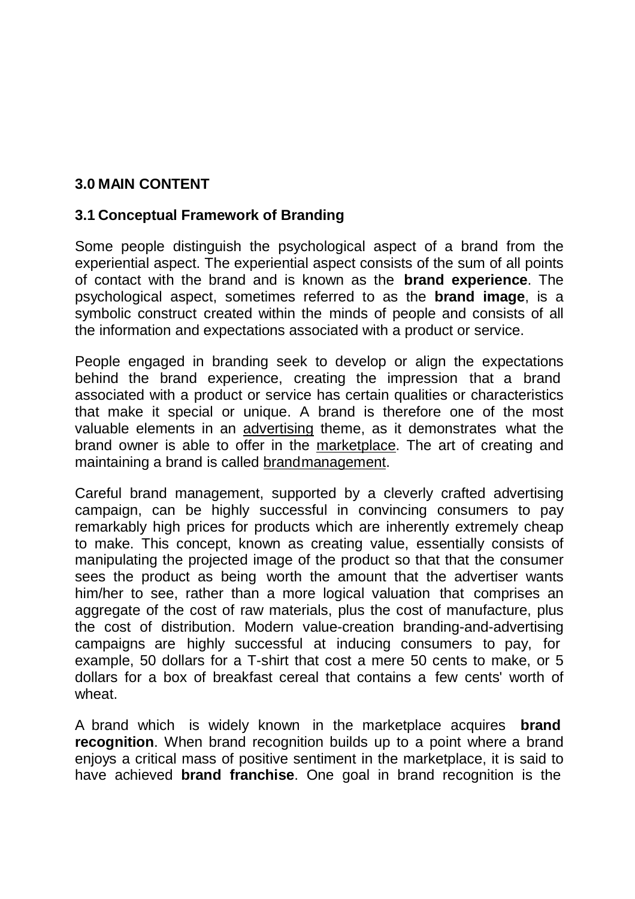## 3.0 MAIN CONTENT

### 3.1 Conceptual Framework of Branding

Some people distinguish the psychological aspect of a brand from the experiential aspect. The experiential aspect consists of the sum of all points of contact with the brand and is known as the **brand experience**. The psychological aspect, sometimes referred to as the **brand image**, is a symbolic construct created within the minds of people and consists of all the information and expectations associated with a product or service.

People engaged in branding seek to develop or align the expectations behind the brand experience, creating the impression that a brand associated with a product or service has certain qualities or characteristics that make it special or unique. A brand is therefore one of the most valuable elements in an advertising theme, as it demonstrates what the brand owner is able to offer in the marketplace. The art of creating and maintaining a brand is called brandmanagement.

Careful brand management, supported by a cleverly crafted advertising campaign, can be highly successful in convincing consumers to pay remarkably high prices for products which are inherently extremely cheap to make. This concept, known as creating value, essentially consists of manipulating the projected image of the product so that that the consumer sees the product as being worth the amount that the advertiser wants him/her to see, rather than a more logical valuation that comprises an aggregate of the cost of raw materials, plus the cost of manufacture, plus the cost of distribution. Modern value-creation branding-and-advertising campaigns are highly successful at inducing consumers to pay, for example, 50 dollars for a T-shirt that cost a mere 50 cents to make, or 5 dollars for a box of breakfast cereal that contains a few cents' worth of wheat.

A brand which is widely known in the marketplace acquires **brand recognition**. When brand recognition builds up to a point where a brand enjoys a critical mass of positive sentiment in the marketplace, it is said to have achieved **brand franchise**. One goal in brand recognition is the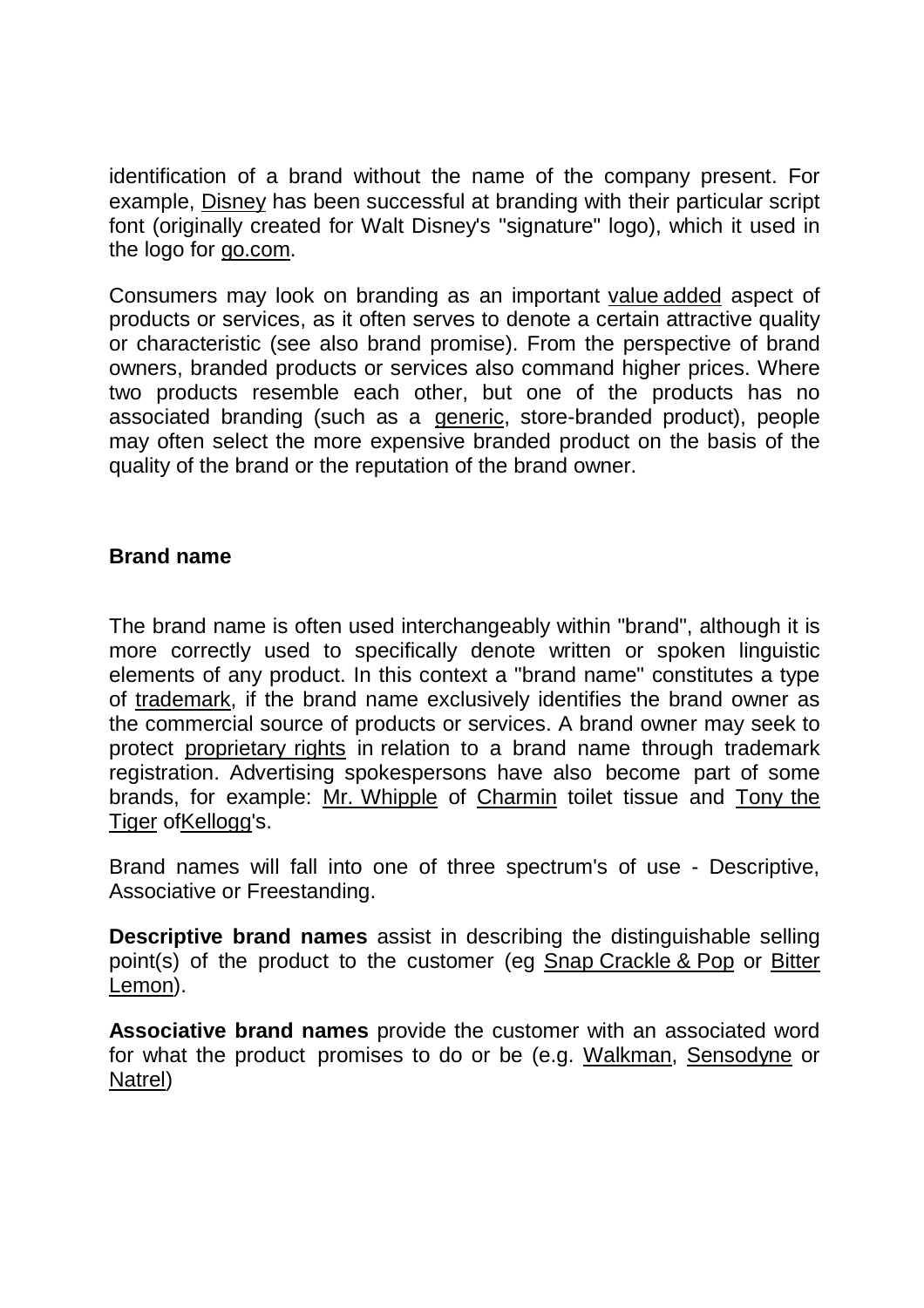identification of a brand without the name of the company present. For example, Disney has been successful at branding with their particular script font (originally created for Walt Disney's "signature" logo), which it used in the logo for go.com.

Consumers may look on branding as an important value added aspect of products or services, as it often serves to denote a certain attractive quality or characteristic (see also brand promise). From the perspective of brand owners, branded products or services also command higher prices. Where two products resemble each other, but one of the products has no associated branding (such as a generic, store-branded product), people may often select the more expensive branded product on the basis of the quality of the brand or the reputation of the brand owner.

## Brand name

The brand name is often used interchangeably within "brand", although it is more correctly used to specifically denote written or spoken linguistic elements of any product. In this context a "brand name" constitutes a type of trademark, if the brand name exclusively identifies the brand owner as the commercial source of products or services. A brand owner may seek to protect proprietary rights in relation to a brand name through trademark registration. Advertising spokespersons have also become part of some brands, for example: Mr. Whipple of Charmin toilet tissue and Tony the Tiger ofKellogg's.

Brand names will fall into one of three spectrum's of use - Descriptive, Associative or Freestanding.

**Descriptive brand names** assist in describing the distinguishable selling point(s) of the product to the customer (eg Snap Crackle & Pop or Bitter Lemon).

**Associative brand names** provide the customer with an associated word for what the product promises to do or be (e.g. Walkman, Sensodyne or Natrel)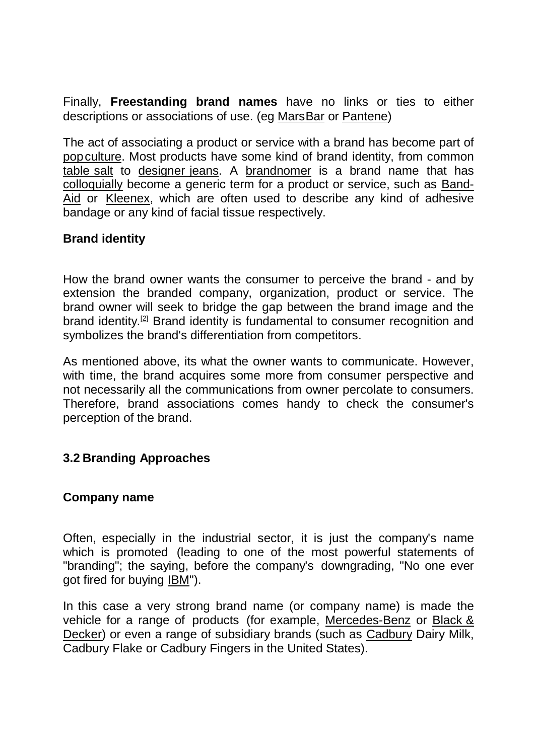Finally, **Freestanding brand names** have no links or ties to either descriptions or associations of use. (eg MarsBar or Pantene)

The act of associating a product or service with a brand has become part of pop culture. Most products have some kind of brand identity, from common table salt to designer jeans. A brandnomer is a brand name that has colloquially become a generic term for a product or service, such as Band-Aid or Kleenex, which are often used to describe any kind of adhesive bandage or any kind of facial tissue respectively.

**Brand identity**

How the brand owner wants the consumer to perceive the brand - and by extension the branded company, organization, product or service. The brand owner will seek to bridge the gap between the brand image and the brand identity.[2] Brand identity is fundamental to consumer recognition and symbolizes the brand's differentiation from competitors.

As mentioned above, its what the owner wants to communicate. However, with time, the brand acquires some more from consumer perspective and not necessarily all the communications from owner percolate to consumers. Therefore, brand associations comes handy to check the consumer's perception of the brand.

## 3.2 Branding Approaches

**Company name**

Often, especially in the industrial sector, it is just the company's name which is promoted (leading to one of the most powerful statements of "branding"; the saying, before the company's downgrading, "No one ever got fired for buying IBM").

In this case a very strong brand name (or company name) is made the vehicle for a range of products (for example, Mercedes-Benz or Black & Decker) or even a range of subsidiary brands (such as Cadbury Dairy Milk, Cadbury Flake or Cadbury Fingers in the United States).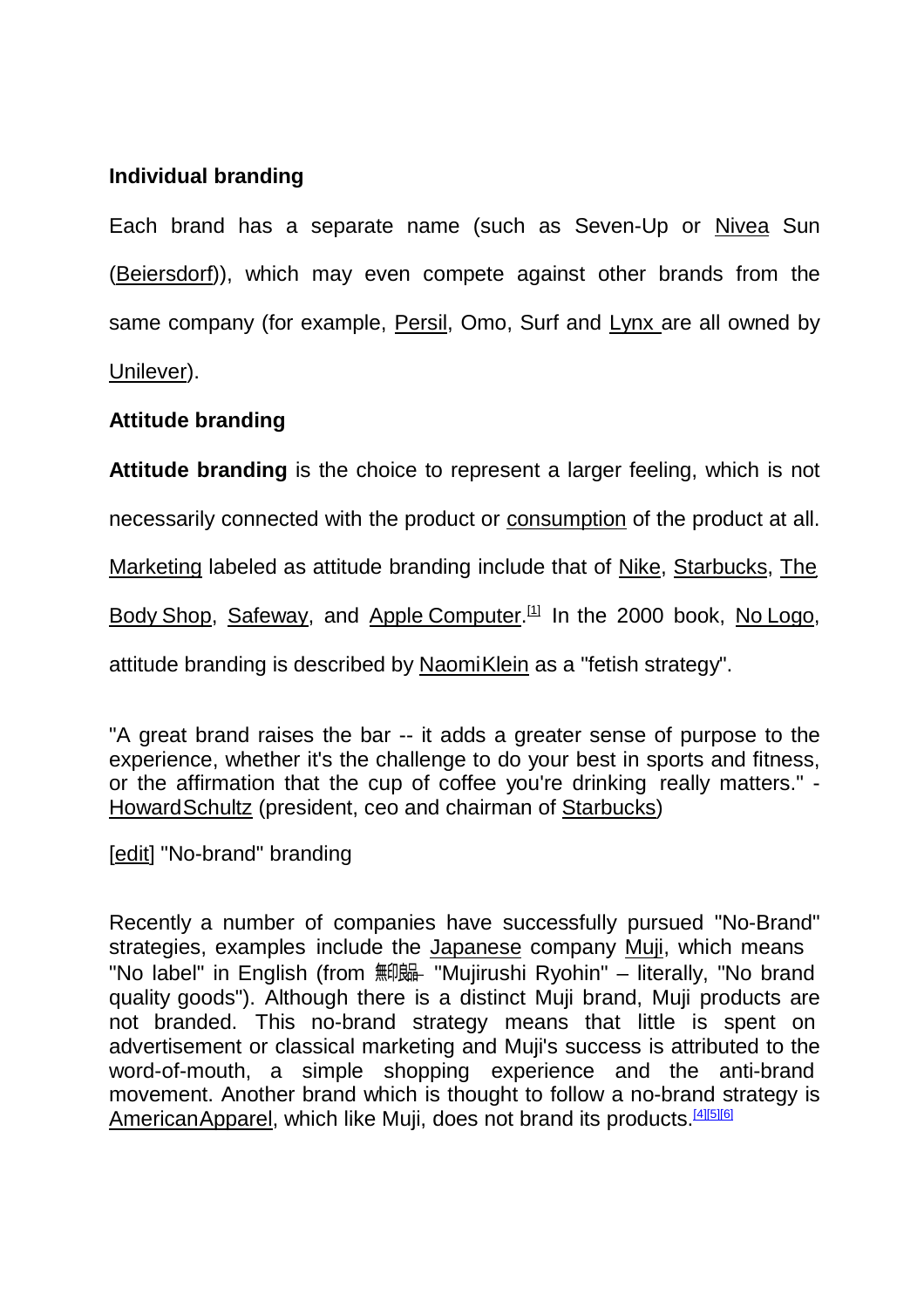**Individual branding**

Each brand has a separate name (such as Seven-Up or Nivea Sun (Beiersdorf)), which may even compete against other brands from the same company (for example, Persil, Omo, Surf and Lynx are all owned by Unilever).

**Attitude branding**

**Attitude branding** is the choice to represent a larger feeling, which is not necessarily connected with the product or consumption of the product at all. Marketing labeled as attitude branding include that of Nike, Starbucks, The Body Shop, Safeway, and Apple Computer.[1] In the 2000 book, No Logo, attitude branding is described by Naomi Klein as a "fetish strategy".

"A great brand raises the bar -- it adds a greater sense of purpose to the experience, whether it's the challenge to do your best in sports and fitness, or the affirmation that the cup of coffee you're drinking really matters." - Howard Schultz (president, ceo and chairman of Starbucks)

[edit] "No-brand" branding

Recently a number of companies have successfully pursued "No-Brand" strategies, examples include the Japanese company Muji, which means "No label" in English (from 無印良品 "Mujirushi Ryohin" – literally, "No brand quality goods"). Although there is a distinct Muji brand, Muji products are not branded. This no-brand strategy means that little is spent on advertisement or classical marketing and Muji's success is attributed to the word-of-mouth, a simple shopping experience and the anti-brand movement. Another brand which is thought to follow a no-brand strategy is American Apparel, which like Muji, does not brand its products.[4][5][6]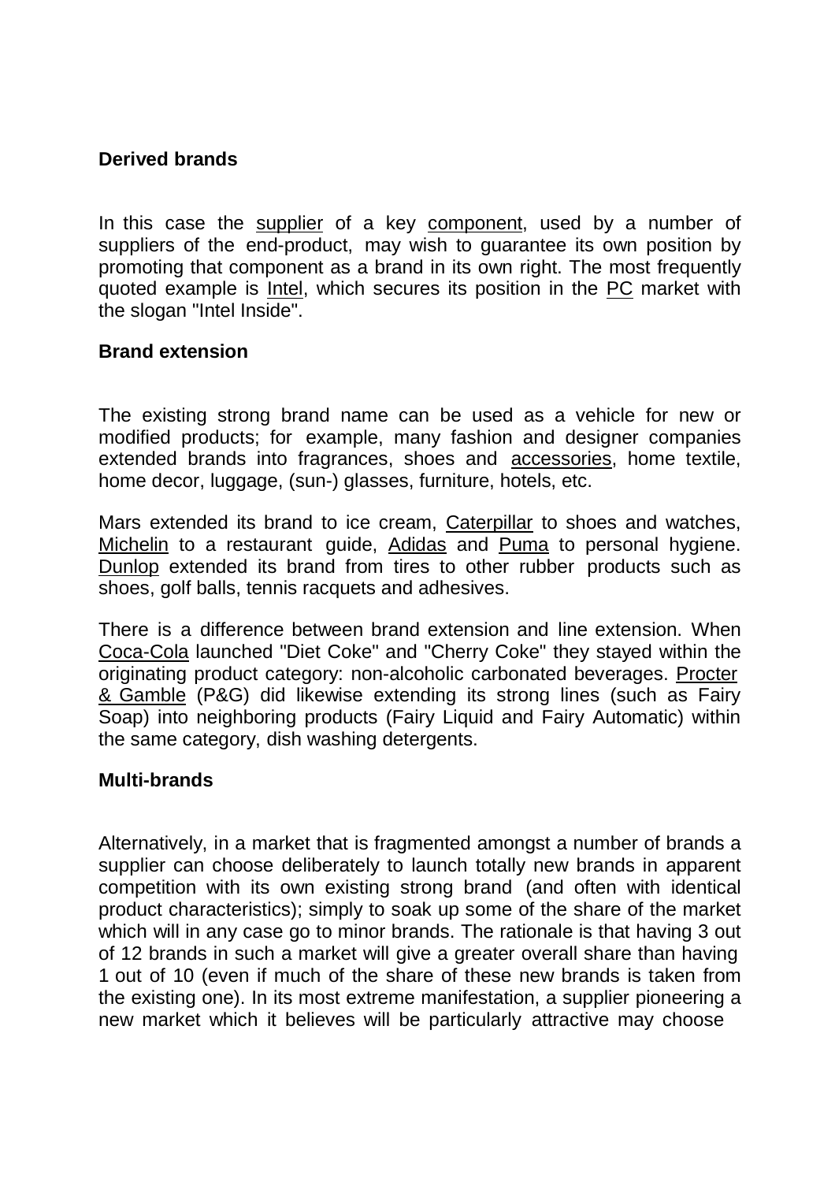**Derived brands**

In this case the supplier of a key component, used by a number of suppliers of the end-product, may wish to guarantee its own position by promoting that component as a brand in its own right. The most frequently quoted example is Intel, which secures its position in the PC market with the slogan "Intel Inside".

**Brand extension**

The existing strong brand name can be used as a vehicle for new or modified products; for example, many fashion and designer companies extended brands into fragrances, shoes and accessories, home textile, home decor, luggage, (sun-) glasses, furniture, hotels, etc.

Mars extended its brand to ice cream, Caterpillar to shoes and watches, Michelin to a restaurant guide, Adidas and Puma to personal hygiene. Dunlop extended its brand from tires to other rubber products such as shoes, golf balls, tennis racquets and adhesives.

There is a difference between brand extension and line extension. When Coca-Cola launched "Diet Coke" and "Cherry Coke" they stayed within the originating product category: non-alcoholic carbonated beverages. Procter & Gamble (P&G) did likewise extending its strong lines (such as Fairy Soap) into neighboring products (Fairy Liquid and Fairy Automatic) within the same category, dish washing detergents.

**Multi-brands**

Alternatively, in a market that is fragmented amongst a number of brands a supplier can choose deliberately to launch totally new brands in apparent competition with its own existing strong brand (and often with identical product characteristics); simply to soak up some of the share of the market which will in any case go to minor brands. The rationale is that having 3 out of 12 brands in such a market will give a greater overall share than having 1 out of 10 (even if much of the share of these new brands is taken from the existing one). In its most extreme manifestation, a supplier pioneering a new market which it believes will be particularly attractive may choose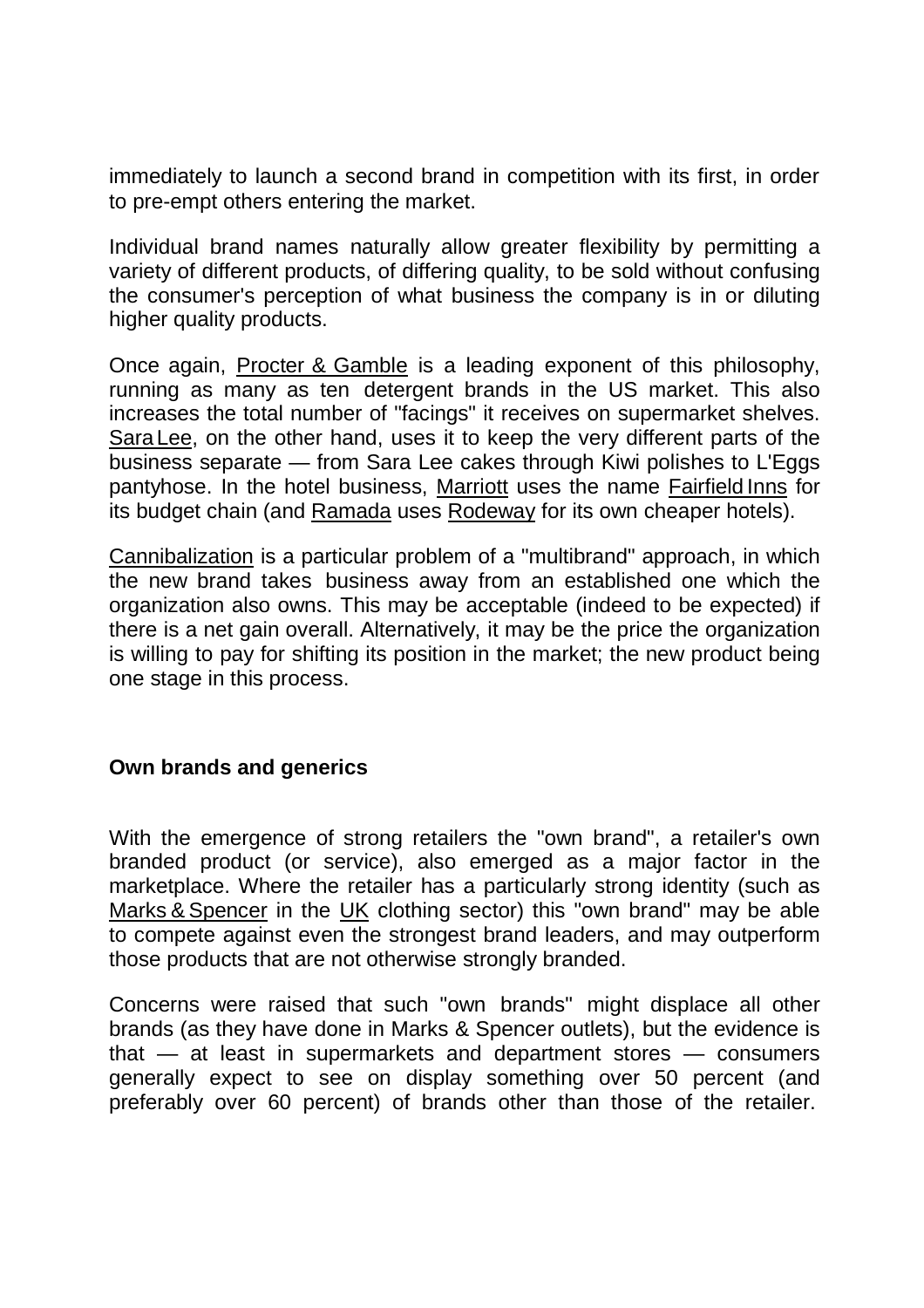immediately to launch a second brand in competition with its first, in order to pre-empt others entering the market.

Individual brand names naturally allow greater flexibility by permitting a variety of different products, of differing quality, to be sold without confusing the consumer's perception of what business the company is in or diluting higher quality products.

Once again, Procter & Gamble is a leading exponent of this philosophy, running as many as ten detergent brands in the US market. This also increases the total number of "facings" it receives on supermarket shelves. Sara Lee, on the other hand, uses it to keep the very different parts of the business separate — from Sara Lee cakes through Kiwi polishes to L'Eggs pantyhose. In the hotel business, Marriott uses the name Fairfield Inns for its budget chain (and Ramada uses Rodeway for its own cheaper hotels).

Cannibalization is a particular problem of a "multibrand" approach, in which the new brand takes business away from an established one which the organization also owns. This may be acceptable (indeed to be expected) if there is a net gain overall. Alternatively, it may be the price the organization is willing to pay for shifting its position in the market; the new product being one stage in this process.

## Own brands and generics

With the emergence of strong retailers the "own brand", a retailer's own branded product (or service), also emerged as a major factor in the marketplace. Where the retailer has a particularly strong identity (such as Marks & Spencer in the UK clothing sector) this "own brand" may be able to compete against even the strongest brand leaders, and may outperform those products that are not otherwise strongly branded.

Concerns were raised that such "own brands" might displace all other brands (as they have done in Marks & Spencer outlets), but the evidence is that — at least in supermarkets and department stores — consumers generally expect to see on display something over 50 percent (and preferably over 60 percent) of brands other than those of the retailer.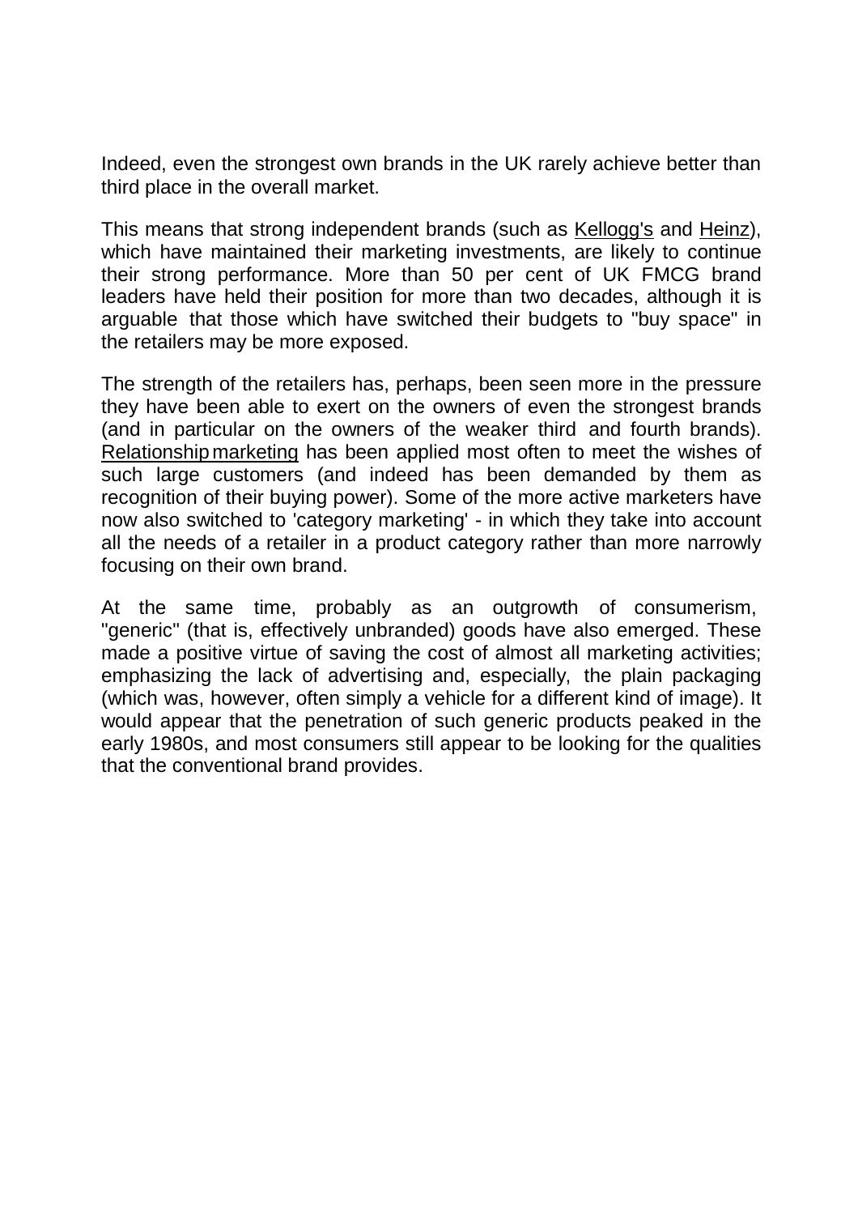Indeed, even the strongest own brands in the UK rarely achieve better than third place in the overall market.

This means that strong independent brands (such as Kellogg's and Heinz), which have maintained their marketing investments, are likely to continue their strong performance. More than 50 per cent of UK FMCG brand leaders have held their position for more than two decades, although it is arguable that those which have switched their budgets to "buy space" in the retailers may be more exposed.

The strength of the retailers has, perhaps, been seen more in the pressure they have been able to exert on the owners of even the strongest brands (and in particular on the owners of the weaker third and fourth brands). Relationship marketing has been applied most often to meet the wishes of such large customers (and indeed has been demanded by them as recognition of their buying power). Some of the more active marketers have now also switched to 'category marketing' - in which they take into account all the needs of a retailer in a product category rather than more narrowly focusing on their own brand.

At the same time, probably as an outgrowth of consumerism, "generic" (that is, effectively unbranded) goods have also emerged. These made a positive virtue of saving the cost of almost all marketing activities; emphasizing the lack of advertising and, especially, the plain packaging (which was, however, often simply a vehicle for a different kind of image). It would appear that the penetration of such generic products peaked in the early 1980s, and most consumers still appear to be looking for the qualities that the conventional brand provides.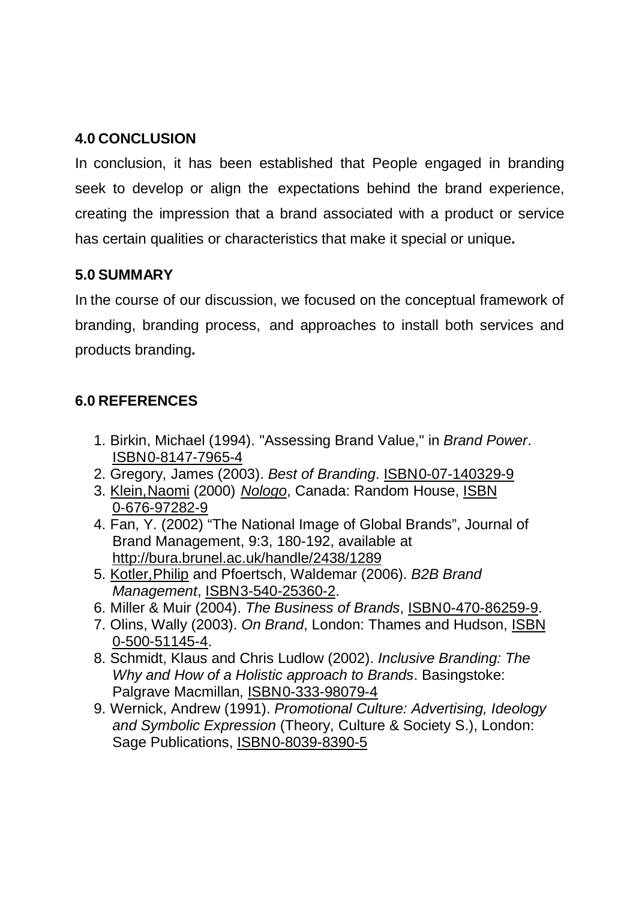## 4.0 CONCLUSION

In conclusion, it has been established that People engaged in branding seek to develop or align the expectations behind the brand experience, creating the impression that a brand associated with a product or service has certain qualities or characteristics that make it special or unique**.**

## 5.0 SUMMARY

In the course of our discussion, we focused on the conceptual framework of branding, branding process, and approaches to install both services and products branding**.**

## 6.0 REFERENCES

1. Birkin, Michael (1994). "Assessing Brand Value," in *Brand Power*. ISBN0-8147-7965-4
2. Gregory, James (2003). *Best of Branding*. ISBN0-07-140329-9
3. Klein,Naomi (2000) *Nologo*, Canada: Random House, ISBN 0-676-97282-9
4. Fan, Y. (2002) "The National Image of Global Brands", Journal of Brand Management, 9:3, 180-192, available at http://bura.brunel.ac.uk/handle/2438/1289
5. Kotler,Philip and Pfoertsch, Waldemar (2006). *B2B Brand Management*, ISBN3-540-25360-2.
6. Miller & Muir (2004). *The Business of Brands*, ISBN0-470-86259-9.
7. Olins, Wally (2003). *On Brand*, London: Thames and Hudson, ISBN 0-500-51145-4.
8. Schmidt, Klaus and Chris Ludlow (2002). *Inclusive Branding: The Why and How of a Holistic approach to Brands*. Basingstoke: Palgrave Macmillan, ISBN0-333-98079-4
9. Wernick, Andrew (1991). *Promotional Culture: Advertising, Ideology and Symbolic Expression* (Theory, Culture & Society S.), London: Sage Publications, ISBN0-8039-8390-5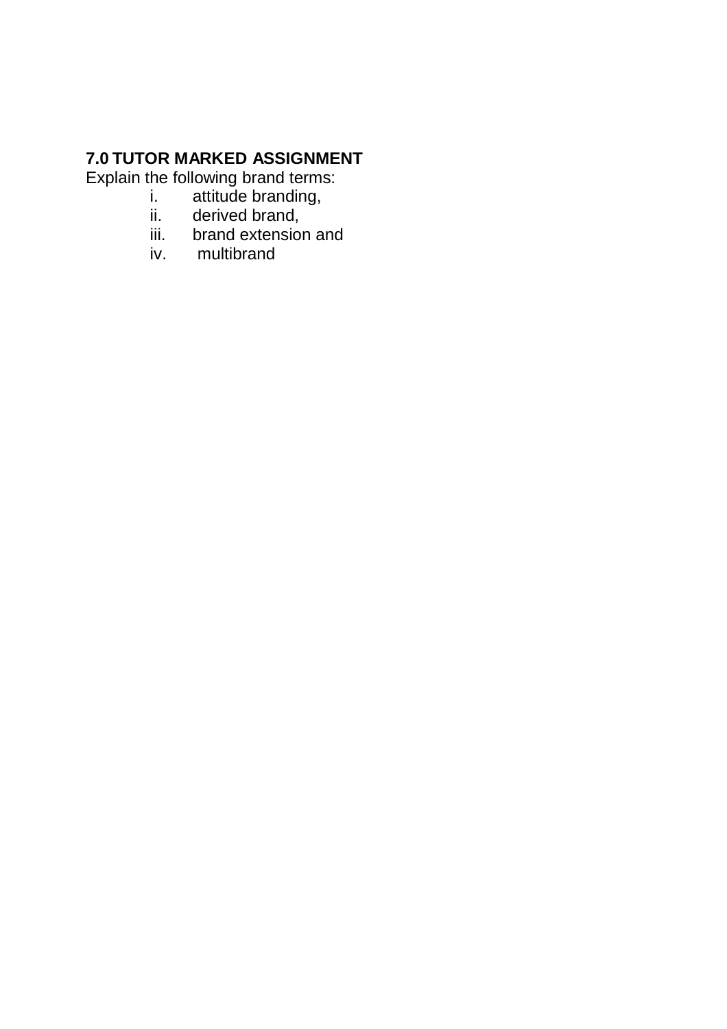## 7.0 TUTOR MARKED ASSIGNMENT

Explain the following brand terms:

i. attitude branding,
ii. derived brand,
iii. brand extension and
iv. multibrand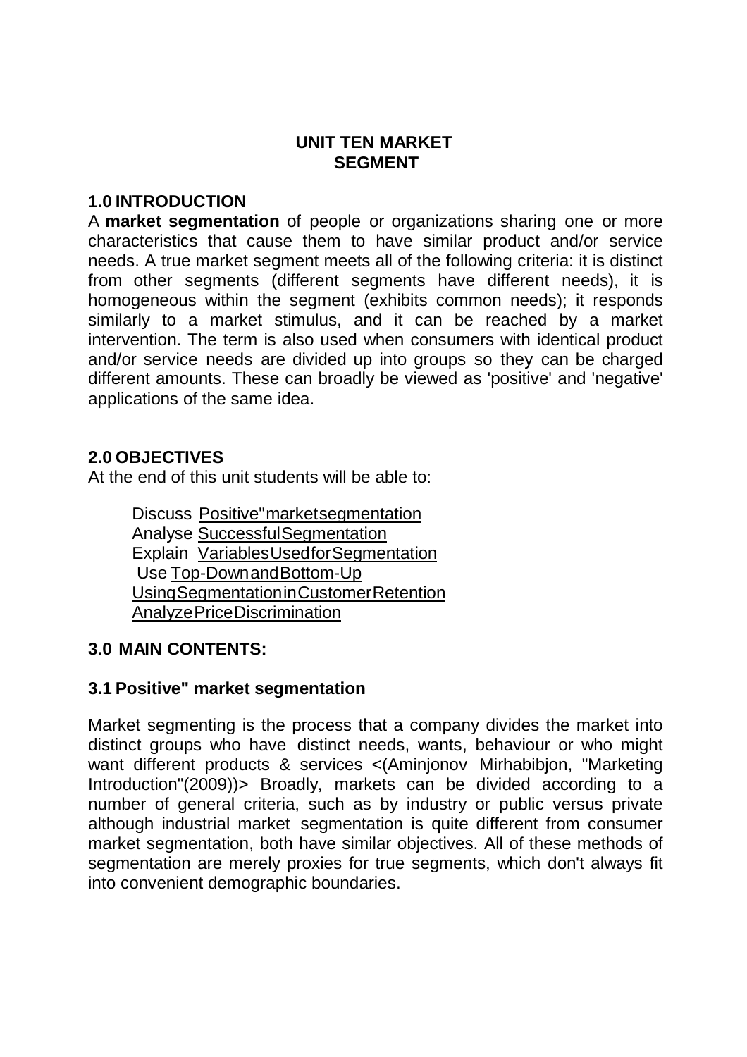# UNIT TEN MARKET SEGMENT

## 1.0 INTRODUCTION

A **market segmentation** of people or organizations sharing one or more characteristics that cause them to have similar product and/or service needs. A true market segment meets all of the following criteria: it is distinct from other segments (different segments have different needs), it is homogeneous within the segment (exhibits common needs); it responds similarly to a market stimulus, and it can be reached by a market intervention. The term is also used when consumers with identical product and/or service needs are divided up into groups so they can be charged different amounts. These can broadly be viewed as 'positive' and 'negative' applications of the same idea.

## 2.0 OBJECTIVES

At the end of this unit students will be able to:

Discuss Positive"marketsegmentation
Analyse SuccessfulSegmentation
Explain VariablesUsedforSegmentation
Use Top-DownandBottom-Up
UsingSegmentationinCustomerRetention
AnalyzePriceDiscrimination

## 3.0 MAIN CONTENTS:

### 3.1 Positive" market segmentation

Market segmenting is the process that a company divides the market into distinct groups who have distinct needs, wants, behaviour or who might want different products & services <(Aminjonov Mirhabibjon, "Marketing Introduction"(2009))> Broadly, markets can be divided according to a number of general criteria, such as by industry or public versus private although industrial market segmentation is quite different from consumer market segmentation, both have similar objectives. All of these methods of segmentation are merely proxies for true segments, which don't always fit into convenient demographic boundaries.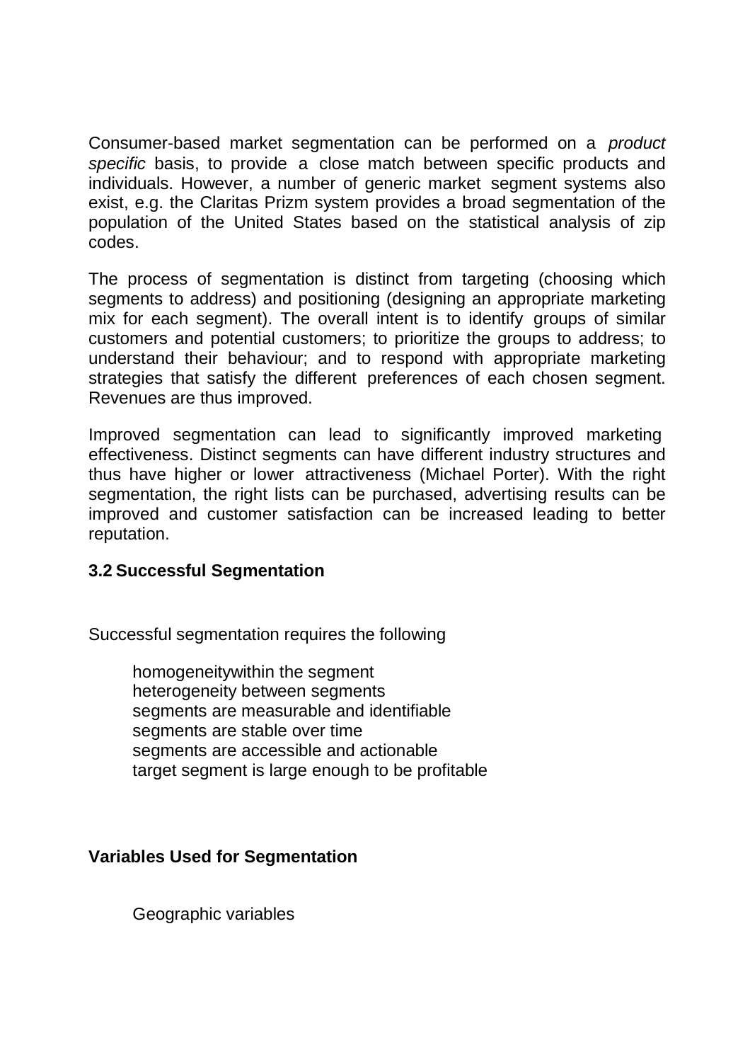Consumer-based market segmentation can be performed on a *product specific* basis, to provide a close match between specific products and individuals. However, a number of generic market segment systems also exist, e.g. the Claritas Prizm system provides a broad segmentation of the population of the United States based on the statistical analysis of zip codes.

The process of segmentation is distinct from targeting (choosing which segments to address) and positioning (designing an appropriate marketing mix for each segment). The overall intent is to identify groups of similar customers and potential customers; to prioritize the groups to address; to understand their behaviour; and to respond with appropriate marketing strategies that satisfy the different preferences of each chosen segment. Revenues are thus improved.

Improved segmentation can lead to significantly improved marketing effectiveness. Distinct segments can have different industry structures and thus have higher or lower attractiveness (Michael Porter). With the right segmentation, the right lists can be purchased, advertising results can be improved and customer satisfaction can be increased leading to better reputation.

### 3.2 Successful Segmentation

Successful segmentation requires the following

- homogeneitywithin the segment
- heterogeneity between segments
- segments are measurable and identifiable
- segments are stable over time
- segments are accessible and actionable
- target segment is large enough to be profitable

### Variables Used for Segmentation

- Geographic variables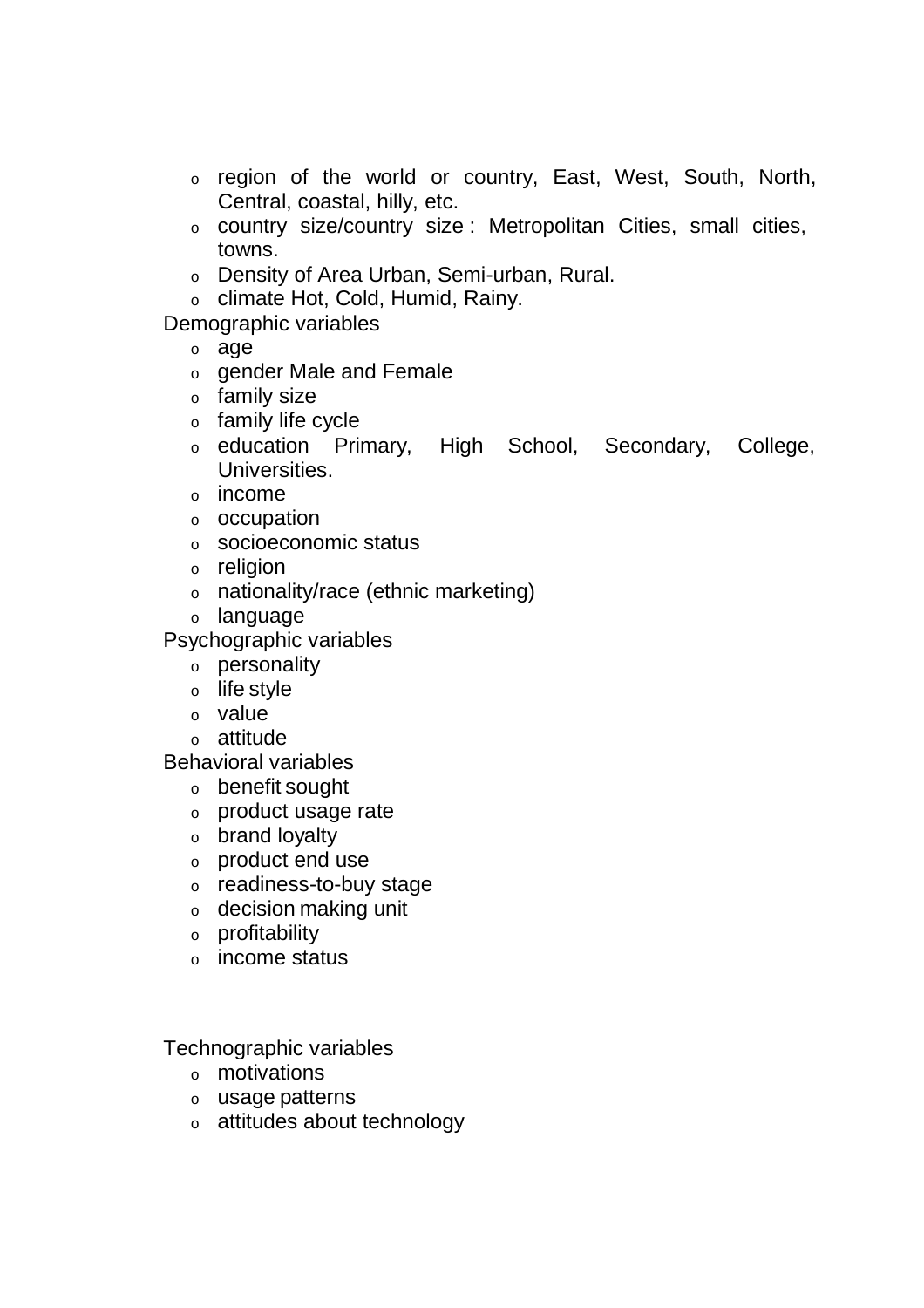- region of the world or country, East, West, South, North, Central, coastal, hilly, etc.
- country size/country size : Metropolitan Cities, small cities, towns.
- Density of Area Urban, Semi-urban, Rural.
- climate Hot, Cold, Humid, Rainy.

Demographic variables

- age
- gender Male and Female
- family size
- family life cycle
- education Primary, High School, Secondary, College, Universities.
- income
- occupation
- socioeconomic status
- religion
- nationality/race (ethnic marketing)
- language

Psychographic variables

- personality
- life style
- value
- attitude

Behavioral variables

- benefit sought
- product usage rate
- brand loyalty
- product end use
- readiness-to-buy stage
- decision making unit
- profitability
- income status

Technographic variables

- motivations
- usage patterns
- attitudes about technology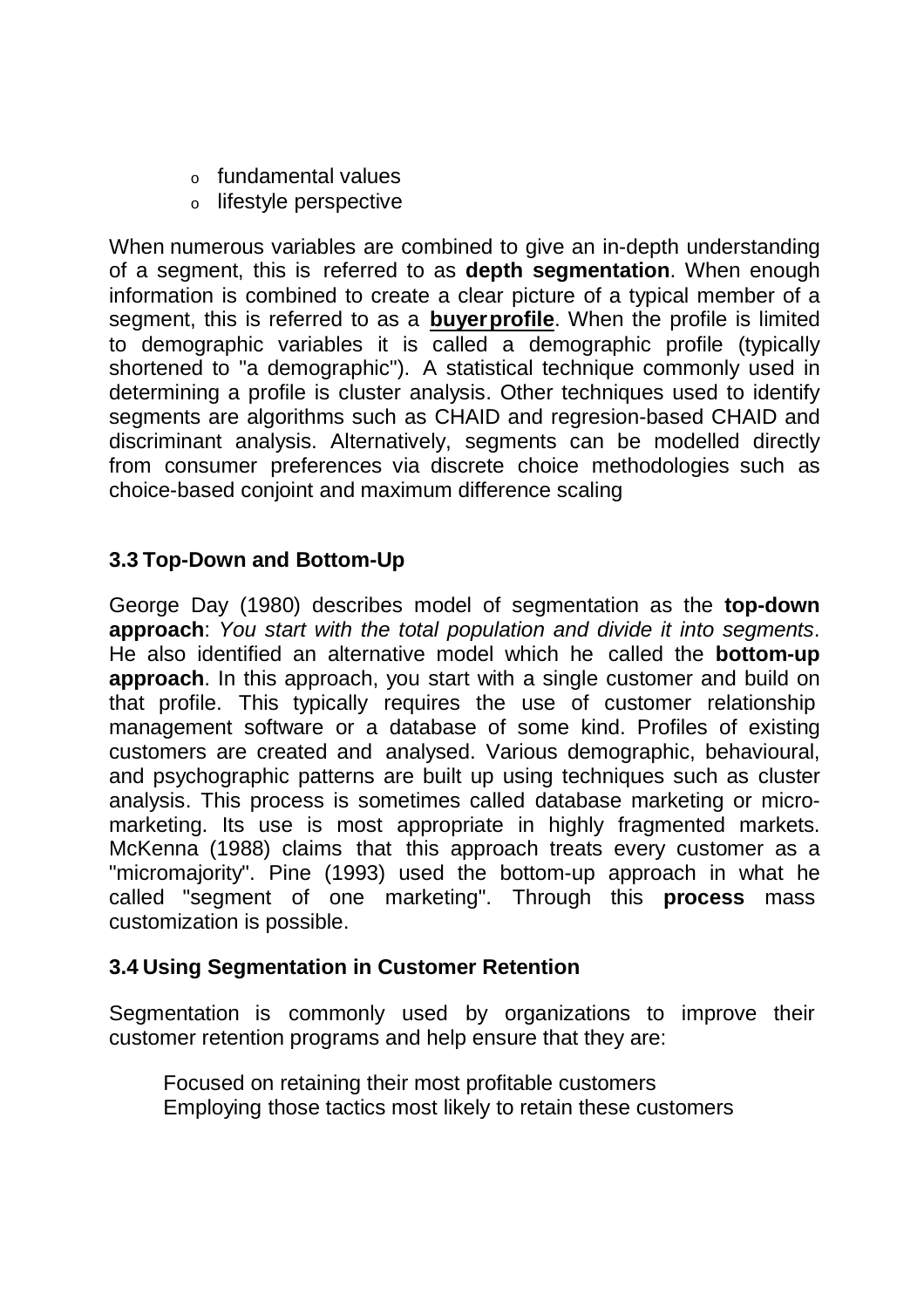- fundamental values
- lifestyle perspective

When numerous variables are combined to give an in-depth understanding of a segment, this is referred to as **depth segmentation**. When enough information is combined to create a clear picture of a typical member of a segment, this is referred to as a **buyer profile**. When the profile is limited to demographic variables it is called a demographic profile (typically shortened to "a demographic"). A statistical technique commonly used in determining a profile is cluster analysis. Other techniques used to identify segments are algorithms such as CHAID and regresion-based CHAID and discriminant analysis. Alternatively, segments can be modelled directly from consumer preferences via discrete choice methodologies such as choice-based conjoint and maximum difference scaling

### 3.3 Top-Down and Bottom-Up

George Day (1980) describes model of segmentation as the **top-down approach**: *You start with the total population and divide it into segments*. He also identified an alternative model which he called the **bottom-up approach**. In this approach, you start with a single customer and build on that profile. This typically requires the use of customer relationship management software or a database of some kind. Profiles of existing customers are created and analysed. Various demographic, behavioural, and psychographic patterns are built up using techniques such as cluster analysis. This process is sometimes called database marketing or micro-marketing. Its use is most appropriate in highly fragmented markets. McKenna (1988) claims that this approach treats every customer as a "micromajority". Pine (1993) used the bottom-up approach in what he called "segment of one marketing". Through this **process** mass customization is possible.

### 3.4 Using Segmentation in Customer Retention

Segmentation is commonly used by organizations to improve their customer retention programs and help ensure that they are:

Focused on retaining their most profitable customers
Employing those tactics most likely to retain these customers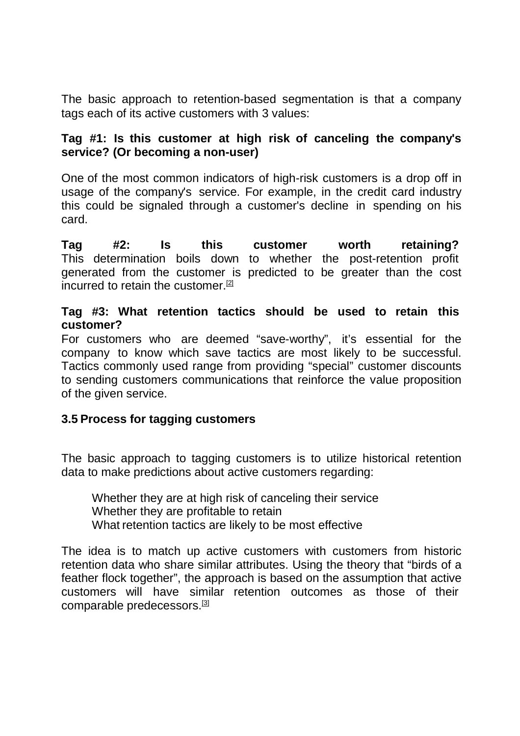The basic approach to retention-based segmentation is that a company tags each of its active customers with 3 values:

**Tag #1: Is this customer at high risk of canceling the company's service? (Or becoming a non-user)**

One of the most common indicators of high-risk customers is a drop off in usage of the company's service. For example, in the credit card industry this could be signaled through a customer's decline in spending on his card.

**Tag #2: Is this customer worth retaining?**
This determination boils down to whether the post-retention profit generated from the customer is predicted to be greater than the cost incurred to retain the customer.[2]

**Tag #3: What retention tactics should be used to retain this customer?**
For customers who are deemed "save-worthy", it's essential for the company to know which save tactics are most likely to be successful. Tactics commonly used range from providing "special" customer discounts to sending customers communications that reinforce the value proposition of the given service.

### 3.5 Process for tagging customers

The basic approach to tagging customers is to utilize historical retention data to make predictions about active customers regarding:

- Whether they are at high risk of canceling their service
- Whether they are profitable to retain
- What retention tactics are likely to be most effective

The idea is to match up active customers with customers from historic retention data who share similar attributes. Using the theory that "birds of a feather flock together", the approach is based on the assumption that active customers will have similar retention outcomes as those of their comparable predecessors.[3]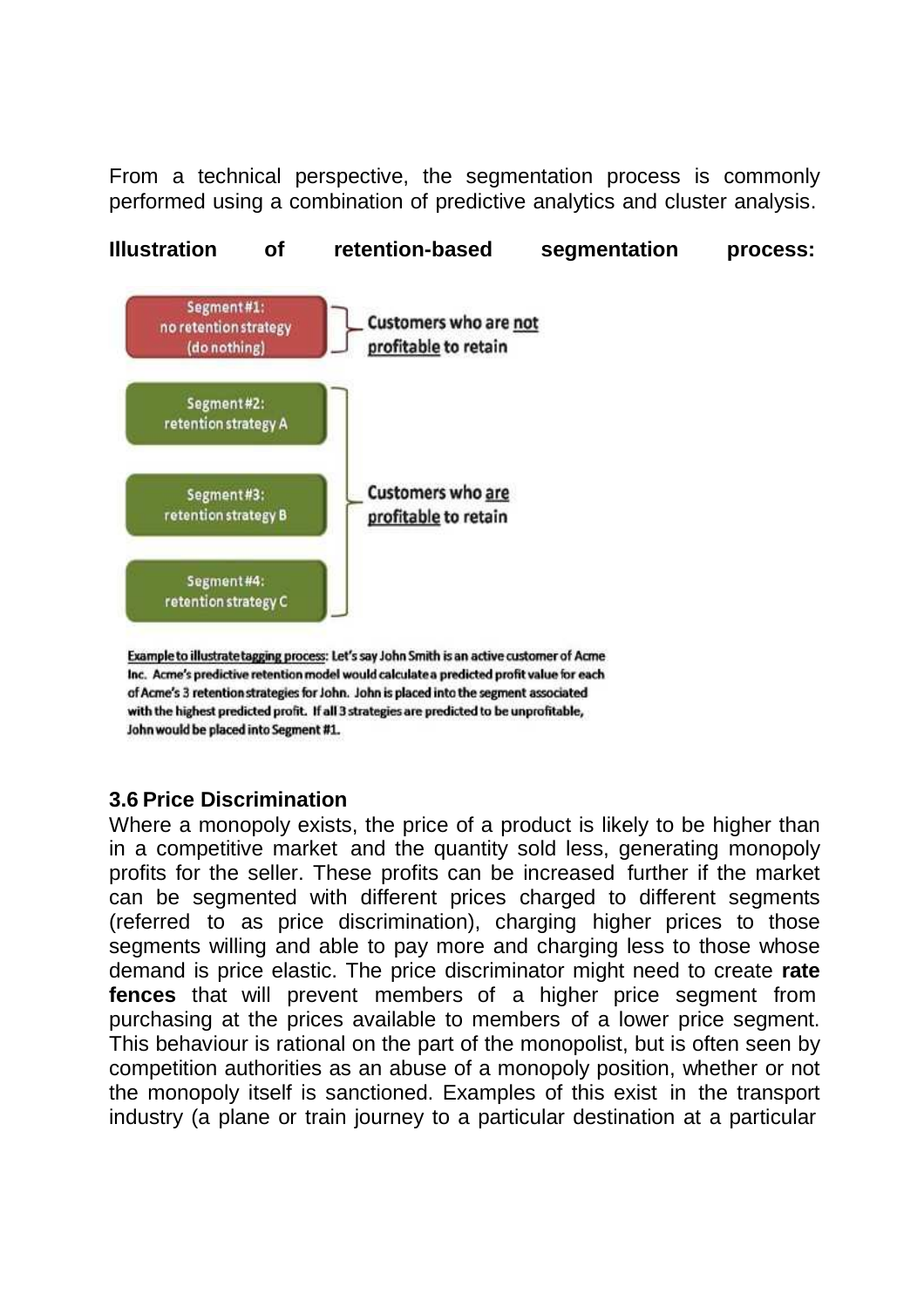From a technical perspective, the segmentation process is commonly performed using a combination of predictive analytics and cluster analysis.

**Illustration of retention-based segmentation process:**

Segment #1: no retention strategy (do nothing) — Customers who are not profitable to retain

Segment #2: retention strategy A

Segment #3: retention strategy B

Segment #4: retention strategy C

— Customers who are profitable to retain

Example to illustrate tagging process: Let's say John Smith is an active customer of Acme Inc. Acme's predictive retention model would calculate a predicted profit value for each of Acme's 3 retention strategies for John. John is placed into the segment associated with the highest predicted profit. If all 3 strategies are predicted to be unprofitable, John would be placed into Segment #1.

### 3.6 Price Discrimination

Where a monopoly exists, the price of a product is likely to be higher than in a competitive market and the quantity sold less, generating monopoly profits for the seller. These profits can be increased further if the market can be segmented with different prices charged to different segments (referred to as price discrimination), charging higher prices to those segments willing and able to pay more and charging less to those whose demand is price elastic. The price discriminator might need to create **rate fences** that will prevent members of a higher price segment from purchasing at the prices available to members of a lower price segment. This behaviour is rational on the part of the monopolist, but is often seen by competition authorities as an abuse of a monopoly position, whether or not the monopoly itself is sanctioned. Examples of this exist in the transport industry (a plane or train journey to a particular destination at a particular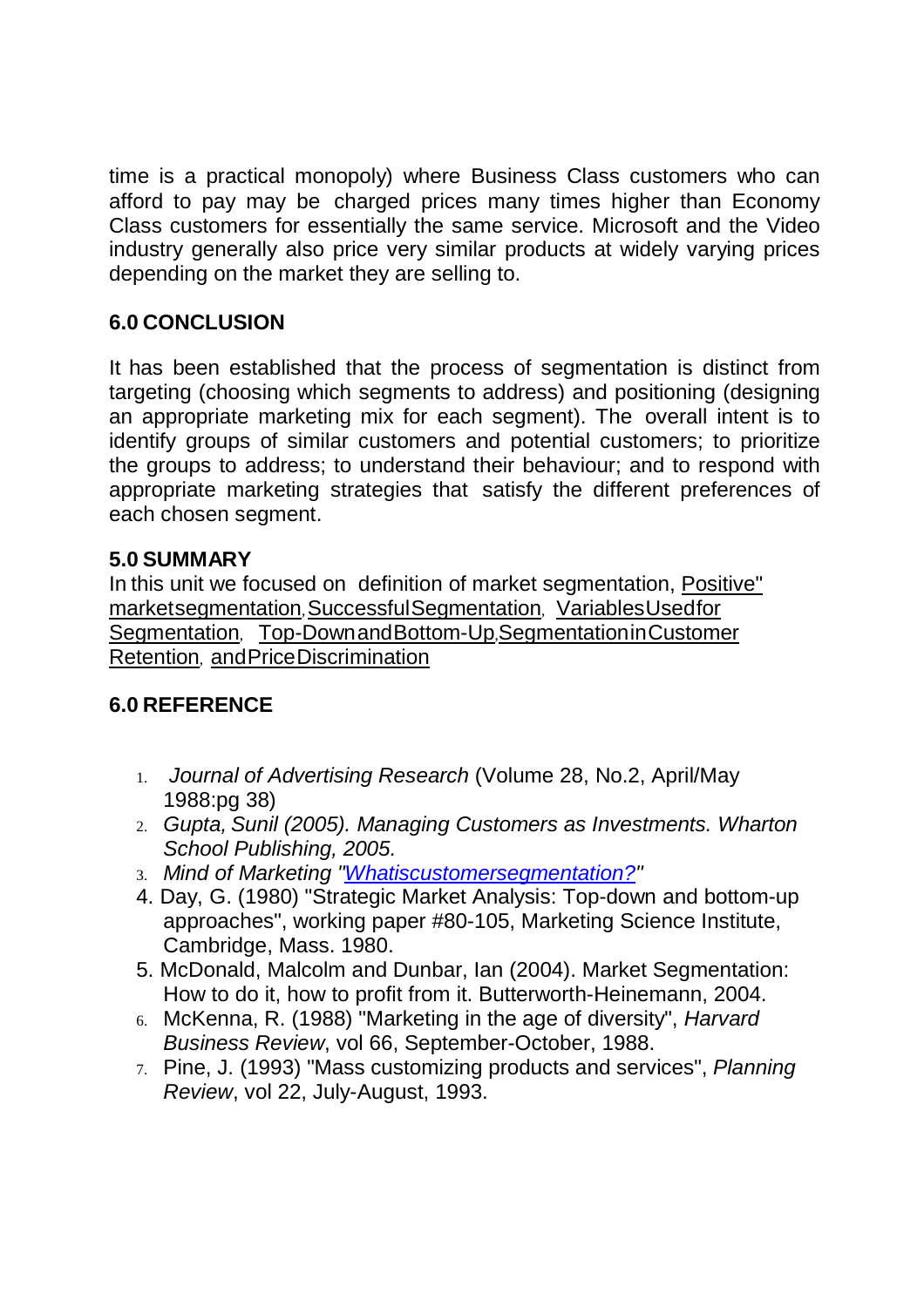time is a practical monopoly) where Business Class customers who can afford to pay may be charged prices many times higher than Economy Class customers for essentially the same service. Microsoft and the Video industry generally also price very similar products at widely varying prices depending on the market they are selling to.

## 6.0 CONCLUSION

It has been established that the process of segmentation is distinct from targeting (choosing which segments to address) and positioning (designing an appropriate marketing mix for each segment). The overall intent is to identify groups of similar customers and potential customers; to prioritize the groups to address; to understand their behaviour; and to respond with appropriate marketing strategies that satisfy the different preferences of each chosen segment.

## 5.0 SUMMARY

In this unit we focused on definition of market segmentation, Positive" marketsegmentation, SuccessfulSegmentation, VariablesUsedfor Segmentation, Top-DownandBottom-Up,SegmentationinCustomer Retention, andPriceDiscrimination

## 6.0 REFERENCE

1. *Journal of Advertising Research* (Volume 28, No.2, April/May 1988:pg 38)
2. *Gupta, Sunil (2005). Managing Customers as Investments. Wharton School Publishing, 2005.*
3. *Mind of Marketing "Whatiscustomersegmentation?"*
4. Day, G. (1980) "Strategic Market Analysis: Top-down and bottom-up approaches", working paper #80-105, Marketing Science Institute, Cambridge, Mass. 1980.
5. McDonald, Malcolm and Dunbar, Ian (2004). Market Segmentation: How to do it, how to profit from it. Butterworth-Heinemann, 2004.
6. McKenna, R. (1988) "Marketing in the age of diversity", *Harvard Business Review*, vol 66, September-October, 1988.
7. Pine, J. (1993) "Mass customizing products and services", *Planning Review*, vol 22, July-August, 1993.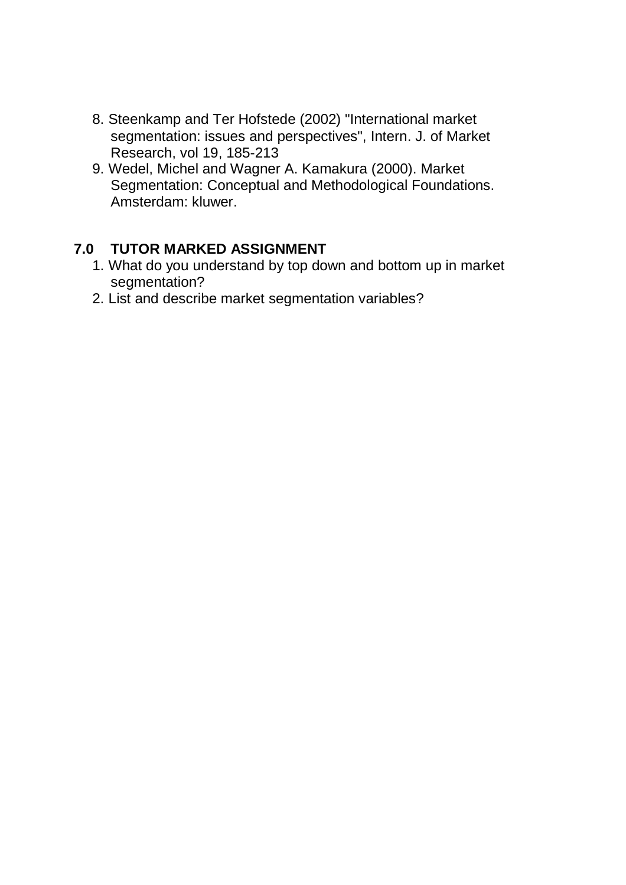8. Steenkamp and Ter Hofstede (2002) "International market segmentation: issues and perspectives", Intern. J. of Market Research, vol 19, 185-213
9. Wedel, Michel and Wagner A. Kamakura (2000). Market Segmentation: Conceptual and Methodological Foundations. Amsterdam: kluwer.

## 7.0 TUTOR MARKED ASSIGNMENT

1. What do you understand by top down and bottom up in market segmentation?
2. List and describe market segmentation variables?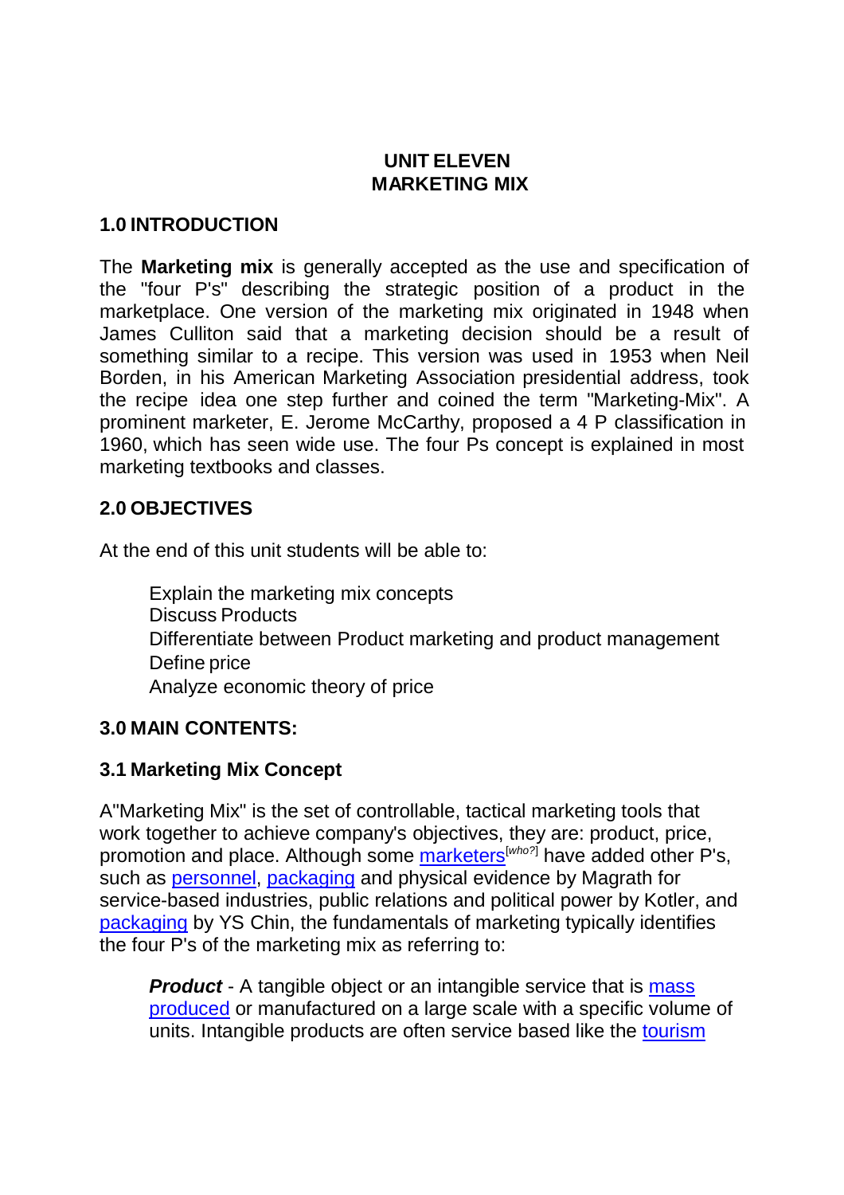# UNIT ELEVEN
# MARKETING MIX

## 1.0 INTRODUCTION

The **Marketing mix** is generally accepted as the use and specification of the "four P's" describing the strategic position of a product in the marketplace. One version of the marketing mix originated in 1948 when James Culliton said that a marketing decision should be a result of something similar to a recipe. This version was used in 1953 when Neil Borden, in his American Marketing Association presidential address, took the recipe idea one step further and coined the term "Marketing-Mix". A prominent marketer, E. Jerome McCarthy, proposed a 4 P classification in 1960, which has seen wide use. The four Ps concept is explained in most marketing textbooks and classes.

## 2.0 OBJECTIVES

At the end of this unit students will be able to:

- Explain the marketing mix concepts
- Discuss Products
- Differentiate between Product marketing and product management
- Define price
- Analyze economic theory of price

## 3.0 MAIN CONTENTS:

### 3.1 Marketing Mix Concept

A"Marketing Mix" is the set of controllable, tactical marketing tools that work together to achieve company's objectives, they are: product, price, promotion and place. Although some marketers[who?] have added other P's, such as personnel, packaging and physical evidence by Magrath for service-based industries, public relations and political power by Kotler, and packaging by YS Chin, the fundamentals of marketing typically identifies the four P's of the marketing mix as referring to:

> ***Product*** - A tangible object or an intangible service that is mass produced or manufactured on a large scale with a specific volume of units. Intangible products are often service based like the tourism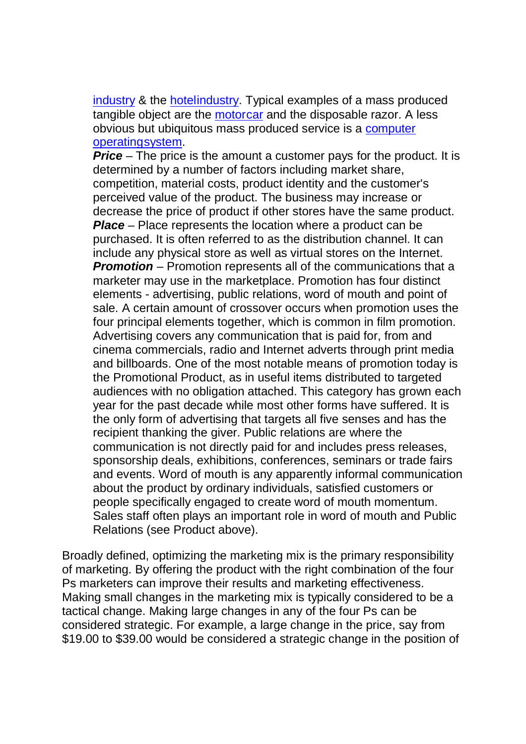industry & the hotelindustry. Typical examples of a mass produced tangible object are the motorcar and the disposable razor. A less obvious but ubiquitous mass produced service is a computer operatingsystem.

***Price*** – The price is the amount a customer pays for the product. It is determined by a number of factors including market share, competition, material costs, product identity and the customer's perceived value of the product. The business may increase or decrease the price of product if other stores have the same product.

***Place*** – Place represents the location where a product can be purchased. It is often referred to as the distribution channel. It can include any physical store as well as virtual stores on the Internet.

***Promotion*** – Promotion represents all of the communications that a marketer may use in the marketplace. Promotion has four distinct elements - advertising, public relations, word of mouth and point of sale. A certain amount of crossover occurs when promotion uses the four principal elements together, which is common in film promotion. Advertising covers any communication that is paid for, from and cinema commercials, radio and Internet adverts through print media and billboards. One of the most notable means of promotion today is the Promotional Product, as in useful items distributed to targeted audiences with no obligation attached. This category has grown each year for the past decade while most other forms have suffered. It is the only form of advertising that targets all five senses and has the recipient thanking the giver. Public relations are where the communication is not directly paid for and includes press releases, sponsorship deals, exhibitions, conferences, seminars or trade fairs and events. Word of mouth is any apparently informal communication about the product by ordinary individuals, satisfied customers or people specifically engaged to create word of mouth momentum. Sales staff often plays an important role in word of mouth and Public Relations (see Product above).

Broadly defined, optimizing the marketing mix is the primary responsibility of marketing. By offering the product with the right combination of the four Ps marketers can improve their results and marketing effectiveness. Making small changes in the marketing mix is typically considered to be a tactical change. Making large changes in any of the four Ps can be considered strategic. For example, a large change in the price, say from $19.00 to $39.00 would be considered a strategic change in the position of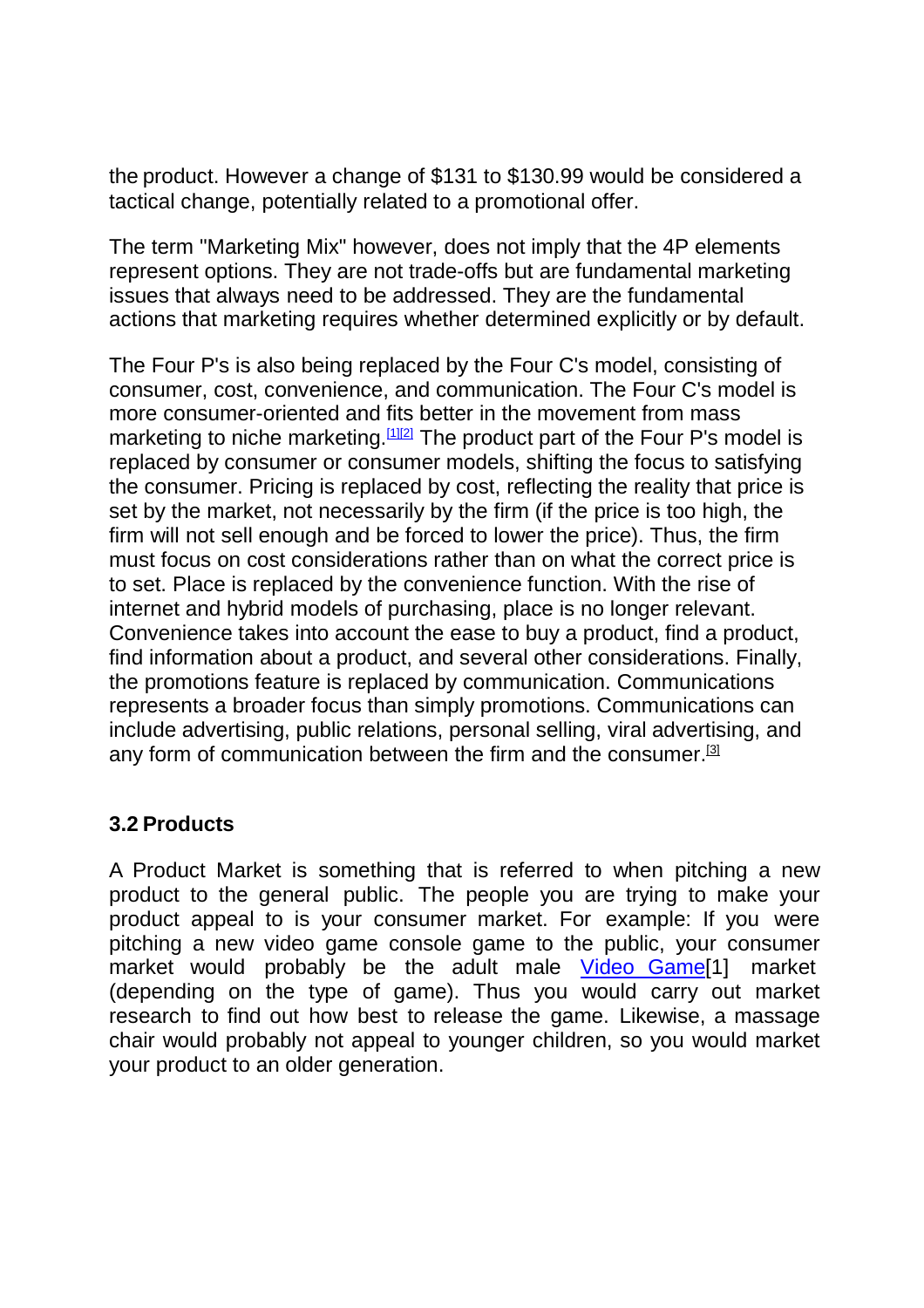the product. However a change of $131 to $130.99 would be considered a tactical change, potentially related to a promotional offer.

The term "Marketing Mix" however, does not imply that the 4P elements represent options. They are not trade-offs but are fundamental marketing issues that always need to be addressed. They are the fundamental actions that marketing requires whether determined explicitly or by default.

The Four P's is also being replaced by the Four C's model, consisting of consumer, cost, convenience, and communication. The Four C's model is more consumer-oriented and fits better in the movement from mass marketing to niche marketing.[1][2] The product part of the Four P's model is replaced by consumer or consumer models, shifting the focus to satisfying the consumer. Pricing is replaced by cost, reflecting the reality that price is set by the market, not necessarily by the firm (if the price is too high, the firm will not sell enough and be forced to lower the price). Thus, the firm must focus on cost considerations rather than on what the correct price is to set. Place is replaced by the convenience function. With the rise of internet and hybrid models of purchasing, place is no longer relevant. Convenience takes into account the ease to buy a product, find a product, find information about a product, and several other considerations. Finally, the promotions feature is replaced by communication. Communications represents a broader focus than simply promotions. Communications can include advertising, public relations, personal selling, viral advertising, and any form of communication between the firm and the consumer.[3]

### 3.2 Products

A Product Market is something that is referred to when pitching a new product to the general public. The people you are trying to make your product appeal to is your consumer market. For example: If you were pitching a new video game console game to the public, your consumer market would probably be the adult male Video Game[1] market (depending on the type of game). Thus you would carry out market research to find out how best to release the game. Likewise, a massage chair would probably not appeal to younger children, so you would market your product to an older generation.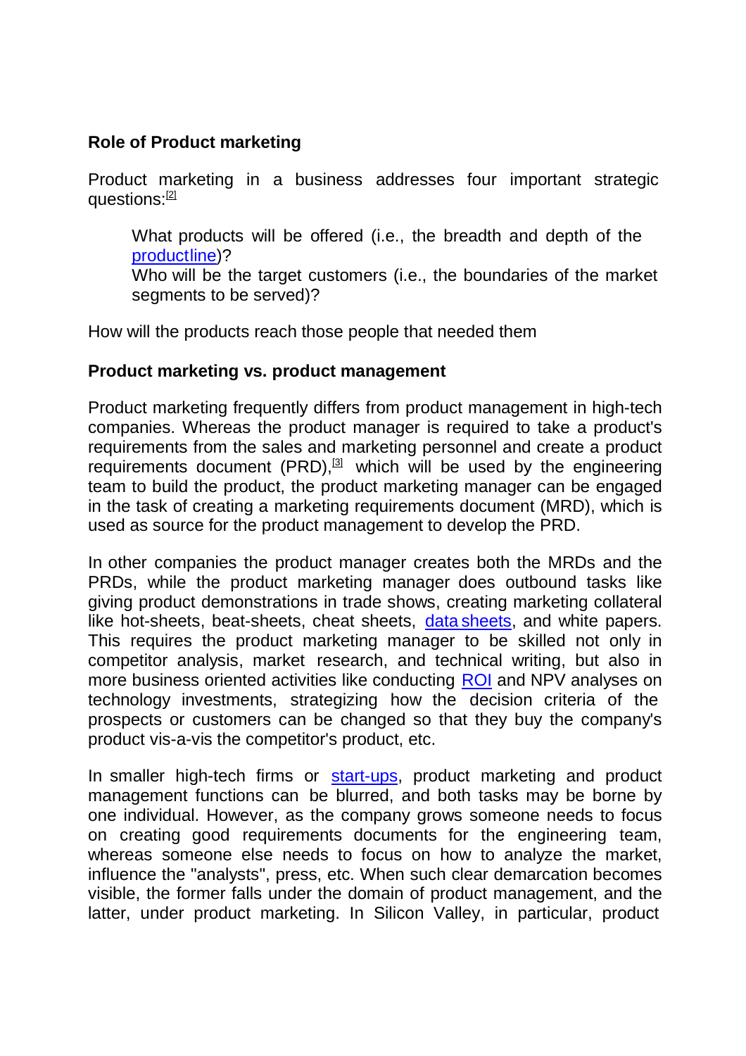**Role of Product marketing**

Product marketing in a business addresses four important strategic questions:[2]

> What products will be offered (i.e., the breadth and depth of the productline)?
> Who will be the target customers (i.e., the boundaries of the market segments to be served)?

How will the products reach those people that needed them

**Product marketing vs. product management**

Product marketing frequently differs from product management in high-tech companies. Whereas the product manager is required to take a product's requirements from the sales and marketing personnel and create a product requirements document (PRD),[3] which will be used by the engineering team to build the product, the product marketing manager can be engaged in the task of creating a marketing requirements document (MRD), which is used as source for the product management to develop the PRD.

In other companies the product manager creates both the MRDs and the PRDs, while the product marketing manager does outbound tasks like giving product demonstrations in trade shows, creating marketing collateral like hot-sheets, beat-sheets, cheat sheets, data sheets, and white papers. This requires the product marketing manager to be skilled not only in competitor analysis, market research, and technical writing, but also in more business oriented activities like conducting ROI and NPV analyses on technology investments, strategizing how the decision criteria of the prospects or customers can be changed so that they buy the company's product vis-a-vis the competitor's product, etc.

In smaller high-tech firms or start-ups, product marketing and product management functions can be blurred, and both tasks may be borne by one individual. However, as the company grows someone needs to focus on creating good requirements documents for the engineering team, whereas someone else needs to focus on how to analyze the market, influence the "analysts", press, etc. When such clear demarcation becomes visible, the former falls under the domain of product management, and the latter, under product marketing. In Silicon Valley, in particular, product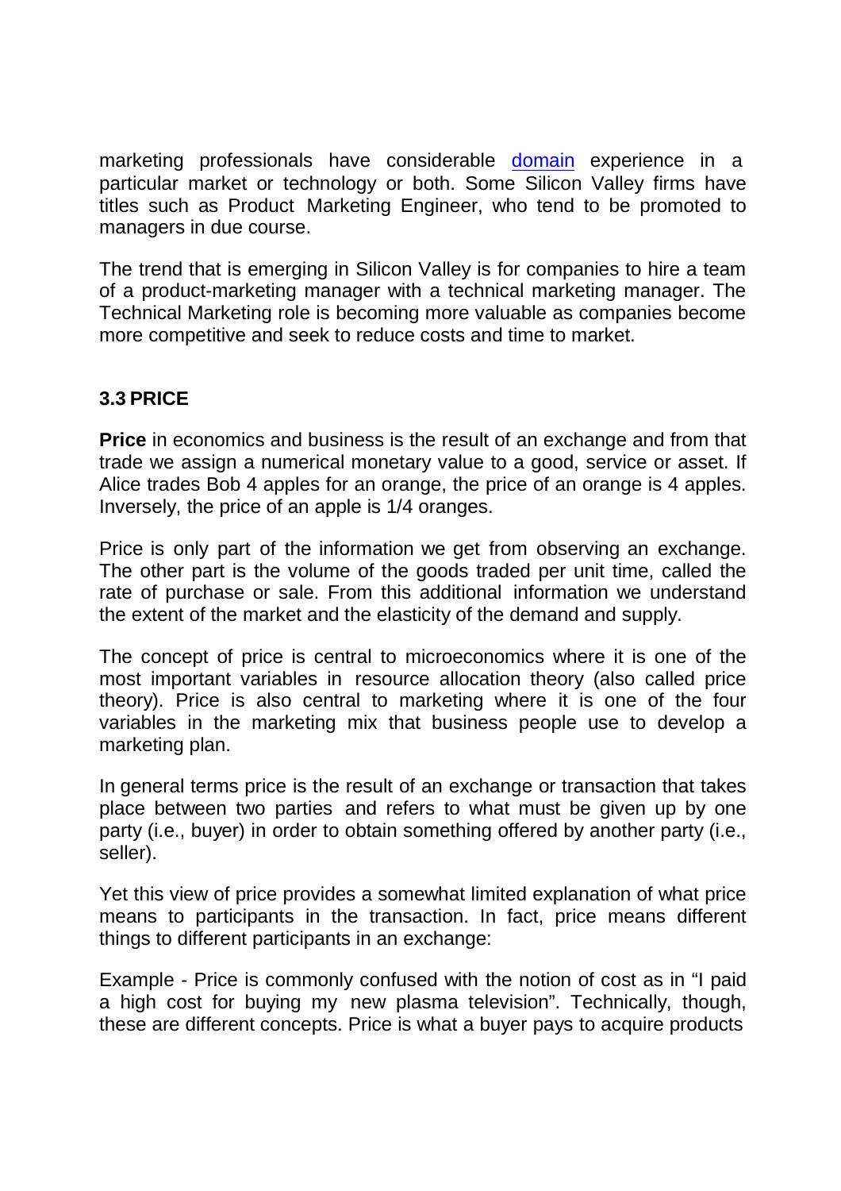marketing professionals have considerable domain experience in a particular market or technology or both. Some Silicon Valley firms have titles such as Product Marketing Engineer, who tend to be promoted to managers in due course.

The trend that is emerging in Silicon Valley is for companies to hire a team of a product-marketing manager with a technical marketing manager. The Technical Marketing role is becoming more valuable as companies become more competitive and seek to reduce costs and time to market.

### 3.3 PRICE

**Price** in economics and business is the result of an exchange and from that trade we assign a numerical monetary value to a good, service or asset. If Alice trades Bob 4 apples for an orange, the price of an orange is 4 apples. Inversely, the price of an apple is 1/4 oranges.

Price is only part of the information we get from observing an exchange. The other part is the volume of the goods traded per unit time, called the rate of purchase or sale. From this additional information we understand the extent of the market and the elasticity of the demand and supply.

The concept of price is central to microeconomics where it is one of the most important variables in resource allocation theory (also called price theory). Price is also central to marketing where it is one of the four variables in the marketing mix that business people use to develop a marketing plan.

In general terms price is the result of an exchange or transaction that takes place between two parties and refers to what must be given up by one party (i.e., buyer) in order to obtain something offered by another party (i.e., seller).

Yet this view of price provides a somewhat limited explanation of what price means to participants in the transaction. In fact, price means different things to different participants in an exchange:

Example - Price is commonly confused with the notion of cost as in "I paid a high cost for buying my new plasma television". Technically, though, these are different concepts. Price is what a buyer pays to acquire products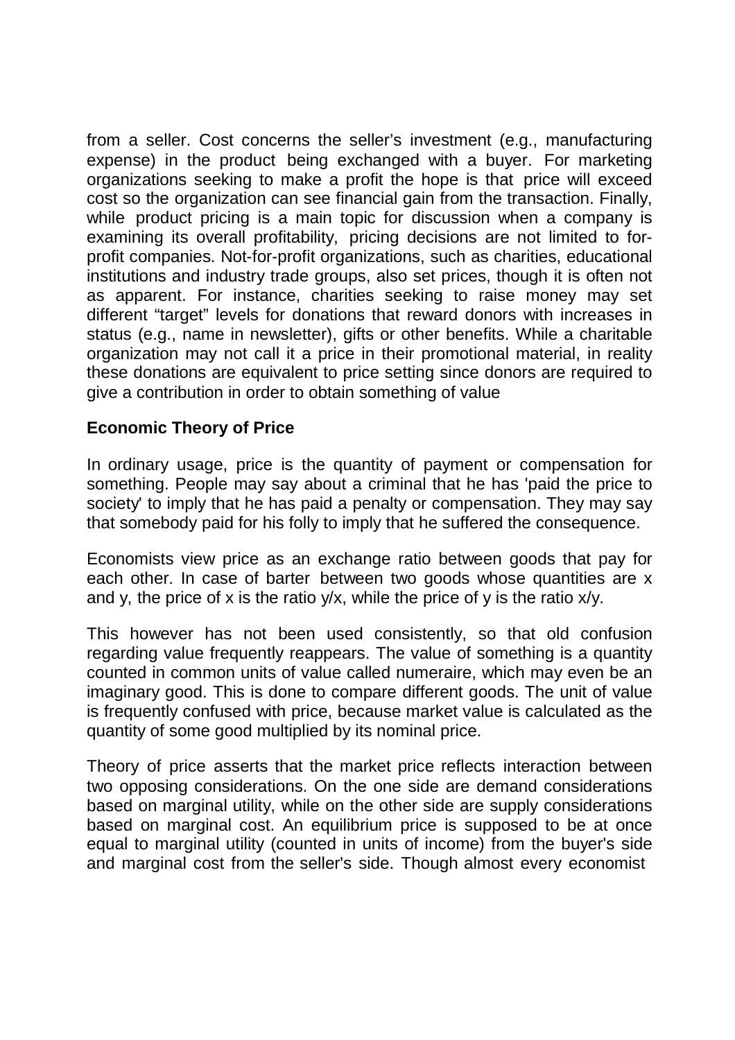from a seller. Cost concerns the seller's investment (e.g., manufacturing expense) in the product being exchanged with a buyer. For marketing organizations seeking to make a profit the hope is that price will exceed cost so the organization can see financial gain from the transaction. Finally, while product pricing is a main topic for discussion when a company is examining its overall profitability, pricing decisions are not limited to for-profit companies. Not-for-profit organizations, such as charities, educational institutions and industry trade groups, also set prices, though it is often not as apparent. For instance, charities seeking to raise money may set different "target" levels for donations that reward donors with increases in status (e.g., name in newsletter), gifts or other benefits. While a charitable organization may not call it a price in their promotional material, in reality these donations are equivalent to price setting since donors are required to give a contribution in order to obtain something of value

**Economic Theory of Price**

In ordinary usage, price is the quantity of payment or compensation for something. People may say about a criminal that he has 'paid the price to society' to imply that he has paid a penalty or compensation. They may say that somebody paid for his folly to imply that he suffered the consequence.

Economists view price as an exchange ratio between goods that pay for each other. In case of barter between two goods whose quantities are x and y, the price of x is the ratio $y/x$, while the price of y is the ratio $x/y$.

This however has not been used consistently, so that old confusion regarding value frequently reappears. The value of something is a quantity counted in common units of value called numeraire, which may even be an imaginary good. This is done to compare different goods. The unit of value is frequently confused with price, because market value is calculated as the quantity of some good multiplied by its nominal price.

Theory of price asserts that the market price reflects interaction between two opposing considerations. On the one side are demand considerations based on marginal utility, while on the other side are supply considerations based on marginal cost. An equilibrium price is supposed to be at once equal to marginal utility (counted in units of income) from the buyer's side and marginal cost from the seller's side. Though almost every economist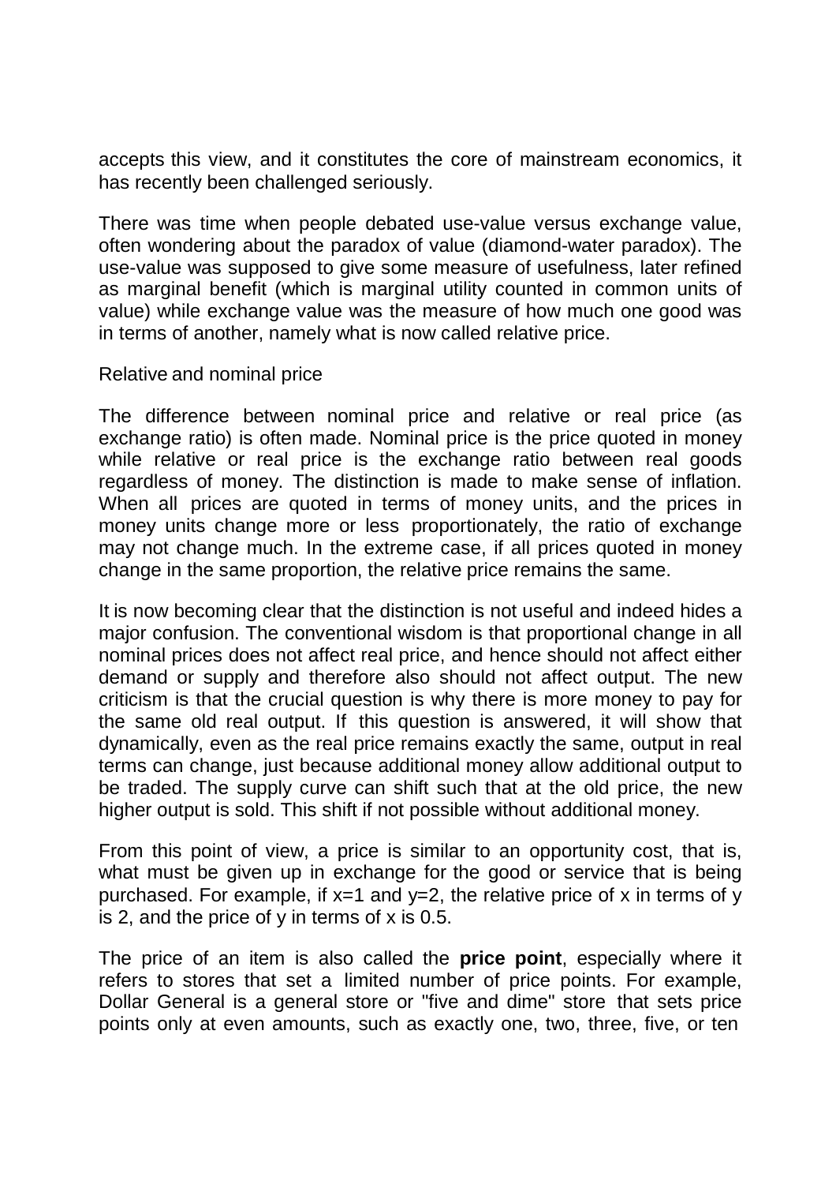accepts this view, and it constitutes the core of mainstream economics, it has recently been challenged seriously.

There was time when people debated use-value versus exchange value, often wondering about the paradox of value (diamond-water paradox). The use-value was supposed to give some measure of usefulness, later refined as marginal benefit (which is marginal utility counted in common units of value) while exchange value was the measure of how much one good was in terms of another, namely what is now called relative price.

## Relative and nominal price

The difference between nominal price and relative or real price (as exchange ratio) is often made. Nominal price is the price quoted in money while relative or real price is the exchange ratio between real goods regardless of money. The distinction is made to make sense of inflation. When all prices are quoted in terms of money units, and the prices in money units change more or less proportionately, the ratio of exchange may not change much. In the extreme case, if all prices quoted in money change in the same proportion, the relative price remains the same.

It is now becoming clear that the distinction is not useful and indeed hides a major confusion. The conventional wisdom is that proportional change in all nominal prices does not affect real price, and hence should not affect either demand or supply and therefore also should not affect output. The new criticism is that the crucial question is why there is more money to pay for the same old real output. If this question is answered, it will show that dynamically, even as the real price remains exactly the same, output in real terms can change, just because additional money allow additional output to be traded. The supply curve can shift such that at the old price, the new higher output is sold. This shift if not possible without additional money.

From this point of view, a price is similar to an opportunity cost, that is, what must be given up in exchange for the good or service that is being purchased. For example, if $x=1$ and $y=2$, the relative price of x in terms of y is 2, and the price of y in terms of x is 0.5.

The price of an item is also called the **price point**, especially where it refers to stores that set a limited number of price points. For example, Dollar General is a general store or "five and dime" store that sets price points only at even amounts, such as exactly one, two, three, five, or ten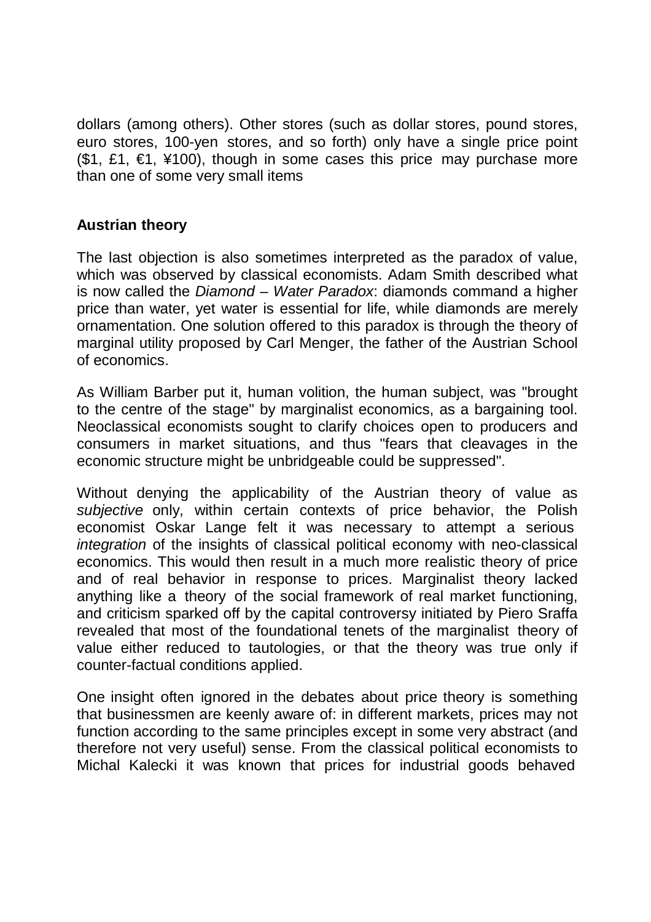dollars (among others). Other stores (such as dollar stores, pound stores, euro stores, 100-yen stores, and so forth) only have a single price point ($1, £1, €1, ¥100), though in some cases this price may purchase more than one of some very small items

**Austrian theory**

The last objection is also sometimes interpreted as the paradox of value, which was observed by classical economists. Adam Smith described what is now called the *Diamond – Water Paradox*: diamonds command a higher price than water, yet water is essential for life, while diamonds are merely ornamentation. One solution offered to this paradox is through the theory of marginal utility proposed by Carl Menger, the father of the Austrian School of economics.

As William Barber put it, human volition, the human subject, was "brought to the centre of the stage" by marginalist economics, as a bargaining tool. Neoclassical economists sought to clarify choices open to producers and consumers in market situations, and thus "fears that cleavages in the economic structure might be unbridgeable could be suppressed".

Without denying the applicability of the Austrian theory of value as *subjective* only, within certain contexts of price behavior, the Polish economist Oskar Lange felt it was necessary to attempt a serious *integration* of the insights of classical political economy with neo-classical economics. This would then result in a much more realistic theory of price and of real behavior in response to prices. Marginalist theory lacked anything like a theory of the social framework of real market functioning, and criticism sparked off by the capital controversy initiated by Piero Sraffa revealed that most of the foundational tenets of the marginalist theory of value either reduced to tautologies, or that the theory was true only if counter-factual conditions applied.

One insight often ignored in the debates about price theory is something that businessmen are keenly aware of: in different markets, prices may not function according to the same principles except in some very abstract (and therefore not very useful) sense. From the classical political economists to Michal Kalecki it was known that prices for industrial goods behaved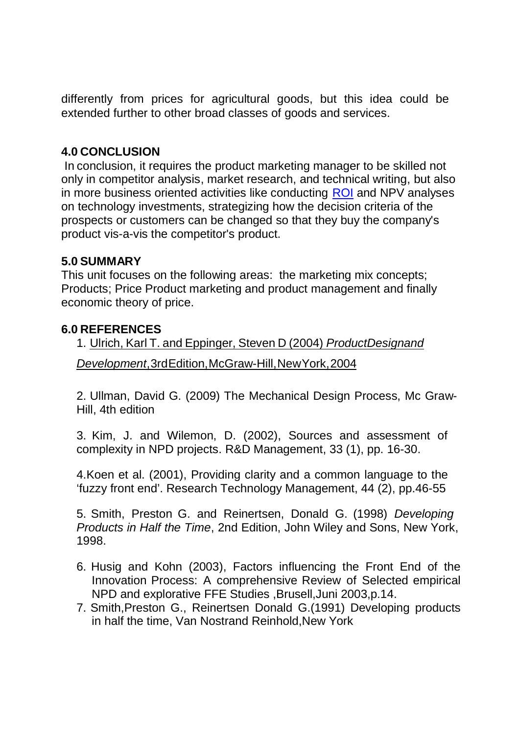differently from prices for agricultural goods, but this idea could be extended further to other broad classes of goods and services.

## 4.0 CONCLUSION

In conclusion, it requires the product marketing manager to be skilled not only in competitor analysis, market research, and technical writing, but also in more business oriented activities like conducting ROI and NPV analyses on technology investments, strategizing how the decision criteria of the prospects or customers can be changed so that they buy the company's product vis-a-vis the competitor's product.

## 5.0 SUMMARY

This unit focuses on the following areas: the marketing mix concepts; Products; Price Product marketing and product management and finally economic theory of price.

## 6.0 REFERENCES

1. Ulrich, Karl T. and Eppinger, Steven D (2004) *ProductDesignand Development*,3rdEdition,McGraw-Hill,NewYork,2004

2. Ullman, David G. (2009) The Mechanical Design Process, Mc Graw-Hill, 4th edition

3. Kim, J. and Wilemon, D. (2002), Sources and assessment of complexity in NPD projects. R&D Management, 33 (1), pp. 16-30.

4. Koen et al. (2001), Providing clarity and a common language to the 'fuzzy front end'. Research Technology Management, 44 (2), pp.46-55

5. Smith, Preston G. and Reinertsen, Donald G. (1998) *Developing Products in Half the Time*, 2nd Edition, John Wiley and Sons, New York, 1998.

6. Husig and Kohn (2003), Factors influencing the Front End of the Innovation Process: A comprehensive Review of Selected empirical NPD and explorative FFE Studies ,Brusell,Juni 2003,p.14.

7. Smith,Preston G., Reinertsen Donald G.(1991) Developing products in half the time, Van Nostrand Reinhold,New York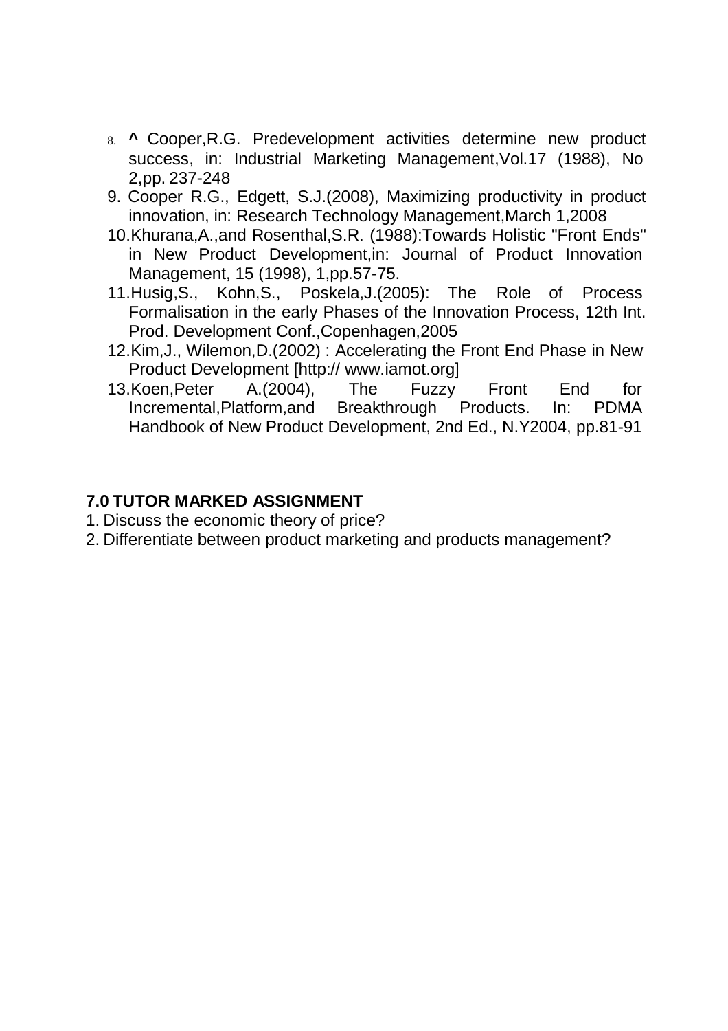8. **^** Cooper,R.G. Predevelopment activities determine new product success, in: Industrial Marketing Management,Vol.17 (1988), No 2,pp. 237-248
9. Cooper R.G., Edgett, S.J.(2008), Maximizing productivity in product innovation, in: Research Technology Management,March 1,2008
10. Khurana,A.,and Rosenthal,S.R. (1988):Towards Holistic "Front Ends" in New Product Development,in: Journal of Product Innovation Management, 15 (1998), 1,pp.57-75.
11. Husig,S., Kohn,S., Poskela,J.(2005): The Role of Process Formalisation in the early Phases of the Innovation Process, 12th Int. Prod. Development Conf.,Copenhagen,2005
12. Kim,J., Wilemon,D.(2002) : Accelerating the Front End Phase in New Product Development [http:// www.iamot.org]
13. Koen,Peter A.(2004), The Fuzzy Front End for Incremental,Platform,and Breakthrough Products. In: PDMA Handbook of New Product Development, 2nd Ed., N.Y2004, pp.81-91

## 7.0 TUTOR MARKED ASSIGNMENT

1. Discuss the economic theory of price?
2. Differentiate between product marketing and products management?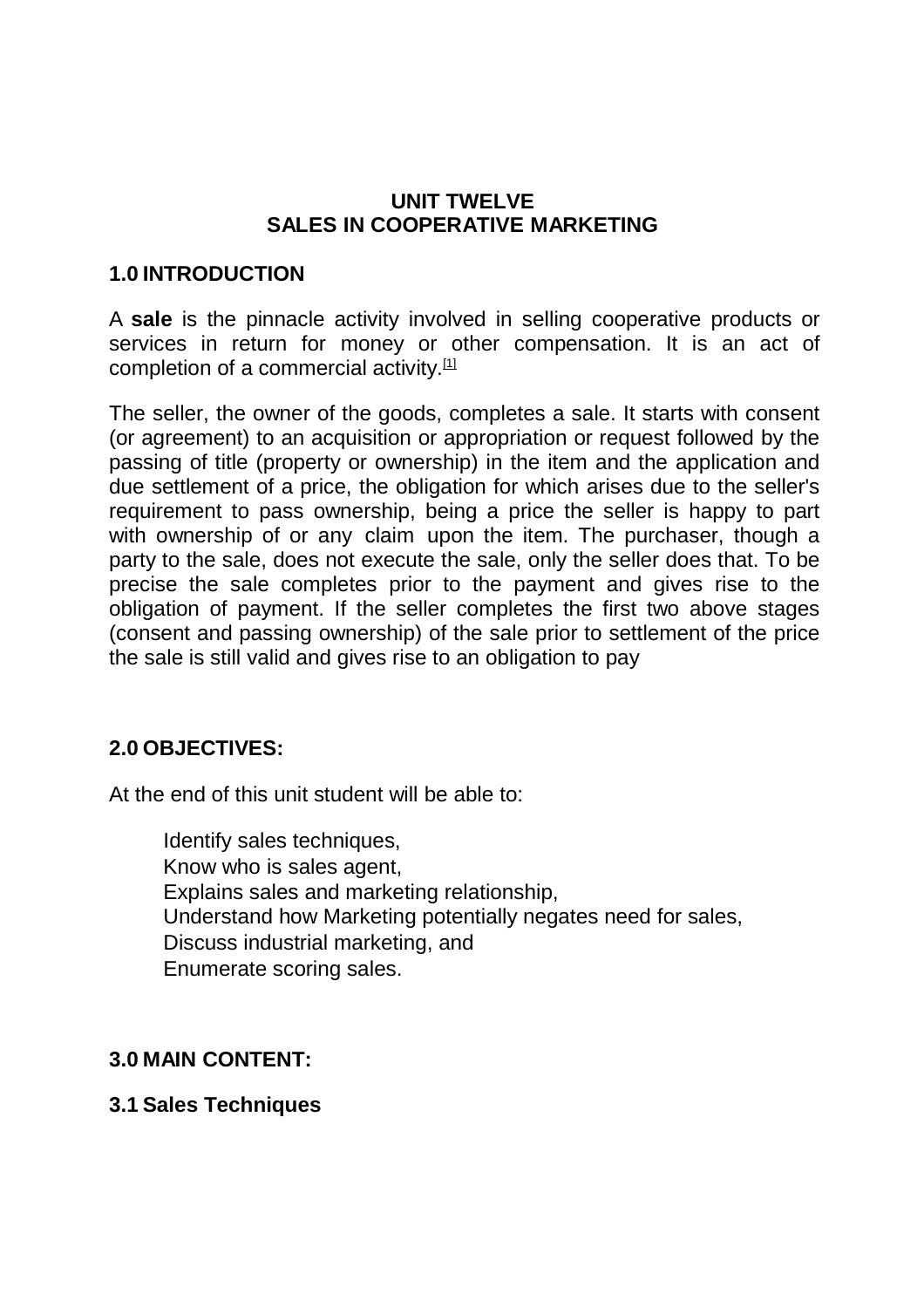# UNIT TWELVE
# SALES IN COOPERATIVE MARKETING

## 1.0 INTRODUCTION

A **sale** is the pinnacle activity involved in selling cooperative products or services in return for money or other compensation. It is an act of completion of a commercial activity.[1]

The seller, the owner of the goods, completes a sale. It starts with consent (or agreement) to an acquisition or appropriation or request followed by the passing of title (property or ownership) in the item and the application and due settlement of a price, the obligation for which arises due to the seller's requirement to pass ownership, being a price the seller is happy to part with ownership of or any claim upon the item. The purchaser, though a party to the sale, does not execute the sale, only the seller does that. To be precise the sale completes prior to the payment and gives rise to the obligation of payment. If the seller completes the first two above stages (consent and passing ownership) of the sale prior to settlement of the price the sale is still valid and gives rise to an obligation to pay

## 2.0 OBJECTIVES:

At the end of this unit student will be able to:

- Identify sales techniques,
- Know who is sales agent,
- Explains sales and marketing relationship,
- Understand how Marketing potentially negates need for sales,
- Discuss industrial marketing, and
- Enumerate scoring sales.

## 3.0 MAIN CONTENT:

### 3.1 Sales Techniques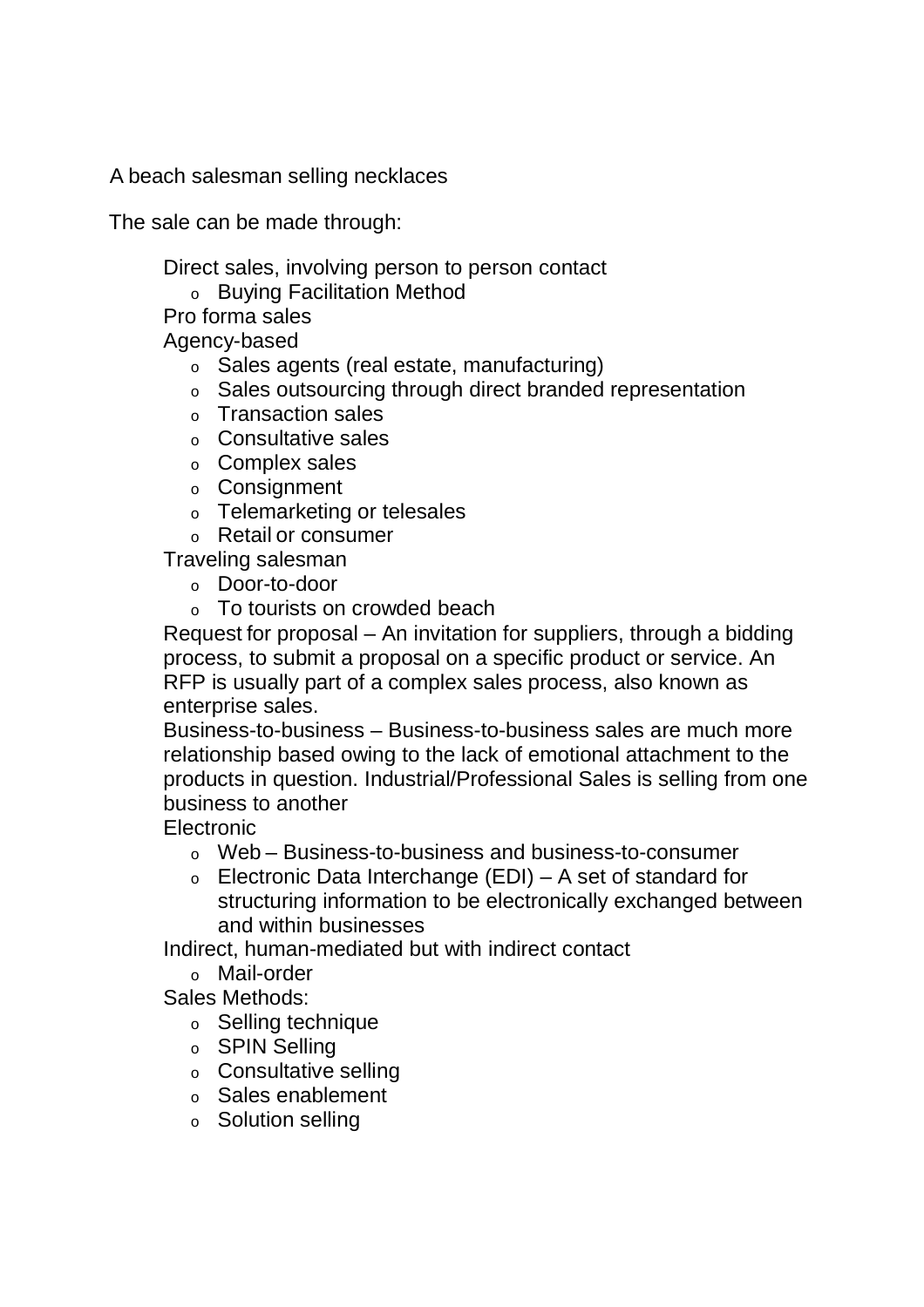A beach salesman selling necklaces

The sale can be made through:

- Direct sales, involving person to person contact
  - Buying Facilitation Method
- Pro forma sales
- Agency-based
  - Sales agents (real estate, manufacturing)
  - Sales outsourcing through direct branded representation
  - Transaction sales
  - Consultative sales
  - Complex sales
  - Consignment
  - Telemarketing or telesales
  - Retail or consumer
- Traveling salesman
  - Door-to-door
  - To tourists on crowded beach
- Request for proposal – An invitation for suppliers, through a bidding process, to submit a proposal on a specific product or service. An RFP is usually part of a complex sales process, also known as enterprise sales.
- Business-to-business – Business-to-business sales are much more relationship based owing to the lack of emotional attachment to the products in question. Industrial/Professional Sales is selling from one business to another
- Electronic
  - Web – Business-to-business and business-to-consumer
  - Electronic Data Interchange (EDI) – A set of standard for structuring information to be electronically exchanged between and within businesses
- Indirect, human-mediated but with indirect contact
  - Mail-order
- Sales Methods:
  - Selling technique
  - SPIN Selling
  - Consultative selling
  - Sales enablement
  - Solution selling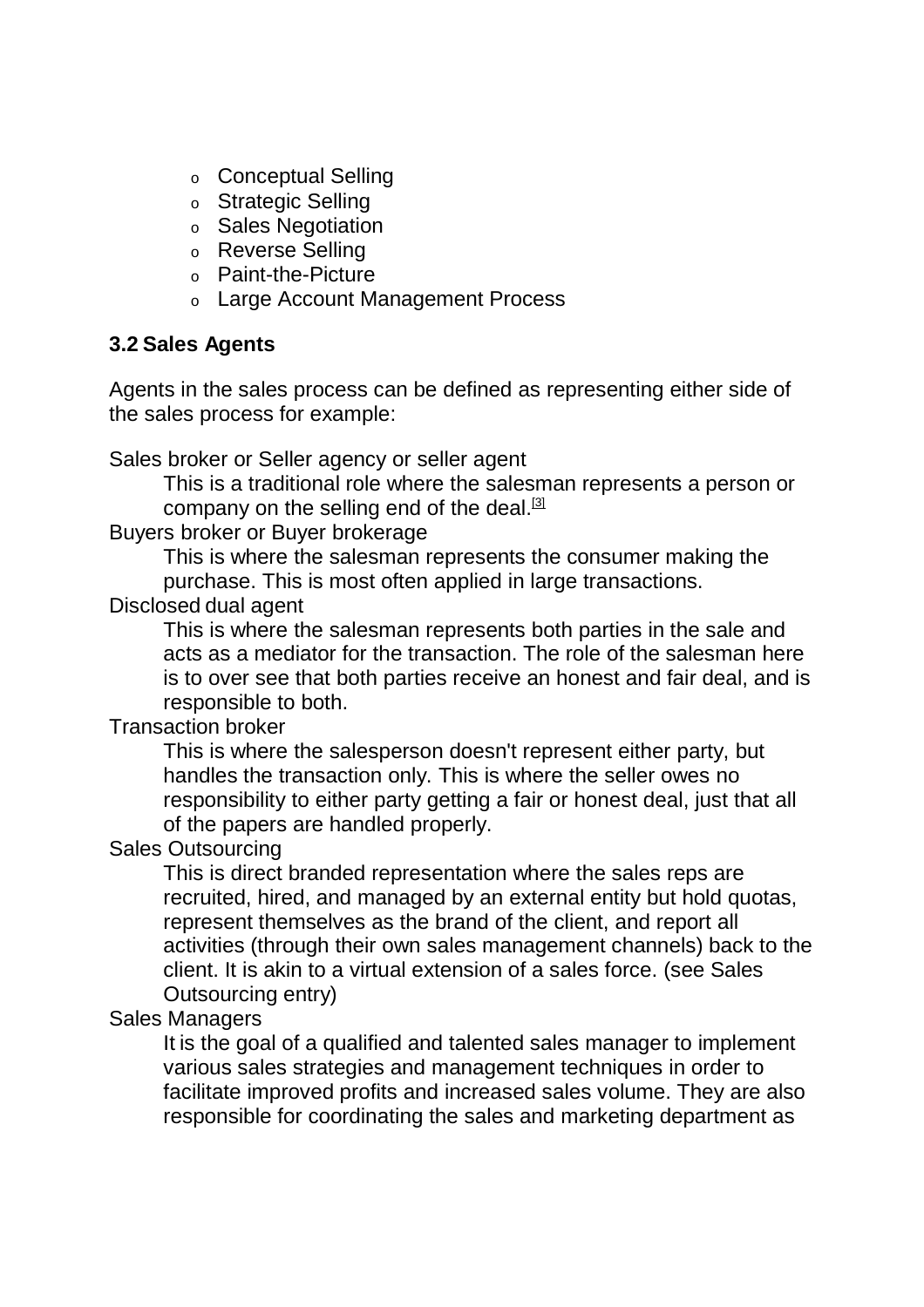- Conceptual Selling
- Strategic Selling
- Sales Negotiation
- Reverse Selling
- Paint-the-Picture
- Large Account Management Process

### 3.2 Sales Agents

Agents in the sales process can be defined as representing either side of the sales process for example:

Sales broker or Seller agency or seller agent
: This is a traditional role where the salesman represents a person or company on the selling end of the deal.[3]

Buyers broker or Buyer brokerage
: This is where the salesman represents the consumer making the purchase. This is most often applied in large transactions.

Disclosed dual agent
: This is where the salesman represents both parties in the sale and acts as a mediator for the transaction. The role of the salesman here is to over see that both parties receive an honest and fair deal, and is responsible to both.

Transaction broker
: This is where the salesperson doesn't represent either party, but handles the transaction only. This is where the seller owes no responsibility to either party getting a fair or honest deal, just that all of the papers are handled properly.

Sales Outsourcing
: This is direct branded representation where the sales reps are recruited, hired, and managed by an external entity but hold quotas, represent themselves as the brand of the client, and report all activities (through their own sales management channels) back to the client. It is akin to a virtual extension of a sales force. (see Sales Outsourcing entry)

Sales Managers
: It is the goal of a qualified and talented sales manager to implement various sales strategies and management techniques in order to facilitate improved profits and increased sales volume. They are also responsible for coordinating the sales and marketing department as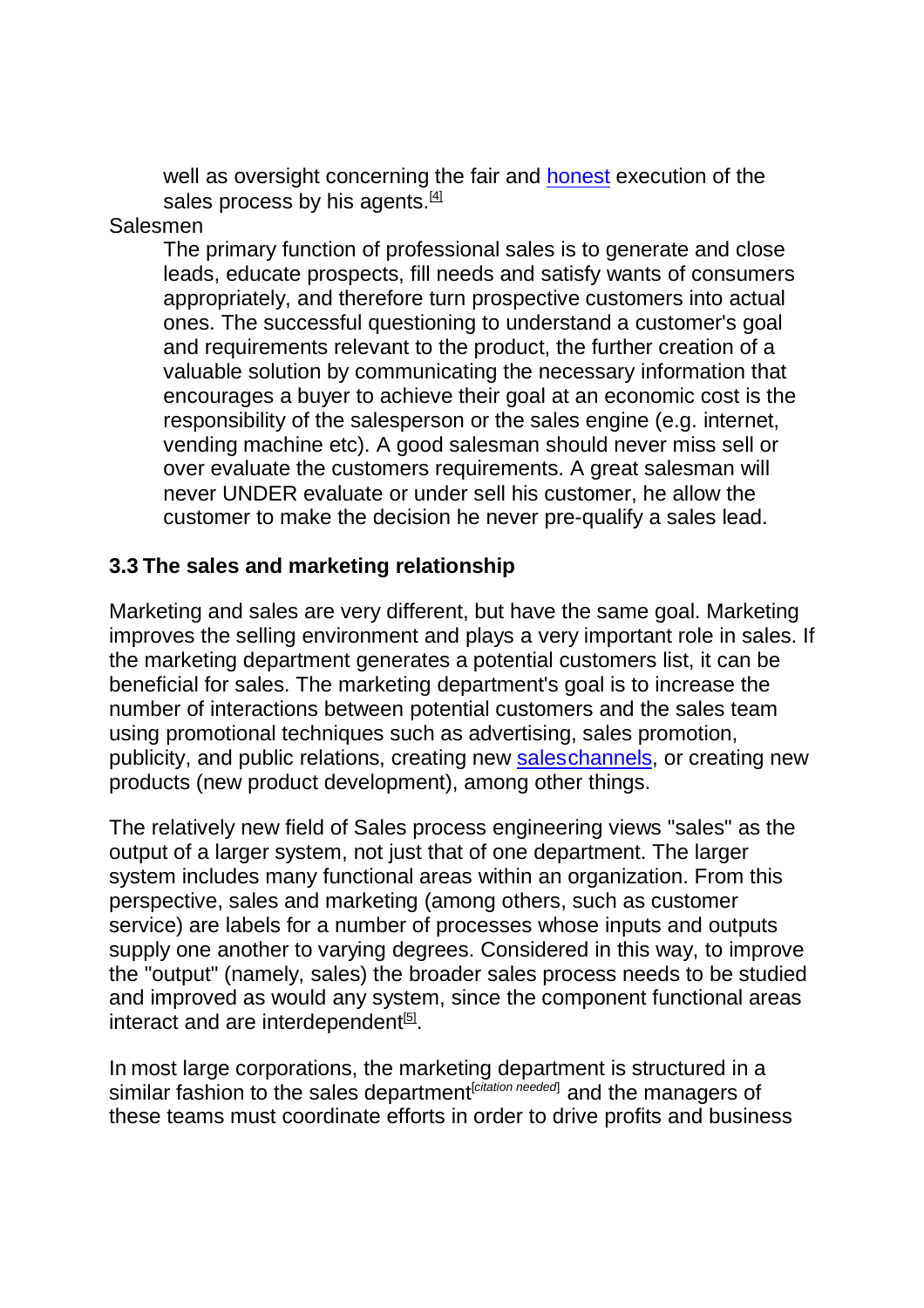well as oversight concerning the fair and honest execution of the sales process by his agents.[4]

Salesmen

The primary function of professional sales is to generate and close leads, educate prospects, fill needs and satisfy wants of consumers appropriately, and therefore turn prospective customers into actual ones. The successful questioning to understand a customer's goal and requirements relevant to the product, the further creation of a valuable solution by communicating the necessary information that encourages a buyer to achieve their goal at an economic cost is the responsibility of the salesperson or the sales engine (e.g. internet, vending machine etc). A good salesman should never miss sell or over evaluate the customers requirements. A great salesman will never UNDER evaluate or under sell his customer, he allow the customer to make the decision he never pre-qualify a sales lead.

### 3.3 The sales and marketing relationship

Marketing and sales are very different, but have the same goal. Marketing improves the selling environment and plays a very important role in sales. If the marketing department generates a potential customers list, it can be beneficial for sales. The marketing department's goal is to increase the number of interactions between potential customers and the sales team using promotional techniques such as advertising, sales promotion, publicity, and public relations, creating new saleschannels, or creating new products (new product development), among other things.

The relatively new field of Sales process engineering views "sales" as the output of a larger system, not just that of one department. The larger system includes many functional areas within an organization. From this perspective, sales and marketing (among others, such as customer service) are labels for a number of processes whose inputs and outputs supply one another to varying degrees. Considered in this way, to improve the "output" (namely, sales) the broader sales process needs to be studied and improved as would any system, since the component functional areas interact and are interdependent[5].

In most large corporations, the marketing department is structured in a similar fashion to the sales department[citation needed] and the managers of these teams must coordinate efforts in order to drive profits and business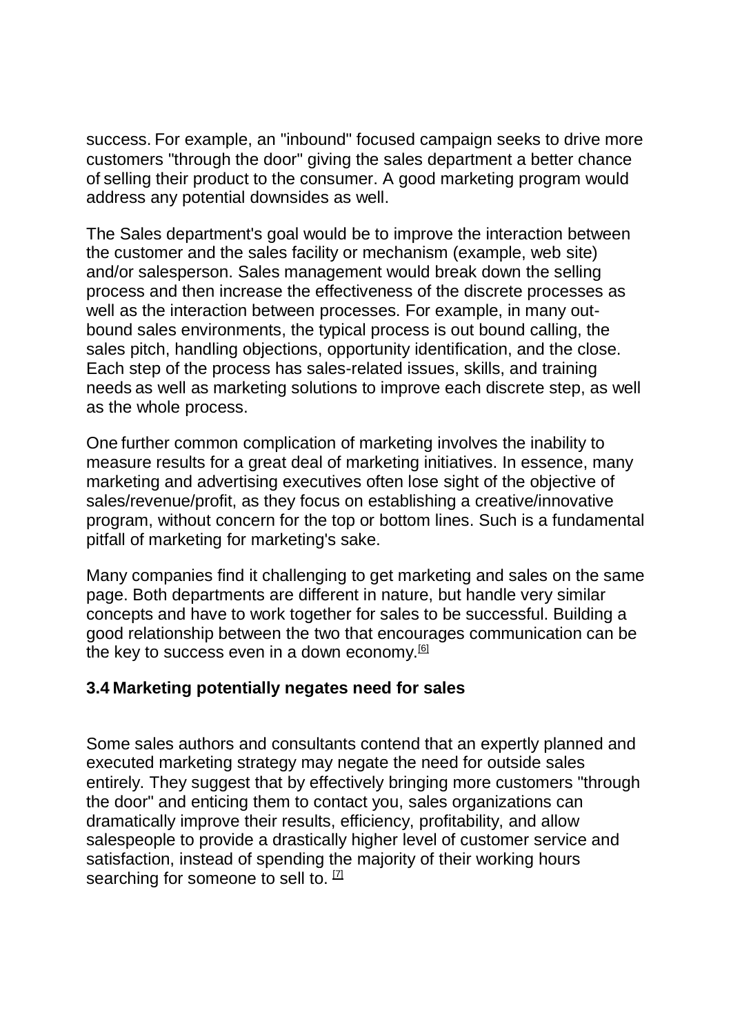success. For example, an "inbound" focused campaign seeks to drive more customers "through the door" giving the sales department a better chance of selling their product to the consumer. A good marketing program would address any potential downsides as well.

The Sales department's goal would be to improve the interaction between the customer and the sales facility or mechanism (example, web site) and/or salesperson. Sales management would break down the selling process and then increase the effectiveness of the discrete processes as well as the interaction between processes. For example, in many out-bound sales environments, the typical process is out bound calling, the sales pitch, handling objections, opportunity identification, and the close. Each step of the process has sales-related issues, skills, and training needs as well as marketing solutions to improve each discrete step, as well as the whole process.

One further common complication of marketing involves the inability to measure results for a great deal of marketing initiatives. In essence, many marketing and advertising executives often lose sight of the objective of sales/revenue/profit, as they focus on establishing a creative/innovative program, without concern for the top or bottom lines. Such is a fundamental pitfall of marketing for marketing's sake.

Many companies find it challenging to get marketing and sales on the same page. Both departments are different in nature, but handle very similar concepts and have to work together for sales to be successful. Building a good relationship between the two that encourages communication can be the key to success even in a down economy.[6]

### 3.4 Marketing potentially negates need for sales

Some sales authors and consultants contend that an expertly planned and executed marketing strategy may negate the need for outside sales entirely. They suggest that by effectively bringing more customers "through the door" and enticing them to contact you, sales organizations can dramatically improve their results, efficiency, profitability, and allow salespeople to provide a drastically higher level of customer service and satisfaction, instead of spending the majority of their working hours searching for someone to sell to. [7]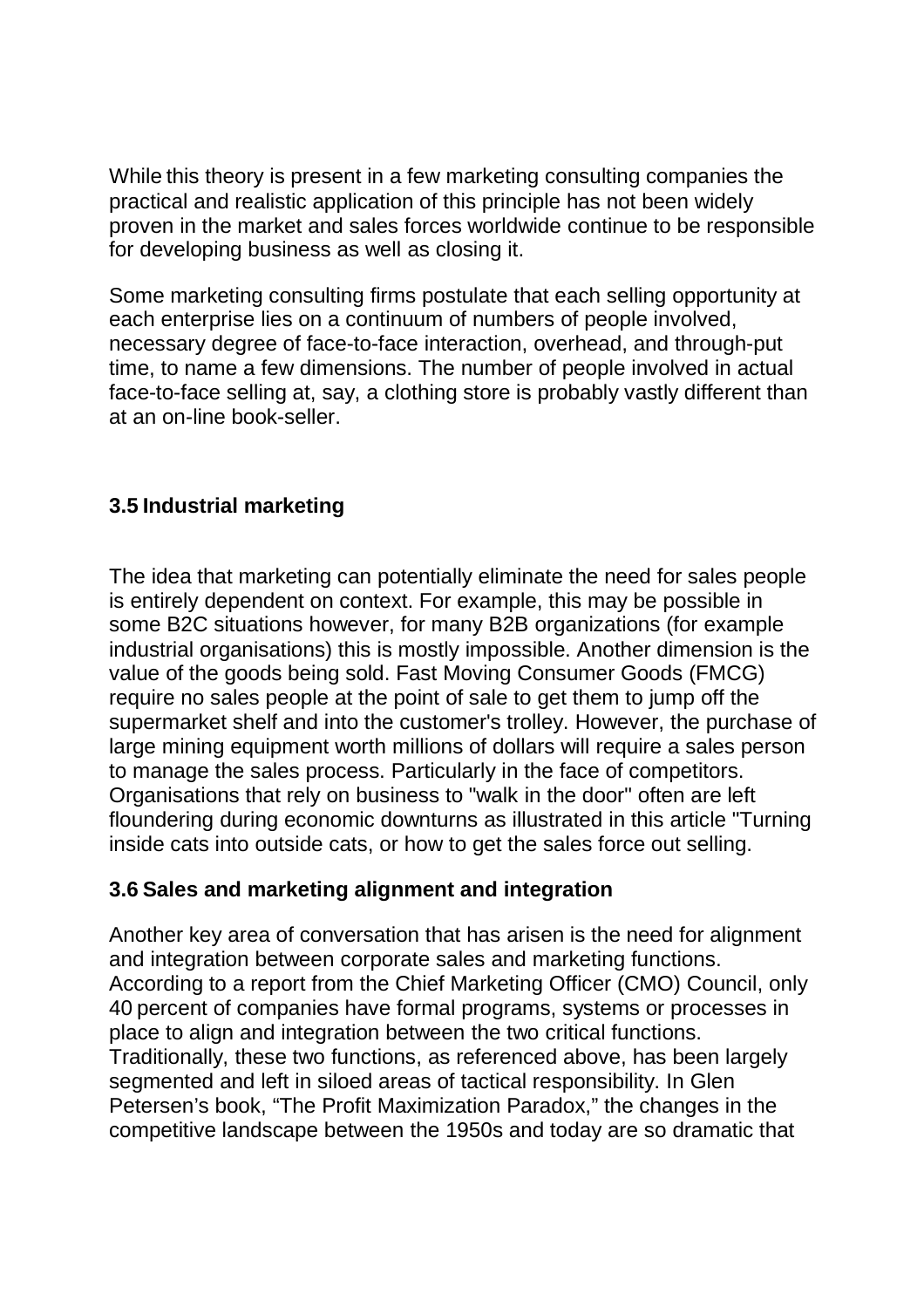While this theory is present in a few marketing consulting companies the practical and realistic application of this principle has not been widely proven in the market and sales forces worldwide continue to be responsible for developing business as well as closing it.

Some marketing consulting firms postulate that each selling opportunity at each enterprise lies on a continuum of numbers of people involved, necessary degree of face-to-face interaction, overhead, and through-put time, to name a few dimensions. The number of people involved in actual face-to-face selling at, say, a clothing store is probably vastly different than at an on-line book-seller.

### 3.5 Industrial marketing

The idea that marketing can potentially eliminate the need for sales people is entirely dependent on context. For example, this may be possible in some B2C situations however, for many B2B organizations (for example industrial organisations) this is mostly impossible. Another dimension is the value of the goods being sold. Fast Moving Consumer Goods (FMCG) require no sales people at the point of sale to get them to jump off the supermarket shelf and into the customer's trolley. However, the purchase of large mining equipment worth millions of dollars will require a sales person to manage the sales process. Particularly in the face of competitors. Organisations that rely on business to "walk in the door" often are left floundering during economic downturns as illustrated in this article "Turning inside cats into outside cats, or how to get the sales force out selling.

### 3.6 Sales and marketing alignment and integration

Another key area of conversation that has arisen is the need for alignment and integration between corporate sales and marketing functions. According to a report from the Chief Marketing Officer (CMO) Council, only 40 percent of companies have formal programs, systems or processes in place to align and integration between the two critical functions. Traditionally, these two functions, as referenced above, has been largely segmented and left in siloed areas of tactical responsibility. In Glen Petersen's book, "The Profit Maximization Paradox," the changes in the competitive landscape between the 1950s and today are so dramatic that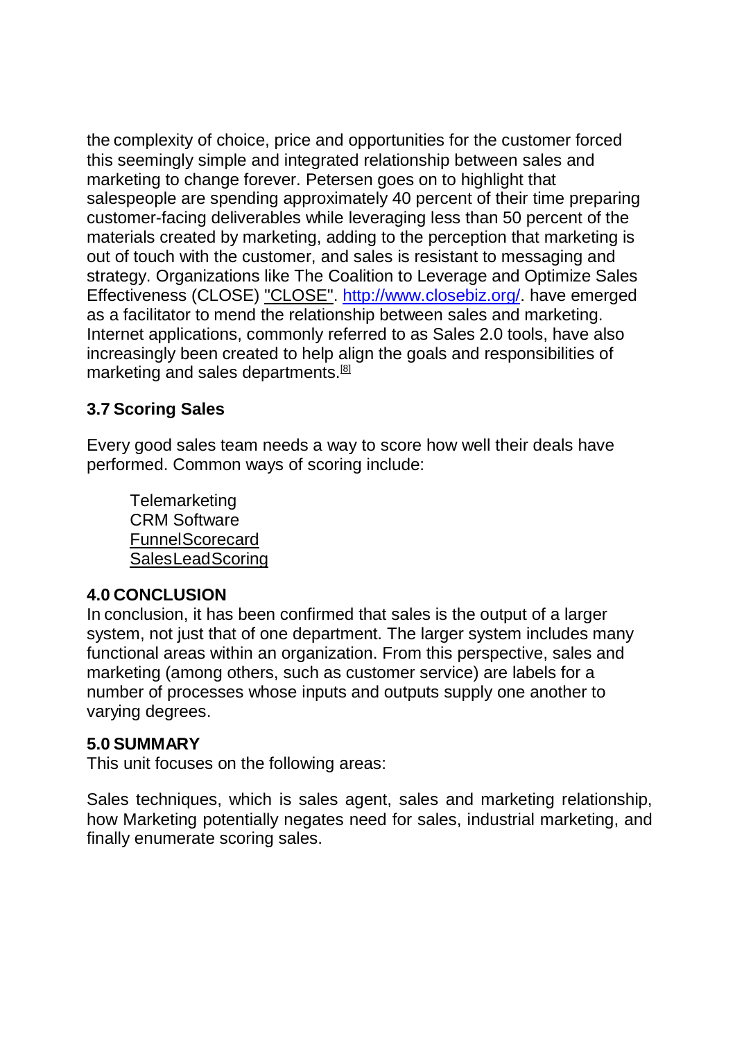the complexity of choice, price and opportunities for the customer forced this seemingly simple and integrated relationship between sales and marketing to change forever. Petersen goes on to highlight that salespeople are spending approximately 40 percent of their time preparing customer-facing deliverables while leveraging less than 50 percent of the materials created by marketing, adding to the perception that marketing is out of touch with the customer, and sales is resistant to messaging and strategy. Organizations like The Coalition to Leverage and Optimize Sales Effectiveness (CLOSE) "CLOSE". http://www.closebiz.org/. have emerged as a facilitator to mend the relationship between sales and marketing. Internet applications, commonly referred to as Sales 2.0 tools, have also increasingly been created to help align the goals and responsibilities of marketing and sales departments.[8]

### 3.7 Scoring Sales

Every good sales team needs a way to score how well their deals have performed. Common ways of scoring include:

- Telemarketing
- CRM Software
- FunnelScorecard
- SalesLeadScoring

## 4.0 CONCLUSION

In conclusion, it has been confirmed that sales is the output of a larger system, not just that of one department. The larger system includes many functional areas within an organization. From this perspective, sales and marketing (among others, such as customer service) are labels for a number of processes whose inputs and outputs supply one another to varying degrees.

## 5.0 SUMMARY

This unit focuses on the following areas:

Sales techniques, which is sales agent, sales and marketing relationship, how Marketing potentially negates need for sales, industrial marketing, and finally enumerate scoring sales.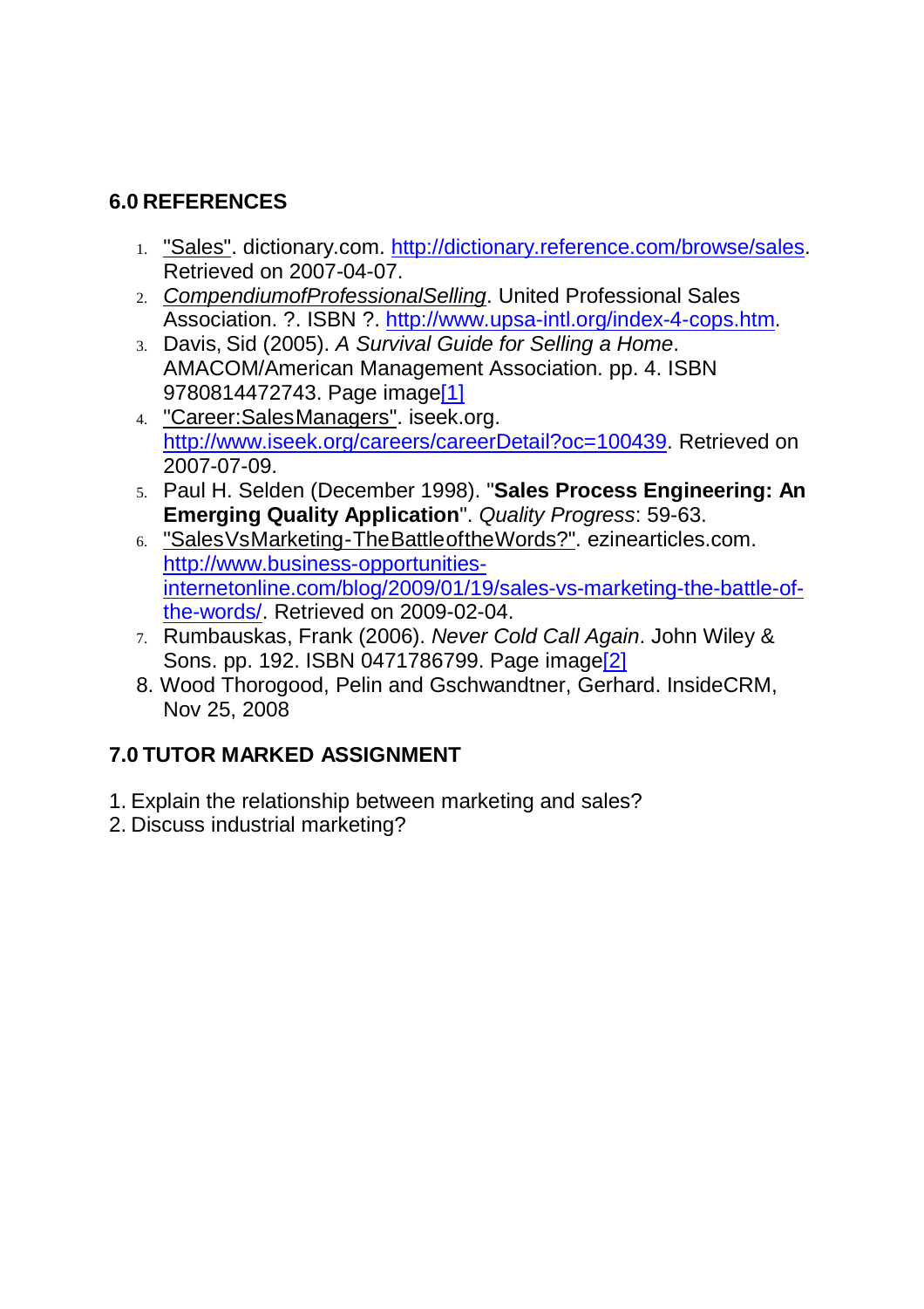## 6.0 REFERENCES

1. "Sales". dictionary.com. http://dictionary.reference.com/browse/sales. Retrieved on 2007-04-07.
2. *CompendiumofProfessionalSelling*. United Professional Sales Association. ?. ISBN ?. http://www.upsa-intl.org/index-4-cops.htm.
3. Davis, Sid (2005). *A Survival Guide for Selling a Home*. AMACOM/American Management Association. pp. 4. ISBN 9780814472743. Page image[1]
4. "Career:SalesManagers". iseek.org. http://www.iseek.org/careers/careerDetail?oc=100439. Retrieved on 2007-07-09.
5. Paul H. Selden (December 1998). "**Sales Process Engineering: An Emerging Quality Application**". *Quality Progress*: 59-63.
6. "SalesVsMarketing-TheBattleoftheWords?". ezinearticles.com. http://www.business-opportunities-internetonline.com/blog/2009/01/19/sales-vs-marketing-the-battle-of-the-words/. Retrieved on 2009-02-04.
7. Rumbauskas, Frank (2006). *Never Cold Call Again*. John Wiley & Sons. pp. 192. ISBN 0471786799. Page image[2]
8. Wood Thorogood, Pelin and Gschwandtner, Gerhard. InsideCRM, Nov 25, 2008

## 7.0 TUTOR MARKED ASSIGNMENT

1. Explain the relationship between marketing and sales?
2. Discuss industrial marketing?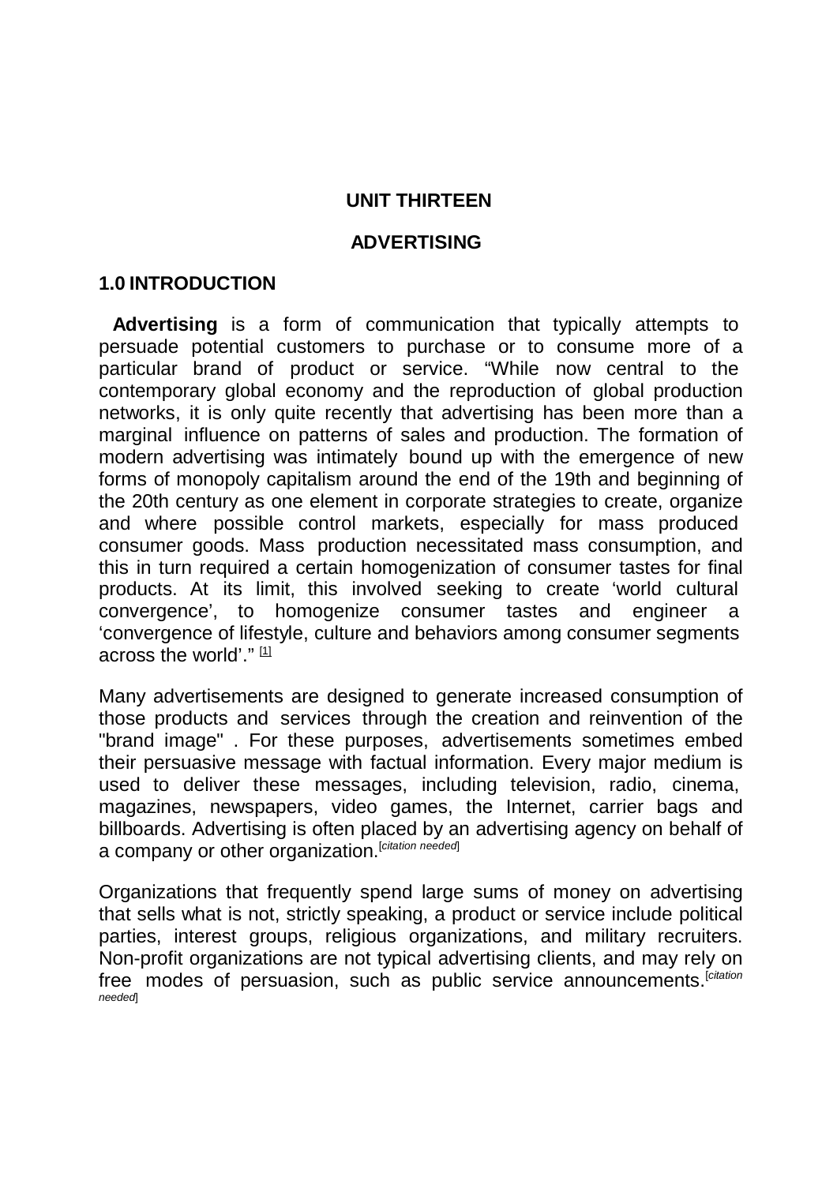# UNIT THIRTEEN

# ADVERTISING

## 1.0 INTRODUCTION

**Advertising** is a form of communication that typically attempts to persuade potential customers to purchase or to consume more of a particular brand of product or service. "While now central to the contemporary global economy and the reproduction of global production networks, it is only quite recently that advertising has been more than a marginal influence on patterns of sales and production. The formation of modern advertising was intimately bound up with the emergence of new forms of monopoly capitalism around the end of the 19th and beginning of the 20th century as one element in corporate strategies to create, organize and where possible control markets, especially for mass produced consumer goods. Mass production necessitated mass consumption, and this in turn required a certain homogenization of consumer tastes for final products. At its limit, this involved seeking to create 'world cultural convergence', to homogenize consumer tastes and engineer a 'convergence of lifestyle, culture and behaviors among consumer segments across the world'." [1]

Many advertisements are designed to generate increased consumption of those products and services through the creation and reinvention of the "brand image" . For these purposes, advertisements sometimes embed their persuasive message with factual information. Every major medium is used to deliver these messages, including television, radio, cinema, magazines, newspapers, video games, the Internet, carrier bags and billboards. Advertising is often placed by an advertising agency on behalf of a company or other organization.[*citation needed*]

Organizations that frequently spend large sums of money on advertising that sells what is not, strictly speaking, a product or service include political parties, interest groups, religious organizations, and military recruiters. Non-profit organizations are not typical advertising clients, and may rely on free modes of persuasion, such as public service announcements.[*citation needed*]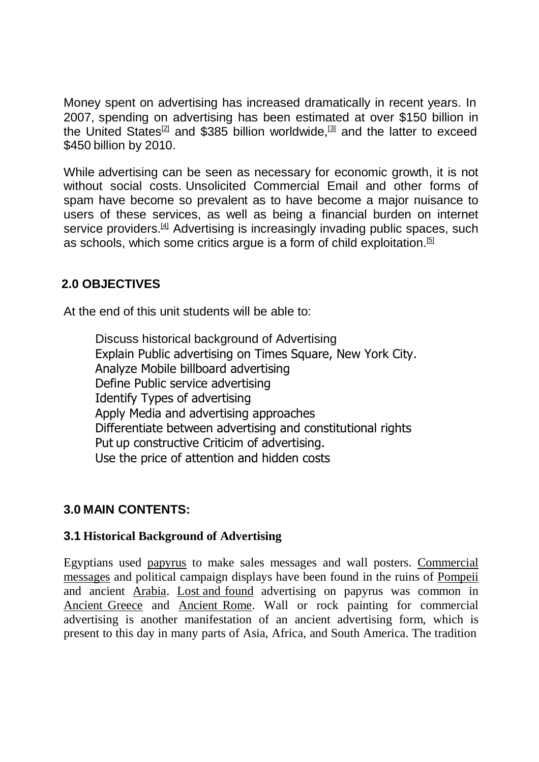Money spent on advertising has increased dramatically in recent years. In 2007, spending on advertising has been estimated at over $150 billion in the United States[2] and $385 billion worldwide,[3] and the latter to exceed $450 billion by 2010.

While advertising can be seen as necessary for economic growth, it is not without social costs. Unsolicited Commercial Email and other forms of spam have become so prevalent as to have become a major nuisance to users of these services, as well as being a financial burden on internet service providers.[4] Advertising is increasingly invading public spaces, such as schools, which some critics argue is a form of child exploitation.[5]

## 2.0 OBJECTIVES

At the end of this unit students will be able to:

- Discuss historical background of Advertising
- Explain Public advertising on Times Square, New York City.
- Analyze Mobile billboard advertising
- Define Public service advertising
- Identify Types of advertising
- Apply Media and advertising approaches
- Differentiate between advertising and constitutional rights
- Put up constructive Criticim of advertising.
- Use the price of attention and hidden costs

## 3.0 MAIN CONTENTS:

### 3.1 Historical Background of Advertising

Egyptians used papyrus to make sales messages and wall posters. Commercial messages and political campaign displays have been found in the ruins of Pompeii and ancient Arabia. Lost and found advertising on papyrus was common in Ancient Greece and Ancient Rome. Wall or rock painting for commercial advertising is another manifestation of an ancient advertising form, which is present to this day in many parts of Asia, Africa, and South America. The tradition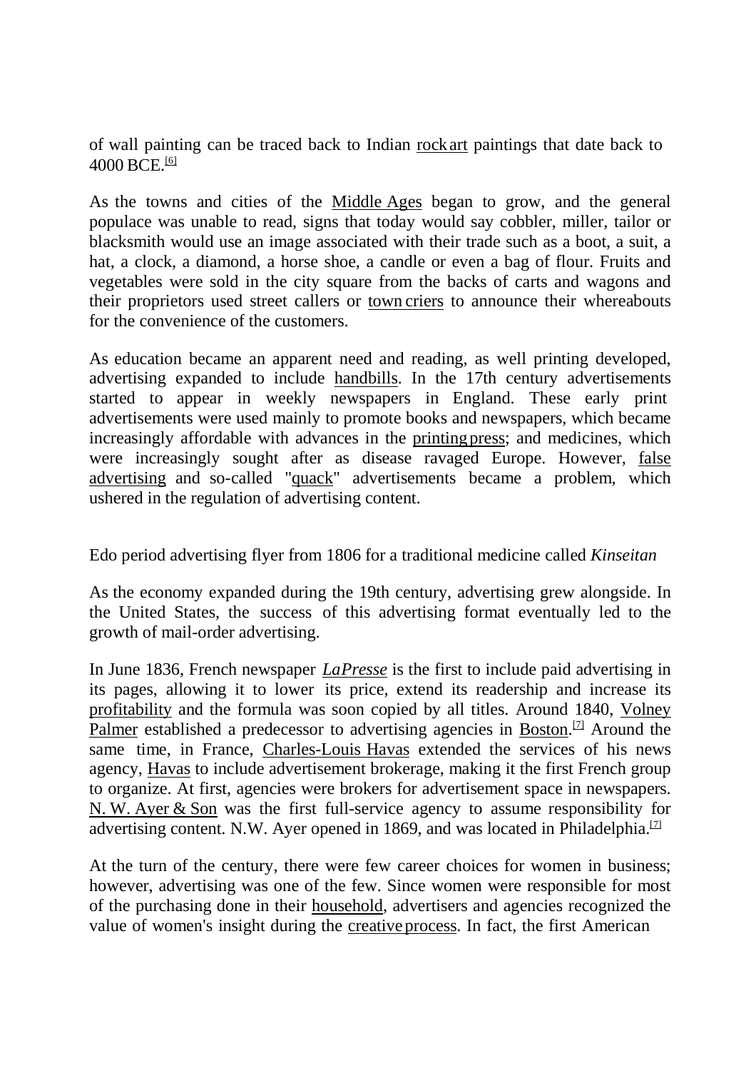of wall painting can be traced back to Indian rock art paintings that date back to 4000 BCE.[6]

As the towns and cities of the Middle Ages began to grow, and the general populace was unable to read, signs that today would say cobbler, miller, tailor or blacksmith would use an image associated with their trade such as a boot, a suit, a hat, a clock, a diamond, a horse shoe, a candle or even a bag of flour. Fruits and vegetables were sold in the city square from the backs of carts and wagons and their proprietors used street callers or town criers to announce their whereabouts for the convenience of the customers.

As education became an apparent need and reading, as well printing developed, advertising expanded to include handbills. In the 17th century advertisements started to appear in weekly newspapers in England. These early print advertisements were used mainly to promote books and newspapers, which became increasingly affordable with advances in the printing press; and medicines, which were increasingly sought after as disease ravaged Europe. However, false advertising and so-called "quack" advertisements became a problem, which ushered in the regulation of advertising content.

Edo period advertising flyer from 1806 for a traditional medicine called *Kinseitan*

As the economy expanded during the 19th century, advertising grew alongside. In the United States, the success of this advertising format eventually led to the growth of mail-order advertising.

In June 1836, French newspaper *LaPresse* is the first to include paid advertising in its pages, allowing it to lower its price, extend its readership and increase its profitability and the formula was soon copied by all titles. Around 1840, Volney Palmer established a predecessor to advertising agencies in Boston.[7] Around the same time, in France, Charles-Louis Havas extended the services of his news agency, Havas to include advertisement brokerage, making it the first French group to organize. At first, agencies were brokers for advertisement space in newspapers. N. W. Ayer & Son was the first full-service agency to assume responsibility for advertising content. N.W. Ayer opened in 1869, and was located in Philadelphia.[7]

At the turn of the century, there were few career choices for women in business; however, advertising was one of the few. Since women were responsible for most of the purchasing done in their household, advertisers and agencies recognized the value of women's insight during the creative process. In fact, the first American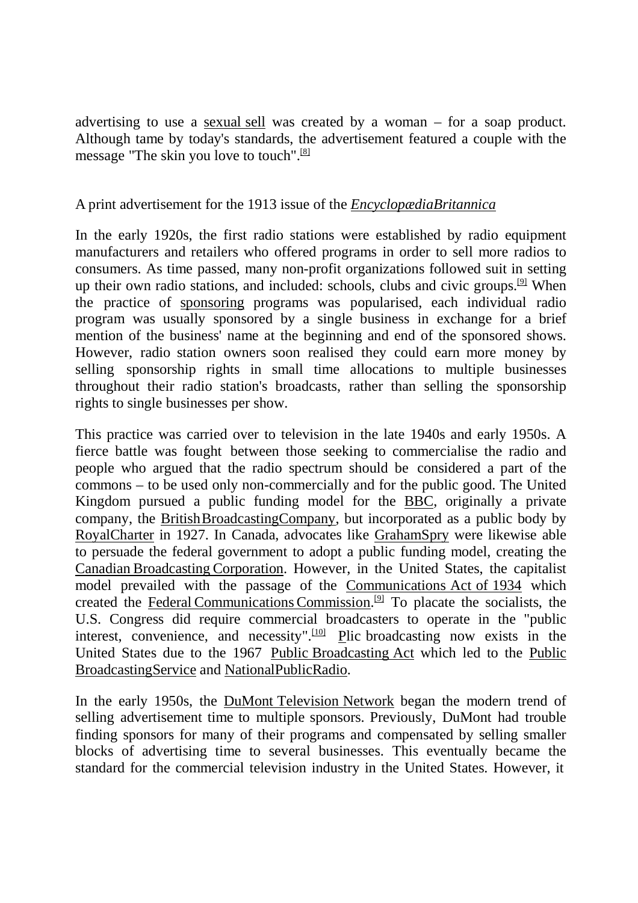advertising to use a sexual sell was created by a woman – for a soap product. Although tame by today's standards, the advertisement featured a couple with the message "The skin you love to touch".[8]

A print advertisement for the 1913 issue of the *EncyclopædiaBritannica*

In the early 1920s, the first radio stations were established by radio equipment manufacturers and retailers who offered programs in order to sell more radios to consumers. As time passed, many non-profit organizations followed suit in setting up their own radio stations, and included: schools, clubs and civic groups.[9] When the practice of sponsoring programs was popularised, each individual radio program was usually sponsored by a single business in exchange for a brief mention of the business' name at the beginning and end of the sponsored shows. However, radio station owners soon realised they could earn more money by selling sponsorship rights in small time allocations to multiple businesses throughout their radio station's broadcasts, rather than selling the sponsorship rights to single businesses per show.

This practice was carried over to television in the late 1940s and early 1950s. A fierce battle was fought between those seeking to commercialise the radio and people who argued that the radio spectrum should be considered a part of the commons – to be used only non-commercially and for the public good. The United Kingdom pursued a public funding model for the BBC, originally a private company, the BritishBroadcastingCompany, but incorporated as a public body by RoyalCharter in 1927. In Canada, advocates like GrahamSpry were likewise able to persuade the federal government to adopt a public funding model, creating the Canadian Broadcasting Corporation. However, in the United States, the capitalist model prevailed with the passage of the Communications Act of 1934 which created the Federal Communications Commission.[9] To placate the socialists, the U.S. Congress did require commercial broadcasters to operate in the "public interest, convenience, and necessity".[10] Plic broadcasting now exists in the United States due to the 1967 Public Broadcasting Act which led to the Public BroadcastingService and NationalPublicRadio.

In the early 1950s, the DuMont Television Network began the modern trend of selling advertisement time to multiple sponsors. Previously, DuMont had trouble finding sponsors for many of their programs and compensated by selling smaller blocks of advertising time to several businesses. This eventually became the standard for the commercial television industry in the United States. However, it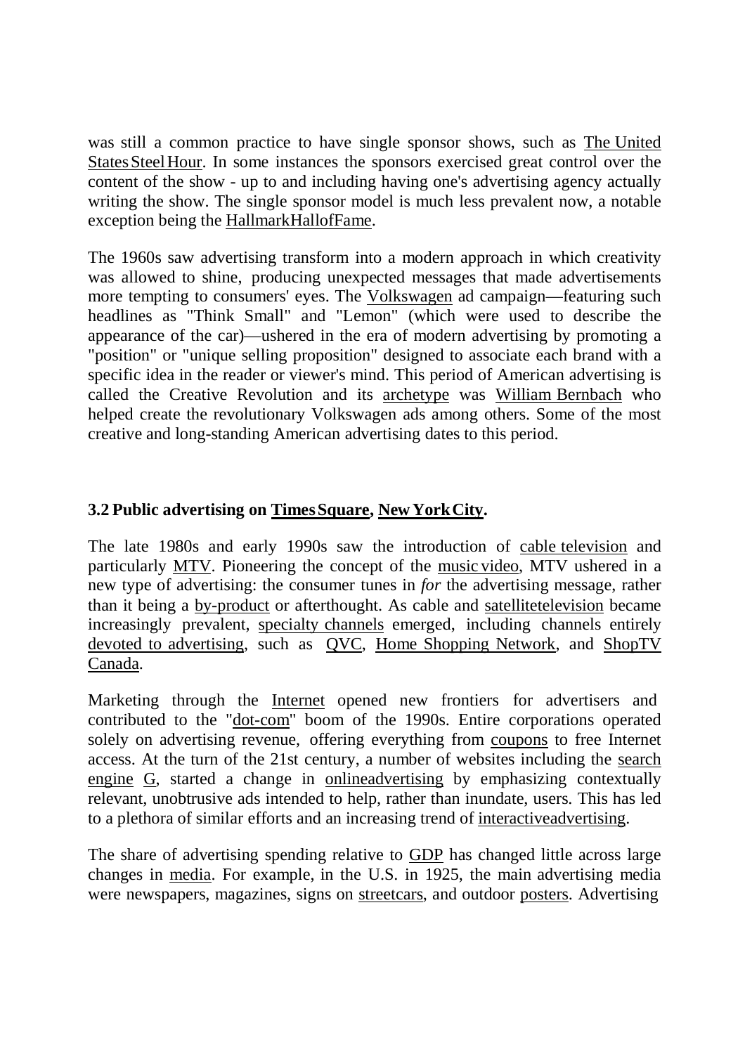was still a common practice to have single sponsor shows, such as The United StatesSteelHour. In some instances the sponsors exercised great control over the content of the show - up to and including having one's advertising agency actually writing the show. The single sponsor model is much less prevalent now, a notable exception being the HallmarkHallofFame.

The 1960s saw advertising transform into a modern approach in which creativity was allowed to shine, producing unexpected messages that made advertisements more tempting to consumers' eyes. The Volkswagen ad campaign—featuring such headlines as "Think Small" and "Lemon" (which were used to describe the appearance of the car)—ushered in the era of modern advertising by promoting a "position" or "unique selling proposition" designed to associate each brand with a specific idea in the reader or viewer's mind. This period of American advertising is called the Creative Revolution and its archetype was William Bernbach who helped create the revolutionary Volkswagen ads among others. Some of the most creative and long-standing American advertising dates to this period.

### 3.2 Public advertising on TimesSquare, NewYorkCity.

The late 1980s and early 1990s saw the introduction of cable television and particularly MTV. Pioneering the concept of the music video, MTV ushered in a new type of advertising: the consumer tunes in *for* the advertising message, rather than it being a by-product or afterthought. As cable and satellitetelevision became increasingly prevalent, specialty channels emerged, including channels entirely devoted to advertising, such as QVC, Home Shopping Network, and ShopTV Canada.

Marketing through the Internet opened new frontiers for advertisers and contributed to the "dot-com" boom of the 1990s. Entire corporations operated solely on advertising revenue, offering everything from coupons to free Internet access. At the turn of the 21st century, a number of websites including the search engine G, started a change in onlineadvertising by emphasizing contextually relevant, unobtrusive ads intended to help, rather than inundate, users. This has led to a plethora of similar efforts and an increasing trend of interactiveadvertising.

The share of advertising spending relative to GDP has changed little across large changes in media. For example, in the U.S. in 1925, the main advertising media were newspapers, magazines, signs on streetcars, and outdoor posters. Advertising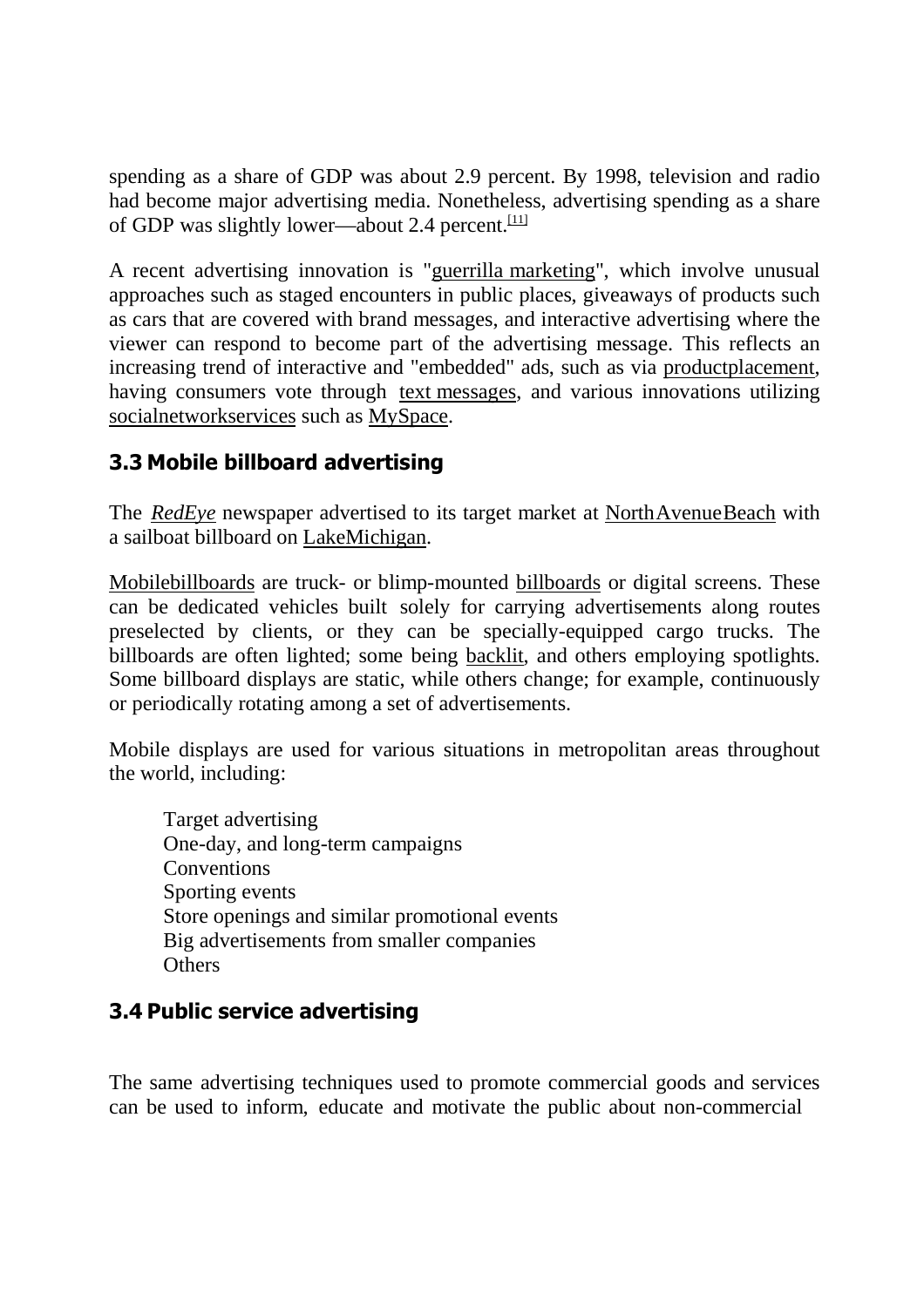spending as a share of GDP was about 2.9 percent. By 1998, television and radio had become major advertising media. Nonetheless, advertising spending as a share of GDP was slightly lower—about 2.4 percent.[11]

A recent advertising innovation is "guerrilla marketing", which involve unusual approaches such as staged encounters in public places, giveaways of products such as cars that are covered with brand messages, and interactive advertising where the viewer can respond to become part of the advertising message. This reflects an increasing trend of interactive and "embedded" ads, such as via productplacement, having consumers vote through text messages, and various innovations utilizing socialnetworkservices such as MySpace.

### 3.3 Mobile billboard advertising

The *RedEye* newspaper advertised to its target market at NorthAvenueBeach with a sailboat billboard on LakeMichigan.

Mobilebillboards are truck- or blimp-mounted billboards or digital screens. These can be dedicated vehicles built solely for carrying advertisements along routes preselected by clients, or they can be specially-equipped cargo trucks. The billboards are often lighted; some being backlit, and others employing spotlights. Some billboard displays are static, while others change; for example, continuously or periodically rotating among a set of advertisements.

Mobile displays are used for various situations in metropolitan areas throughout the world, including:

- Target advertising
- One-day, and long-term campaigns
- Conventions
- Sporting events
- Store openings and similar promotional events
- Big advertisements from smaller companies
- Others

### 3.4 Public service advertising

The same advertising techniques used to promote commercial goods and services can be used to inform, educate and motivate the public about non-commercial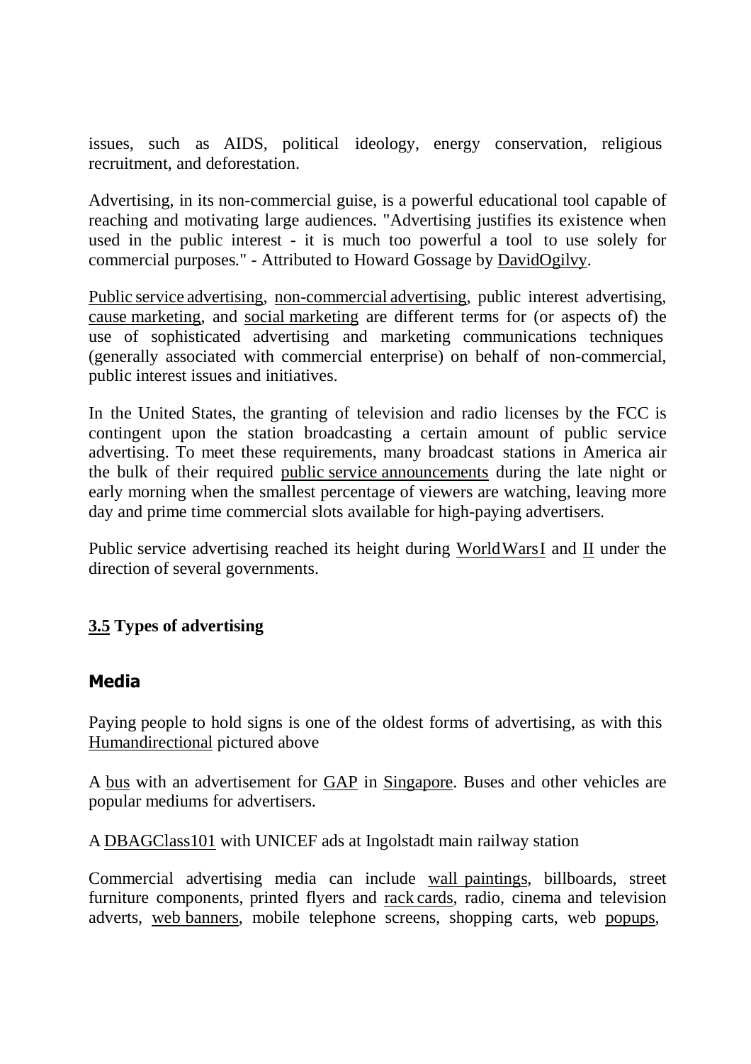issues, such as AIDS, political ideology, energy conservation, religious recruitment, and deforestation.

Advertising, in its non-commercial guise, is a powerful educational tool capable of reaching and motivating large audiences. "Advertising justifies its existence when used in the public interest - it is much too powerful a tool to use solely for commercial purposes." - Attributed to Howard Gossage by DavidOgilvy.

Public service advertising, non-commercial advertising, public interest advertising, cause marketing, and social marketing are different terms for (or aspects of) the use of sophisticated advertising and marketing communications techniques (generally associated with commercial enterprise) on behalf of non-commercial, public interest issues and initiatives.

In the United States, the granting of television and radio licenses by the FCC is contingent upon the station broadcasting a certain amount of public service advertising. To meet these requirements, many broadcast stations in America air the bulk of their required public service announcements during the late night or early morning when the smallest percentage of viewers are watching, leaving more day and prime time commercial slots available for high-paying advertisers.

Public service advertising reached its height during WorldWarsI and II under the direction of several governments.

### 3.5 Types of advertising

#### Media

Paying people to hold signs is one of the oldest forms of advertising, as with this Humandirectional pictured above

A bus with an advertisement for GAP in Singapore. Buses and other vehicles are popular mediums for advertisers.

A DBAGClass101 with UNICEF ads at Ingolstadt main railway station

Commercial advertising media can include wall paintings, billboards, street furniture components, printed flyers and rack cards, radio, cinema and television adverts, web banners, mobile telephone screens, shopping carts, web popups,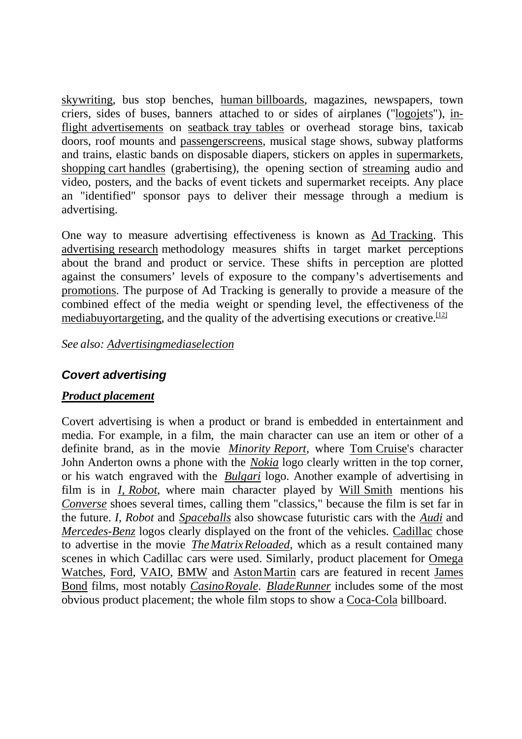skywriting, bus stop benches, human billboards, magazines, newspapers, town criers, sides of buses, banners attached to or sides of airplanes ("logojets"), in-flight advertisements on seatback tray tables or overhead storage bins, taxicab doors, roof mounts and passengerscreens, musical stage shows, subway platforms and trains, elastic bands on disposable diapers, stickers on apples in supermarkets, shopping cart handles (grabertising), the opening section of streaming audio and video, posters, and the backs of event tickets and supermarket receipts. Any place an "identified" sponsor pays to deliver their message through a medium is advertising.

One way to measure advertising effectiveness is known as Ad Tracking. This advertising research methodology measures shifts in target market perceptions about the brand and product or service. These shifts in perception are plotted against the consumers' levels of exposure to the company's advertisements and promotions. The purpose of Ad Tracking is generally to provide a measure of the combined effect of the media weight or spending level, the effectiveness of the mediabuyortargeting, and the quality of the advertising executions or creative.[12]

*See also: Advertisingmediaselection*

### *Covert advertising*

#### ***Product placement***

Covert advertising is when a product or brand is embedded in entertainment and media. For example, in a film, the main character can use an item or other of a definite brand, as in the movie *Minority Report*, where Tom Cruise's character John Anderton owns a phone with the *Nokia* logo clearly written in the top corner, or his watch engraved with the *Bulgari* logo. Another example of advertising in film is in *I, Robot*, where main character played by Will Smith mentions his *Converse* shoes several times, calling them "classics," because the film is set far in the future. *I, Robot* and *Spaceballs* also showcase futuristic cars with the *Audi* and *Mercedes-Benz* logos clearly displayed on the front of the vehicles. Cadillac chose to advertise in the movie *TheMatrixReloaded*, which as a result contained many scenes in which Cadillac cars were used. Similarly, product placement for Omega Watches, Ford, VAIO, BMW and AstonMartin cars are featured in recent James Bond films, most notably *CasinoRoyale*. *BladeRunner* includes some of the most obvious product placement; the whole film stops to show a Coca-Cola billboard.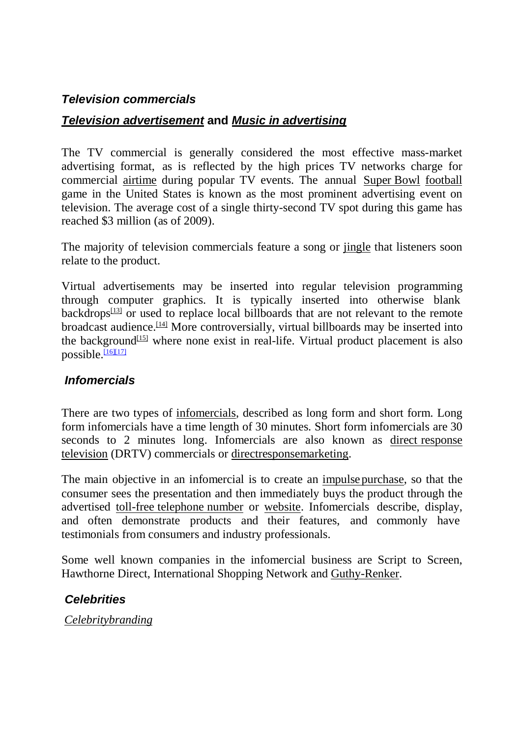### *Television commercials*

***Television advertisement* and *Music in advertising***

The TV commercial is generally considered the most effective mass-market advertising format, as is reflected by the high prices TV networks charge for commercial airtime during popular TV events. The annual Super Bowl football game in the United States is known as the most prominent advertising event on television. The average cost of a single thirty-second TV spot during this game has reached $3 million (as of 2009).

The majority of television commercials feature a song or jingle that listeners soon relate to the product.

Virtual advertisements may be inserted into regular television programming through computer graphics. It is typically inserted into otherwise blank backdrops[13] or used to replace local billboards that are not relevant to the remote broadcast audience.[14] More controversially, virtual billboards may be inserted into the background[15] where none exist in real-life. Virtual product placement is also possible.[16][17]

### *Infomercials*

There are two types of infomercials, described as long form and short form. Long form infomercials have a time length of 30 minutes. Short form infomercials are 30 seconds to 2 minutes long. Infomercials are also known as direct response television (DRTV) commercials or directresponsemarketing.

The main objective in an infomercial is to create an impulse purchase, so that the consumer sees the presentation and then immediately buys the product through the advertised toll-free telephone number or website. Infomercials describe, display, and often demonstrate products and their features, and commonly have testimonials from consumers and industry professionals.

Some well known companies in the infomercial business are Script to Screen, Hawthorne Direct, International Shopping Network and Guthy-Renker.

### *Celebrities*

*Celebritybranding*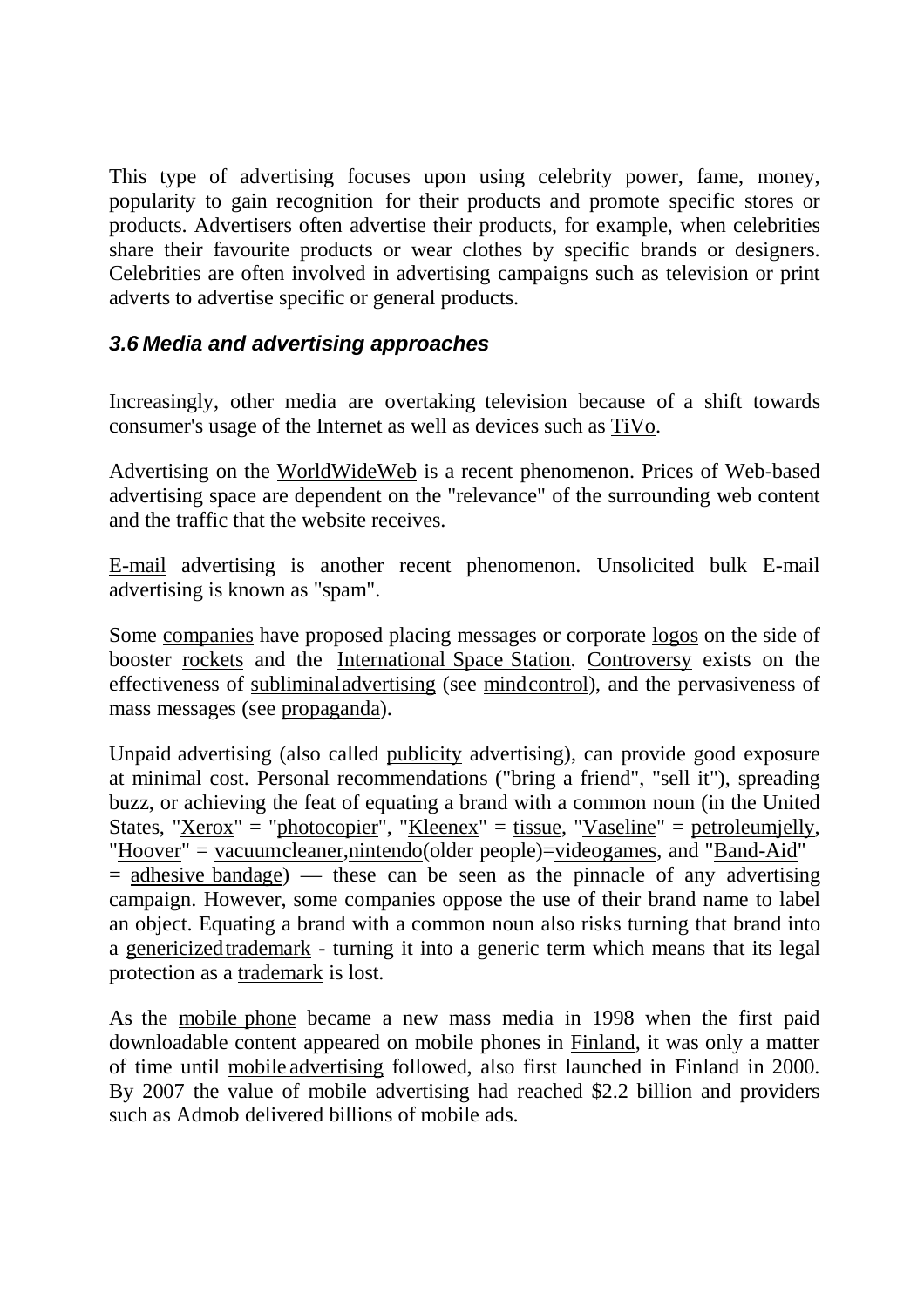This type of advertising focuses upon using celebrity power, fame, money, popularity to gain recognition for their products and promote specific stores or products. Advertisers often advertise their products, for example, when celebrities share their favourite products or wear clothes by specific brands or designers. Celebrities are often involved in advertising campaigns such as television or print adverts to advertise specific or general products.

### *3.6 Media and advertising approaches*

Increasingly, other media are overtaking television because of a shift towards consumer's usage of the Internet as well as devices such as TiVo.

Advertising on the WorldWideWeb is a recent phenomenon. Prices of Web-based advertising space are dependent on the "relevance" of the surrounding web content and the traffic that the website receives.

E-mail advertising is another recent phenomenon. Unsolicited bulk E-mail advertising is known as "spam".

Some companies have proposed placing messages or corporate logos on the side of booster rockets and the International Space Station. Controversy exists on the effectiveness of subliminaladvertising (see mindcontrol), and the pervasiveness of mass messages (see propaganda).

Unpaid advertising (also called publicity advertising), can provide good exposure at minimal cost. Personal recommendations ("bring a friend", "sell it"), spreading buzz, or achieving the feat of equating a brand with a common noun (in the United States, "Xerox" = "photocopier", "Kleenex" = tissue, "Vaseline" = petroleumjelly, "Hoover" = vacuumcleaner,nintendo(older people)=videogames, and "Band-Aid" = adhesive bandage) — these can be seen as the pinnacle of any advertising campaign. However, some companies oppose the use of their brand name to label an object. Equating a brand with a common noun also risks turning that brand into a genericizedtrademark - turning it into a generic term which means that its legal protection as a trademark is lost.

As the mobile phone became a new mass media in 1998 when the first paid downloadable content appeared on mobile phones in Finland, it was only a matter of time until mobile advertising followed, also first launched in Finland in 2000. By 2007 the value of mobile advertising had reached $2.2 billion and providers such as Admob delivered billions of mobile ads.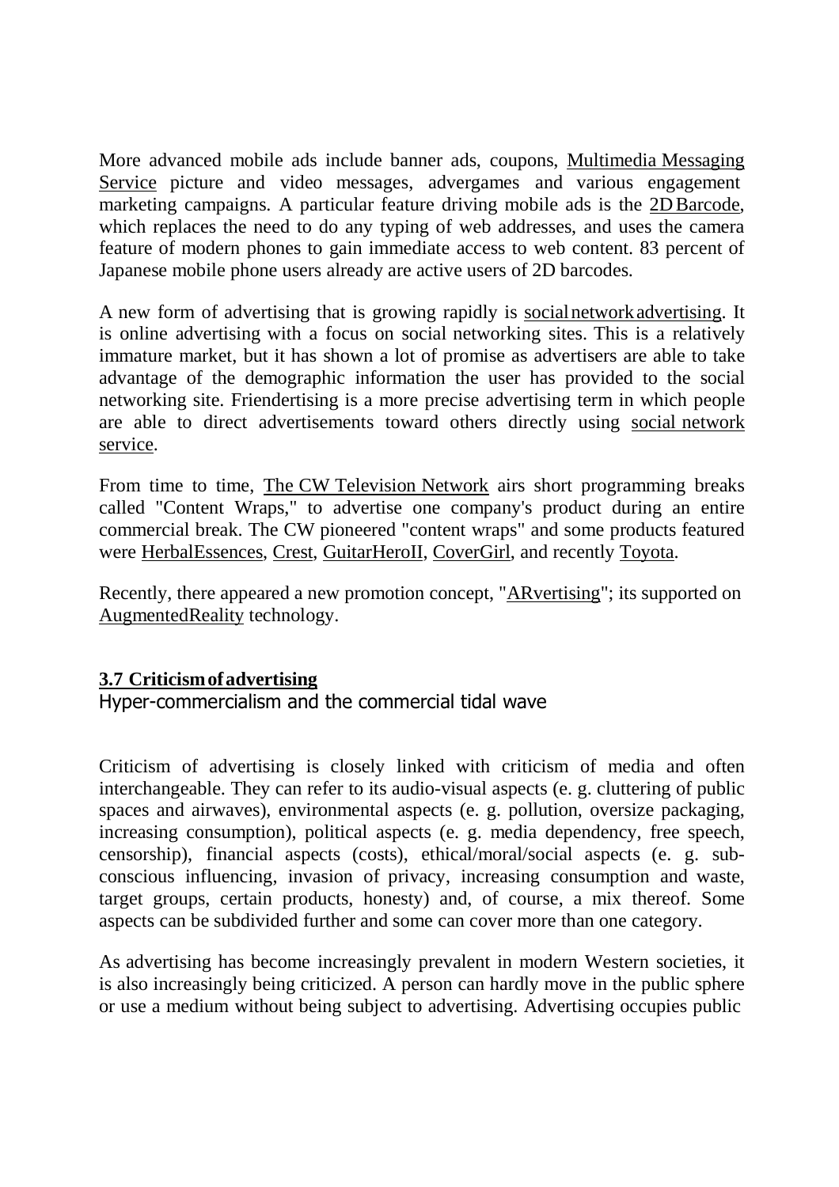More advanced mobile ads include banner ads, coupons, Multimedia Messaging Service picture and video messages, advergames and various engagement marketing campaigns. A particular feature driving mobile ads is the 2D Barcode, which replaces the need to do any typing of web addresses, and uses the camera feature of modern phones to gain immediate access to web content. 83 percent of Japanese mobile phone users already are active users of 2D barcodes.

A new form of advertising that is growing rapidly is social network advertising. It is online advertising with a focus on social networking sites. This is a relatively immature market, but it has shown a lot of promise as advertisers are able to take advantage of the demographic information the user has provided to the social networking site. Friendertising is a more precise advertising term in which people are able to direct advertisements toward others directly using social network service.

From time to time, The CW Television Network airs short programming breaks called "Content Wraps," to advertise one company's product during an entire commercial break. The CW pioneered "content wraps" and some products featured were HerbalEssences, Crest, GuitarHeroII, CoverGirl, and recently Toyota.

Recently, there appeared a new promotion concept, "ARvertising"; its supported on AugmentedReality technology.

## 3.7 Criticism of advertising

Hyper-commercialism and the commercial tidal wave

Criticism of advertising is closely linked with criticism of media and often interchangeable. They can refer to its audio-visual aspects (e. g. cluttering of public spaces and airwaves), environmental aspects (e. g. pollution, oversize packaging, increasing consumption), political aspects (e. g. media dependency, free speech, censorship), financial aspects (costs), ethical/moral/social aspects (e. g. sub-conscious influencing, invasion of privacy, increasing consumption and waste, target groups, certain products, honesty) and, of course, a mix thereof. Some aspects can be subdivided further and some can cover more than one category.

As advertising has become increasingly prevalent in modern Western societies, it is also increasingly being criticized. A person can hardly move in the public sphere or use a medium without being subject to advertising. Advertising occupies public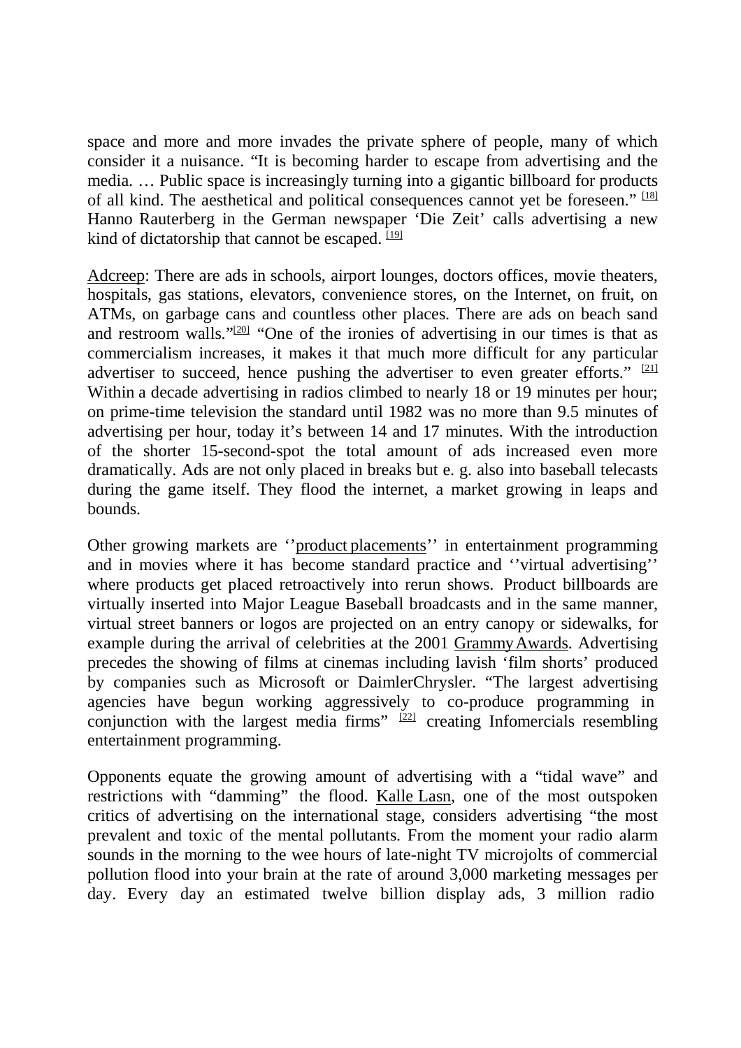space and more and more invades the private sphere of people, many of which consider it a nuisance. “It is becoming harder to escape from advertising and the media. … Public space is increasingly turning into a gigantic billboard for products of all kind. The aesthetical and political consequences cannot yet be foreseen.” [18] Hanno Rauterberg in the German newspaper ‘Die Zeit’ calls advertising a new kind of dictatorship that cannot be escaped. [19]

Adcreep: There are ads in schools, airport lounges, doctors offices, movie theaters, hospitals, gas stations, elevators, convenience stores, on the Internet, on fruit, on ATMs, on garbage cans and countless other places. There are ads on beach sand and restroom walls.”[20] “One of the ironies of advertising in our times is that as commercialism increases, it makes it that much more difficult for any particular advertiser to succeed, hence pushing the advertiser to even greater efforts.” [21] Within a decade advertising in radios climbed to nearly 18 or 19 minutes per hour; on prime-time television the standard until 1982 was no more than 9.5 minutes of advertising per hour, today it’s between 14 and 17 minutes. With the introduction of the shorter 15-second-spot the total amount of ads increased even more dramatically. Ads are not only placed in breaks but e. g. also into baseball telecasts during the game itself. They flood the internet, a market growing in leaps and bounds.

Other growing markets are ‘’product placements’’ in entertainment programming and in movies where it has become standard practice and ‘’virtual advertising’’ where products get placed retroactively into rerun shows. Product billboards are virtually inserted into Major League Baseball broadcasts and in the same manner, virtual street banners or logos are projected on an entry canopy or sidewalks, for example during the arrival of celebrities at the 2001 Grammy Awards. Advertising precedes the showing of films at cinemas including lavish ‘film shorts’ produced by companies such as Microsoft or DaimlerChrysler. “The largest advertising agencies have begun working aggressively to co-produce programming in conjunction with the largest media firms” [22] creating Infomercials resembling entertainment programming.

Opponents equate the growing amount of advertising with a “tidal wave” and restrictions with “damming” the flood. Kalle Lasn, one of the most outspoken critics of advertising on the international stage, considers advertising “the most prevalent and toxic of the mental pollutants. From the moment your radio alarm sounds in the morning to the wee hours of late-night TV microjolts of commercial pollution flood into your brain at the rate of around 3,000 marketing messages per day. Every day an estimated twelve billion display ads, 3 million radio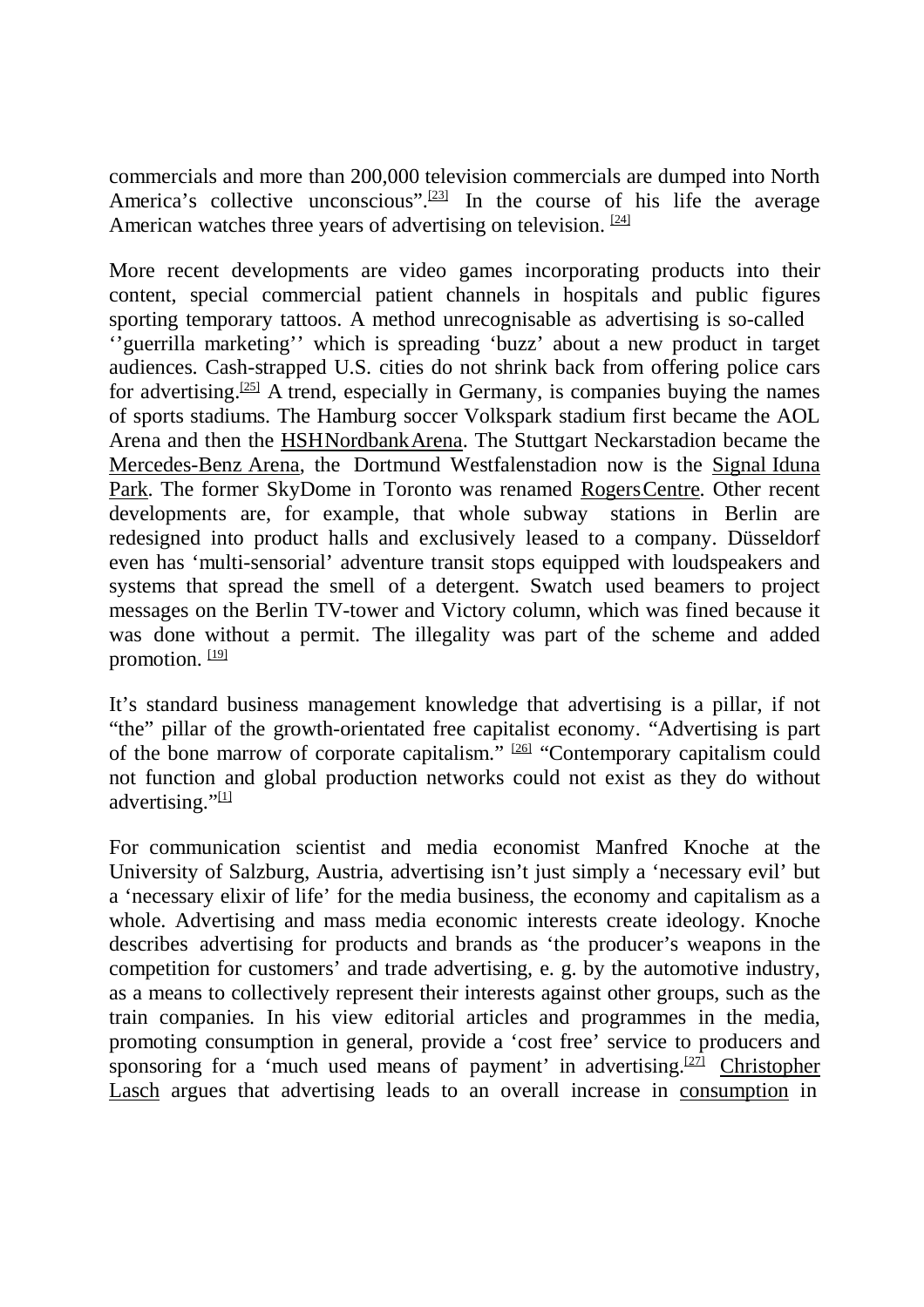commercials and more than 200,000 television commercials are dumped into North America's collective unconscious".[23] In the course of his life the average American watches three years of advertising on television. [24]

More recent developments are video games incorporating products into their content, special commercial patient channels in hospitals and public figures sporting temporary tattoos. A method unrecognisable as advertising is so-called ''guerrilla marketing'' which is spreading 'buzz' about a new product in target audiences. Cash-strapped U.S. cities do not shrink back from offering police cars for advertising.[25] A trend, especially in Germany, is companies buying the names of sports stadiums. The Hamburg soccer Volkspark stadium first became the AOL Arena and then the HSH Nordbank Arena. The Stuttgart Neckarstadion became the Mercedes-Benz Arena, the Dortmund Westfalenstadion now is the Signal Iduna Park. The former SkyDome in Toronto was renamed Rogers Centre. Other recent developments are, for example, that whole subway stations in Berlin are redesigned into product halls and exclusively leased to a company. Düsseldorf even has 'multi-sensorial' adventure transit stops equipped with loudspeakers and systems that spread the smell of a detergent. Swatch used beamers to project messages on the Berlin TV-tower and Victory column, which was fined because it was done without a permit. The illegality was part of the scheme and added promotion. [19]

It's standard business management knowledge that advertising is a pillar, if not "the" pillar of the growth-orientated free capitalist economy. "Advertising is part of the bone marrow of corporate capitalism." [26] "Contemporary capitalism could not function and global production networks could not exist as they do without advertising."[1]

For communication scientist and media economist Manfred Knoche at the University of Salzburg, Austria, advertising isn't just simply a 'necessary evil' but a 'necessary elixir of life' for the media business, the economy and capitalism as a whole. Advertising and mass media economic interests create ideology. Knoche describes advertising for products and brands as 'the producer's weapons in the competition for customers' and trade advertising, e. g. by the automotive industry, as a means to collectively represent their interests against other groups, such as the train companies. In his view editorial articles and programmes in the media, promoting consumption in general, provide a 'cost free' service to producers and sponsoring for a 'much used means of payment' in advertising.[27] Christopher Lasch argues that advertising leads to an overall increase in consumption in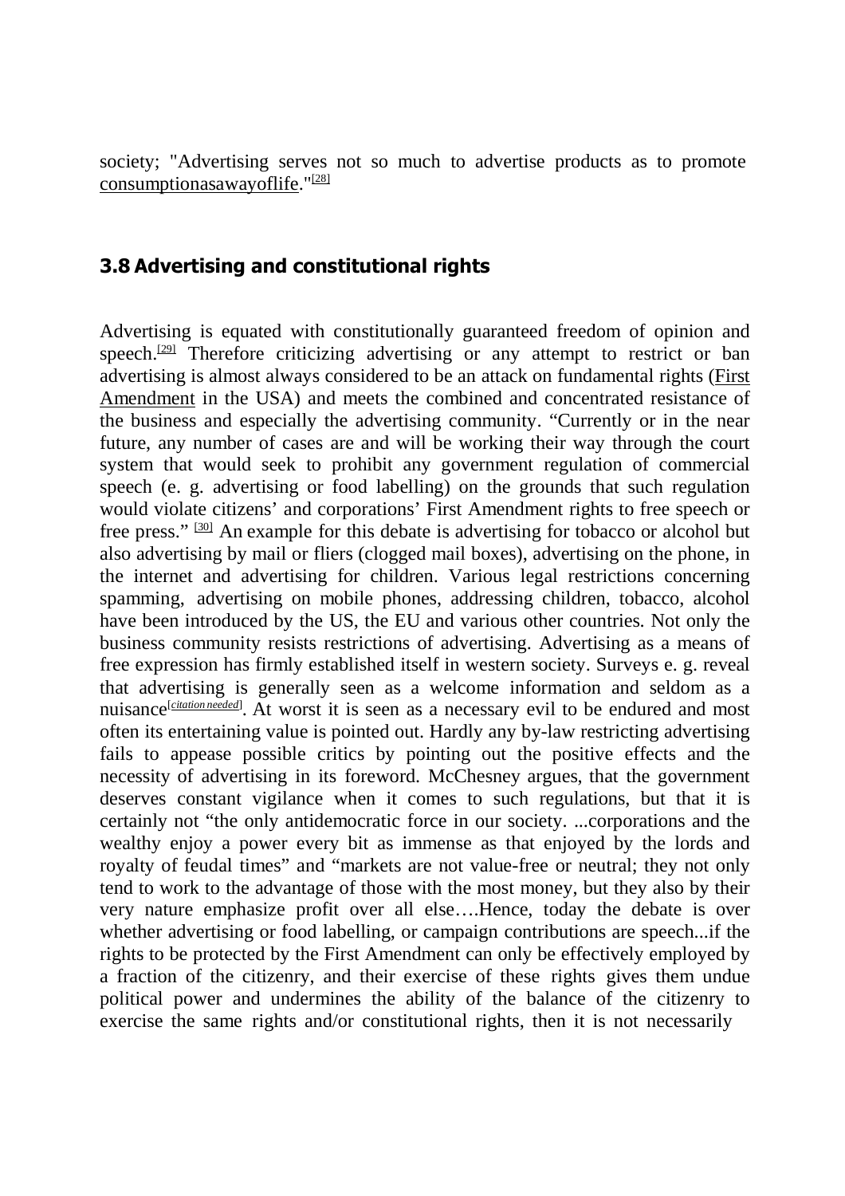society; "Advertising serves not so much to advertise products as to promote consumptionasawayoflife."[28]

### 3.8 Advertising and constitutional rights

Advertising is equated with constitutionally guaranteed freedom of opinion and speech.[29] Therefore criticizing advertising or any attempt to restrict or ban advertising is almost always considered to be an attack on fundamental rights (First Amendment in the USA) and meets the combined and concentrated resistance of the business and especially the advertising community. "Currently or in the near future, any number of cases are and will be working their way through the court system that would seek to prohibit any government regulation of commercial speech (e. g. advertising or food labelling) on the grounds that such regulation would violate citizens' and corporations' First Amendment rights to free speech or free press." [30] An example for this debate is advertising for tobacco or alcohol but also advertising by mail or fliers (clogged mail boxes), advertising on the phone, in the internet and advertising for children. Various legal restrictions concerning spamming, advertising on mobile phones, addressing children, tobacco, alcohol have been introduced by the US, the EU and various other countries. Not only the business community resists restrictions of advertising. Advertising as a means of free expression has firmly established itself in western society. Surveys e. g. reveal that advertising is generally seen as a welcome information and seldom as a nuisance[*citation needed*]. At worst it is seen as a necessary evil to be endured and most often its entertaining value is pointed out. Hardly any by-law restricting advertising fails to appease possible critics by pointing out the positive effects and the necessity of advertising in its foreword. McChesney argues, that the government deserves constant vigilance when it comes to such regulations, but that it is certainly not "the only antidemocratic force in our society. ...corporations and the wealthy enjoy a power every bit as immense as that enjoyed by the lords and royalty of feudal times" and "markets are not value-free or neutral; they not only tend to work to the advantage of those with the most money, but they also by their very nature emphasize profit over all else….Hence, today the debate is over whether advertising or food labelling, or campaign contributions are speech...if the rights to be protected by the First Amendment can only be effectively employed by a fraction of the citizenry, and their exercise of these rights gives them undue political power and undermines the ability of the balance of the citizenry to exercise the same rights and/or constitutional rights, then it is not necessarily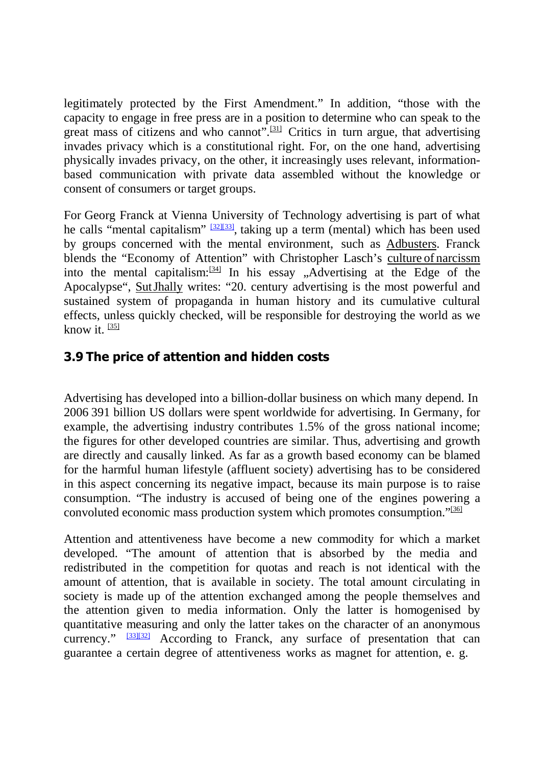legitimately protected by the First Amendment." In addition, "those with the capacity to engage in free press are in a position to determine who can speak to the great mass of citizens and who cannot".[31] Critics in turn argue, that advertising invades privacy which is a constitutional right. For, on the one hand, advertising physically invades privacy, on the other, it increasingly uses relevant, information-based communication with private data assembled without the knowledge or consent of consumers or target groups.

For Georg Franck at Vienna University of Technology advertising is part of what he calls "mental capitalism" [32][33], taking up a term (mental) which has been used by groups concerned with the mental environment, such as Adbusters. Franck blends the "Economy of Attention" with Christopher Lasch's culture of narcissm into the mental capitalism:[34] In his essay „Advertising at the Edge of the Apocalypse", Sut Jhally writes: "20. century advertising is the most powerful and sustained system of propaganda in human history and its cumulative cultural effects, unless quickly checked, will be responsible for destroying the world as we know it. [35]

## 3.9 The price of attention and hidden costs

Advertising has developed into a billion-dollar business on which many depend. In 2006 391 billion US dollars were spent worldwide for advertising. In Germany, for example, the advertising industry contributes 1.5% of the gross national income; the figures for other developed countries are similar. Thus, advertising and growth are directly and causally linked. As far as a growth based economy can be blamed for the harmful human lifestyle (affluent society) advertising has to be considered in this aspect concerning its negative impact, because its main purpose is to raise consumption. "The industry is accused of being one of the engines powering a convoluted economic mass production system which promotes consumption."[36]

Attention and attentiveness have become a new commodity for which a market developed. "The amount of attention that is absorbed by the media and redistributed in the competition for quotas and reach is not identical with the amount of attention, that is available in society. The total amount circulating in society is made up of the attention exchanged among the people themselves and the attention given to media information. Only the latter is homogenised by quantitative measuring and only the latter takes on the character of an anonymous currency." [33][32] According to Franck, any surface of presentation that can guarantee a certain degree of attentiveness works as magnet for attention, e. g.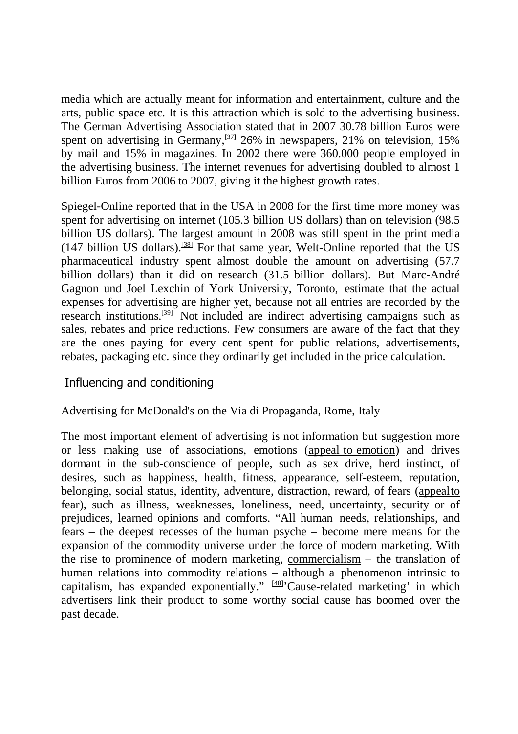media which are actually meant for information and entertainment, culture and the arts, public space etc. It is this attraction which is sold to the advertising business. The German Advertising Association stated that in 2007 30.78 billion Euros were spent on advertising in Germany,[37] 26% in newspapers, 21% on television, 15% by mail and 15% in magazines. In 2002 there were 360.000 people employed in the advertising business. The internet revenues for advertising doubled to almost 1 billion Euros from 2006 to 2007, giving it the highest growth rates.

Spiegel-Online reported that in the USA in 2008 for the first time more money was spent for advertising on internet (105.3 billion US dollars) than on television (98.5 billion US dollars). The largest amount in 2008 was still spent in the print media (147 billion US dollars).[38] For that same year, Welt-Online reported that the US pharmaceutical industry spent almost double the amount on advertising (57.7 billion dollars) than it did on research (31.5 billion dollars). But Marc-André Gagnon und Joel Lexchin of York University, Toronto, estimate that the actual expenses for advertising are higher yet, because not all entries are recorded by the research institutions.[39] Not included are indirect advertising campaigns such as sales, rebates and price reductions. Few consumers are aware of the fact that they are the ones paying for every cent spent for public relations, advertisements, rebates, packaging etc. since they ordinarily get included in the price calculation.

## Influencing and conditioning

Advertising for McDonald's on the Via di Propaganda, Rome, Italy

The most important element of advertising is not information but suggestion more or less making use of associations, emotions (appeal to emotion) and drives dormant in the sub-conscience of people, such as sex drive, herd instinct, of desires, such as happiness, health, fitness, appearance, self-esteem, reputation, belonging, social status, identity, adventure, distraction, reward, of fears (appeal to fear), such as illness, weaknesses, loneliness, need, uncertainty, security or of prejudices, learned opinions and comforts. "All human needs, relationships, and fears – the deepest recesses of the human psyche – become mere means for the expansion of the commodity universe under the force of modern marketing. With the rise to prominence of modern marketing, commercialism – the translation of human relations into commodity relations – although a phenomenon intrinsic to capitalism, has expanded exponentially." [40]'Cause-related marketing' in which advertisers link their product to some worthy social cause has boomed over the past decade.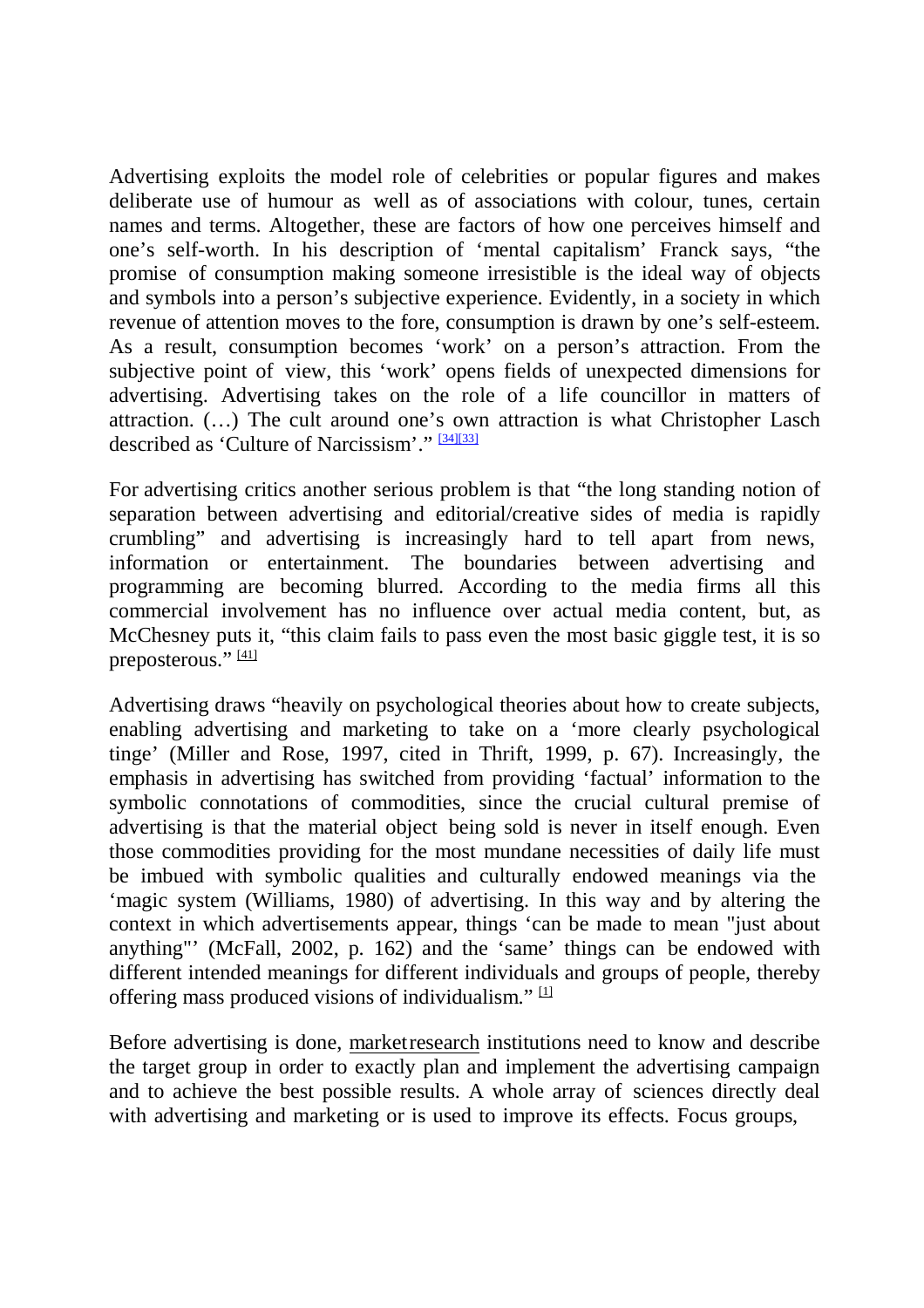Advertising exploits the model role of celebrities or popular figures and makes deliberate use of humour as well as of associations with colour, tunes, certain names and terms. Altogether, these are factors of how one perceives himself and one's self-worth. In his description of 'mental capitalism' Franck says, "the promise of consumption making someone irresistible is the ideal way of objects and symbols into a person's subjective experience. Evidently, in a society in which revenue of attention moves to the fore, consumption is drawn by one's self-esteem. As a result, consumption becomes 'work' on a person's attraction. From the subjective point of view, this 'work' opens fields of unexpected dimensions for advertising. Advertising takes on the role of a life councillor in matters of attraction. (…) The cult around one's own attraction is what Christopher Lasch described as 'Culture of Narcissism'." [34][33]

For advertising critics another serious problem is that "the long standing notion of separation between advertising and editorial/creative sides of media is rapidly crumbling" and advertising is increasingly hard to tell apart from news, information or entertainment. The boundaries between advertising and programming are becoming blurred. According to the media firms all this commercial involvement has no influence over actual media content, but, as McChesney puts it, "this claim fails to pass even the most basic giggle test, it is so preposterous." [41]

Advertising draws "heavily on psychological theories about how to create subjects, enabling advertising and marketing to take on a 'more clearly psychological tinge' (Miller and Rose, 1997, cited in Thrift, 1999, p. 67). Increasingly, the emphasis in advertising has switched from providing 'factual' information to the symbolic connotations of commodities, since the crucial cultural premise of advertising is that the material object being sold is never in itself enough. Even those commodities providing for the most mundane necessities of daily life must be imbued with symbolic qualities and culturally endowed meanings via the 'magic system (Williams, 1980) of advertising. In this way and by altering the context in which advertisements appear, things 'can be made to mean "just about anything"' (McFall, 2002, p. 162) and the 'same' things can be endowed with different intended meanings for different individuals and groups of people, thereby offering mass produced visions of individualism." [1]

Before advertising is done, market research institutions need to know and describe the target group in order to exactly plan and implement the advertising campaign and to achieve the best possible results. A whole array of sciences directly deal with advertising and marketing or is used to improve its effects. Focus groups,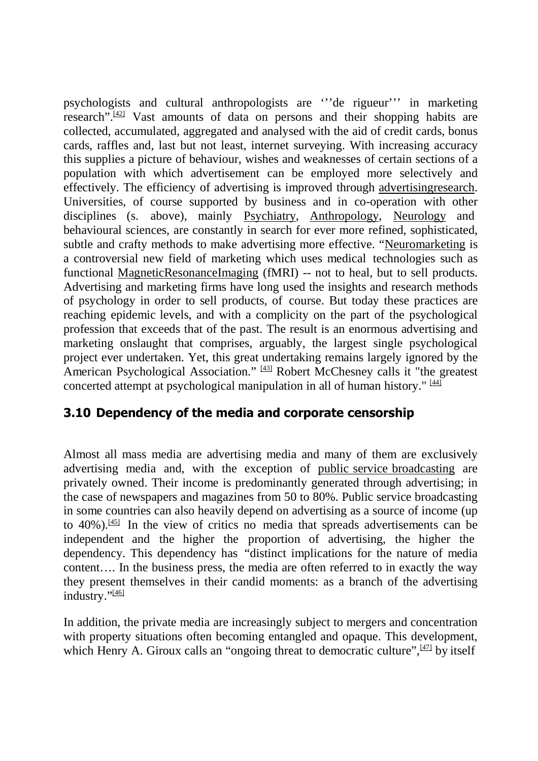psychologists and cultural anthropologists are '''de rigueur''' in marketing research".[42] Vast amounts of data on persons and their shopping habits are collected, accumulated, aggregated and analysed with the aid of credit cards, bonus cards, raffles and, last but not least, internet surveying. With increasing accuracy this supplies a picture of behaviour, wishes and weaknesses of certain sections of a population with which advertisement can be employed more selectively and effectively. The efficiency of advertising is improved through advertisingresearch. Universities, of course supported by business and in co-operation with other disciplines (s. above), mainly Psychiatry, Anthropology, Neurology and behavioural sciences, are constantly in search for ever more refined, sophisticated, subtle and crafty methods to make advertising more effective. "Neuromarketing is a controversial new field of marketing which uses medical technologies such as functional MagneticResonanceImaging (fMRI) -- not to heal, but to sell products. Advertising and marketing firms have long used the insights and research methods of psychology in order to sell products, of course. But today these practices are reaching epidemic levels, and with a complicity on the part of the psychological profession that exceeds that of the past. The result is an enormous advertising and marketing onslaught that comprises, arguably, the largest single psychological project ever undertaken. Yet, this great undertaking remains largely ignored by the American Psychological Association." [43] Robert McChesney calls it "the greatest concerted attempt at psychological manipulation in all of human history." [44]

## 3.10 Dependency of the media and corporate censorship

Almost all mass media are advertising media and many of them are exclusively advertising media and, with the exception of public service broadcasting are privately owned. Their income is predominantly generated through advertising; in the case of newspapers and magazines from 50 to 80%. Public service broadcasting in some countries can also heavily depend on advertising as a source of income (up to 40%).[45] In the view of critics no media that spreads advertisements can be independent and the higher the proportion of advertising, the higher the dependency. This dependency has "distinct implications for the nature of media content…. In the business press, the media are often referred to in exactly the way they present themselves in their candid moments: as a branch of the advertising industry."[46]

In addition, the private media are increasingly subject to mergers and concentration with property situations often becoming entangled and opaque. This development, which Henry A. Giroux calls an "ongoing threat to democratic culture",[47] by itself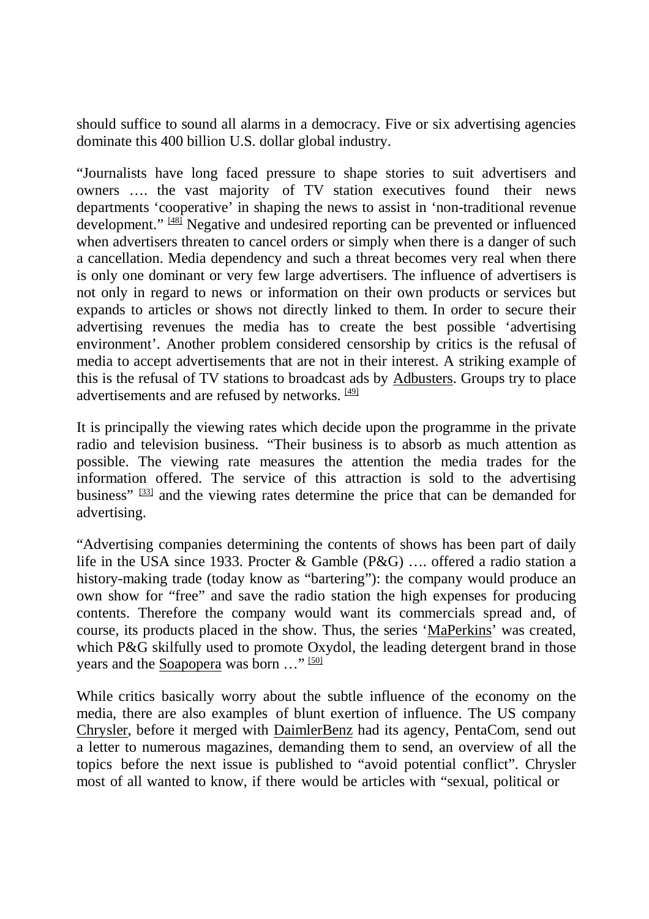should suffice to sound all alarms in a democracy. Five or six advertising agencies dominate this 400 billion U.S. dollar global industry.

"Journalists have long faced pressure to shape stories to suit advertisers and owners …. the vast majority of TV station executives found their news departments 'cooperative' in shaping the news to assist in 'non-traditional revenue development." [48] Negative and undesired reporting can be prevented or influenced when advertisers threaten to cancel orders or simply when there is a danger of such a cancellation. Media dependency and such a threat becomes very real when there is only one dominant or very few large advertisers. The influence of advertisers is not only in regard to news or information on their own products or services but expands to articles or shows not directly linked to them. In order to secure their advertising revenues the media has to create the best possible 'advertising environment'. Another problem considered censorship by critics is the refusal of media to accept advertisements that are not in their interest. A striking example of this is the refusal of TV stations to broadcast ads by Adbusters. Groups try to place advertisements and are refused by networks. [49]

It is principally the viewing rates which decide upon the programme in the private radio and television business. "Their business is to absorb as much attention as possible. The viewing rate measures the attention the media trades for the information offered. The service of this attraction is sold to the advertising business" [33] and the viewing rates determine the price that can be demanded for advertising.

"Advertising companies determining the contents of shows has been part of daily life in the USA since 1933. Procter & Gamble (P&G) …. offered a radio station a history-making trade (today know as "bartering"): the company would produce an own show for "free" and save the radio station the high expenses for producing contents. Therefore the company would want its commercials spread and, of course, its products placed in the show. Thus, the series 'MaPerkins' was created, which P&G skilfully used to promote Oxydol, the leading detergent brand in those years and the Soapopera was born …" [50]

While critics basically worry about the subtle influence of the economy on the media, there are also examples of blunt exertion of influence. The US company Chrysler, before it merged with DaimlerBenz had its agency, PentaCom, send out a letter to numerous magazines, demanding them to send, an overview of all the topics before the next issue is published to "avoid potential conflict". Chrysler most of all wanted to know, if there would be articles with "sexual, political or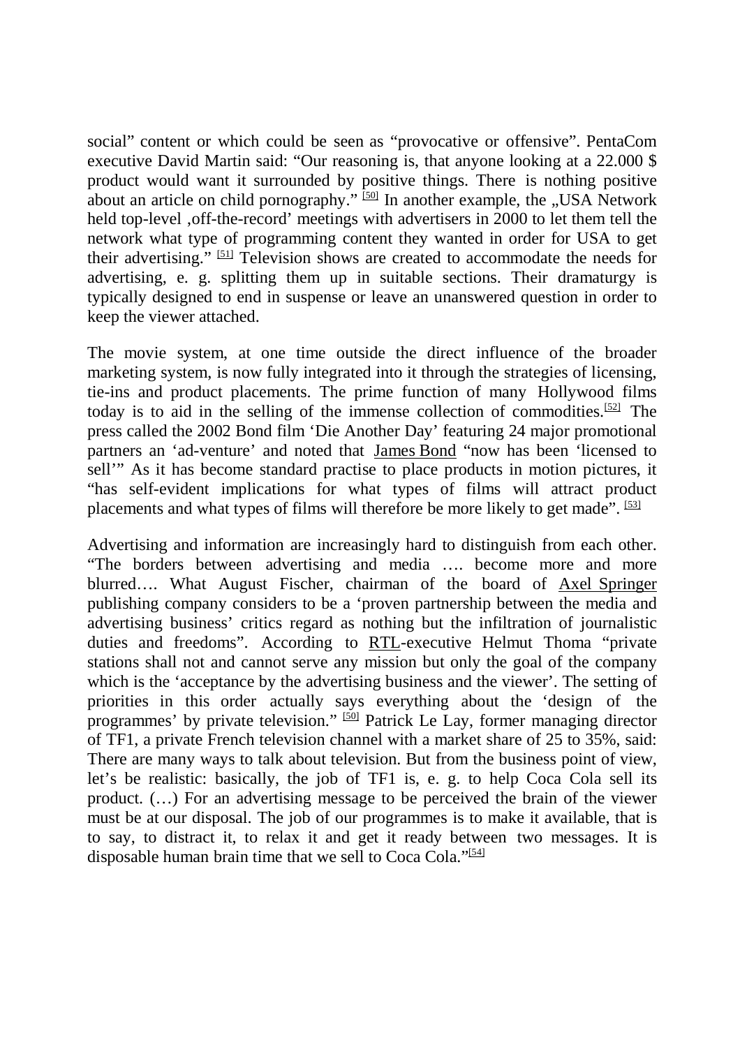social" content or which could be seen as "provocative or offensive". PentaCom executive David Martin said: "Our reasoning is, that anyone looking at a 22.000 $ product would want it surrounded by positive things. There is nothing positive about an article on child pornography." [50] In another example, the „USA Network held top-level ‚off-the-record' meetings with advertisers in 2000 to let them tell the network what type of programming content they wanted in order for USA to get their advertising." [51] Television shows are created to accommodate the needs for advertising, e. g. splitting them up in suitable sections. Their dramaturgy is typically designed to end in suspense or leave an unanswered question in order to keep the viewer attached.

The movie system, at one time outside the direct influence of the broader marketing system, is now fully integrated into it through the strategies of licensing, tie-ins and product placements. The prime function of many Hollywood films today is to aid in the selling of the immense collection of commodities.[52] The press called the 2002 Bond film 'Die Another Day' featuring 24 major promotional partners an 'ad-venture' and noted that James Bond "now has been 'licensed to sell'" As it has become standard practise to place products in motion pictures, it "has self-evident implications for what types of films will attract product placements and what types of films will therefore be more likely to get made". [53]

Advertising and information are increasingly hard to distinguish from each other. "The borders between advertising and media …. become more and more blurred…. What August Fischer, chairman of the board of Axel Springer publishing company considers to be a 'proven partnership between the media and advertising business' critics regard as nothing but the infiltration of journalistic duties and freedoms". According to RTL-executive Helmut Thoma "private stations shall not and cannot serve any mission but only the goal of the company which is the 'acceptance by the advertising business and the viewer'. The setting of priorities in this order actually says everything about the 'design of the programmes' by private television." [50] Patrick Le Lay, former managing director of TF1, a private French television channel with a market share of 25 to 35%, said: There are many ways to talk about television. But from the business point of view, let's be realistic: basically, the job of TF1 is, e. g. to help Coca Cola sell its product. (…) For an advertising message to be perceived the brain of the viewer must be at our disposal. The job of our programmes is to make it available, that is to say, to distract it, to relax it and get it ready between two messages. It is disposable human brain time that we sell to Coca Cola."[54]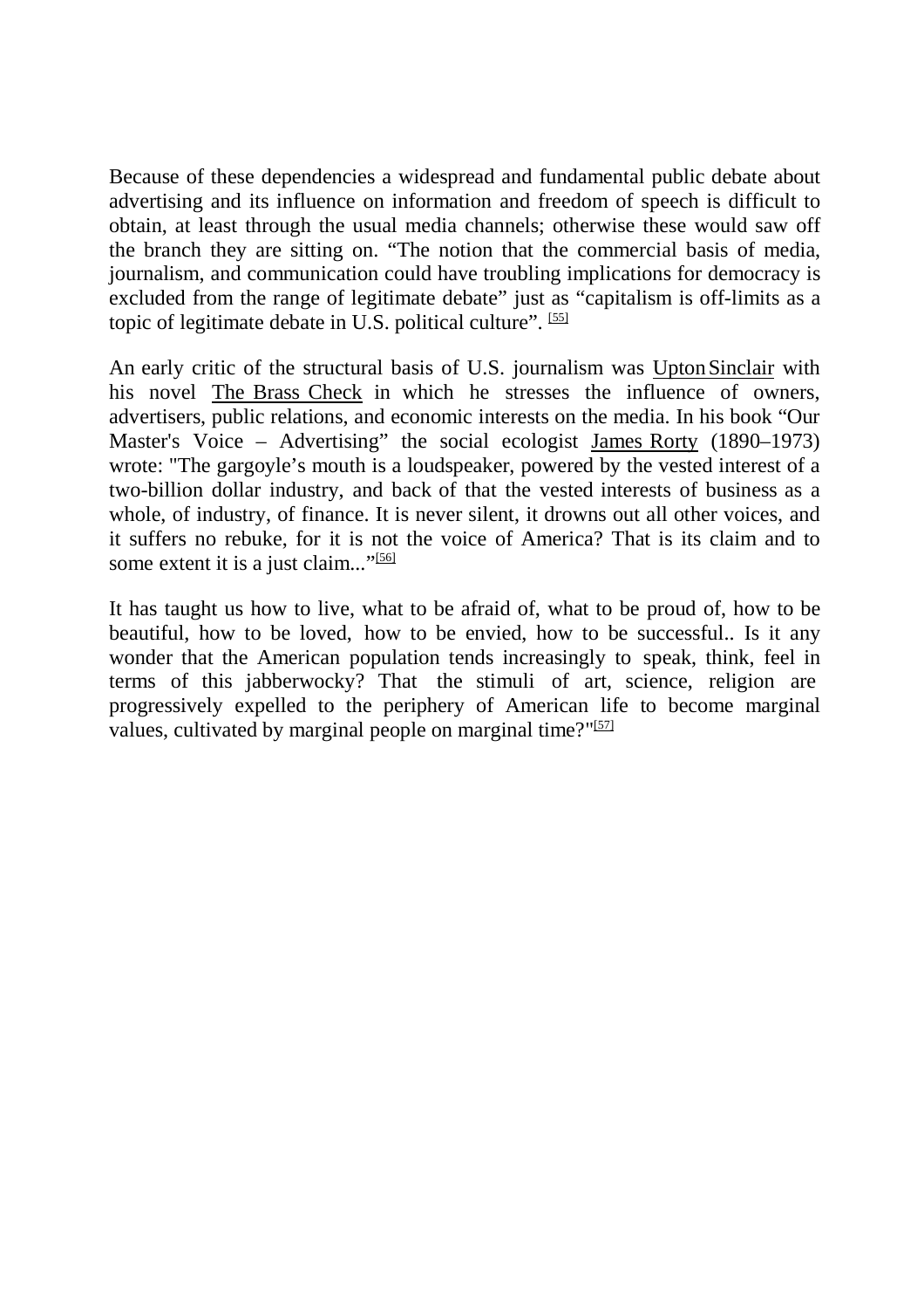Because of these dependencies a widespread and fundamental public debate about advertising and its influence on information and freedom of speech is difficult to obtain, at least through the usual media channels; otherwise these would saw off the branch they are sitting on. “The notion that the commercial basis of media, journalism, and communication could have troubling implications for democracy is excluded from the range of legitimate debate” just as “capitalism is off-limits as a topic of legitimate debate in U.S. political culture”. [55]

An early critic of the structural basis of U.S. journalism was Upton Sinclair with his novel The Brass Check in which he stresses the influence of owners, advertisers, public relations, and economic interests on the media. In his book “Our Master's Voice – Advertising” the social ecologist James Rorty (1890–1973) wrote: "The gargoyle’s mouth is a loudspeaker, powered by the vested interest of a two-billion dollar industry, and back of that the vested interests of business as a whole, of industry, of finance. It is never silent, it drowns out all other voices, and it suffers no rebuke, for it is not the voice of America? That is its claim and to some extent it is a just claim..."[56]

It has taught us how to live, what to be afraid of, what to be proud of, how to be beautiful, how to be loved, how to be envied, how to be successful.. Is it any wonder that the American population tends increasingly to speak, think, feel in terms of this jabberwocky? That the stimuli of art, science, religion are progressively expelled to the periphery of American life to become marginal values, cultivated by marginal people on marginal time?"[57]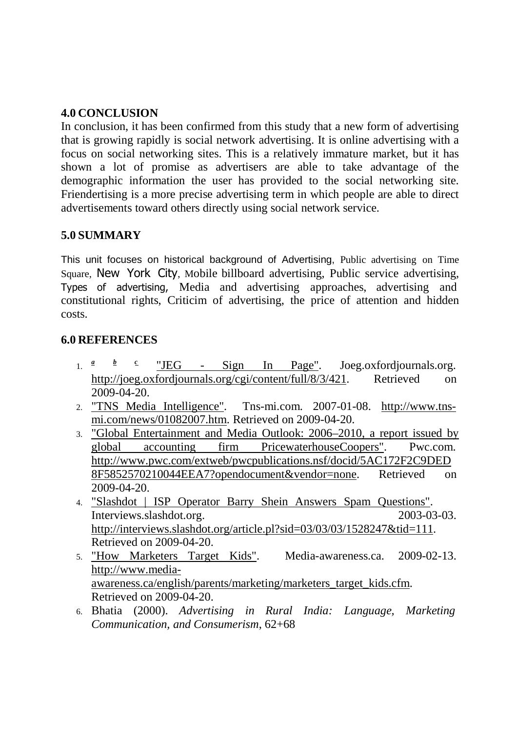## 4.0 CONCLUSION

In conclusion, it has been confirmed from this study that a new form of advertising that is growing rapidly is social network advertising. It is online advertising with a focus on social networking sites. This is a relatively immature market, but it has shown a lot of promise as advertisers are able to take advantage of the demographic information the user has provided to the social networking site. Friendertising is a more precise advertising term in which people are able to direct advertisements toward others directly using social network service.

## 5.0 SUMMARY

This unit focuses on historical background of Advertising, Public advertising on Time Square, New York City, Mobile billboard advertising, Public service advertising, Types of advertising, Media and advertising approaches, advertising and constitutional rights, Criticim of advertising, the price of attention and hidden costs.

## 6.0 REFERENCES

1. *a* *b* c "JEG - Sign In Page". Joeg.oxfordjournals.org. http://joeg.oxfordjournals.org/cgi/content/full/8/3/421. Retrieved on 2009-04-20.
2. "TNS Media Intelligence". Tns-mi.com. 2007-01-08. http://www.tns-mi.com/news/01082007.htm. Retrieved on 2009-04-20.
3. "Global Entertainment and Media Outlook: 2006–2010, a report issued by global accounting firm PricewaterhouseCoopers". Pwc.com. http://www.pwc.com/extweb/pwcpublications.nsf/docid/5AC172F2C9DED8F5852570210044EEA7?opendocument&vendor=none. Retrieved on 2009-04-20.
4. "Slashdot | ISP Operator Barry Shein Answers Spam Questions". Interviews.slashdot.org. 2003-03-03. http://interviews.slashdot.org/article.pl?sid=03/03/03/1528247&tid=111. Retrieved on 2009-04-20.
5. "How Marketers Target Kids". Media-awareness.ca. 2009-02-13. http://www.media-awareness.ca/english/parents/marketing/marketers_target_kids.cfm. Retrieved on 2009-04-20.
6. Bhatia (2000). *Advertising in Rural India: Language, Marketing Communication, and Consumerism*, 62+68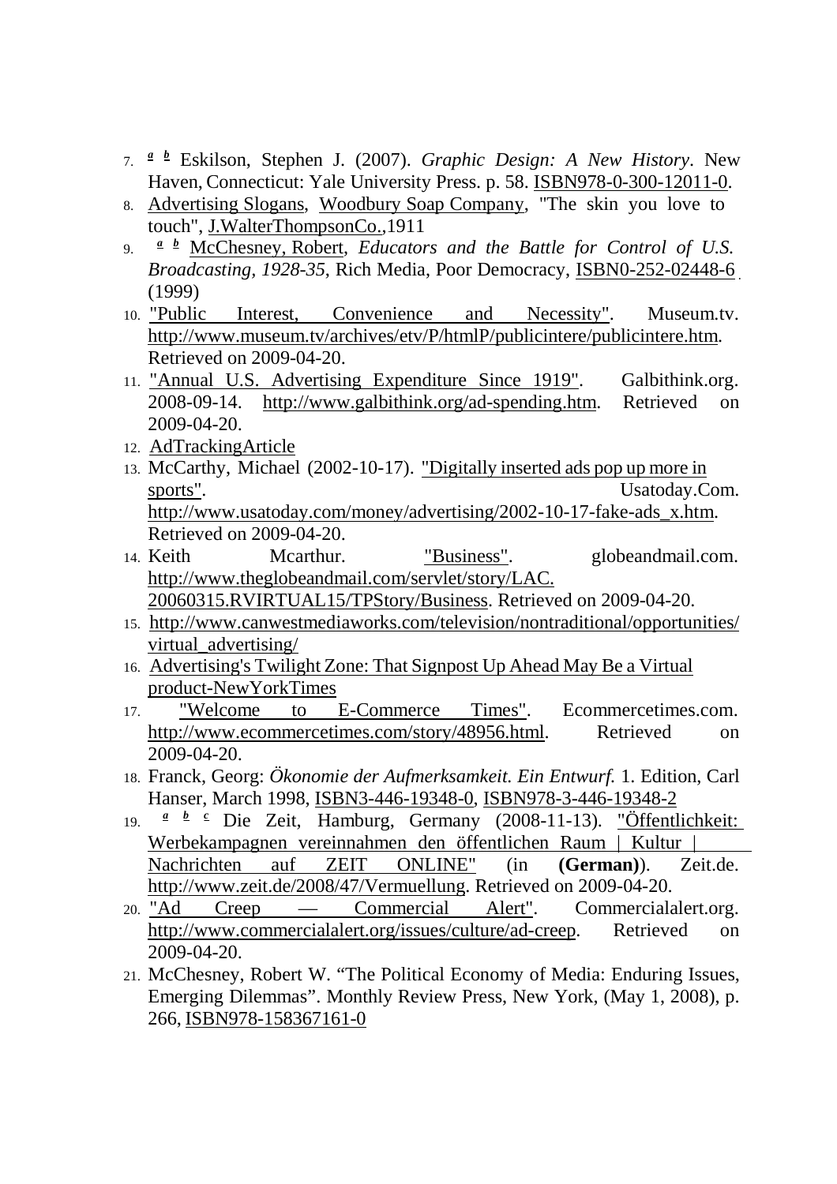7. ^ *a* *b* Eskilson, Stephen J. (2007). *Graphic Design: A New History*. New Haven, Connecticut: Yale University Press. p. 58. ISBN978-0-300-12011-0.
8. Advertising Slogans, Woodbury Soap Company, "The skin you love to touch", J.WalterThompsonCo.,1911
9. ^ *a* *b* McChesney, Robert, *Educators and the Battle for Control of U.S. Broadcasting, 1928-35*, Rich Media, Poor Democracy, ISBN0-252-02448-6 (1999)
10. "Public Interest, Convenience and Necessity". Museum.tv. http://www.museum.tv/archives/etv/P/htmlP/publicintere/publicintere.htm. Retrieved on 2009-04-20.
11. "Annual U.S. Advertising Expenditure Since 1919". Galbithink.org. 2008-09-14. http://www.galbithink.org/ad-spending.htm. Retrieved on 2009-04-20.
12. AdTrackingArticle
13. McCarthy, Michael (2002-10-17). "Digitally inserted ads pop up more in sports". Usatoday.Com. http://www.usatoday.com/money/advertising/2002-10-17-fake-ads_x.htm. Retrieved on 2009-04-20.
14. Keith Mcarthur. "Business". globeandmail.com. http://www.theglobeandmail.com/servlet/story/LAC.20060315.RVIRTUAL15/TPStory/Business. Retrieved on 2009-04-20.
15. http://www.canwestmediaworks.com/television/nontraditional/opportunities/virtual_advertising/
16. Advertising's Twilight Zone: That Signpost Up Ahead May Be a Virtual product-NewYorkTimes
17. "Welcome to E-Commerce Times". Ecommercetimes.com. http://www.ecommercetimes.com/story/48956.html. Retrieved on 2009-04-20.
18. Franck, Georg: *Ökonomie der Aufmerksamkeit. Ein Entwurf.* 1. Edition, Carl Hanser, March 1998, ISBN3-446-19348-0, ISBN978-3-446-19348-2
19. ^ *a* *b* *c* Die Zeit, Hamburg, Germany (2008-11-13). "Öffentlichkeit: Werbekampagnen vereinnahmen den öffentlichen Raum | Kultur | Nachrichten auf ZEIT ONLINE" (in **(German)**). Zeit.de. http://www.zeit.de/2008/47/Vermuellung. Retrieved on 2009-04-20.
20. "Ad Creep — Commercial Alert". Commercialalert.org. http://www.commercialalert.org/issues/culture/ad-creep. Retrieved on 2009-04-20.
21. McChesney, Robert W. "The Political Economy of Media: Enduring Issues, Emerging Dilemmas". Monthly Review Press, New York, (May 1, 2008), p. 266, ISBN978-158367161-0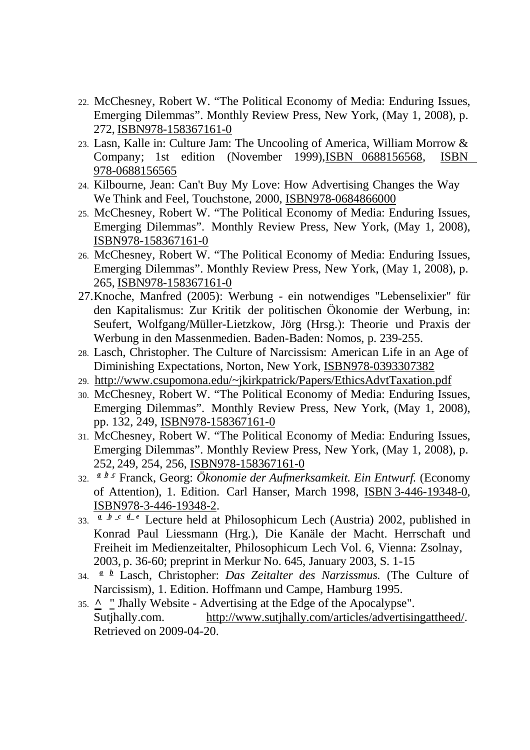22. McChesney, Robert W. “The Political Economy of Media: Enduring Issues, Emerging Dilemmas”. Monthly Review Press, New York, (May 1, 2008), p. 272, ISBN978-158367161-0
23. Lasn, Kalle in: Culture Jam: The Uncooling of America, William Morrow & Company; 1st edition (November 1999),ISBN 0688156568, ISBN 978-0688156565
24. Kilbourne, Jean: Can't Buy My Love: How Advertising Changes the Way We Think and Feel, Touchstone, 2000, ISBN978-0684866000
25. McChesney, Robert W. “The Political Economy of Media: Enduring Issues, Emerging Dilemmas”. Monthly Review Press, New York, (May 1, 2008), ISBN978-158367161-0
26. McChesney, Robert W. “The Political Economy of Media: Enduring Issues, Emerging Dilemmas”. Monthly Review Press, New York, (May 1, 2008), p. 265, ISBN978-158367161-0
27. Knoche, Manfred (2005): Werbung - ein notwendiges "Lebenselixier" für den Kapitalismus: Zur Kritik der politischen Ökonomie der Werbung, in: Seufert, Wolfgang/Müller-Lietzkow, Jörg (Hrsg.): Theorie und Praxis der Werbung in den Massenmedien. Baden-Baden: Nomos, p. 239-255.
28. Lasch, Christopher. The Culture of Narcissism: American Life in an Age of Diminishing Expectations, Norton, New York, ISBN978-0393307382
29. http://www.csupomona.edu/~jkirkpatrick/Papers/EthicsAdvtTaxation.pdf
30. McChesney, Robert W. “The Political Economy of Media: Enduring Issues, Emerging Dilemmas”. Monthly Review Press, New York, (May 1, 2008), pp. 132, 249, ISBN978-158367161-0
31. McChesney, Robert W. “The Political Economy of Media: Enduring Issues, Emerging Dilemmas”. Monthly Review Press, New York, (May 1, 2008), p. 252, 249, 254, 256, ISBN978-158367161-0
32. *a b c* Franck, Georg: *Ökonomie der Aufmerksamkeit. Ein Entwurf.* (Economy of Attention), 1. Edition. Carl Hanser, March 1998, ISBN 3-446-19348-0, ISBN978-3-446-19348-2.
33. *a b c d e* Lecture held at Philosophicum Lech (Austria) 2002, published in Konrad Paul Liessmann (Hrg.), Die Kanäle der Macht. Herrschaft und Freiheit im Medienzeitalter, Philosophicum Lech Vol. 6, Vienna: Zsolnay, 2003, p. 36-60; preprint in Merkur No. 645, January 2003, S. 1-15
34. *a b* Lasch, Christopher: *Das Zeitalter des Narzissmus.* (The Culture of Narcissism), 1. Edition. Hoffmann und Campe, Hamburg 1995.
35. ^ " Jhally Website - Advertising at the Edge of the Apocalypse". Sutjhally.com. http://www.sutjhally.com/articles/advertisingattheed/. Retrieved on 2009-04-20.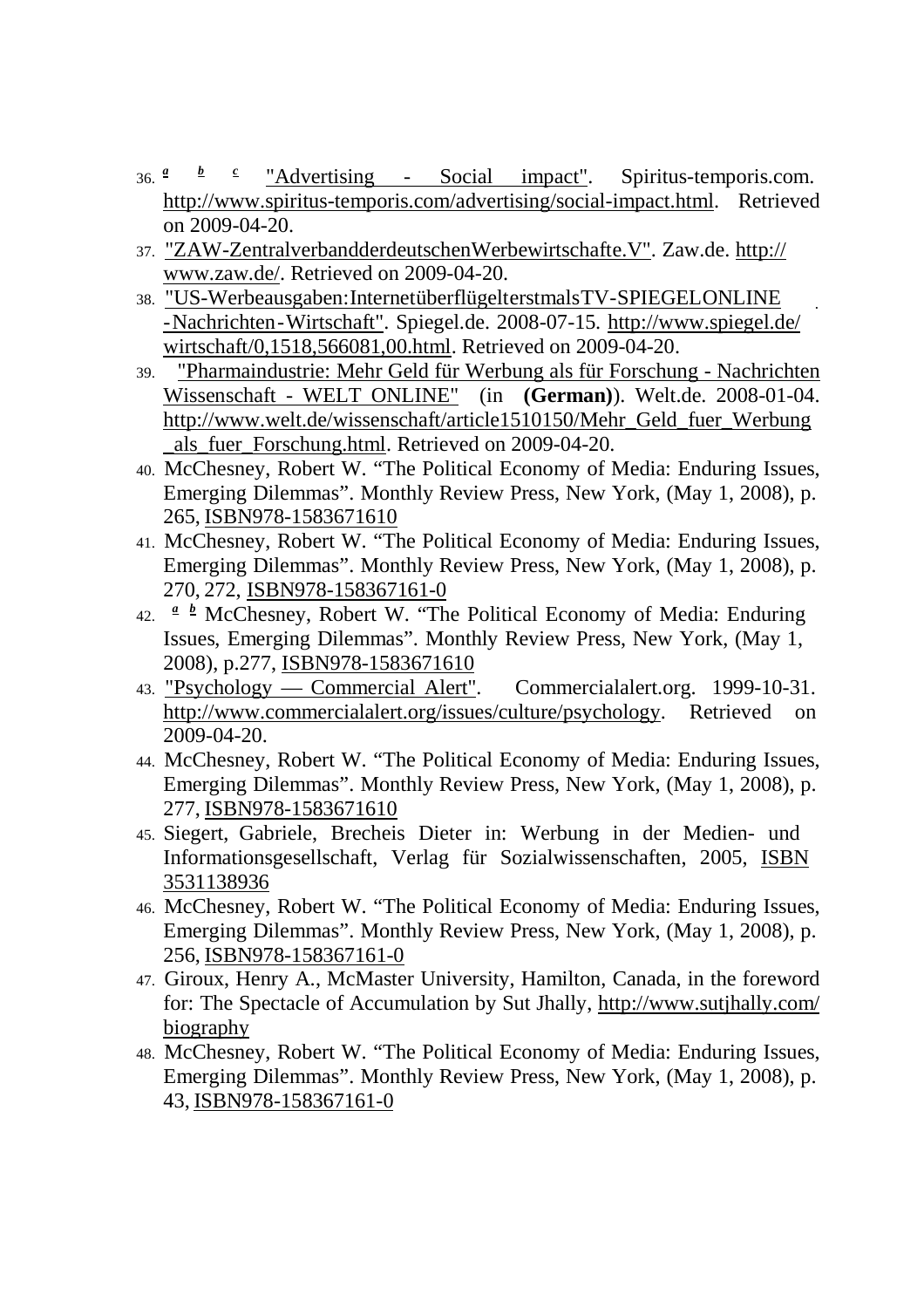36. [a] [b] [c] "Advertising - Social impact". Spiritus-temporis.com. http://www.spiritus-temporis.com/advertising/social-impact.html. Retrieved on 2009-04-20.
37. "ZAW-ZentralverbandderdeutschenWerbewirtschafte.V". Zaw.de. http://www.zaw.de/. Retrieved on 2009-04-20.
38. "US-Werbeausgaben:InternetüberflügelterstmalsTV-SPIEGELONLINE -Nachrichten-Wirtschaft". Spiegel.de. 2008-07-15. http://www.spiegel.de/wirtschaft/0,1518,566081,00.html. Retrieved on 2009-04-20.
39. "Pharmaindustrie: Mehr Geld für Werbung als für Forschung - Nachrichten Wissenschaft - WELT ONLINE" (in **(German)**). Welt.de. 2008-01-04. http://www.welt.de/wissenschaft/article1510150/Mehr_Geld_fuer_Werbung_als_fuer_Forschung.html. Retrieved on 2009-04-20.
40. McChesney, Robert W. "The Political Economy of Media: Enduring Issues, Emerging Dilemmas". Monthly Review Press, New York, (May 1, 2008), p. 265, ISBN978-1583671610
41. McChesney, Robert W. "The Political Economy of Media: Enduring Issues, Emerging Dilemmas". Monthly Review Press, New York, (May 1, 2008), p. 270, 272, ISBN978-158367161-0
42. [a] [b] McChesney, Robert W. "The Political Economy of Media: Enduring Issues, Emerging Dilemmas". Monthly Review Press, New York, (May 1, 2008), p.277, ISBN978-1583671610
43. "Psychology — Commercial Alert". Commercialalert.org. 1999-10-31. http://www.commercialalert.org/issues/culture/psychology. Retrieved on 2009-04-20.
44. McChesney, Robert W. "The Political Economy of Media: Enduring Issues, Emerging Dilemmas". Monthly Review Press, New York, (May 1, 2008), p. 277, ISBN978-1583671610
45. Siegert, Gabriele, Brecheis Dieter in: Werbung in der Medien- und Informationsgesellschaft, Verlag für Sozialwissenschaften, 2005, ISBN 3531138936
46. McChesney, Robert W. "The Political Economy of Media: Enduring Issues, Emerging Dilemmas". Monthly Review Press, New York, (May 1, 2008), p. 256, ISBN978-158367161-0
47. Giroux, Henry A., McMaster University, Hamilton, Canada, in the foreword for: The Spectacle of Accumulation by Sut Jhally, http://www.sutjhally.com/biography
48. McChesney, Robert W. "The Political Economy of Media: Enduring Issues, Emerging Dilemmas". Monthly Review Press, New York, (May 1, 2008), p. 43, ISBN978-158367161-0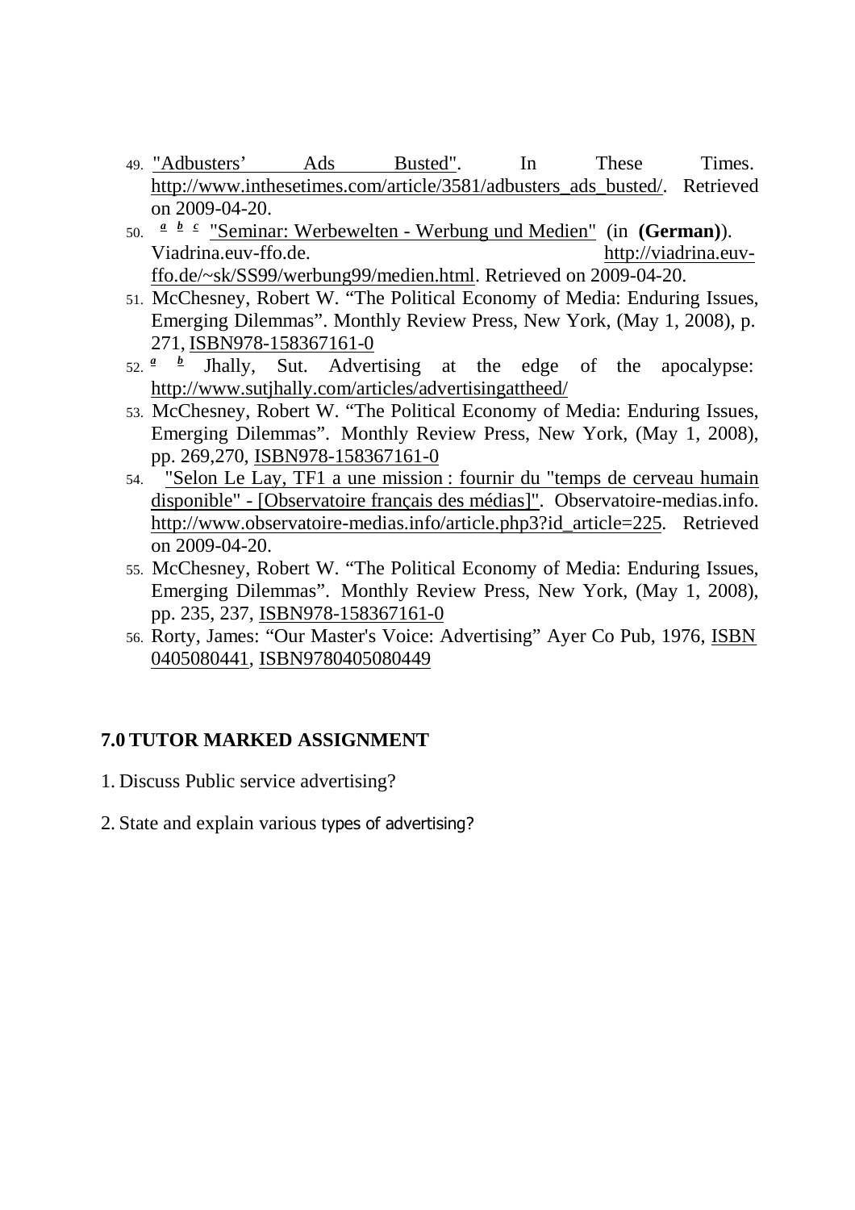49. "Adbusters' Ads Busted". In These Times. http://www.inthesetimes.com/article/3581/adbusters_ads_busted/. Retrieved on 2009-04-20.
50. *a* *b* *c* "Seminar: Werbewelten - Werbung und Medien" (in **(German)**). Viadrina.euv-ffo.de. http://viadrina.euv-ffo.de/~sk/SS99/werbung99/medien.html. Retrieved on 2009-04-20.
51. McChesney, Robert W. "The Political Economy of Media: Enduring Issues, Emerging Dilemmas". Monthly Review Press, New York, (May 1, 2008), p. 271, ISBN978-158367161-0
52. *a* *b* Jhally, Sut. Advertising at the edge of the apocalypse: http://www.sutjhally.com/articles/advertisingattheed/
53. McChesney, Robert W. "The Political Economy of Media: Enduring Issues, Emerging Dilemmas". Monthly Review Press, New York, (May 1, 2008), pp. 269,270, ISBN978-158367161-0
54. "Selon Le Lay, TF1 a une mission : fournir du "temps de cerveau humain disponible" - [Observatoire français des médias]". Observatoire-medias.info. http://www.observatoire-medias.info/article.php3?id_article=225. Retrieved on 2009-04-20.
55. McChesney, Robert W. "The Political Economy of Media: Enduring Issues, Emerging Dilemmas". Monthly Review Press, New York, (May 1, 2008), pp. 235, 237, ISBN978-158367161-0
56. Rorty, James: "Our Master's Voice: Advertising" Ayer Co Pub, 1976, ISBN 0405080441, ISBN9780405080449

## 7.0 TUTOR MARKED ASSIGNMENT

1. Discuss Public service advertising?
2. State and explain various types of advertising?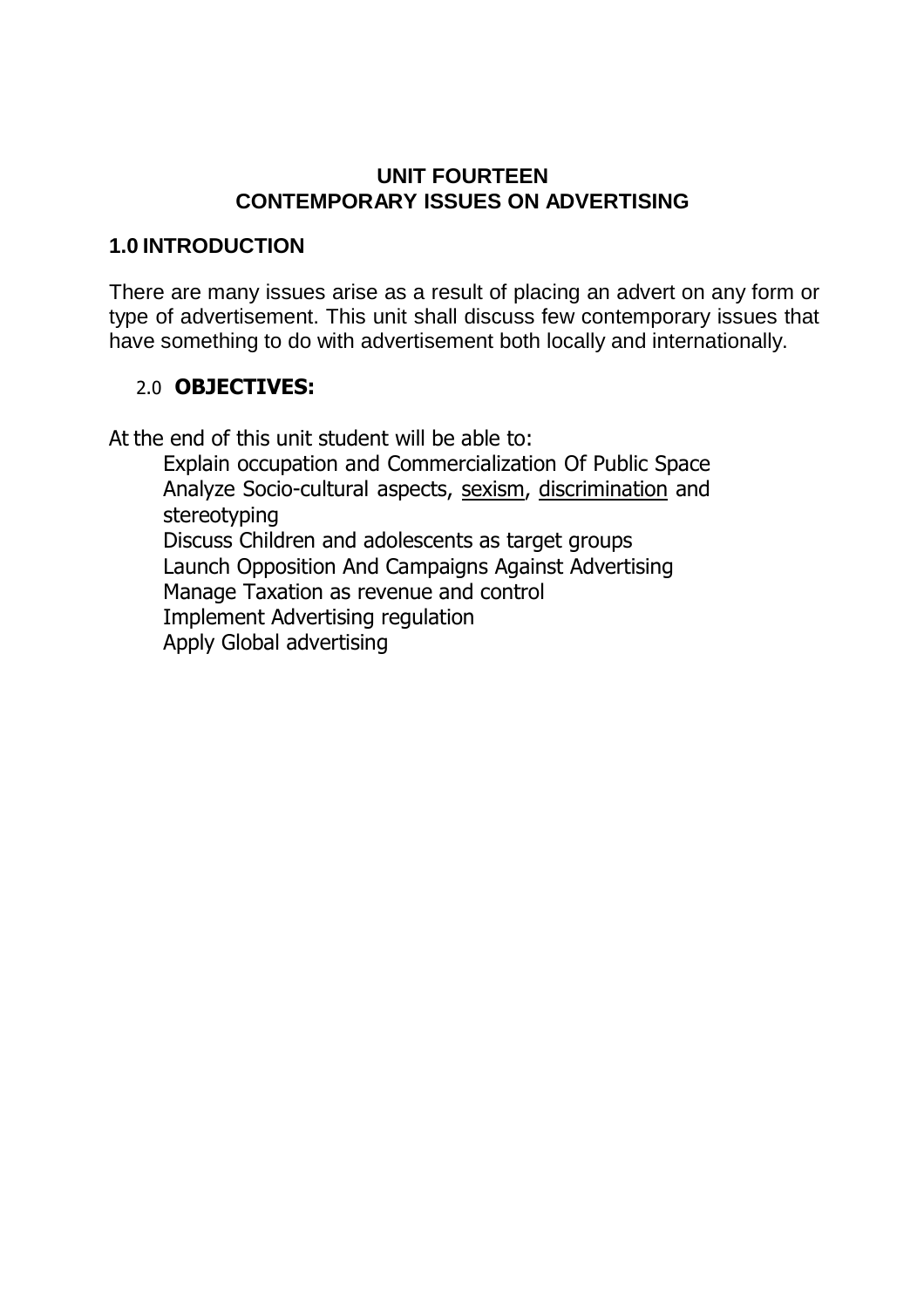# UNIT FOURTEEN
# CONTEMPORARY ISSUES ON ADVERTISING

## 1.0 INTRODUCTION

There are many issues arise as a result of placing an advert on any form or type of advertisement. This unit shall discuss few contemporary issues that have something to do with advertisement both locally and internationally.

## 2.0 OBJECTIVES:

At the end of this unit student will be able to:

- Explain occupation and Commercialization Of Public Space
- Analyze Socio-cultural aspects, sexism, discrimination and stereotyping
- Discuss Children and adolescents as target groups
- Launch Opposition And Campaigns Against Advertising
- Manage Taxation as revenue and control
- Implement Advertising regulation
- Apply Global advertising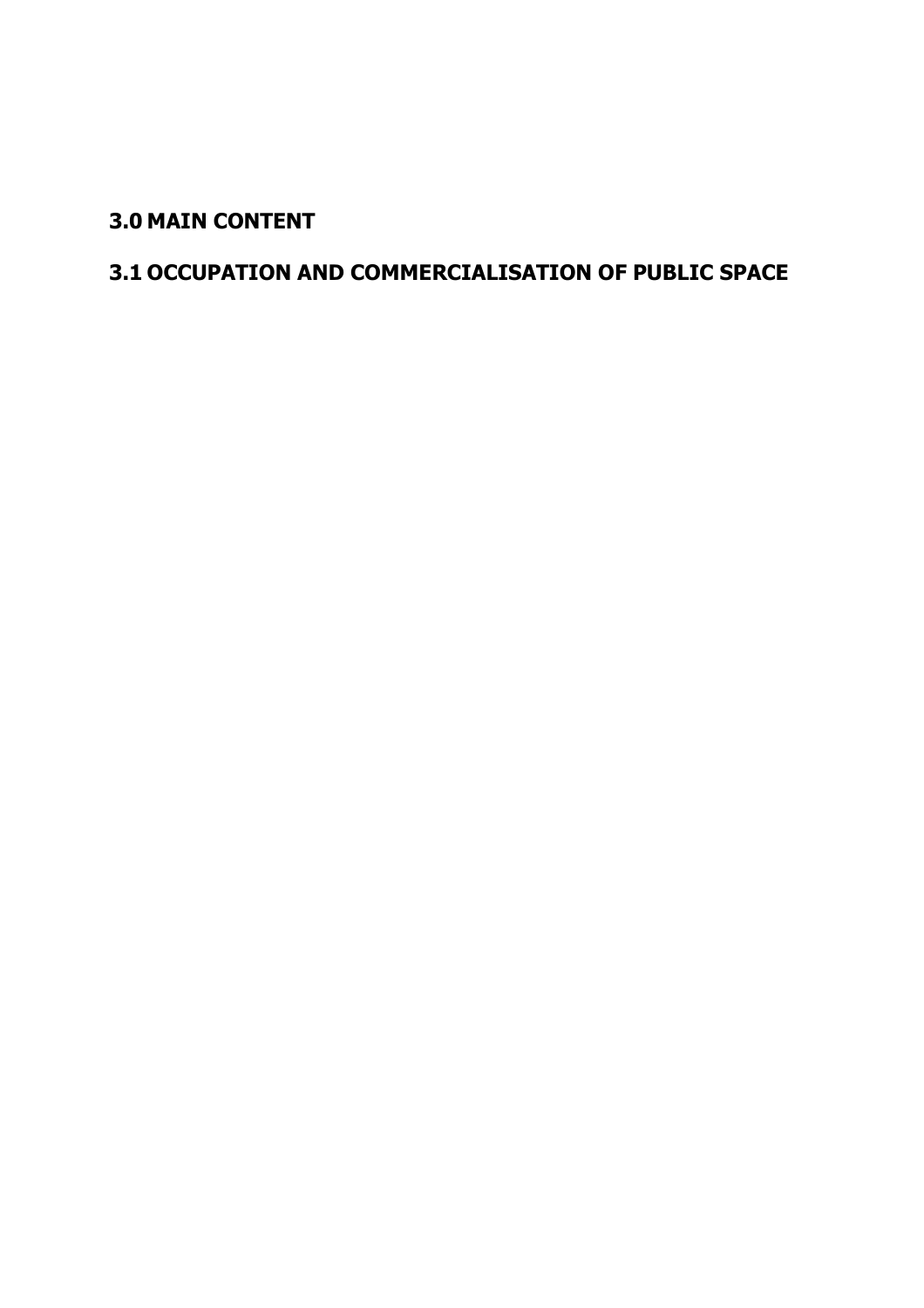## 3.0 MAIN CONTENT

### 3.1 OCCUPATION AND COMMERCIALISATION OF PUBLIC SPACE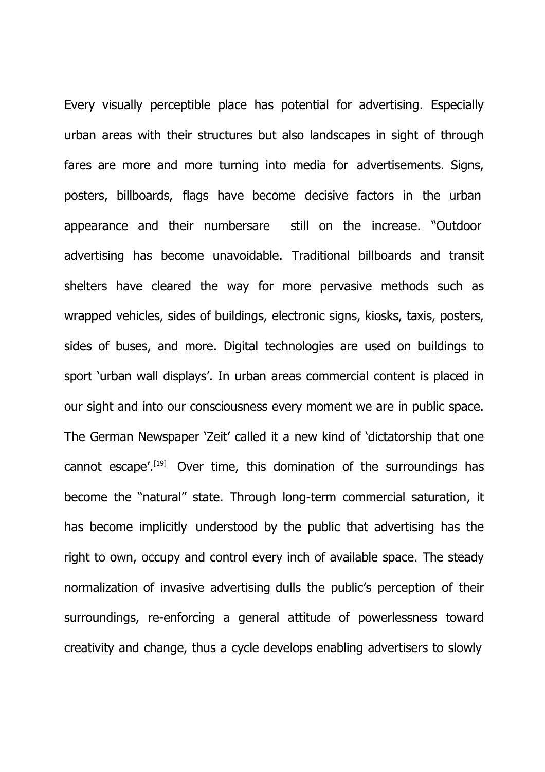Every visually perceptible place has potential for advertising. Especially urban areas with their structures but also landscapes in sight of through fares are more and more turning into media for advertisements. Signs, posters, billboards, flags have become decisive factors in the urban appearance and their numbersare still on the increase. "Outdoor advertising has become unavoidable. Traditional billboards and transit shelters have cleared the way for more pervasive methods such as wrapped vehicles, sides of buildings, electronic signs, kiosks, taxis, posters, sides of buses, and more. Digital technologies are used on buildings to sport 'urban wall displays'. In urban areas commercial content is placed in our sight and into our consciousness every moment we are in public space. The German Newspaper 'Zeit' called it a new kind of 'dictatorship that one cannot escape'.[19] Over time, this domination of the surroundings has become the "natural" state. Through long-term commercial saturation, it has become implicitly understood by the public that advertising has the right to own, occupy and control every inch of available space. The steady normalization of invasive advertising dulls the public's perception of their surroundings, re-enforcing a general attitude of powerlessness toward creativity and change, thus a cycle develops enabling advertisers to slowly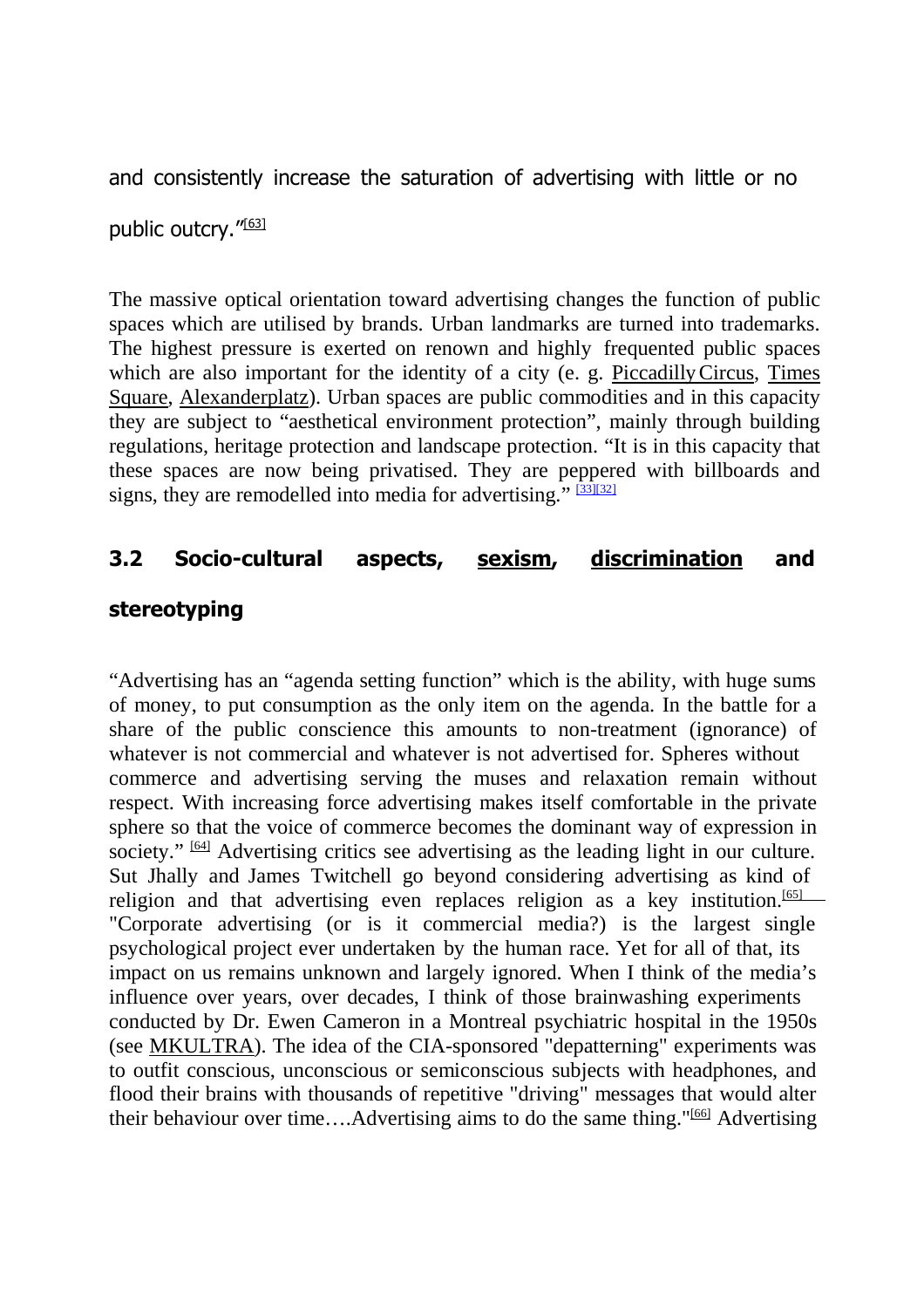and consistently increase the saturation of advertising with little or no public outcry."[63]

The massive optical orientation toward advertising changes the function of public spaces which are utilised by brands. Urban landmarks are turned into trademarks. The highest pressure is exerted on renown and highly frequented public spaces which are also important for the identity of a city (e. g. Piccadilly Circus, Times Square, Alexanderplatz). Urban spaces are public commodities and in this capacity they are subject to "aesthetical environment protection", mainly through building regulations, heritage protection and landscape protection. "It is in this capacity that these spaces are now being privatised. They are peppered with billboards and signs, they are remodelled into media for advertising." [33][32]

## 3.2 Socio-cultural aspects, sexism, discrimination and stereotyping

"Advertising has an "agenda setting function" which is the ability, with huge sums of money, to put consumption as the only item on the agenda. In the battle for a share of the public conscience this amounts to non-treatment (ignorance) of whatever is not commercial and whatever is not advertised for. Spheres without commerce and advertising serving the muses and relaxation remain without respect. With increasing force advertising makes itself comfortable in the private sphere so that the voice of commerce becomes the dominant way of expression in society." [64] Advertising critics see advertising as the leading light in our culture. Sut Jhally and James Twitchell go beyond considering advertising as kind of religion and that advertising even replaces religion as a key institution.[65] "Corporate advertising (or is it commercial media?) is the largest single psychological project ever undertaken by the human race. Yet for all of that, its impact on us remains unknown and largely ignored. When I think of the media's influence over years, over decades, I think of those brainwashing experiments conducted by Dr. Ewen Cameron in a Montreal psychiatric hospital in the 1950s (see MKULTRA). The idea of the CIA-sponsored "depatterning" experiments was to outfit conscious, unconscious or semiconscious subjects with headphones, and flood their brains with thousands of repetitive "driving" messages that would alter their behaviour over time….Advertising aims to do the same thing."[66] Advertising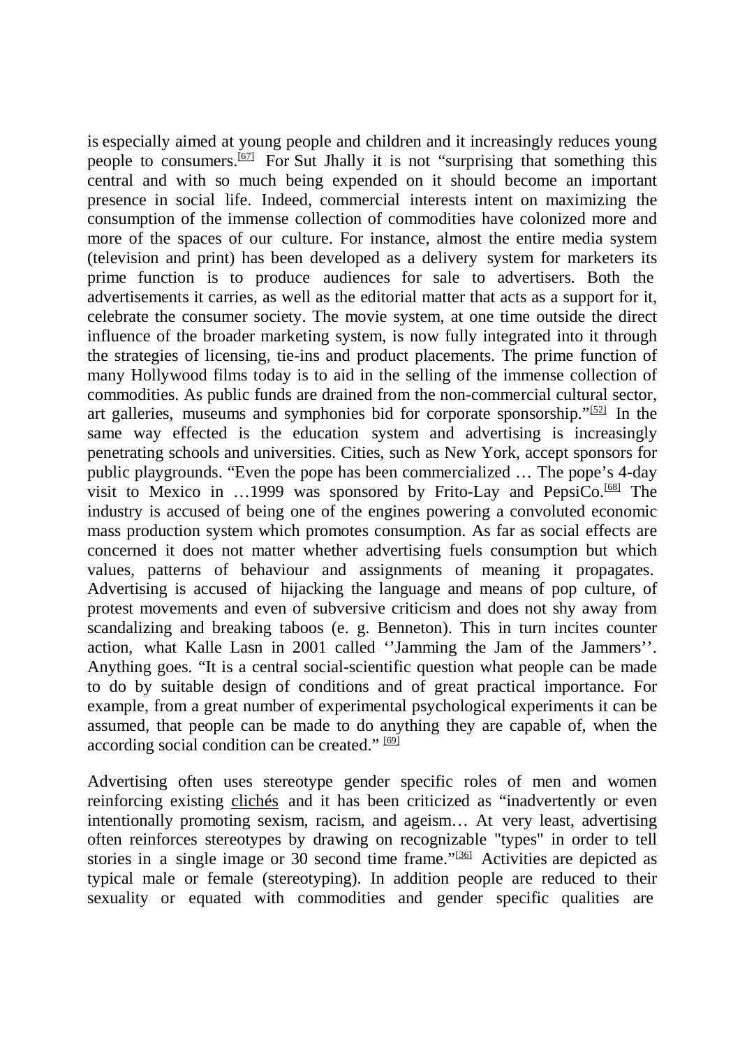is especially aimed at young people and children and it increasingly reduces young people to consumers.[67] For Sut Jhally it is not "surprising that something this central and with so much being expended on it should become an important presence in social life. Indeed, commercial interests intent on maximizing the consumption of the immense collection of commodities have colonized more and more of the spaces of our culture. For instance, almost the entire media system (television and print) has been developed as a delivery system for marketers its prime function is to produce audiences for sale to advertisers. Both the advertisements it carries, as well as the editorial matter that acts as a support for it, celebrate the consumer society. The movie system, at one time outside the direct influence of the broader marketing system, is now fully integrated into it through the strategies of licensing, tie-ins and product placements. The prime function of many Hollywood films today is to aid in the selling of the immense collection of commodities. As public funds are drained from the non-commercial cultural sector, art galleries, museums and symphonies bid for corporate sponsorship."[52] In the same way effected is the education system and advertising is increasingly penetrating schools and universities. Cities, such as New York, accept sponsors for public playgrounds. "Even the pope has been commercialized … The pope's 4-day visit to Mexico in …1999 was sponsored by Frito-Lay and PepsiCo.[68] The industry is accused of being one of the engines powering a convoluted economic mass production system which promotes consumption. As far as social effects are concerned it does not matter whether advertising fuels consumption but which values, patterns of behaviour and assignments of meaning it propagates. Advertising is accused of hijacking the language and means of pop culture, of protest movements and even of subversive criticism and does not shy away from scandalizing and breaking taboos (e. g. Benneton). This in turn incites counter action, what Kalle Lasn in 2001 called ''Jamming the Jam of the Jammers''. Anything goes. "It is a central social-scientific question what people can be made to do by suitable design of conditions and of great practical importance. For example, from a great number of experimental psychological experiments it can be assumed, that people can be made to do anything they are capable of, when the according social condition can be created." [69]

Advertising often uses stereotype gender specific roles of men and women reinforcing existing clichés and it has been criticized as "inadvertently or even intentionally promoting sexism, racism, and ageism… At very least, advertising often reinforces stereotypes by drawing on recognizable "types" in order to tell stories in a single image or 30 second time frame."[36] Activities are depicted as typical male or female (stereotyping). In addition people are reduced to their sexuality or equated with commodities and gender specific qualities are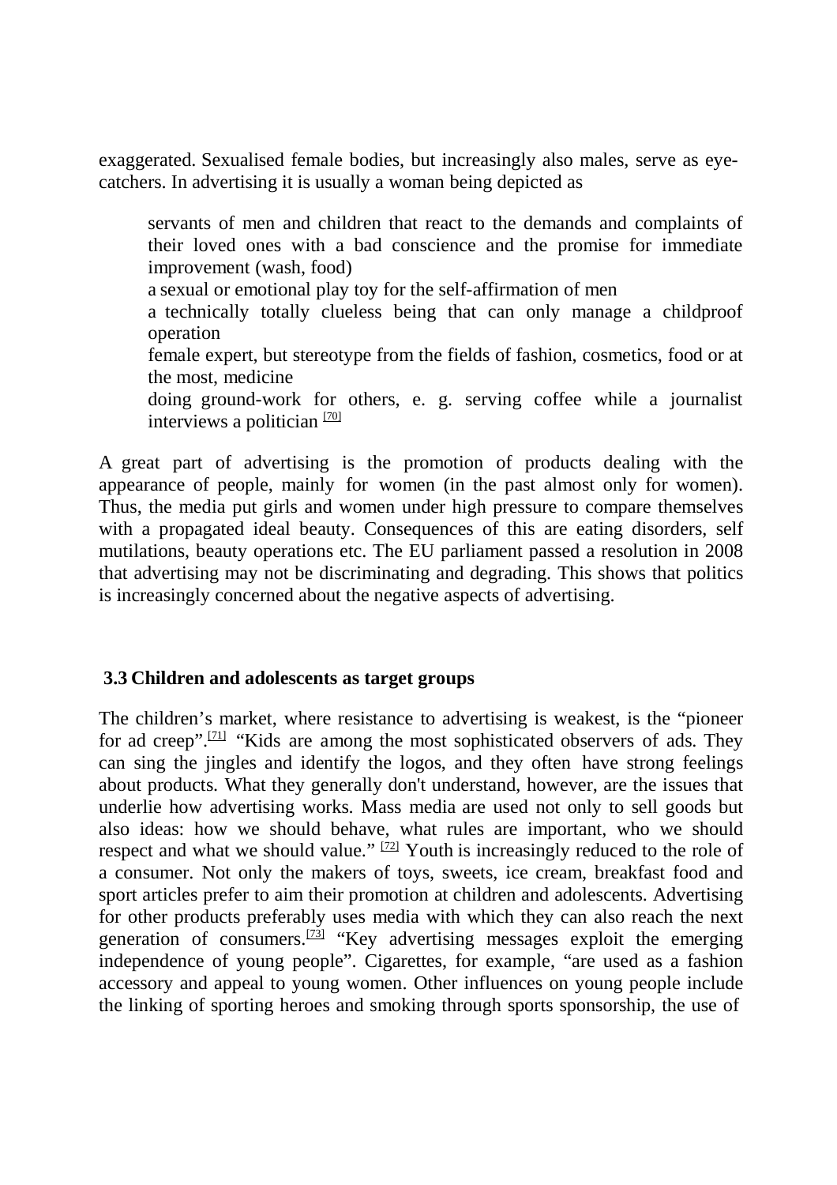exaggerated. Sexualised female bodies, but increasingly also males, serve as eye-catchers. In advertising it is usually a woman being depicted as

- servants of men and children that react to the demands and complaints of their loved ones with a bad conscience and the promise for immediate improvement (wash, food)
- a sexual or emotional play toy for the self-affirmation of men
- a technically totally clueless being that can only manage a childproof operation
- female expert, but stereotype from the fields of fashion, cosmetics, food or at the most, medicine
- doing ground-work for others, e. g. serving coffee while a journalist interviews a politician [70]

A great part of advertising is the promotion of products dealing with the appearance of people, mainly for women (in the past almost only for women). Thus, the media put girls and women under high pressure to compare themselves with a propagated ideal beauty. Consequences of this are eating disorders, self mutilations, beauty operations etc. The EU parliament passed a resolution in 2008 that advertising may not be discriminating and degrading. This shows that politics is increasingly concerned about the negative aspects of advertising.

### 3.3 Children and adolescents as target groups

The children's market, where resistance to advertising is weakest, is the "pioneer for ad creep".[71] "Kids are among the most sophisticated observers of ads. They can sing the jingles and identify the logos, and they often have strong feelings about products. What they generally don't understand, however, are the issues that underlie how advertising works. Mass media are used not only to sell goods but also ideas: how we should behave, what rules are important, who we should respect and what we should value." [72] Youth is increasingly reduced to the role of a consumer. Not only the makers of toys, sweets, ice cream, breakfast food and sport articles prefer to aim their promotion at children and adolescents. Advertising for other products preferably uses media with which they can also reach the next generation of consumers.[73] "Key advertising messages exploit the emerging independence of young people". Cigarettes, for example, "are used as a fashion accessory and appeal to young women. Other influences on young people include the linking of sporting heroes and smoking through sports sponsorship, the use of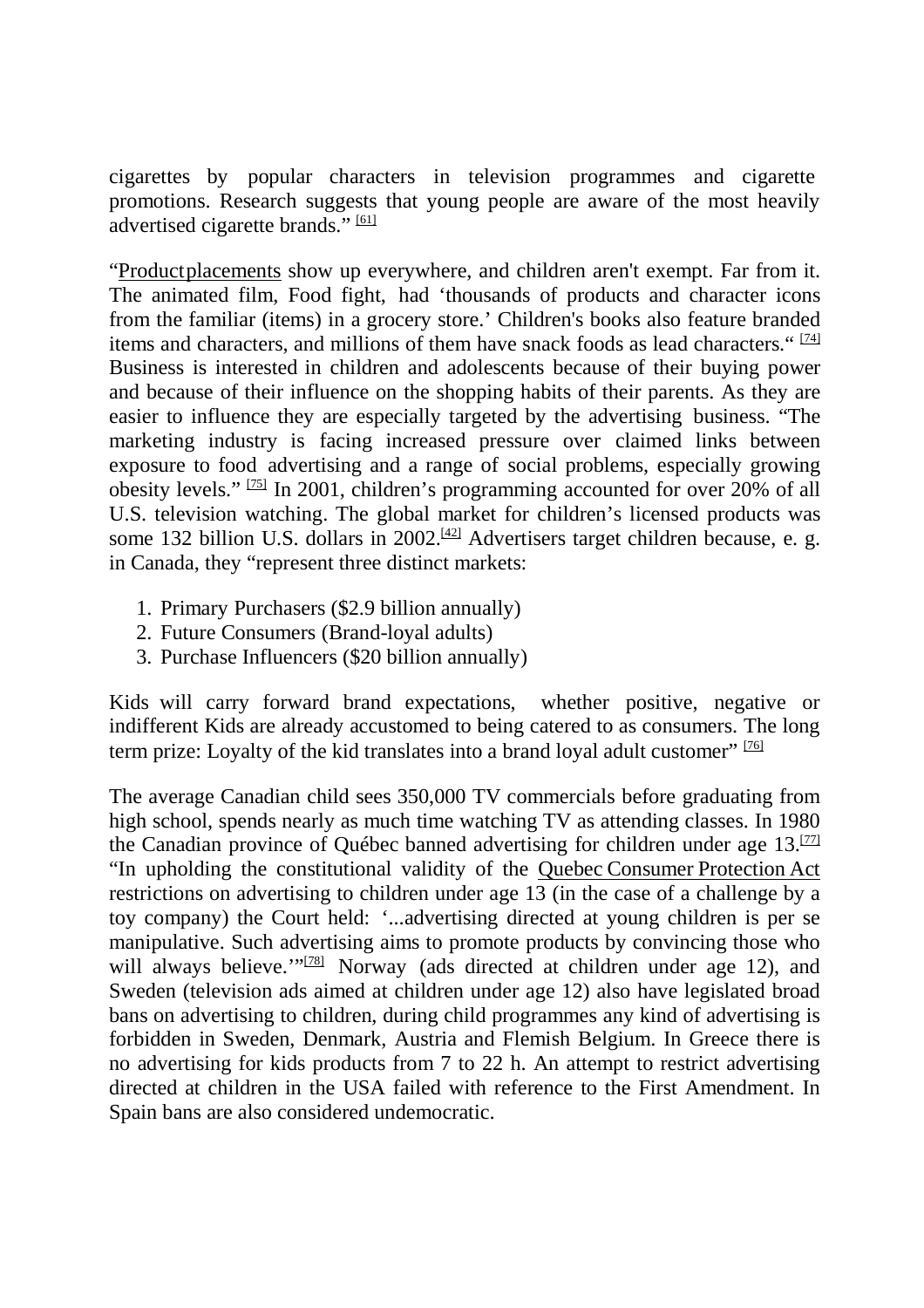cigarettes by popular characters in television programmes and cigarette promotions. Research suggests that young people are aware of the most heavily advertised cigarette brands." [61]

"Product placements show up everywhere, and children aren't exempt. Far from it. The animated film, Food fight, had 'thousands of products and character icons from the familiar (items) in a grocery store.' Children's books also feature branded items and characters, and millions of them have snack foods as lead characters." [74] Business is interested in children and adolescents because of their buying power and because of their influence on the shopping habits of their parents. As they are easier to influence they are especially targeted by the advertising business. "The marketing industry is facing increased pressure over claimed links between exposure to food advertising and a range of social problems, especially growing obesity levels." [75] In 2001, children's programming accounted for over 20% of all U.S. television watching. The global market for children's licensed products was some 132 billion U.S. dollars in 2002.[42] Advertisers target children because, e. g. in Canada, they "represent three distinct markets:

1. Primary Purchasers ($2.9 billion annually)
2. Future Consumers (Brand-loyal adults)
3. Purchase Influencers ($20 billion annually)

Kids will carry forward brand expectations, whether positive, negative or indifferent Kids are already accustomed to being catered to as consumers. The long term prize: Loyalty of the kid translates into a brand loyal adult customer" [76]

The average Canadian child sees 350,000 TV commercials before graduating from high school, spends nearly as much time watching TV as attending classes. In 1980 the Canadian province of Québec banned advertising for children under age 13.[77] "In upholding the constitutional validity of the Quebec Consumer Protection Act restrictions on advertising to children under age 13 (in the case of a challenge by a toy company) the Court held: '...advertising directed at young children is per se manipulative. Such advertising aims to promote products by convincing those who will always believe.'"[78] Norway (ads directed at children under age 12), and Sweden (television ads aimed at children under age 12) also have legislated broad bans on advertising to children, during child programmes any kind of advertising is forbidden in Sweden, Denmark, Austria and Flemish Belgium. In Greece there is no advertising for kids products from 7 to 22 h. An attempt to restrict advertising directed at children in the USA failed with reference to the First Amendment. In Spain bans are also considered undemocratic.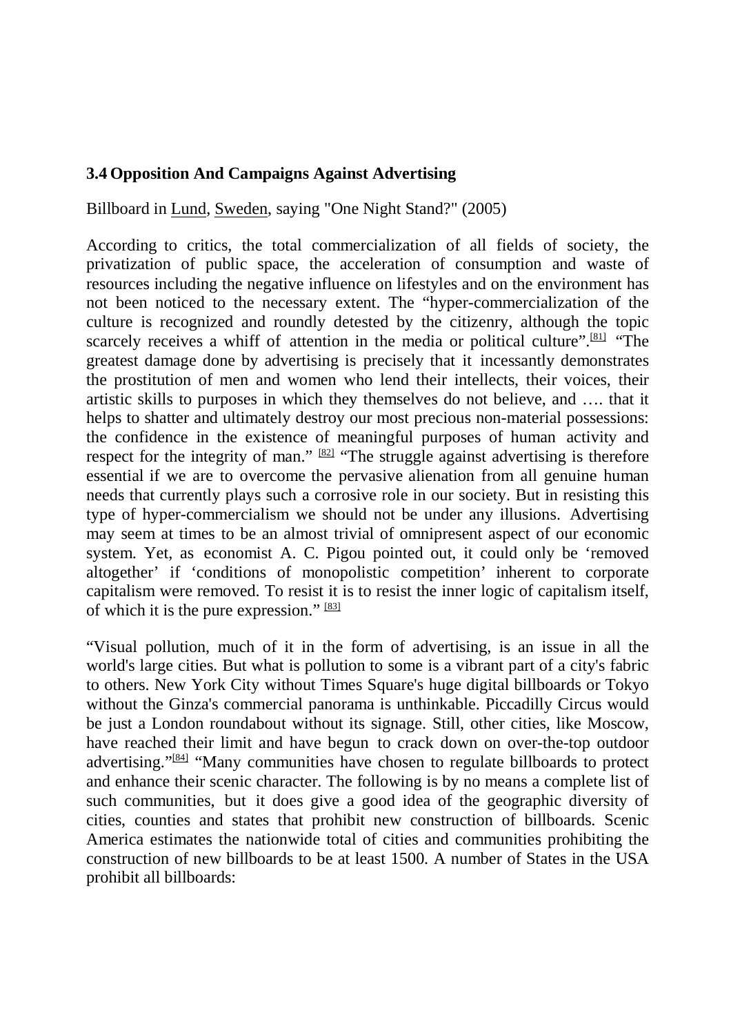### 3.4 Opposition And Campaigns Against Advertising

Billboard in Lund, Sweden, saying "One Night Stand?" (2005)

According to critics, the total commercialization of all fields of society, the privatization of public space, the acceleration of consumption and waste of resources including the negative influence on lifestyles and on the environment has not been noticed to the necessary extent. The "hyper-commercialization of the culture is recognized and roundly detested by the citizenry, although the topic scarcely receives a whiff of attention in the media or political culture".[81] "The greatest damage done by advertising is precisely that it incessantly demonstrates the prostitution of men and women who lend their intellects, their voices, their artistic skills to purposes in which they themselves do not believe, and …. that it helps to shatter and ultimately destroy our most precious non-material possessions: the confidence in the existence of meaningful purposes of human activity and respect for the integrity of man." [82] "The struggle against advertising is therefore essential if we are to overcome the pervasive alienation from all genuine human needs that currently plays such a corrosive role in our society. But in resisting this type of hyper-commercialism we should not be under any illusions. Advertising may seem at times to be an almost trivial of omnipresent aspect of our economic system. Yet, as economist A. C. Pigou pointed out, it could only be 'removed altogether' if 'conditions of monopolistic competition' inherent to corporate capitalism were removed. To resist it is to resist the inner logic of capitalism itself, of which it is the pure expression." [83]

"Visual pollution, much of it in the form of advertising, is an issue in all the world's large cities. But what is pollution to some is a vibrant part of a city's fabric to others. New York City without Times Square's huge digital billboards or Tokyo without the Ginza's commercial panorama is unthinkable. Piccadilly Circus would be just a London roundabout without its signage. Still, other cities, like Moscow, have reached their limit and have begun to crack down on over-the-top outdoor advertising."[84] "Many communities have chosen to regulate billboards to protect and enhance their scenic character. The following is by no means a complete list of such communities, but it does give a good idea of the geographic diversity of cities, counties and states that prohibit new construction of billboards. Scenic America estimates the nationwide total of cities and communities prohibiting the construction of new billboards to be at least 1500. A number of States in the USA prohibit all billboards: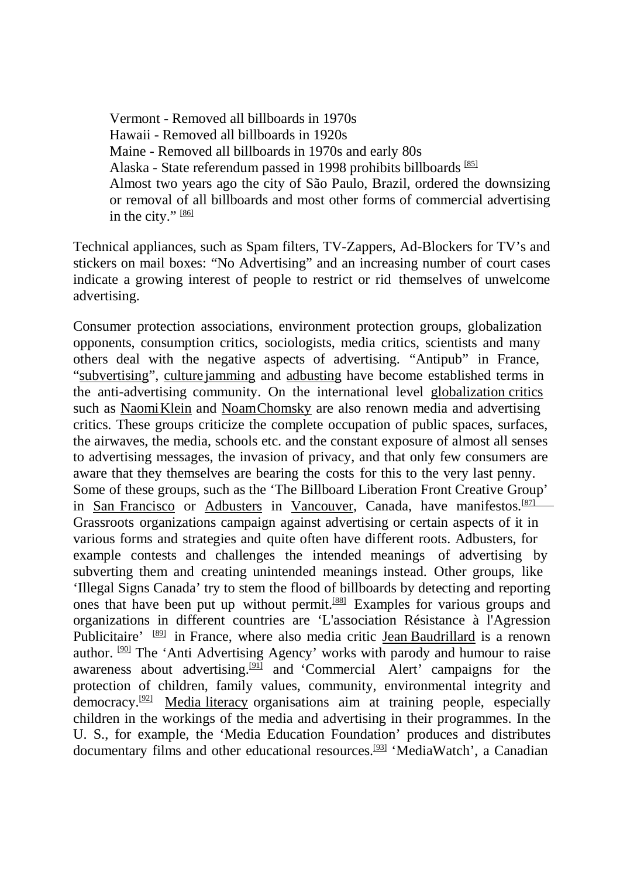Vermont - Removed all billboards in 1970s
Hawaii - Removed all billboards in 1920s
Maine - Removed all billboards in 1970s and early 80s
Alaska - State referendum passed in 1998 prohibits billboards [85]
Almost two years ago the city of São Paulo, Brazil, ordered the downsizing or removal of all billboards and most other forms of commercial advertising in the city." [86]

Technical appliances, such as Spam filters, TV-Zappers, Ad-Blockers for TV's and stickers on mail boxes: "No Advertising" and an increasing number of court cases indicate a growing interest of people to restrict or rid themselves of unwelcome advertising.

Consumer protection associations, environment protection groups, globalization opponents, consumption critics, sociologists, media critics, scientists and many others deal with the negative aspects of advertising. "Antipub" in France, "subvertising", culture jamming and adbusting have become established terms in the anti-advertising community. On the international level globalization critics such as Naomi Klein and Noam Chomsky are also renown media and advertising critics. These groups criticize the complete occupation of public spaces, surfaces, the airwaves, the media, schools etc. and the constant exposure of almost all senses to advertising messages, the invasion of privacy, and that only few consumers are aware that they themselves are bearing the costs for this to the very last penny. Some of these groups, such as the 'The Billboard Liberation Front Creative Group' in San Francisco or Adbusters in Vancouver, Canada, have manifestos.[87] Grassroots organizations campaign against advertising or certain aspects of it in various forms and strategies and quite often have different roots. Adbusters, for example contests and challenges the intended meanings of advertising by subverting them and creating unintended meanings instead. Other groups, like 'Illegal Signs Canada' try to stem the flood of billboards by detecting and reporting ones that have been put up without permit.[88] Examples for various groups and organizations in different countries are 'L'association Résistance à l'Agression Publicitaire' [89] in France, where also media critic Jean Baudrillard is a renown author. [90] The 'Anti Advertising Agency' works with parody and humour to raise awareness about advertising.[91] and 'Commercial Alert' campaigns for the protection of children, family values, community, environmental integrity and democracy.[92] Media literacy organisations aim at training people, especially children in the workings of the media and advertising in their programmes. In the U. S., for example, the 'Media Education Foundation' produces and distributes documentary films and other educational resources.[93] 'MediaWatch', a Canadian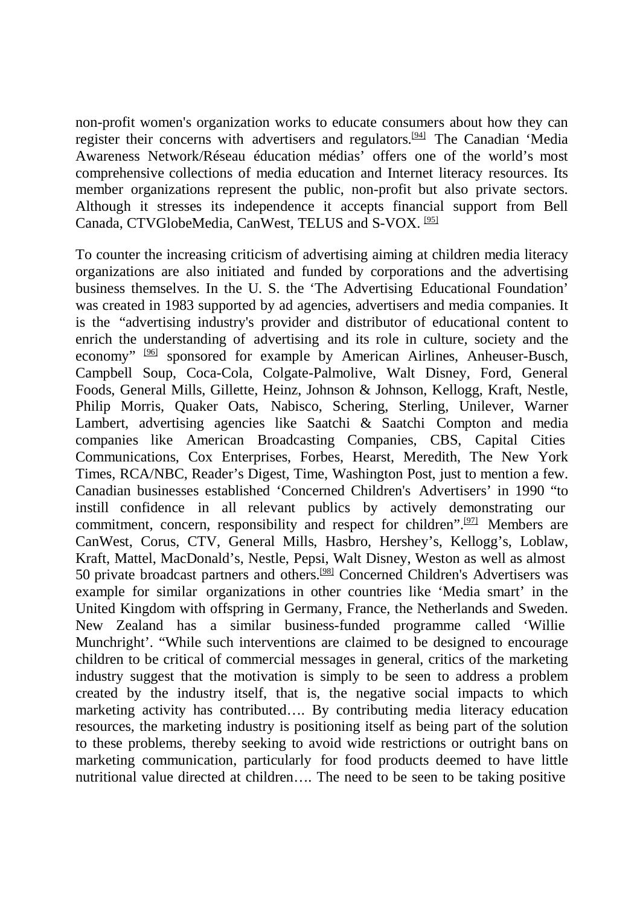non-profit women's organization works to educate consumers about how they can register their concerns with advertisers and regulators.[94] The Canadian 'Media Awareness Network/Réseau éducation médias' offers one of the world's most comprehensive collections of media education and Internet literacy resources. Its member organizations represent the public, non-profit but also private sectors. Although it stresses its independence it accepts financial support from Bell Canada, CTVGlobeMedia, CanWest, TELUS and S-VOX. [95]

To counter the increasing criticism of advertising aiming at children media literacy organizations are also initiated and funded by corporations and the advertising business themselves. In the U. S. the 'The Advertising Educational Foundation' was created in 1983 supported by ad agencies, advertisers and media companies. It is the "advertising industry's provider and distributor of educational content to enrich the understanding of advertising and its role in culture, society and the economy" [96] sponsored for example by American Airlines, Anheuser-Busch, Campbell Soup, Coca-Cola, Colgate-Palmolive, Walt Disney, Ford, General Foods, General Mills, Gillette, Heinz, Johnson & Johnson, Kellogg, Kraft, Nestle, Philip Morris, Quaker Oats, Nabisco, Schering, Sterling, Unilever, Warner Lambert, advertising agencies like Saatchi & Saatchi Compton and media companies like American Broadcasting Companies, CBS, Capital Cities Communications, Cox Enterprises, Forbes, Hearst, Meredith, The New York Times, RCA/NBC, Reader's Digest, Time, Washington Post, just to mention a few. Canadian businesses established 'Concerned Children's Advertisers' in 1990 "to instill confidence in all relevant publics by actively demonstrating our commitment, concern, responsibility and respect for children".[97] Members are CanWest, Corus, CTV, General Mills, Hasbro, Hershey's, Kellogg's, Loblaw, Kraft, Mattel, MacDonald's, Nestle, Pepsi, Walt Disney, Weston as well as almost 50 private broadcast partners and others.[98] Concerned Children's Advertisers was example for similar organizations in other countries like 'Media smart' in the United Kingdom with offspring in Germany, France, the Netherlands and Sweden. New Zealand has a similar business-funded programme called 'Willie Munchright'. "While such interventions are claimed to be designed to encourage children to be critical of commercial messages in general, critics of the marketing industry suggest that the motivation is simply to be seen to address a problem created by the industry itself, that is, the negative social impacts to which marketing activity has contributed…. By contributing media literacy education resources, the marketing industry is positioning itself as being part of the solution to these problems, thereby seeking to avoid wide restrictions or outright bans on marketing communication, particularly for food products deemed to have little nutritional value directed at children…. The need to be seen to be taking positive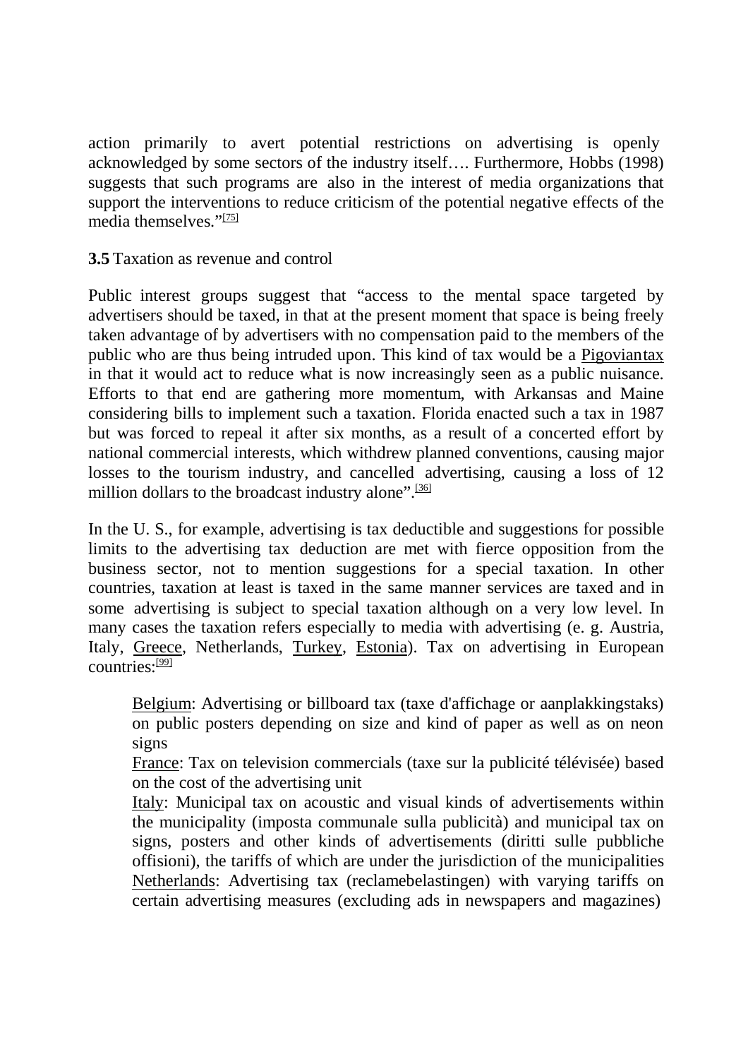action primarily to avert potential restrictions on advertising is openly acknowledged by some sectors of the industry itself…. Furthermore, Hobbs (1998) suggests that such programs are also in the interest of media organizations that support the interventions to reduce criticism of the potential negative effects of the media themselves."[75]

**3.5** Taxation as revenue and control

Public interest groups suggest that "access to the mental space targeted by advertisers should be taxed, in that at the present moment that space is being freely taken advantage of by advertisers with no compensation paid to the members of the public who are thus being intruded upon. This kind of tax would be a Pigoviantax in that it would act to reduce what is now increasingly seen as a public nuisance. Efforts to that end are gathering more momentum, with Arkansas and Maine considering bills to implement such a taxation. Florida enacted such a tax in 1987 but was forced to repeal it after six months, as a result of a concerted effort by national commercial interests, which withdrew planned conventions, causing major losses to the tourism industry, and cancelled advertising, causing a loss of 12 million dollars to the broadcast industry alone".[36]

In the U. S., for example, advertising is tax deductible and suggestions for possible limits to the advertising tax deduction are met with fierce opposition from the business sector, not to mention suggestions for a special taxation. In other countries, taxation at least is taxed in the same manner services are taxed and in some advertising is subject to special taxation although on a very low level. In many cases the taxation refers especially to media with advertising (e. g. Austria, Italy, Greece, Netherlands, Turkey, Estonia). Tax on advertising in European countries:[99]

Belgium: Advertising or billboard tax (taxe d'affichage or aanplakkingstaks) on public posters depending on size and kind of paper as well as on neon signs

France: Tax on television commercials (taxe sur la publicité télévisée) based on the cost of the advertising unit

Italy: Municipal tax on acoustic and visual kinds of advertisements within the municipality (imposta communale sulla publicità) and municipal tax on signs, posters and other kinds of advertisements (diritti sulle pubbliche offisioni), the tariffs of which are under the jurisdiction of the municipalities

Netherlands: Advertising tax (reclamebelastingen) with varying tariffs on certain advertising measures (excluding ads in newspapers and magazines)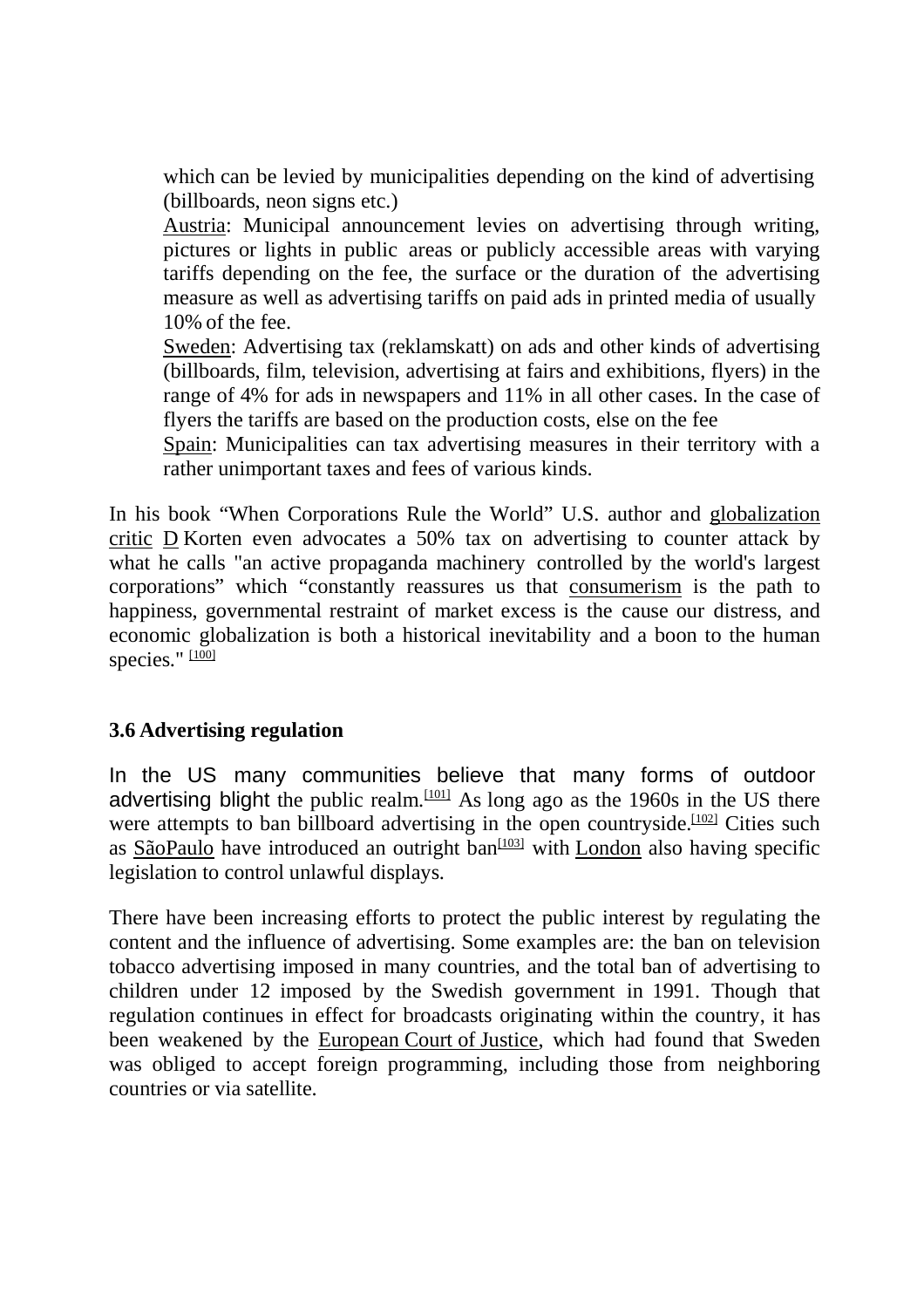which can be levied by municipalities depending on the kind of advertising (billboards, neon signs etc.)

Austria: Municipal announcement levies on advertising through writing, pictures or lights in public areas or publicly accessible areas with varying tariffs depending on the fee, the surface or the duration of the advertising measure as well as advertising tariffs on paid ads in printed media of usually 10% of the fee.

Sweden: Advertising tax (reklamskatt) on ads and other kinds of advertising (billboards, film, television, advertising at fairs and exhibitions, flyers) in the range of 4% for ads in newspapers and 11% in all other cases. In the case of flyers the tariffs are based on the production costs, else on the fee

Spain: Municipalities can tax advertising measures in their territory with a rather unimportant taxes and fees of various kinds.

In his book "When Corporations Rule the World" U.S. author and globalization critic D Korten even advocates a 50% tax on advertising to counter attack by what he calls "an active propaganda machinery controlled by the world's largest corporations" which "constantly reassures us that consumerism is the path to happiness, governmental restraint of market excess is the cause our distress, and economic globalization is both a historical inevitability and a boon to the human species." [100]

### 3.6 Advertising regulation

In the US many communities believe that many forms of outdoor advertising blight the public realm.[101] As long ago as the 1960s in the US there were attempts to ban billboard advertising in the open countryside.[102] Cities such as SãoPaulo have introduced an outright ban[103] with London also having specific legislation to control unlawful displays.

There have been increasing efforts to protect the public interest by regulating the content and the influence of advertising. Some examples are: the ban on television tobacco advertising imposed in many countries, and the total ban of advertising to children under 12 imposed by the Swedish government in 1991. Though that regulation continues in effect for broadcasts originating within the country, it has been weakened by the European Court of Justice, which had found that Sweden was obliged to accept foreign programming, including those from neighboring countries or via satellite.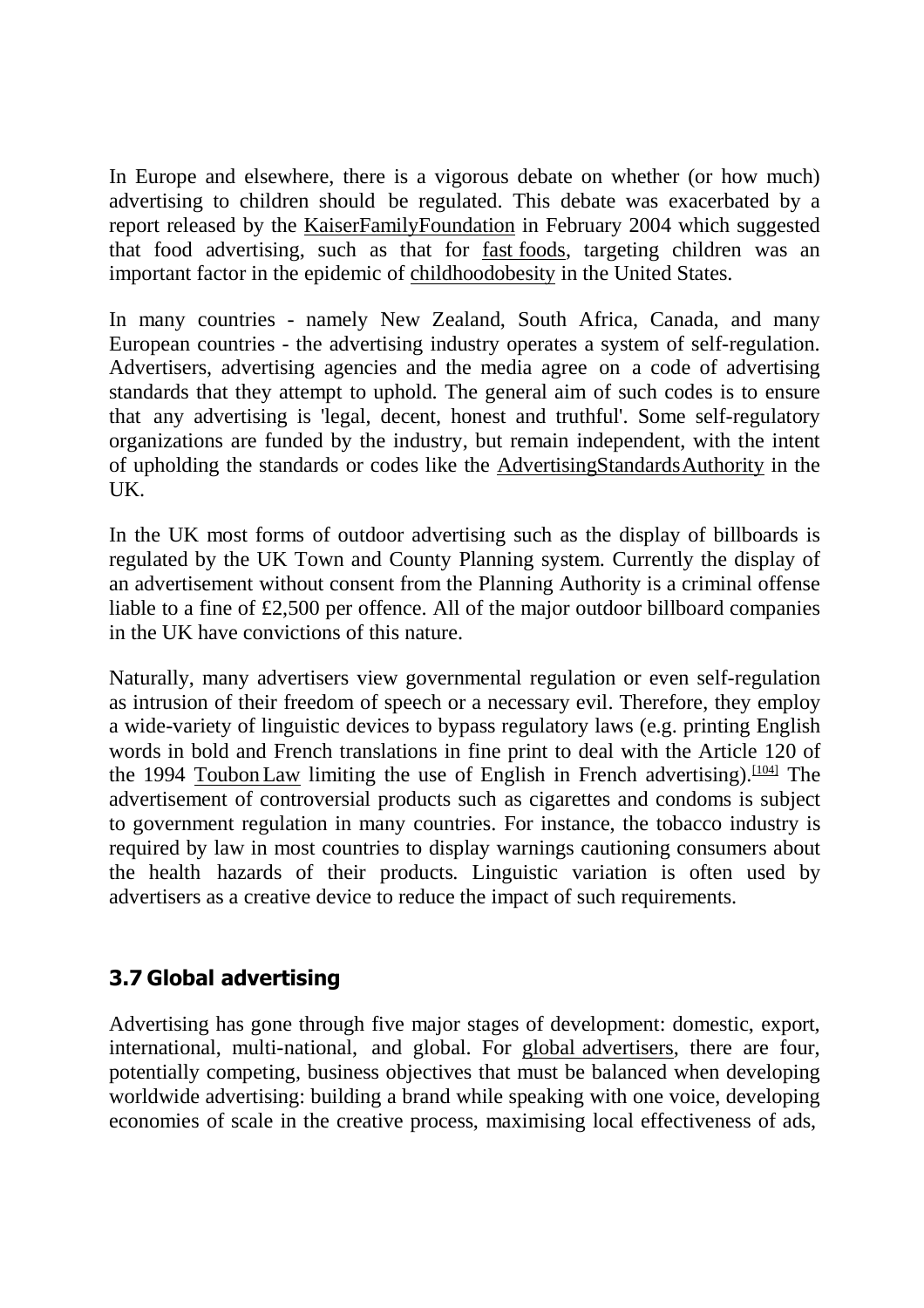In Europe and elsewhere, there is a vigorous debate on whether (or how much) advertising to children should be regulated. This debate was exacerbated by a report released by the KaiserFamilyFoundation in February 2004 which suggested that food advertising, such as that for fast foods, targeting children was an important factor in the epidemic of childhoodobesity in the United States.

In many countries - namely New Zealand, South Africa, Canada, and many European countries - the advertising industry operates a system of self-regulation. Advertisers, advertising agencies and the media agree on a code of advertising standards that they attempt to uphold. The general aim of such codes is to ensure that any advertising is 'legal, decent, honest and truthful'. Some self-regulatory organizations are funded by the industry, but remain independent, with the intent of upholding the standards or codes like the AdvertisingStandardsAuthority in the UK.

In the UK most forms of outdoor advertising such as the display of billboards is regulated by the UK Town and County Planning system. Currently the display of an advertisement without consent from the Planning Authority is a criminal offense liable to a fine of £2,500 per offence. All of the major outdoor billboard companies in the UK have convictions of this nature.

Naturally, many advertisers view governmental regulation or even self-regulation as intrusion of their freedom of speech or a necessary evil. Therefore, they employ a wide-variety of linguistic devices to bypass regulatory laws (e.g. printing English words in bold and French translations in fine print to deal with the Article 120 of the 1994 Toubon Law limiting the use of English in French advertising).[104] The advertisement of controversial products such as cigarettes and condoms is subject to government regulation in many countries. For instance, the tobacco industry is required by law in most countries to display warnings cautioning consumers about the health hazards of their products. Linguistic variation is often used by advertisers as a creative device to reduce the impact of such requirements.

## 3.7 Global advertising

Advertising has gone through five major stages of development: domestic, export, international, multi-national, and global. For global advertisers, there are four, potentially competing, business objectives that must be balanced when developing worldwide advertising: building a brand while speaking with one voice, developing economies of scale in the creative process, maximising local effectiveness of ads,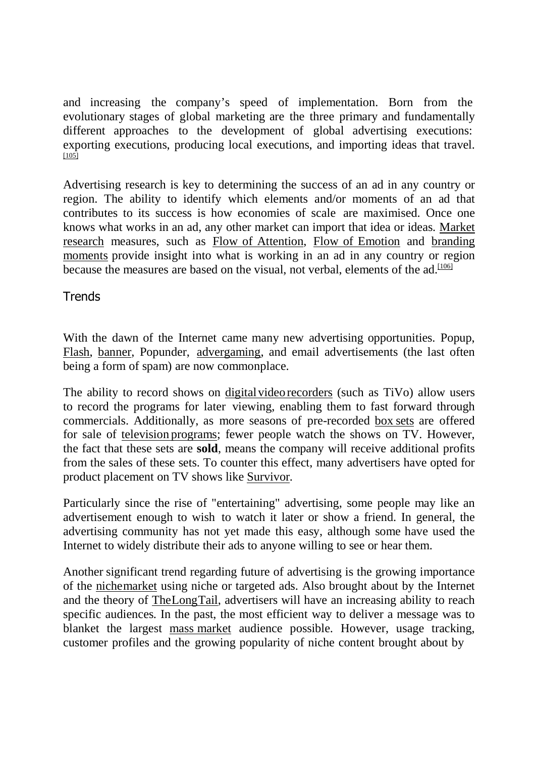and increasing the company's speed of implementation. Born from the evolutionary stages of global marketing are the three primary and fundamentally different approaches to the development of global advertising executions: exporting executions, producing local executions, and importing ideas that travel. [105]

Advertising research is key to determining the success of an ad in any country or region. The ability to identify which elements and/or moments of an ad that contributes to its success is how economies of scale are maximised. Once one knows what works in an ad, any other market can import that idea or ideas. Market research measures, such as Flow of Attention, Flow of Emotion and branding moments provide insight into what is working in an ad in any country or region because the measures are based on the visual, not verbal, elements of the ad.[106]

## Trends

With the dawn of the Internet came many new advertising opportunities. Popup, Flash, banner, Popunder, advergaming, and email advertisements (the last often being a form of spam) are now commonplace.

The ability to record shows on digital video recorders (such as TiVo) allow users to record the programs for later viewing, enabling them to fast forward through commercials. Additionally, as more seasons of pre-recorded box sets are offered for sale of television programs; fewer people watch the shows on TV. However, the fact that these sets are **sold**, means the company will receive additional profits from the sales of these sets. To counter this effect, many advertisers have opted for product placement on TV shows like Survivor.

Particularly since the rise of "entertaining" advertising, some people may like an advertisement enough to wish to watch it later or show a friend. In general, the advertising community has not yet made this easy, although some have used the Internet to widely distribute their ads to anyone willing to see or hear them.

Another significant trend regarding future of advertising is the growing importance of the niche market using niche or targeted ads. Also brought about by the Internet and the theory of The Long Tail, advertisers will have an increasing ability to reach specific audiences. In the past, the most efficient way to deliver a message was to blanket the largest mass market audience possible. However, usage tracking, customer profiles and the growing popularity of niche content brought about by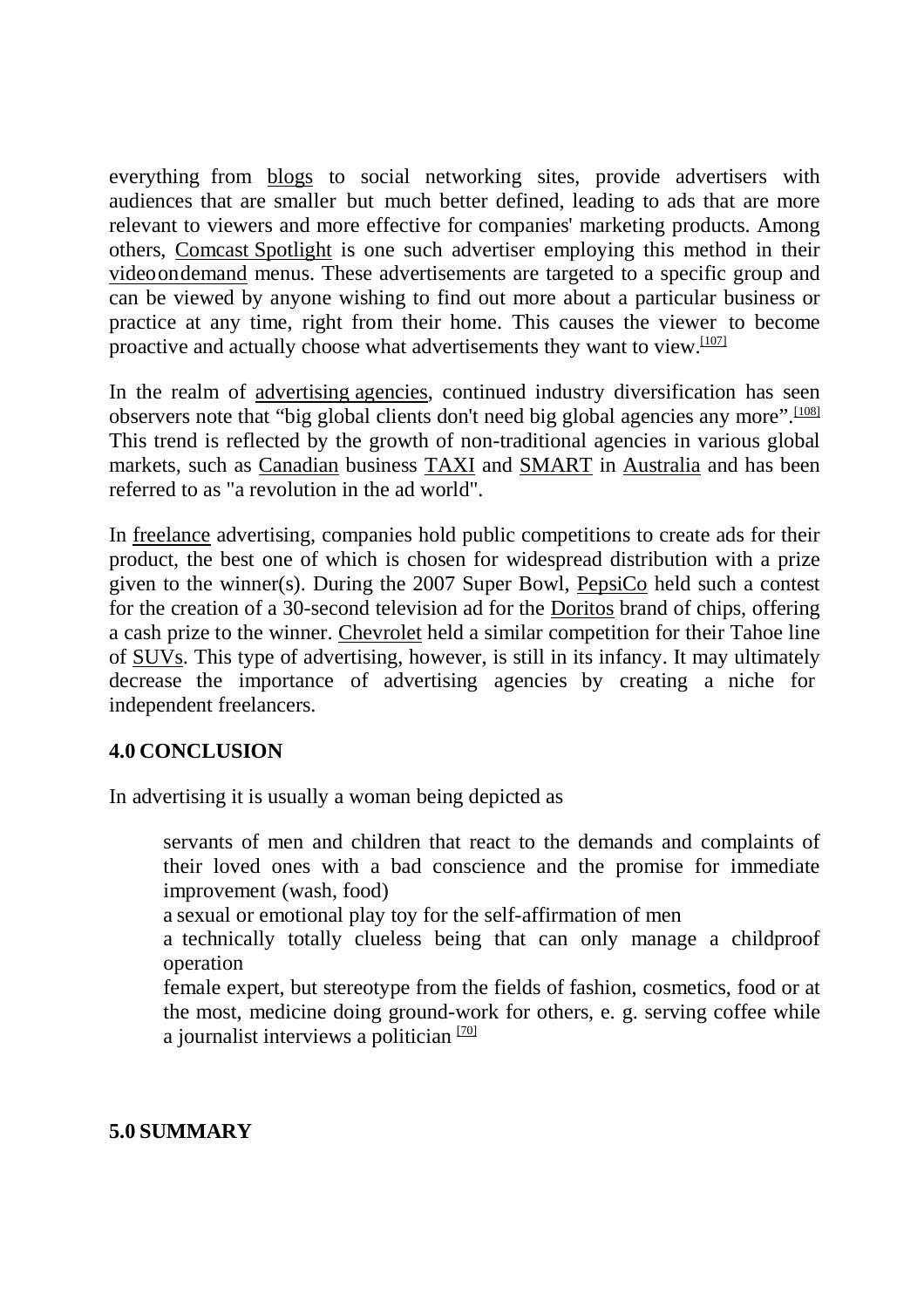everything from blogs to social networking sites, provide advertisers with audiences that are smaller but much better defined, leading to ads that are more relevant to viewers and more effective for companies' marketing products. Among others, Comcast Spotlight is one such advertiser employing this method in their videoondemand menus. These advertisements are targeted to a specific group and can be viewed by anyone wishing to find out more about a particular business or practice at any time, right from their home. This causes the viewer to become proactive and actually choose what advertisements they want to view.[107]

In the realm of advertising agencies, continued industry diversification has seen observers note that “big global clients don't need big global agencies any more”.[108] This trend is reflected by the growth of non-traditional agencies in various global markets, such as Canadian business TAXI and SMART in Australia and has been referred to as "a revolution in the ad world".

In freelance advertising, companies hold public competitions to create ads for their product, the best one of which is chosen for widespread distribution with a prize given to the winner(s). During the 2007 Super Bowl, PepsiCo held such a contest for the creation of a 30-second television ad for the Doritos brand of chips, offering a cash prize to the winner. Chevrolet held a similar competition for their Tahoe line of SUVs. This type of advertising, however, is still in its infancy. It may ultimately decrease the importance of advertising agencies by creating a niche for independent freelancers.

## 4.0 CONCLUSION

In advertising it is usually a woman being depicted as

- servants of men and children that react to the demands and complaints of their loved ones with a bad conscience and the promise for immediate improvement (wash, food)
- a sexual or emotional play toy for the self-affirmation of men
- a technically totally clueless being that can only manage a childproof operation
- female expert, but stereotype from the fields of fashion, cosmetics, food or at the most, medicine doing ground-work for others, e. g. serving coffee while a journalist interviews a politician [70]

## 5.0 SUMMARY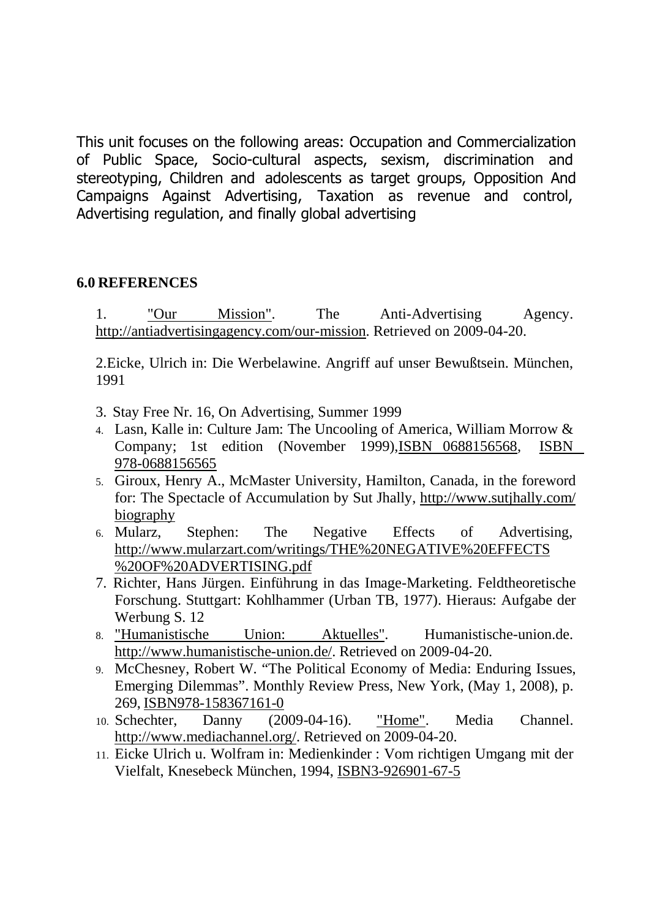This unit focuses on the following areas: Occupation and Commercialization of Public Space, Socio-cultural aspects, sexism, discrimination and stereotyping, Children and adolescents as target groups, Opposition And Campaigns Against Advertising, Taxation as revenue and control, Advertising regulation, and finally global advertising

## 6.0 REFERENCES

1. "Our Mission". The Anti-Advertising Agency. http://antiadvertisingagency.com/our-mission. Retrieved on 2009-04-20.
2. Eicke, Ulrich in: Die Werbelawine. Angriff auf unser Bewußtsein. München, 1991
3. Stay Free Nr. 16, On Advertising, Summer 1999
4. Lasn, Kalle in: Culture Jam: The Uncooling of America, William Morrow & Company; 1st edition (November 1999), ISBN 0688156568, ISBN 978-0688156565
5. Giroux, Henry A., McMaster University, Hamilton, Canada, in the foreword for: The Spectacle of Accumulation by Sut Jhally, http://www.sutjhally.com/biography
6. Mularz, Stephen: The Negative Effects of Advertising, http://www.mularzart.com/writings/THE%20NEGATIVE%20EFFECTS%20OF%20ADVERTISING.pdf
7. Richter, Hans Jürgen. Einführung in das Image-Marketing. Feldtheoretische Forschung. Stuttgart: Kohlhammer (Urban TB, 1977). Hieraus: Aufgabe der Werbung S. 12
8. "Humanistische Union: Aktuelles". Humanistische-union.de. http://www.humanistische-union.de/. Retrieved on 2009-04-20.
9. McChesney, Robert W. "The Political Economy of Media: Enduring Issues, Emerging Dilemmas". Monthly Review Press, New York, (May 1, 2008), p. 269, ISBN978-158367161-0
10. Schechter, Danny (2009-04-16). "Home". Media Channel. http://www.mediachannel.org/. Retrieved on 2009-04-20.
11. Eicke Ulrich u. Wolfram in: Medienkinder : Vom richtigen Umgang mit der Vielfalt, Knesebeck München, 1994, ISBN3-926901-67-5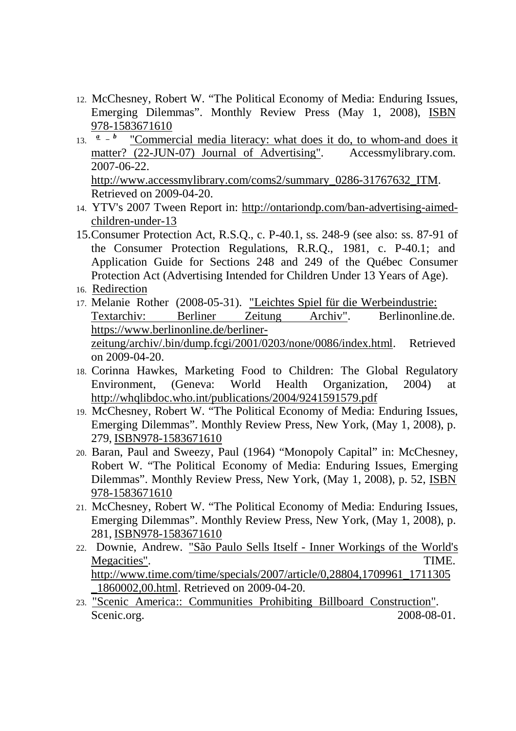12. McChesney, Robert W. “The Political Economy of Media: Enduring Issues, Emerging Dilemmas”. Monthly Review Press (May 1, 2008), ISBN 978-1583671610
13. [a] [b] "Commercial media literacy: what does it do, to whom-and does it matter? (22-JUN-07) Journal of Advertising". Accessmylibrary.com. 2007-06-22. http://www.accessmylibrary.com/coms2/summary_0286-31767632_ITM. Retrieved on 2009-04-20.
14. YTV's 2007 Tween Report in: http://ontariondp.com/ban-advertising-aimed-children-under-13
15. Consumer Protection Act, R.S.Q., c. P-40.1, ss. 248-9 (see also: ss. 87-91 of the Consumer Protection Regulations, R.R.Q., 1981, c. P-40.1; and Application Guide for Sections 248 and 249 of the Québec Consumer Protection Act (Advertising Intended for Children Under 13 Years of Age).
16. Redirection
17. Melanie Rother (2008-05-31). "Leichtes Spiel für die Werbeindustrie: Textarchiv: Berliner Zeitung Archiv". Berlinonline.de. https://www.berlinonline.de/berliner-zeitung/archiv/.bin/dump.fcgi/2001/0203/none/0086/index.html. Retrieved on 2009-04-20.
18. Corinna Hawkes, Marketing Food to Children: The Global Regulatory Environment, (Geneva: World Health Organization, 2004) at http://whqlibdoc.who.int/publications/2004/9241591579.pdf
19. McChesney, Robert W. “The Political Economy of Media: Enduring Issues, Emerging Dilemmas”. Monthly Review Press, New York, (May 1, 2008), p. 279, ISBN978-1583671610
20. Baran, Paul and Sweezy, Paul (1964) “Monopoly Capital” in: McChesney, Robert W. “The Political Economy of Media: Enduring Issues, Emerging Dilemmas”. Monthly Review Press, New York, (May 1, 2008), p. 52, ISBN 978-1583671610
21. McChesney, Robert W. “The Political Economy of Media: Enduring Issues, Emerging Dilemmas”. Monthly Review Press, New York, (May 1, 2008), p. 281, ISBN978-1583671610
22. Downie, Andrew. "São Paulo Sells Itself - Inner Workings of the World's Megacities". TIME. http://www.time.com/time/specials/2007/article/0,28804,1709961_1711305_1860002,00.html. Retrieved on 2009-04-20.
23. "Scenic America:: Communities Prohibiting Billboard Construction". Scenic.org. 2008-08-01.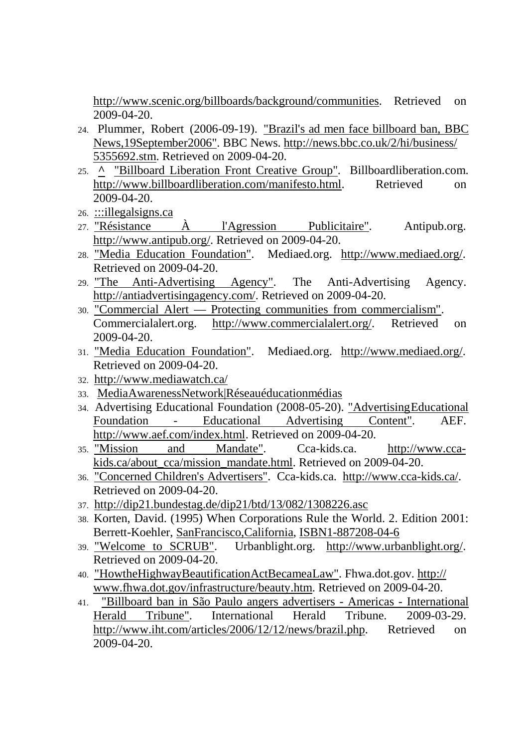http://www.scenic.org/billboards/background/communities. Retrieved on 2009-04-20.

24. Plummer, Robert (2006-09-19). "Brazil's ad men face billboard ban, BBC News,19September2006". BBC News. http://news.bbc.co.uk/2/hi/business/5355692.stm. Retrieved on 2009-04-20.
25. ^ "Billboard Liberation Front Creative Group". Billboardliberation.com. http://www.billboardliberation.com/manifesto.html. Retrieved on 2009-04-20.
26. :::illegalsigns.ca
27. "Résistance À l'Agression Publicitaire". Antipub.org. http://www.antipub.org/. Retrieved on 2009-04-20.
28. "Media Education Foundation". Mediaed.org. http://www.mediaed.org/. Retrieved on 2009-04-20.
29. "The Anti-Advertising Agency". The Anti-Advertising Agency. http://antiadvertisingagency.com/. Retrieved on 2009-04-20.
30. "Commercial Alert — Protecting communities from commercialism". Commercialalert.org. http://www.commercialalert.org/. Retrieved on 2009-04-20.
31. "Media Education Foundation". Mediaed.org. http://www.mediaed.org/. Retrieved on 2009-04-20.
32. http://www.mediawatch.ca/
33. MediaAwarenessNetwork|Réseauéducationmédias
34. Advertising Educational Foundation (2008-05-20). "AdvertisingEducational Foundation - Educational Advertising Content". AEF. http://www.aef.com/index.html. Retrieved on 2009-04-20.
35. "Mission and Mandate". Cca-kids.ca. http://www.cca-kids.ca/about_cca/mission_mandate.html. Retrieved on 2009-04-20.
36. "Concerned Children's Advertisers". Cca-kids.ca. http://www.cca-kids.ca/. Retrieved on 2009-04-20.
37. http://dip21.bundestag.de/dip21/btd/13/082/1308226.asc
38. Korten, David. (1995) When Corporations Rule the World. 2. Edition 2001: Berrett-Koehler, SanFrancisco,California, ISBN1-887208-04-6
39. "Welcome to SCRUB". Urbanblight.org. http://www.urbanblight.org/. Retrieved on 2009-04-20.
40. "HowtheHighwayBeautificationActBecameaLaw". Fhwa.dot.gov. http://www.fhwa.dot.gov/infrastructure/beauty.htm. Retrieved on 2009-04-20.
41. "Billboard ban in São Paulo angers advertisers - Americas - International Herald Tribune". International Herald Tribune. 2009-03-29. http://www.iht.com/articles/2006/12/12/news/brazil.php. Retrieved on 2009-04-20.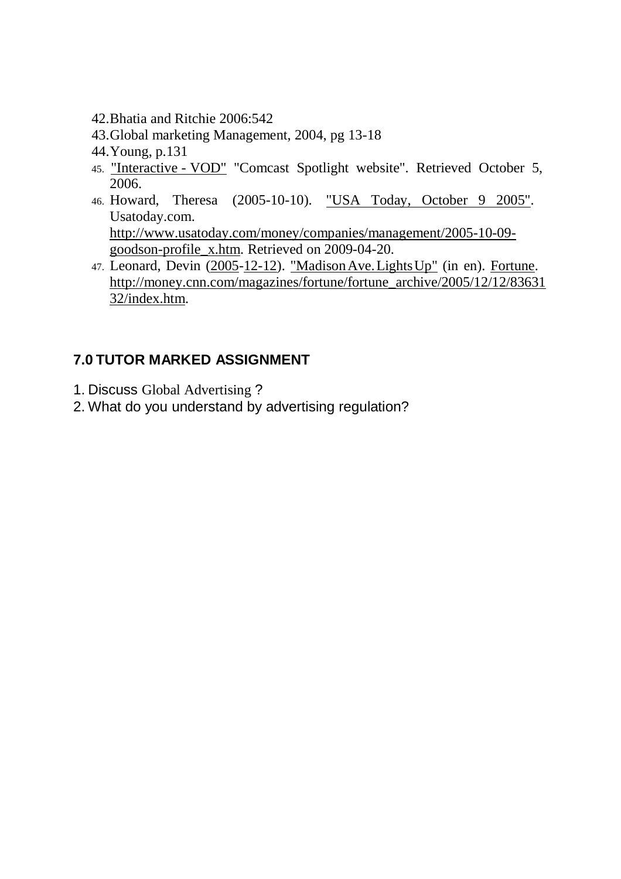42. Bhatia and Ritchie 2006:542
43. Global marketing Management, 2004, pg 13-18
44. Young, p.131
45. "Interactive - VOD" "Comcast Spotlight website". Retrieved October 5, 2006.
46. Howard, Theresa (2005-10-10). "USA Today, October 9 2005". Usatoday.com. http://www.usatoday.com/money/companies/management/2005-10-09-goodson-profile_x.htm. Retrieved on 2009-04-20.
47. Leonard, Devin (2005-12-12). "Madison Ave. Lights Up" (in en). Fortune. http://money.cnn.com/magazines/fortune/fortune_archive/2005/12/12/8363132/index.htm.

## 7.0 TUTOR MARKED ASSIGNMENT

1. Discuss Global Advertising ?
2. What do you understand by advertising regulation?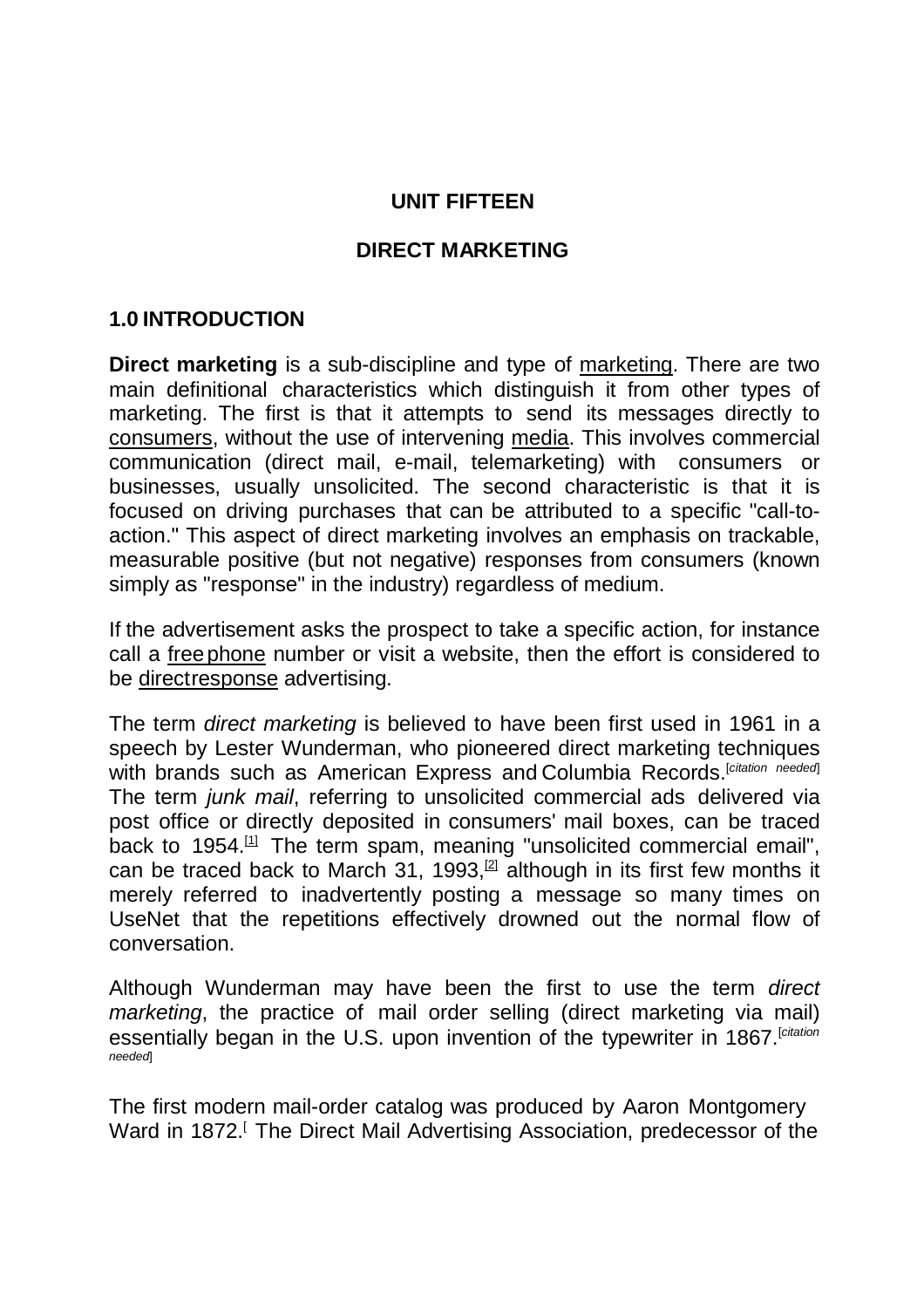## UNIT FIFTEEN

## DIRECT MARKETING

### 1.0 INTRODUCTION

**Direct marketing** is a sub-discipline and type of marketing. There are two main definitional characteristics which distinguish it from other types of marketing. The first is that it attempts to send its messages directly to consumers, without the use of intervening media. This involves commercial communication (direct mail, e-mail, telemarketing) with consumers or businesses, usually unsolicited. The second characteristic is that it is focused on driving purchases that can be attributed to a specific "call-to-action." This aspect of direct marketing involves an emphasis on trackable, measurable positive (but not negative) responses from consumers (known simply as "response" in the industry) regardless of medium.

If the advertisement asks the prospect to take a specific action, for instance call a freephone number or visit a website, then the effort is considered to be directresponse advertising.

The term *direct marketing* is believed to have been first used in 1961 in a speech by Lester Wunderman, who pioneered direct marketing techniques with brands such as American Express and Columbia Records.[*citation needed*] The term *junk mail*, referring to unsolicited commercial ads delivered via post office or directly deposited in consumers' mail boxes, can be traced back to 1954.[1] The term spam, meaning "unsolicited commercial email", can be traced back to March 31, 1993,[2] although in its first few months it merely referred to inadvertently posting a message so many times on UseNet that the repetitions effectively drowned out the normal flow of conversation.

Although Wunderman may have been the first to use the term *direct marketing*, the practice of mail order selling (direct marketing via mail) essentially began in the U.S. upon invention of the typewriter in 1867.[*citation needed*]

The first modern mail-order catalog was produced by Aaron Montgomery Ward in 1872.[ The Direct Mail Advertising Association, predecessor of the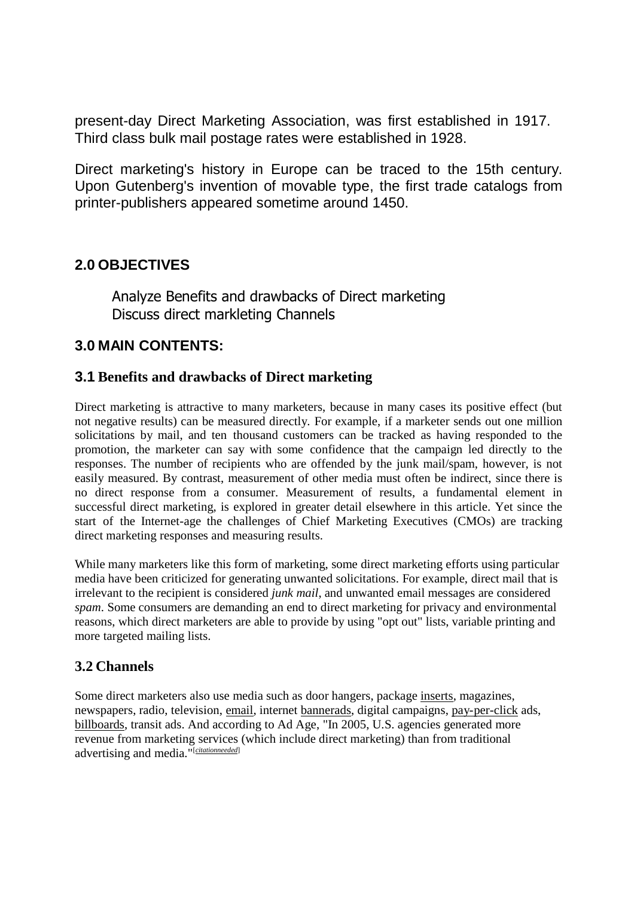present-day Direct Marketing Association, was first established in 1917. Third class bulk mail postage rates were established in 1928.

Direct marketing's history in Europe can be traced to the 15th century. Upon Gutenberg's invention of movable type, the first trade catalogs from printer-publishers appeared sometime around 1450.

## 2.0 OBJECTIVES

Analyze Benefits and drawbacks of Direct marketing
Discuss direct markleting Channels

## 3.0 MAIN CONTENTS:

### 3.1 Benefits and drawbacks of Direct marketing

Direct marketing is attractive to many marketers, because in many cases its positive effect (but not negative results) can be measured directly. For example, if a marketer sends out one million solicitations by mail, and ten thousand customers can be tracked as having responded to the promotion, the marketer can say with some confidence that the campaign led directly to the responses. The number of recipients who are offended by the junk mail/spam, however, is not easily measured. By contrast, measurement of other media must often be indirect, since there is no direct response from a consumer. Measurement of results, a fundamental element in successful direct marketing, is explored in greater detail elsewhere in this article. Yet since the start of the Internet-age the challenges of Chief Marketing Executives (CMOs) are tracking direct marketing responses and measuring results.

While many marketers like this form of marketing, some direct marketing efforts using particular media have been criticized for generating unwanted solicitations. For example, direct mail that is irrelevant to the recipient is considered *junk mail*, and unwanted email messages are considered *spam*. Some consumers are demanding an end to direct marketing for privacy and environmental reasons, which direct marketers are able to provide by using "opt out" lists, variable printing and more targeted mailing lists.

### 3.2 Channels

Some direct marketers also use media such as door hangers, package inserts, magazines, newspapers, radio, television, email, internet bannerads, digital campaigns, pay-per-click ads, billboards, transit ads. And according to Ad Age, "In 2005, U.S. agencies generated more revenue from marketing services (which include direct marketing) than from traditional advertising and media."[citationneeded]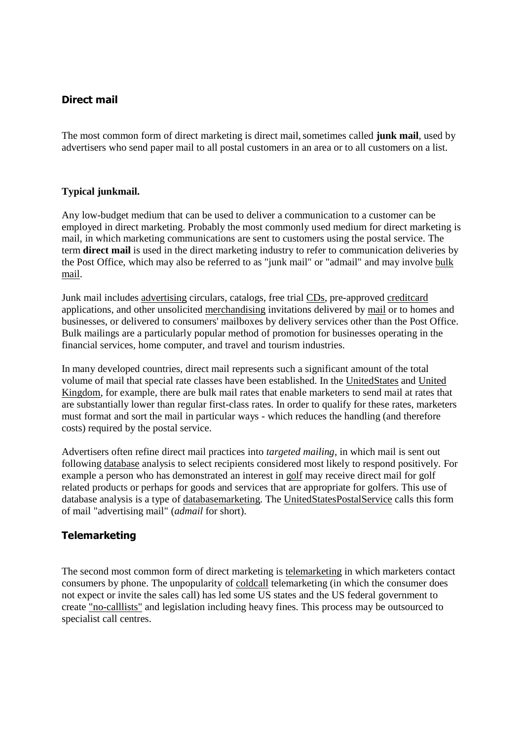## Direct mail

The most common form of direct marketing is direct mail, sometimes called **junk mail**, used by advertisers who send paper mail to all postal customers in an area or to all customers on a list.

**Typical junkmail.**

Any low-budget medium that can be used to deliver a communication to a customer can be employed in direct marketing. Probably the most commonly used medium for direct marketing is mail, in which marketing communications are sent to customers using the postal service. The term **direct mail** is used in the direct marketing industry to refer to communication deliveries by the Post Office, which may also be referred to as "junk mail" or "admail" and may involve bulk mail.

Junk mail includes advertising circulars, catalogs, free trial CDs, pre-approved creditcard applications, and other unsolicited merchandising invitations delivered by mail or to homes and businesses, or delivered to consumers' mailboxes by delivery services other than the Post Office. Bulk mailings are a particularly popular method of promotion for businesses operating in the financial services, home computer, and travel and tourism industries.

In many developed countries, direct mail represents such a significant amount of the total volume of mail that special rate classes have been established. In the UnitedStates and United Kingdom, for example, there are bulk mail rates that enable marketers to send mail at rates that are substantially lower than regular first-class rates. In order to qualify for these rates, marketers must format and sort the mail in particular ways - which reduces the handling (and therefore costs) required by the postal service.

Advertisers often refine direct mail practices into *targeted mailing*, in which mail is sent out following database analysis to select recipients considered most likely to respond positively. For example a person who has demonstrated an interest in golf may receive direct mail for golf related products or perhaps for goods and services that are appropriate for golfers. This use of database analysis is a type of databasemarketing. The UnitedStatesPostalService calls this form of mail "advertising mail" (*admail* for short).

## Telemarketing

The second most common form of direct marketing is telemarketing in which marketers contact consumers by phone. The unpopularity of coldcall telemarketing (in which the consumer does not expect or invite the sales call) has led some US states and the US federal government to create "no-calllists" and legislation including heavy fines. This process may be outsourced to specialist call centres.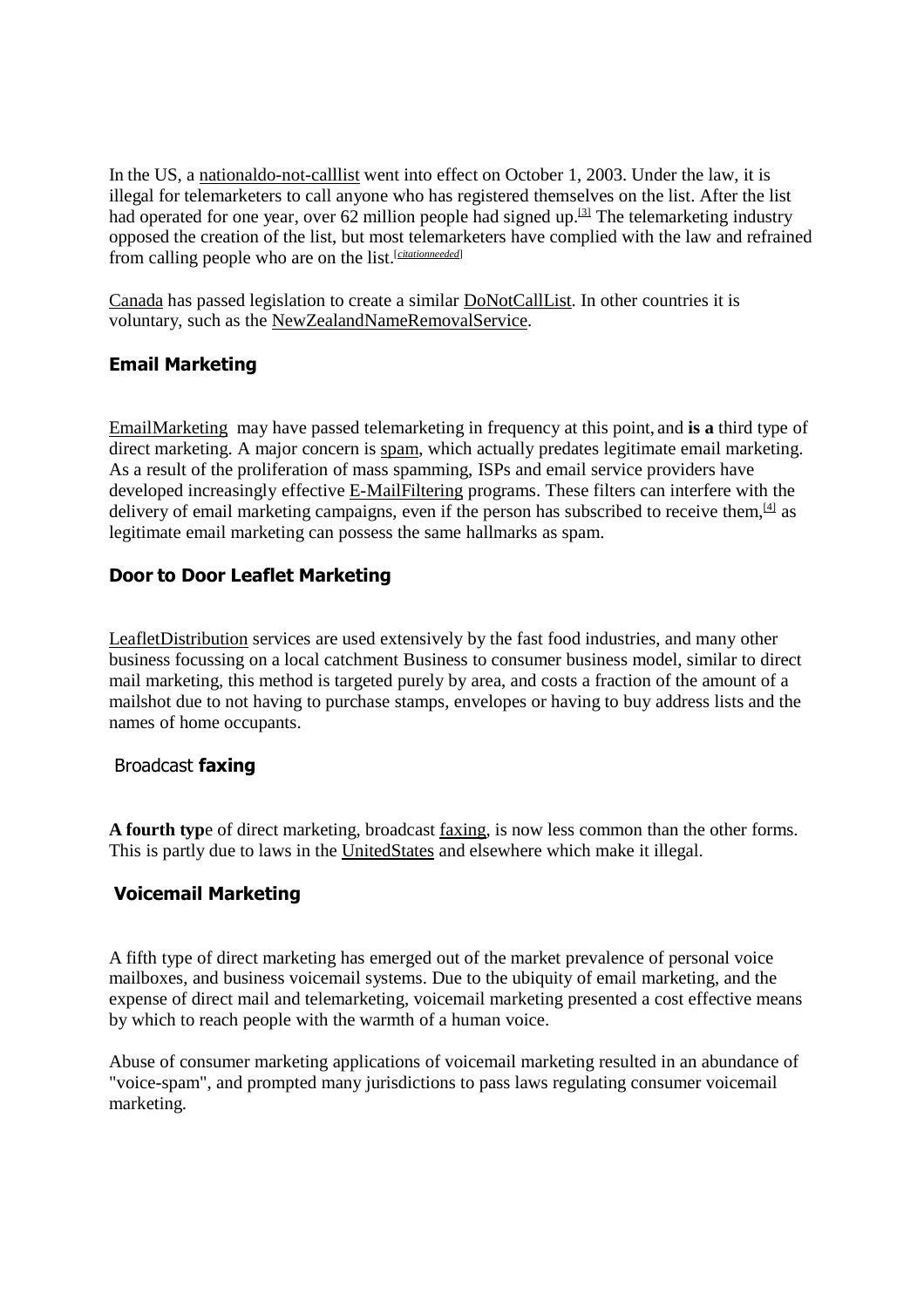In the US, a nationaldo-not-calllist went into effect on October 1, 2003. Under the law, it is illegal for telemarketers to call anyone who has registered themselves on the list. After the list had operated for one year, over 62 million people had signed up.[3] The telemarketing industry opposed the creation of the list, but most telemarketers have complied with the law and refrained from calling people who are on the list.[*citationneeded*]

Canada has passed legislation to create a similar DoNotCallList. In other countries it is voluntary, such as the NewZealandNameRemovalService.

### Email Marketing

EmailMarketing may have passed telemarketing in frequency at this point, and **is a** third type of direct marketing. A major concern is spam, which actually predates legitimate email marketing. As a result of the proliferation of mass spamming, ISPs and email service providers have developed increasingly effective E-MailFiltering programs. These filters can interfere with the delivery of email marketing campaigns, even if the person has subscribed to receive them,[4] as legitimate email marketing can possess the same hallmarks as spam.

### Door to Door Leaflet Marketing

LeafletDistribution services are used extensively by the fast food industries, and many other business focussing on a local catchment Business to consumer business model, similar to direct mail marketing, this method is targeted purely by area, and costs a fraction of the amount of a mailshot due to not having to purchase stamps, envelopes or having to buy address lists and the names of home occupants.

### Broadcast **faxing**

**A fourth typ**e of direct marketing, broadcast faxing, is now less common than the other forms. This is partly due to laws in the UnitedStates and elsewhere which make it illegal.

### Voicemail Marketing

A fifth type of direct marketing has emerged out of the market prevalence of personal voice mailboxes, and business voicemail systems. Due to the ubiquity of email marketing, and the expense of direct mail and telemarketing, voicemail marketing presented a cost effective means by which to reach people with the warmth of a human voice.

Abuse of consumer marketing applications of voicemail marketing resulted in an abundance of "voice-spam", and prompted many jurisdictions to pass laws regulating consumer voicemail marketing.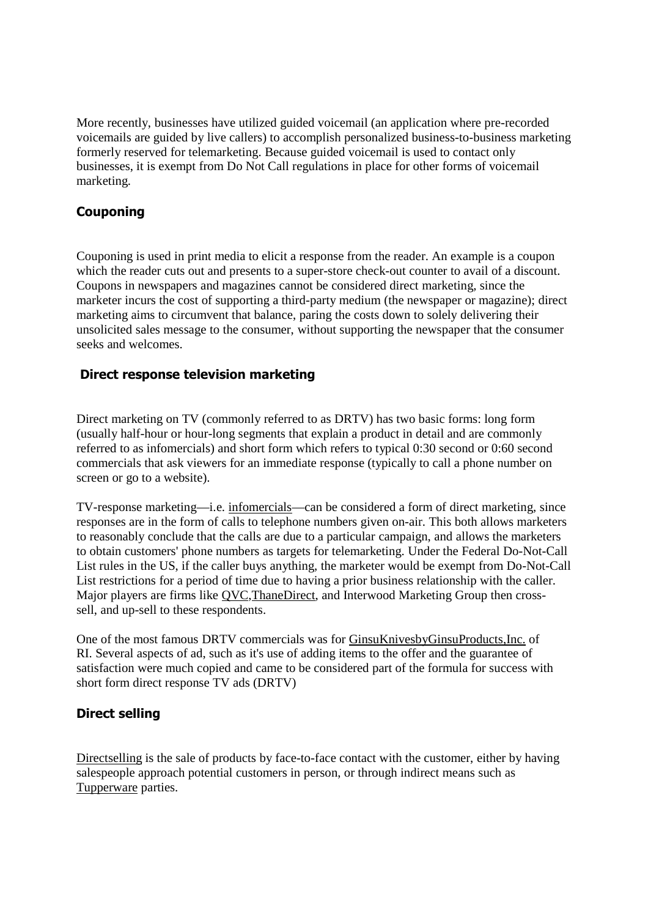More recently, businesses have utilized guided voicemail (an application where pre-recorded voicemails are guided by live callers) to accomplish personalized business-to-business marketing formerly reserved for telemarketing. Because guided voicemail is used to contact only businesses, it is exempt from Do Not Call regulations in place for other forms of voicemail marketing.

### Couponing

Couponing is used in print media to elicit a response from the reader. An example is a coupon which the reader cuts out and presents to a super-store check-out counter to avail of a discount. Coupons in newspapers and magazines cannot be considered direct marketing, since the marketer incurs the cost of supporting a third-party medium (the newspaper or magazine); direct marketing aims to circumvent that balance, paring the costs down to solely delivering their unsolicited sales message to the consumer, without supporting the newspaper that the consumer seeks and welcomes.

### Direct response television marketing

Direct marketing on TV (commonly referred to as DRTV) has two basic forms: long form (usually half-hour or hour-long segments that explain a product in detail and are commonly referred to as infomercials) and short form which refers to typical 0:30 second or 0:60 second commercials that ask viewers for an immediate response (typically to call a phone number on screen or go to a website).

TV-response marketing—i.e. infomercials—can be considered a form of direct marketing, since responses are in the form of calls to telephone numbers given on-air. This both allows marketers to reasonably conclude that the calls are due to a particular campaign, and allows the marketers to obtain customers' phone numbers as targets for telemarketing. Under the Federal Do-Not-Call List rules in the US, if the caller buys anything, the marketer would be exempt from Do-Not-Call List restrictions for a period of time due to having a prior business relationship with the caller. Major players are firms like QVC,ThaneDirect, and Interwood Marketing Group then cross-sell, and up-sell to these respondents.

One of the most famous DRTV commercials was for GinsuKnivesbyGinsuProducts,Inc. of RI. Several aspects of ad, such as it's use of adding items to the offer and the guarantee of satisfaction were much copied and came to be considered part of the formula for success with short form direct response TV ads (DRTV)

### Direct selling

Directselling is the sale of products by face-to-face contact with the customer, either by having salespeople approach potential customers in person, or through indirect means such as Tupperware parties.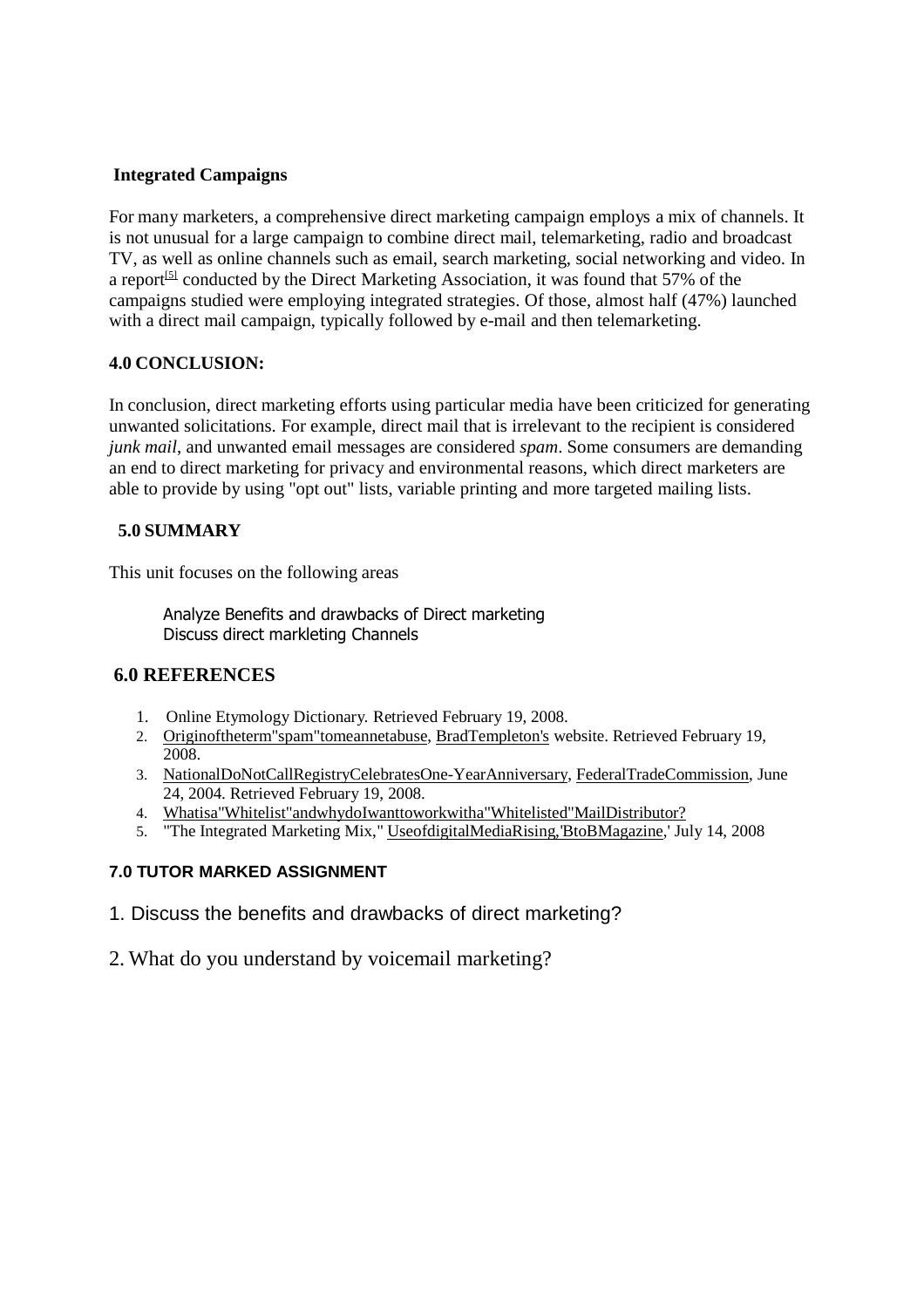**Integrated Campaigns**

For many marketers, a comprehensive direct marketing campaign employs a mix of channels. It is not unusual for a large campaign to combine direct mail, telemarketing, radio and broadcast TV, as well as online channels such as email, search marketing, social networking and video. In a report[5] conducted by the Direct Marketing Association, it was found that 57% of the campaigns studied were employing integrated strategies. Of those, almost half (47%) launched with a direct mail campaign, typically followed by e-mail and then telemarketing.

## 4.0 CONCLUSION:

In conclusion, direct marketing efforts using particular media have been criticized for generating unwanted solicitations. For example, direct mail that is irrelevant to the recipient is considered *junk mail*, and unwanted email messages are considered *spam*. Some consumers are demanding an end to direct marketing for privacy and environmental reasons, which direct marketers are able to provide by using "opt out" lists, variable printing and more targeted mailing lists.

## 5.0 SUMMARY

This unit focuses on the following areas

Analyze Benefits and drawbacks of Direct marketing
Discuss direct markleting Channels

## 6.0 REFERENCES

1. Online Etymology Dictionary. Retrieved February 19, 2008.
2. Originoftheterm"spam"tomeannetabuse, BradTempleton's website. Retrieved February 19, 2008.
3. NationalDoNotCallRegistryCelebratesOne-YearAnniversary, FederalTradeCommission, June 24, 2004. Retrieved February 19, 2008.
4. Whatisa"Whitelist"andwhydoIwanttoworkwitha"Whitelisted"MailDistributor?
5. "The Integrated Marketing Mix," UseofdigitalMediaRising,'BtoBMagazine,' July 14, 2008

## 7.0 TUTOR MARKED ASSIGNMENT

1. Discuss the benefits and drawbacks of direct marketing?

2. What do you understand by voicemail marketing?